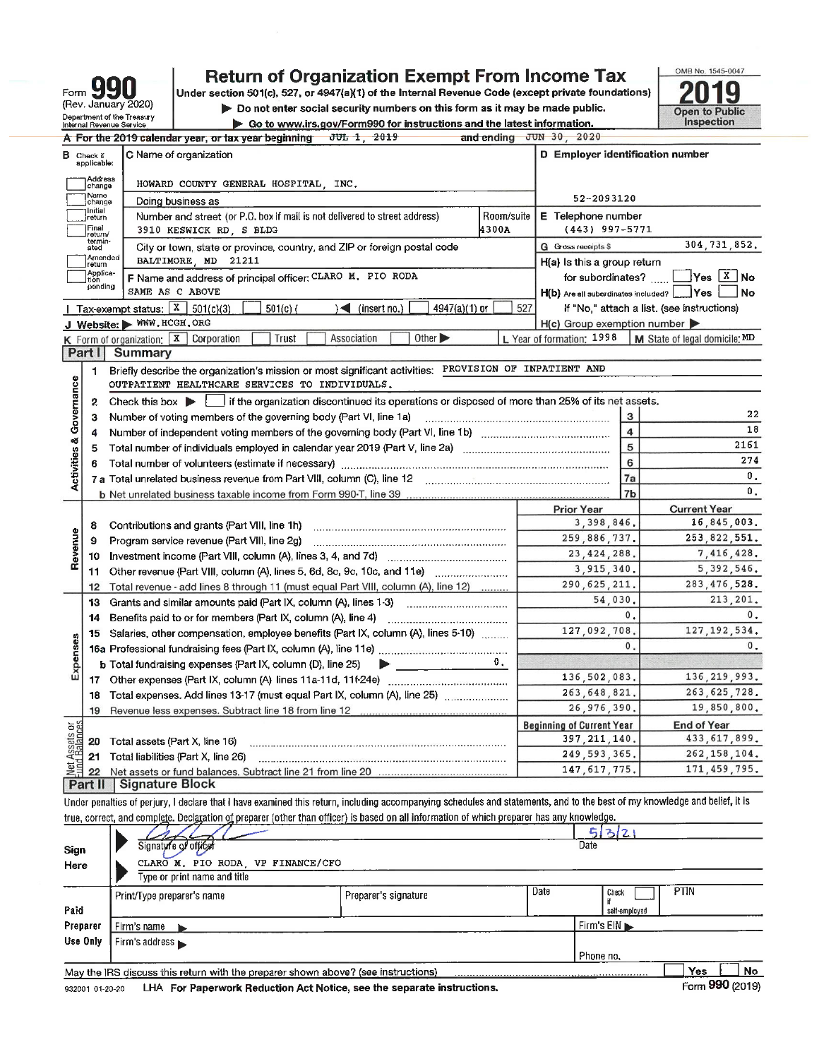Form **990** (Rev. January 2020)
Department of the Treasury
Internal Revenue Service

# Return of Organization Exempt From Income Tax

Under section 501(c), 527, or 4947(a)(1) of the Internal Revenue Code (except private foundations)

▶ Do not enter social security numbers on this form as it may be made public.

▶ Go to www.irs.gov/Form990 for instructions and the latest information.

OMB No. 1545-0047

**2019**

**Open to Public Inspection**

**A** For the 2019 calendar year, or tax year beginning JUL 1, 2019 and ending JUN 30, 2020

**B** Check if applicable: ☐ Address change ☐ Name change ☐ Initial return ☐ Final return/terminated ☐ Amended return ☐ Application pending

**C** Name of organization: HOWARD COUNTY GENERAL HOSPITAL, INC.

Doing business as

Number and street (or P.O. box if mail is not delivered to street address): 3910 KESWICK RD, S BLDG — Room/suite: 4300A

City or town, state or province, country, and ZIP or foreign postal code: BALTIMORE, MD 21211

**D** Employer identification number: 52-2093120

**E** Telephone number: (443) 997-5771

**G** Gross receipts $ 304,731,852.

**F** Name and address of principal officer: CLARO M. PIO RODA, SAME AS C ABOVE

**H(a)** Is this a group return for subordinates? ☐ Yes ☒ No

**H(b)** Are all subordinates included? ☐ Yes ☐ No — If "No," attach a list. (see instructions)

**H(c)** Group exemption number ▶

**I** Tax-exempt status: ☒ 501(c)(3) ☐ 501(c) ( ) ◀ (insert no.) ☐ 4947(a)(1) or ☐ 527

**J** Website: ▶ WWW.HCGH.ORG

**K** Form of organization: ☒ Corporation ☐ Trust ☐ Association ☐ Other ▶

**L** Year of formation: 1998 **M** State of legal domicile: MD

## Part I Summary

**Activities & Governance**

1 Briefly describe the organization's mission or most significant activities: PROVISION OF INPATIENT AND OUTPATIENT HEALTHCARE SERVICES TO INDIVIDUALS.

2 Check this box ▶ ☐ if the organization discontinued its operations or disposed of more than 25% of its net assets.

| | | | |
|---|---|---|---|
| 3 | Number of voting members of the governing body (Part VI, line 1a) | 3 | 22 |
| 4 | Number of independent voting members of the governing body (Part VI, line 1b) | 4 | 18 |
| 5 | Total number of individuals employed in calendar year 2019 (Part V, line 2a) | 5 | 2161 |
| 6 | Total number of volunteers (estimate if necessary) | 6 | 274 |
| 7a | Total unrelated business revenue from Part VIII, column (C), line 12 | 7a | 0. |
| b | Net unrelated business taxable income from Form 990-T, line 39 | 7b | 0. |

| | | Prior Year | Current Year |
|---|---|---|---|
| **Revenue** | | | |
| 8 | Contributions and grants (Part VIII, line 1h) | 3,398,846. | 16,845,003. |
| 9 | Program service revenue (Part VIII, line 2g) | 259,886,737. | 253,822,551. |
| 10 | Investment income (Part VIII, column (A), lines 3, 4, and 7d) | 23,424,288. | 7,416,428. |
| 11 | Other revenue (Part VIII, column (A), lines 5, 6d, 8c, 9c, 10c, and 11e) | 3,915,340. | 5,392,546. |
| 12 | Total revenue - add lines 8 through 11 (must equal Part VIII, column (A), line 12) | 290,625,211. | 283,476,528. |
| **Expenses** | | | |
| 13 | Grants and similar amounts paid (Part IX, column (A), lines 1-3) | 54,030. | 213,201. |
| 14 | Benefits paid to or for members (Part IX, column (A), line 4) | 0. | 0. |
| 15 | Salaries, other compensation, employee benefits (Part IX, column (A), lines 5-10) | 127,092,708. | 127,192,534. |
| 16a | Professional fundraising fees (Part IX, column (A), line 11e) | 0. | 0. |
| b | Total fundraising expenses (Part IX, column (D), line 25) ▶ 0. | | |
| 17 | Other expenses (Part IX, column (A) lines 11a-11d, 11f-24e) | 136,502,083. | 136,219,993. |
| 18 | Total expenses. Add lines 13-17 (must equal Part IX, column (A), line 25) | 263,648,821. | 263,625,728. |
| 19 | Revenue less expenses. Subtract line 18 from line 12 | 26,976,390. | 19,850,800. |

| **Net Assets or Fund Balances** | | Beginning of Current Year | End of Year |
|---|---|---|---|
| 20 | Total assets (Part X, line 16) | 397,211,140. | 433,617,899. |
| 21 | Total liabilities (Part X, line 26) | 249,593,365. | 262,158,104. |
| 22 | Net assets or fund balances. Subtract line 21 from line 20 | 147,617,775. | 171,459,795. |

## Part II Signature Block

Under penalties of perjury, I declare that I have examined this return, including accompanying schedules and statements, and to the best of my knowledge and belief, it is true, correct, and complete. Declaration of preparer (other than officer) is based on all information of which preparer has any knowledge.

**Sign Here**

Signature of officer — Date: 5/3/21

CLARO M. PIO RODA, VP FINANCE/CFO

Type or print name and title

**Paid Preparer Use Only**

| Print/Type preparer's name | Preparer's signature | Date | Check ☐ if self-employed | PTIN |
|---|---|---|---|---|
| | | | | |

Firm's name ▶ — Firm's EIN ▶

Firm's address ▶ — Phone no.

May the IRS discuss this return with the preparer shown above? (see instructions) ☐ Yes ☐ No

932001 01-20-20 LHA For Paperwork Reduction Act Notice, see the separate instructions. Form **990** (2019)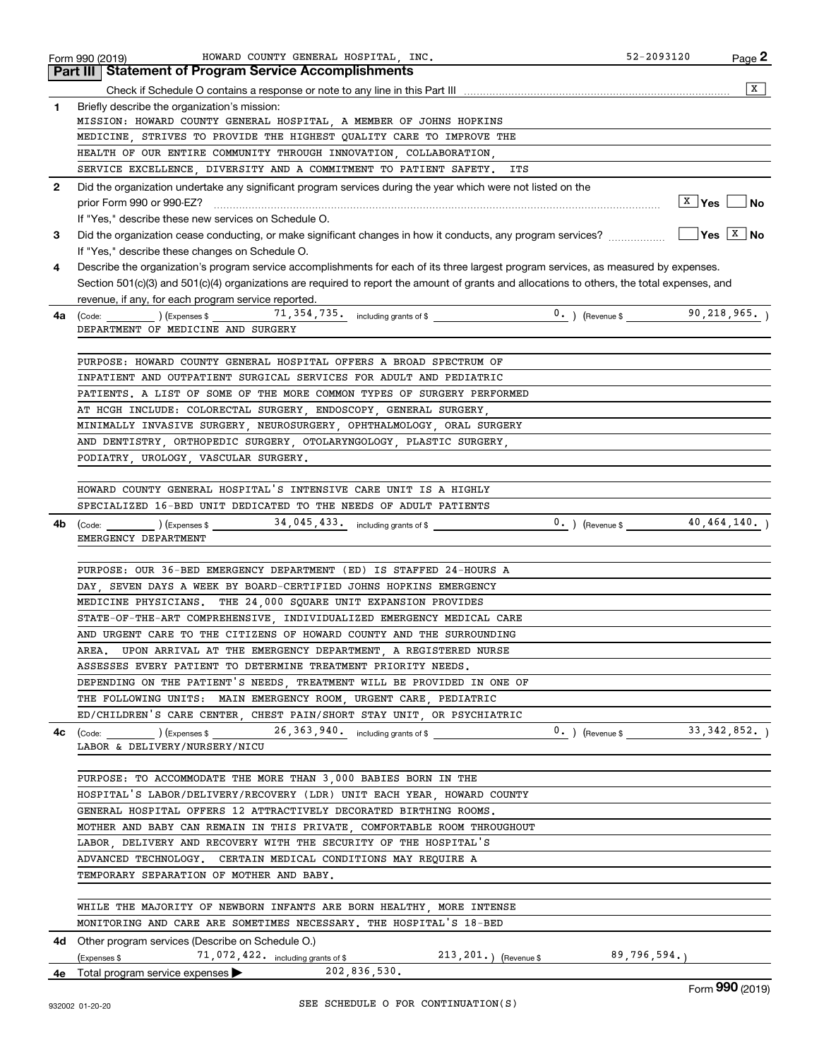Form 990 (2019) HOWARD COUNTY GENERAL HOSPITAL, INC. 52-2093120 Page **2**

## Part III | Statement of Program Service Accomplishments

Check if Schedule O contains a response or note to any line in this Part III [X]

**1** Briefly describe the organization's mission:

MISSION: HOWARD COUNTY GENERAL HOSPITAL, A MEMBER OF JOHNS HOPKINS MEDICINE, STRIVES TO PROVIDE THE HIGHEST QUALITY CARE TO IMPROVE THE HEALTH OF OUR ENTIRE COMMUNITY THROUGH INNOVATION, COLLABORATION, SERVICE EXCELLENCE, DIVERSITY AND A COMMITMENT TO PATIENT SAFETY. ITS

**2** Did the organization undertake any significant program services during the year which were not listed on the prior Form 990 or 990-EZ? [X] Yes [ ] No

If "Yes," describe these new services on Schedule O.

**3** Did the organization cease conducting, or make significant changes in how it conducts, any program services? [ ] Yes [X] No

If "Yes," describe these changes on Schedule O.

**4** Describe the organization's program service accomplishments for each of its three largest program services, as measured by expenses. Section 501(c)(3) and 501(c)(4) organizations are required to report the amount of grants and allocations to others, the total expenses, and revenue, if any, for each program service reported.

**4a** (Code: ) (Expenses $ 71,354,735. including grants of $ 0. ) (Revenue $ 90,218,965. )

DEPARTMENT OF MEDICINE AND SURGERY

PURPOSE: HOWARD COUNTY GENERAL HOSPITAL OFFERS A BROAD SPECTRUM OF INPATIENT AND OUTPATIENT SURGICAL SERVICES FOR ADULT AND PEDIATRIC PATIENTS. A LIST OF SOME OF THE MORE COMMON TYPES OF SURGERY PERFORMED AT HCGH INCLUDE: COLORECTAL SURGERY, ENDOSCOPY, GENERAL SURGERY, MINIMALLY INVASIVE SURGERY, NEUROSURGERY, OPHTHALMOLOGY, ORAL SURGERY AND DENTISTRY, ORTHOPEDIC SURGERY, OTOLARYNGOLOGY, PLASTIC SURGERY, PODIATRY, UROLOGY, VASCULAR SURGERY.

HOWARD COUNTY GENERAL HOSPITAL'S INTENSIVE CARE UNIT IS A HIGHLY SPECIALIZED 16-BED UNIT DEDICATED TO THE NEEDS OF ADULT PATIENTS

**4b** (Code: ) (Expenses $ 34,045,433. including grants of $ 0. ) (Revenue $ 40,464,140. )

EMERGENCY DEPARTMENT

PURPOSE: OUR 36-BED EMERGENCY DEPARTMENT (ED) IS STAFFED 24-HOURS A DAY, SEVEN DAYS A WEEK BY BOARD-CERTIFIED JOHNS HOPKINS EMERGENCY MEDICINE PHYSICIANS. THE 24,000 SQUARE UNIT EXPANSION PROVIDES STATE-OF-THE-ART COMPREHENSIVE, INDIVIDUALIZED EMERGENCY MEDICAL CARE AND URGENT CARE TO THE CITIZENS OF HOWARD COUNTY AND THE SURROUNDING AREA. UPON ARRIVAL AT THE EMERGENCY DEPARTMENT, A REGISTERED NURSE ASSESSES EVERY PATIENT TO DETERMINE TREATMENT PRIORITY NEEDS. DEPENDING ON THE PATIENT'S NEEDS, TREATMENT WILL BE PROVIDED IN ONE OF THE FOLLOWING UNITS: MAIN EMERGENCY ROOM, URGENT CARE, PEDIATRIC ED/CHILDREN'S CARE CENTER, CHEST PAIN/SHORT STAY UNIT, OR PSYCHIATRIC

**4c** (Code: ) (Expenses $ 26,363,940. including grants of $ 0. ) (Revenue $ 33,342,852. )

LABOR & DELIVERY/NURSERY/NICU

PURPOSE: TO ACCOMMODATE THE MORE THAN 3,000 BABIES BORN IN THE HOSPITAL'S LABOR/DELIVERY/RECOVERY (LDR) UNIT EACH YEAR, HOWARD COUNTY GENERAL HOSPITAL OFFERS 12 ATTRACTIVELY DECORATED BIRTHING ROOMS. MOTHER AND BABY CAN REMAIN IN THIS PRIVATE, COMFORTABLE ROOM THROUGHOUT LABOR, DELIVERY AND RECOVERY WITH THE SECURITY OF THE HOSPITAL'S ADVANCED TECHNOLOGY. CERTAIN MEDICAL CONDITIONS MAY REQUIRE A TEMPORARY SEPARATION OF MOTHER AND BABY.

WHILE THE MAJORITY OF NEWBORN INFANTS ARE BORN HEALTHY, MORE INTENSE MONITORING AND CARE ARE SOMETIMES NECESSARY. THE HOSPITAL'S 18-BED

**4d** Other program services (Describe on Schedule O.)

(Expenses $ 71,072,422. including grants of $ 213,201. ) (Revenue $ 89,796,594. )

**4e** Total program service expenses ▶ 202,836,530.

SEE SCHEDULE O FOR CONTINUATION(S)

932002 01-20-20 Form **990** (2019)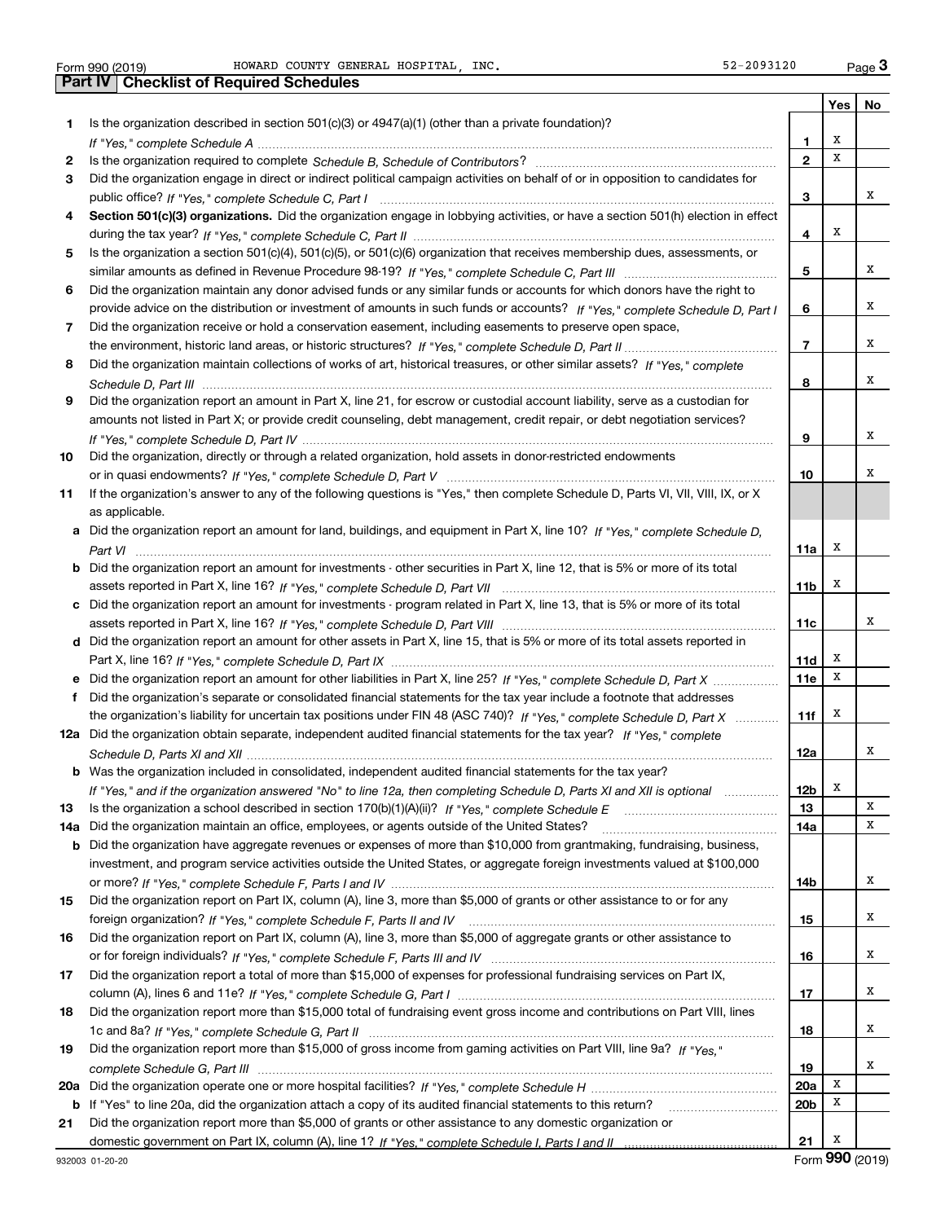Form 990 (2019) HOWARD COUNTY GENERAL HOSPITAL, INC. 52-2093120 Page 3

## Part IV | Checklist of Required Schedules

| | | | Yes | No |
|---|---|---|---|---|
| 1 | Is the organization described in section 501(c)(3) or 4947(a)(1) (other than a private foundation)? *If "Yes," complete Schedule A* | 1 | X | |
| 2 | Is the organization required to complete *Schedule B, Schedule of Contributors*? | 2 | X | |
| 3 | Did the organization engage in direct or indirect political campaign activities on behalf of or in opposition to candidates for public office? *If "Yes," complete Schedule C, Part I* | 3 | | X |
| 4 | **Section 501(c)(3) organizations.** Did the organization engage in lobbying activities, or have a section 501(h) election in effect during the tax year? *If "Yes," complete Schedule C, Part II* | 4 | X | |
| 5 | Is the organization a section 501(c)(4), 501(c)(5), or 501(c)(6) organization that receives membership dues, assessments, or similar amounts as defined in Revenue Procedure 98-19? *If "Yes," complete Schedule C, Part III* | 5 | | X |
| 6 | Did the organization maintain any donor advised funds or any similar funds or accounts for which donors have the right to provide advice on the distribution or investment of amounts in such funds or accounts? *If "Yes," complete Schedule D, Part I* | 6 | | X |
| 7 | Did the organization receive or hold a conservation easement, including easements to preserve open space, the environment, historic land areas, or historic structures? *If "Yes," complete Schedule D, Part II* | 7 | | X |
| 8 | Did the organization maintain collections of works of art, historical treasures, or other similar assets? *If "Yes," complete Schedule D, Part III* | 8 | | X |
| 9 | Did the organization report an amount in Part X, line 21, for escrow or custodial account liability, serve as a custodian for amounts not listed in Part X; or provide credit counseling, debt management, credit repair, or debt negotiation services? *If "Yes," complete Schedule D, Part IV* | 9 | | X |
| 10 | Did the organization, directly or through a related organization, hold assets in donor-restricted endowments or in quasi endowments? *If "Yes," complete Schedule D, Part V* | 10 | | X |
| 11 | If the organization's answer to any of the following questions is "Yes," then complete Schedule D, Parts VI, VII, VIII, IX, or X as applicable. | | | |
| a | Did the organization report an amount for land, buildings, and equipment in Part X, line 10? *If "Yes," complete Schedule D, Part VI* | 11a | X | |
| b | Did the organization report an amount for investments - other securities in Part X, line 12, that is 5% or more of its total assets reported in Part X, line 16? *If "Yes," complete Schedule D, Part VII* | 11b | X | |
| c | Did the organization report an amount for investments - program related in Part X, line 13, that is 5% or more of its total assets reported in Part X, line 16? *If "Yes," complete Schedule D, Part VIII* | 11c | | X |
| d | Did the organization report an amount for other assets in Part X, line 15, that is 5% or more of its total assets reported in Part X, line 16? *If "Yes," complete Schedule D, Part IX* | 11d | X | |
| e | Did the organization report an amount for other liabilities in Part X, line 25? *If "Yes," complete Schedule D, Part X* | 11e | X | |
| f | Did the organization's separate or consolidated financial statements for the tax year include a footnote that addresses the organization's liability for uncertain tax positions under FIN 48 (ASC 740)? *If "Yes," complete Schedule D, Part X* | 11f | X | |
| 12a | Did the organization obtain separate, independent audited financial statements for the tax year? *If "Yes," complete Schedule D, Parts XI and XII* | 12a | | X |
| b | Was the organization included in consolidated, independent audited financial statements for the tax year? *If "Yes," and if the organization answered "No" to line 12a, then completing Schedule D, Parts XI and XII is optional* | 12b | X | |
| 13 | Is the organization a school described in section 170(b)(1)(A)(ii)? *If "Yes," complete Schedule E* | 13 | | X |
| 14a | Did the organization maintain an office, employees, or agents outside of the United States? | 14a | | X |
| b | Did the organization have aggregate revenues or expenses of more than $10,000 from grantmaking, fundraising, business, investment, and program service activities outside the United States, or aggregate foreign investments valued at $100,000 or more? *If "Yes," complete Schedule F, Parts I and IV* | 14b | | X |
| 15 | Did the organization report on Part IX, column (A), line 3, more than $5,000 of grants or other assistance to or for any foreign organization? *If "Yes," complete Schedule F, Parts II and IV* | 15 | | X |
| 16 | Did the organization report on Part IX, column (A), line 3, more than $5,000 of aggregate grants or other assistance to or for foreign individuals? *If "Yes," complete Schedule F, Parts III and IV* | 16 | | X |
| 17 | Did the organization report a total of more than $15,000 of expenses for professional fundraising services on Part IX, column (A), lines 6 and 11e? *If "Yes," complete Schedule G, Part I* | 17 | | X |
| 18 | Did the organization report more than $15,000 total of fundraising event gross income and contributions on Part VIII, lines 1c and 8a? *If "Yes," complete Schedule G, Part II* | 18 | | X |
| 19 | Did the organization report more than $15,000 of gross income from gaming activities on Part VIII, line 9a? *If "Yes," complete Schedule G, Part III* | 19 | | X |
| 20a | Did the organization operate one or more hospital facilities? *If "Yes," complete Schedule H* | 20a | X | |
| b | If "Yes" to line 20a, did the organization attach a copy of its audited financial statements to this return? | 20b | X | |
| 21 | Did the organization report more than $5,000 of grants or other assistance to any domestic organization or domestic government on Part IX, column (A), line 1? *If "Yes," complete Schedule I, Parts I and II* | 21 | X | |

932003 01-20-20 Form **990** (2019)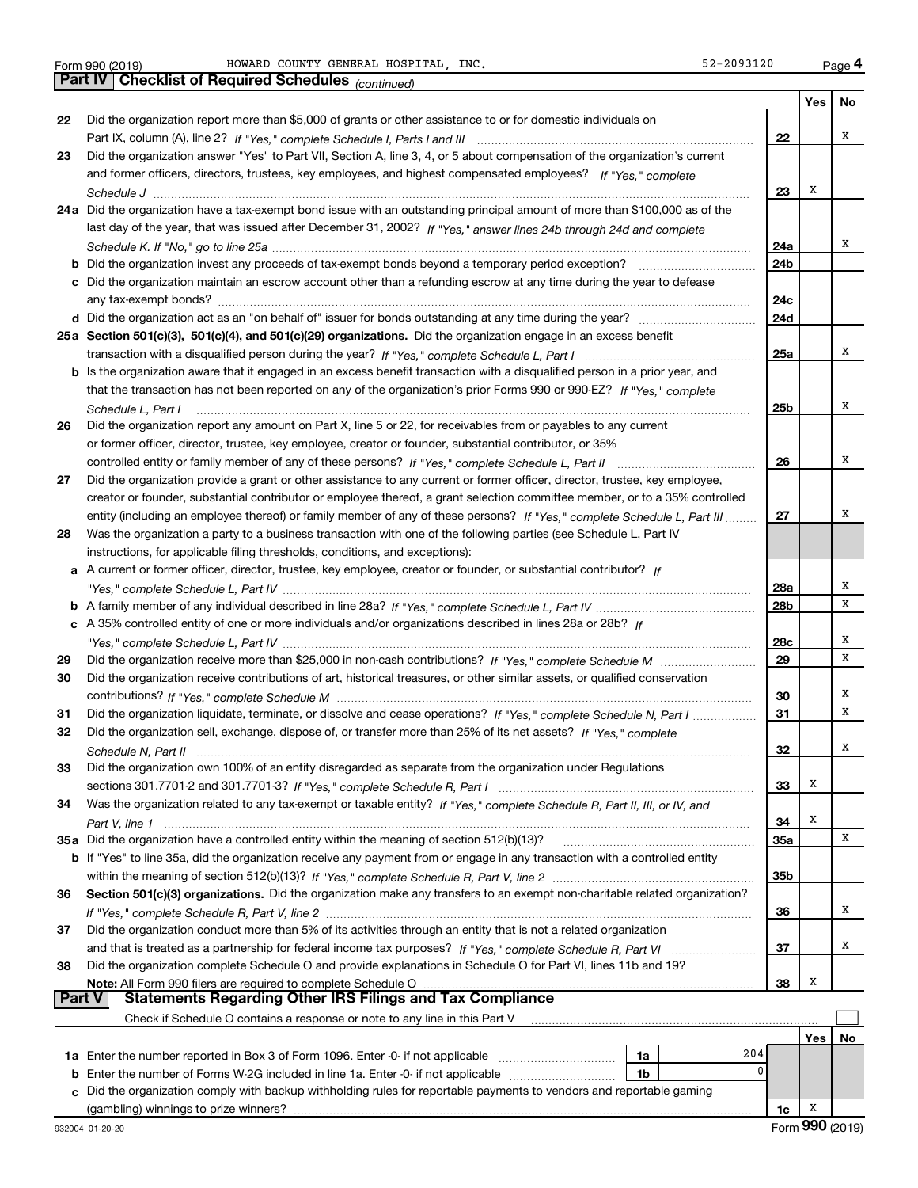Form 990 (2019) HOWARD COUNTY GENERAL HOSPITAL, INC. 52-2093120 Page 4

## Part IV Checklist of Required Schedules *(continued)*

| | | | Yes | No |
|---|---|---|---|---|
| 22 | Did the organization report more than $5,000 of grants or other assistance to or for domestic individuals on Part IX, column (A), line 2? *If "Yes," complete Schedule I, Parts I and III* | 22 | | X |
| 23 | Did the organization answer "Yes" to Part VII, Section A, line 3, 4, or 5 about compensation of the organization's current and former officers, directors, trustees, key employees, and highest compensated employees? *If "Yes," complete Schedule J* | 23 | X | |
| 24a | Did the organization have a tax-exempt bond issue with an outstanding principal amount of more than $100,000 as of the last day of the year, that was issued after December 31, 2002? *If "Yes," answer lines 24b through 24d and complete Schedule K. If "No," go to line 25a* | 24a | | X |
| b | Did the organization invest any proceeds of tax-exempt bonds beyond a temporary period exception? | 24b | | |
| c | Did the organization maintain an escrow account other than a refunding escrow at any time during the year to defease any tax-exempt bonds? | 24c | | |
| d | Did the organization act as an "on behalf of" issuer for bonds outstanding at any time during the year? | 24d | | |
| 25a | **Section 501(c)(3), 501(c)(4), and 501(c)(29) organizations.** Did the organization engage in an excess benefit transaction with a disqualified person during the year? *If "Yes," complete Schedule L, Part I* | 25a | | X |
| b | Is the organization aware that it engaged in an excess benefit transaction with a disqualified person in a prior year, and that the transaction has not been reported on any of the organization's prior Forms 990 or 990-EZ? *If "Yes," complete Schedule L, Part I* | 25b | | X |
| 26 | Did the organization report any amount on Part X, line 5 or 22, for receivables from or payables to any current or former officer, director, trustee, key employee, creator or founder, substantial contributor, or 35% controlled entity or family member of any of these persons? *If "Yes," complete Schedule L, Part II* | 26 | | X |
| 27 | Did the organization provide a grant or other assistance to any current or former officer, director, trustee, key employee, creator or founder, substantial contributor or employee thereof, a grant selection committee member, or to a 35% controlled entity (including an employee thereof) or family member of any of these persons? *If "Yes," complete Schedule L, Part III* | 27 | | X |
| 28 | Was the organization a party to a business transaction with one of the following parties (see Schedule L, Part IV instructions, for applicable filing thresholds, conditions, and exceptions): | | | |
| a | A current or former officer, director, trustee, key employee, creator or founder, or substantial contributor? *If "Yes," complete Schedule L, Part IV* | 28a | | X |
| b | A family member of any individual described in line 28a? *If "Yes," complete Schedule L, Part IV* | 28b | | X |
| c | A 35% controlled entity of one or more individuals and/or organizations described in lines 28a or 28b? *If "Yes," complete Schedule L, Part IV* | 28c | | X |
| 29 | Did the organization receive more than $25,000 in non-cash contributions? *If "Yes," complete Schedule M* | 29 | | X |
| 30 | Did the organization receive contributions of art, historical treasures, or other similar assets, or qualified conservation contributions? *If "Yes," complete Schedule M* | 30 | | X |
| 31 | Did the organization liquidate, terminate, or dissolve and cease operations? *If "Yes," complete Schedule N, Part I* | 31 | | X |
| 32 | Did the organization sell, exchange, dispose of, or transfer more than 25% of its net assets? *If "Yes," complete Schedule N, Part II* | 32 | | X |
| 33 | Did the organization own 100% of an entity disregarded as separate from the organization under Regulations sections 301.7701-2 and 301.7701-3? *If "Yes," complete Schedule R, Part I* | 33 | X | |
| 34 | Was the organization related to any tax-exempt or taxable entity? *If "Yes," complete Schedule R, Part II, III, or IV, and Part V, line 1* | 34 | X | |
| 35a | Did the organization have a controlled entity within the meaning of section 512(b)(13)? | 35a | | X |
| b | If "Yes" to line 35a, did the organization receive any payment from or engage in any transaction with a controlled entity within the meaning of section 512(b)(13)? *If "Yes," complete Schedule R, Part V, line 2* | 35b | | |
| 36 | **Section 501(c)(3) organizations.** Did the organization make any transfers to an exempt non-charitable related organization? *If "Yes," complete Schedule R, Part V, line 2* | 36 | | X |
| 37 | Did the organization conduct more than 5% of its activities through an entity that is not a related organization and that is treated as a partnership for federal income tax purposes? *If "Yes," complete Schedule R, Part VI* | 37 | | X |
| 38 | Did the organization complete Schedule O and provide explanations in Schedule O for Part VI, lines 11b and 19? **Note:** All Form 990 filers are required to complete Schedule O | 38 | X | |

## Part V Statements Regarding Other IRS Filings and Tax Compliance

Check if Schedule O contains a response or note to any line in this Part V ☐

| | | | | | Yes | No |
|---|---|---|---|---|---|---|
| 1a | Enter the number reported in Box 3 of Form 1096. Enter -0- if not applicable | 1a | 204 | | | |
| b | Enter the number of Forms W-2G included in line 1a. Enter -0- if not applicable | 1b | 0 | | | |
| c | Did the organization comply with backup withholding rules for reportable payments to vendors and reportable gaming (gambling) winnings to prize winners? | | | 1c | X | |

932004 01-20-20 Form **990** (2019)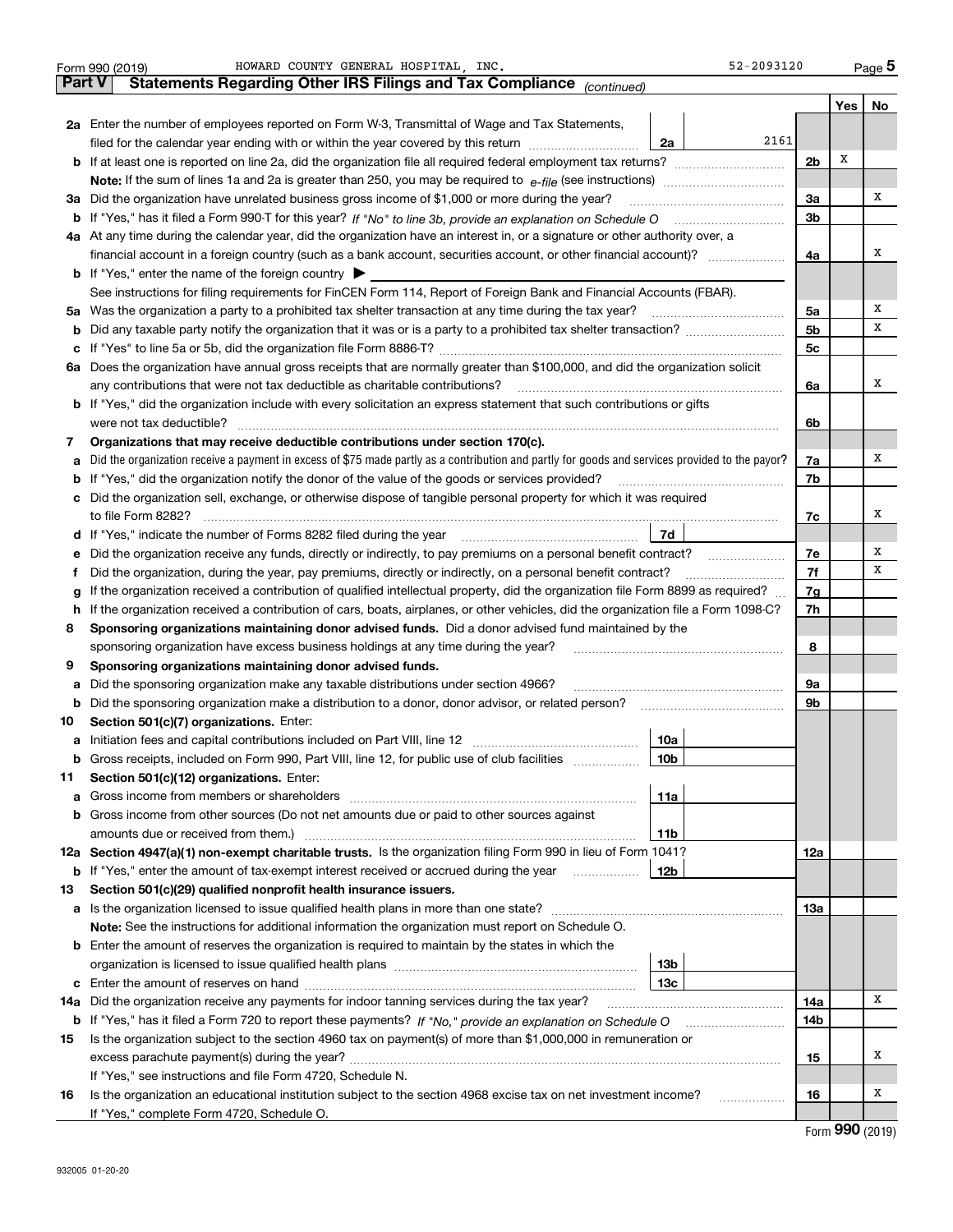Form 990 (2019) HOWARD COUNTY GENERAL HOSPITAL, INC. 52-2093120 Page 5

**Part V Statements Regarding Other IRS Filings and Tax Compliance** *(continued)*

| | | | | Yes | No |
|---|---|---|---|---|---|
| **2a** | Enter the number of employees reported on Form W-3, Transmittal of Wage and Tax Statements, filed for the calendar year ending with or within the year covered by this return | 2a | 2161 | | |
| **b** | If at least one is reported on line 2a, did the organization file all required federal employment tax returns? | | | 2b | X | |
| | **Note:** If the sum of lines 1a and 2a is greater than 250, you may be required to *e-file* (see instructions) | | | | | |
| **3a** | Did the organization have unrelated business gross income of $1,000 or more during the year? | | | 3a | | X |
| **b** | If "Yes," has it filed a Form 990-T for this year? *If "No" to line 3b, provide an explanation on Schedule O* | | | 3b | | |
| **4a** | At any time during the calendar year, did the organization have an interest in, or a signature or other authority over, a financial account in a foreign country (such as a bank account, securities account, or other financial account)? | | | 4a | | X |
| **b** | If "Yes," enter the name of the foreign country ▶ | | | | | |
| | See instructions for filing requirements for FinCEN Form 114, Report of Foreign Bank and Financial Accounts (FBAR). | | | | | |
| **5a** | Was the organization a party to a prohibited tax shelter transaction at any time during the tax year? | | | 5a | | X |
| **b** | Did any taxable party notify the organization that it was or is a party to a prohibited tax shelter transaction? | | | 5b | | X |
| **c** | If "Yes" to line 5a or 5b, did the organization file Form 8886-T? | | | 5c | | |
| **6a** | Does the organization have annual gross receipts that are normally greater than $100,000, and did the organization solicit any contributions that were not tax deductible as charitable contributions? | | | 6a | | X |
| **b** | If "Yes," did the organization include with every solicitation an express statement that such contributions or gifts were not tax deductible? | | | 6b | | |
| **7** | **Organizations that may receive deductible contributions under section 170(c).** | | | | | |
| **a** | Did the organization receive a payment in excess of $75 made partly as a contribution and partly for goods and services provided to the payor? | | | 7a | | X |
| **b** | If "Yes," did the organization notify the donor of the value of the goods or services provided? | | | 7b | | |
| **c** | Did the organization sell, exchange, or otherwise dispose of tangible personal property for which it was required to file Form 8282? | | | 7c | | X |
| **d** | If "Yes," indicate the number of Forms 8282 filed during the year | 7d | | | | |
| **e** | Did the organization receive any funds, directly or indirectly, to pay premiums on a personal benefit contract? | | | 7e | | X |
| **f** | Did the organization, during the year, pay premiums, directly or indirectly, on a personal benefit contract? | | | 7f | | X |
| **g** | If the organization received a contribution of qualified intellectual property, did the organization file Form 8899 as required? | | | 7g | | |
| **h** | If the organization received a contribution of cars, boats, airplanes, or other vehicles, did the organization file a Form 1098-C? | | | 7h | | |
| **8** | **Sponsoring organizations maintaining donor advised funds.** Did a donor advised fund maintained by the sponsoring organization have excess business holdings at any time during the year? | | | 8 | | |
| **9** | **Sponsoring organizations maintaining donor advised funds.** | | | | | |
| **a** | Did the sponsoring organization make any taxable distributions under section 4966? | | | 9a | | |
| **b** | Did the sponsoring organization make a distribution to a donor, donor advisor, or related person? | | | 9b | | |
| **10** | **Section 501(c)(7) organizations.** Enter: | | | | | |
| **a** | Initiation fees and capital contributions included on Part VIII, line 12 | 10a | | | | |
| **b** | Gross receipts, included on Form 990, Part VIII, line 12, for public use of club facilities | 10b | | | | |
| **11** | **Section 501(c)(12) organizations.** Enter: | | | | | |
| **a** | Gross income from members or shareholders | 11a | | | | |
| **b** | Gross income from other sources (Do not net amounts due or paid to other sources against amounts due or received from them.) | 11b | | | | |
| **12a** | **Section 4947(a)(1) non-exempt charitable trusts.** Is the organization filing Form 990 in lieu of Form 1041? | | | 12a | | |
| **b** | If "Yes," enter the amount of tax-exempt interest received or accrued during the year | 12b | | | | |
| **13** | **Section 501(c)(29) qualified nonprofit health insurance issuers.** | | | | | |
| **a** | Is the organization licensed to issue qualified health plans in more than one state? | | | 13a | | |
| | **Note:** See the instructions for additional information the organization must report on Schedule O. | | | | | |
| **b** | Enter the amount of reserves the organization is required to maintain by the states in which the organization is licensed to issue qualified health plans | 13b | | | | |
| **c** | Enter the amount of reserves on hand | 13c | | | | |
| **14a** | Did the organization receive any payments for indoor tanning services during the tax year? | | | 14a | | X |
| **b** | If "Yes," has it filed a Form 720 to report these payments? *If "No," provide an explanation on Schedule O* | | | 14b | | |
| **15** | Is the organization subject to the section 4960 tax on payment(s) of more than $1,000,000 in remuneration or excess parachute payment(s) during the year? | | | 15 | | X |
| | If "Yes," see instructions and file Form 4720, Schedule N. | | | | | |
| **16** | Is the organization an educational institution subject to the section 4968 excise tax on net investment income? | | | 16 | | X |
| | If "Yes," complete Form 4720, Schedule O. | | | | | |

Form **990** (2019)

932005 01-20-20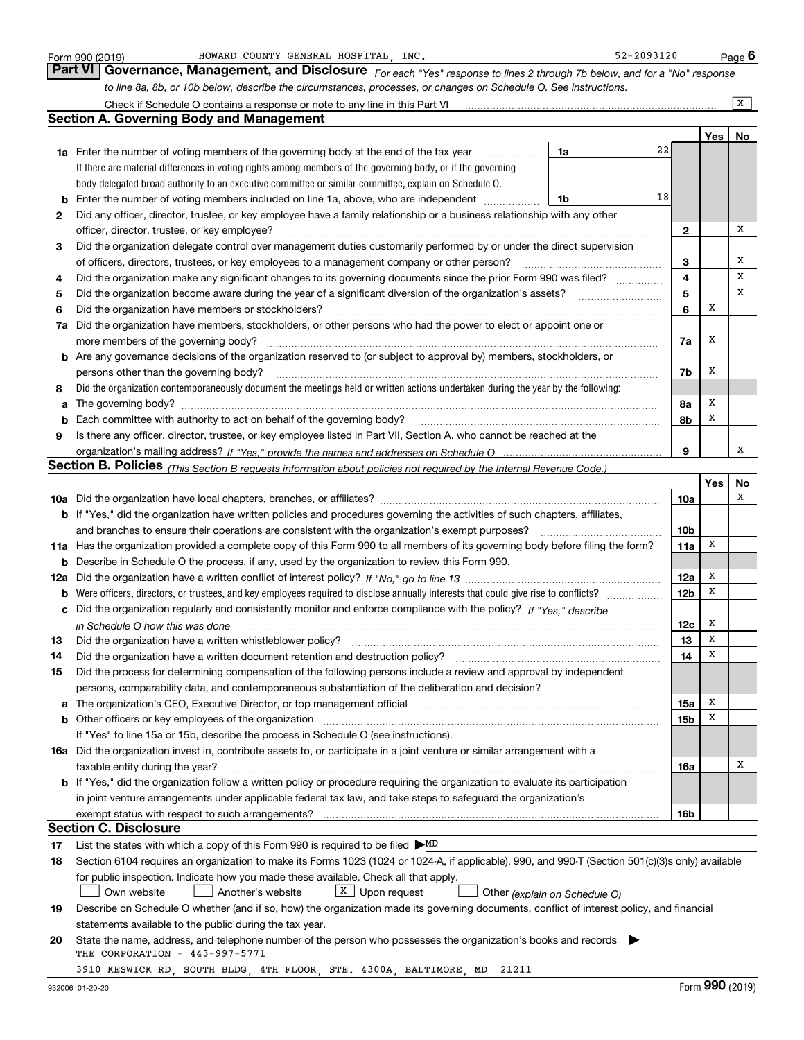Form 990 (2019) HOWARD COUNTY GENERAL HOSPITAL, INC. 52-2093120 Page **6**

## Part VI Governance, Management, and Disclosure

*For each "Yes" response to lines 2 through 7b below, and for a "No" response to line 8a, 8b, or 10b below, describe the circumstances, processes, or changes on Schedule O. See instructions.*

Check if Schedule O contains a response or note to any line in this Part VI ..... [X]

### Section A. Governing Body and Management

| | | | | Yes | No |
|---|---|---|---|---|---|
| **1a** | Enter the number of voting members of the governing body at the end of the tax year. If there are material differences in voting rights among members of the governing body, or if the governing body delegated broad authority to an executive committee or similar committee, explain on Schedule O. | **1a** 22 | | | |
| **b** | Enter the number of voting members included on line 1a, above, who are independent | **1b** 18 | | | |
| **2** | Did any officer, director, trustee, or key employee have a family relationship or a business relationship with any other officer, director, trustee, or key employee? | | **2** | | X |
| **3** | Did the organization delegate control over management duties customarily performed by or under the direct supervision of officers, directors, trustees, or key employees to a management company or other person? | | **3** | | X |
| **4** | Did the organization make any significant changes to its governing documents since the prior Form 990 was filed? | | **4** | | X |
| **5** | Did the organization become aware during the year of a significant diversion of the organization's assets? | | **5** | | X |
| **6** | Did the organization have members or stockholders? | | **6** | X | |
| **7a** | Did the organization have members, stockholders, or other persons who had the power to elect or appoint one or more members of the governing body? | | **7a** | X | |
| **b** | Are any governance decisions of the organization reserved to (or subject to approval by) members, stockholders, or persons other than the governing body? | | **7b** | X | |
| **8** | Did the organization contemporaneously document the meetings held or written actions undertaken during the year by the following: | | | | |
| **a** | The governing body? | | **8a** | X | |
| **b** | Each committee with authority to act on behalf of the governing body? | | **8b** | X | |
| **9** | Is there any officer, director, trustee, or key employee listed in Part VII, Section A, who cannot be reached at the organization's mailing address? *If "Yes," provide the names and addresses on Schedule O* | | **9** | | X |

### Section B. Policies *(This Section B requests information about policies not required by the Internal Revenue Code.)*

| | | | Yes | No |
|---|---|---|---|---|
| **10a** | Did the organization have local chapters, branches, or affiliates? | **10a** | | X |
| **b** | If "Yes," did the organization have written policies and procedures governing the activities of such chapters, affiliates, and branches to ensure their operations are consistent with the organization's exempt purposes? | **10b** | | |
| **11a** | Has the organization provided a complete copy of this Form 990 to all members of its governing body before filing the form? | **11a** | X | |
| **b** | Describe in Schedule O the process, if any, used by the organization to review this Form 990. | | | |
| **12a** | Did the organization have a written conflict of interest policy? *If "No," go to line 13* | **12a** | X | |
| **b** | Were officers, directors, or trustees, and key employees required to disclose annually interests that could give rise to conflicts? | **12b** | X | |
| **c** | Did the organization regularly and consistently monitor and enforce compliance with the policy? *If "Yes," describe in Schedule O how this was done* | **12c** | X | |
| **13** | Did the organization have a written whistleblower policy? | **13** | X | |
| **14** | Did the organization have a written document retention and destruction policy? | **14** | X | |
| **15** | Did the process for determining compensation of the following persons include a review and approval by independent persons, comparability data, and contemporaneous substantiation of the deliberation and decision? | | | |
| **a** | The organization's CEO, Executive Director, or top management official | **15a** | X | |
| **b** | Other officers or key employees of the organization | **15b** | X | |
| | If "Yes" to line 15a or 15b, describe the process in Schedule O (see instructions). | | | |
| **16a** | Did the organization invest in, contribute assets to, or participate in a joint venture or similar arrangement with a taxable entity during the year? | **16a** | | X |
| **b** | If "Yes," did the organization follow a written policy or procedure requiring the organization to evaluate its participation in joint venture arrangements under applicable federal tax law, and take steps to safeguard the organization's exempt status with respect to such arrangements? | **16b** | | |

### Section C. Disclosure

**17** List the states with which a copy of this Form 990 is required to be filed ▶ MD

**18** Section 6104 requires an organization to make its Forms 1023 (1024 or 1024-A, if applicable), 990, and 990-T (Section 501(c)(3)s only) available for public inspection. Indicate how you made these available. Check all that apply.

[ ] Own website [ ] Another's website [X] Upon request [ ] Other *(explain on Schedule O)*

**19** Describe on Schedule O whether (and if so, how) the organization made its governing documents, conflict of interest policy, and financial statements available to the public during the tax year.

**20** State the name, address, and telephone number of the person who possesses the organization's books and records ▶

THE CORPORATION - 443-997-5771

3910 KESWICK RD, SOUTH BLDG, 4TH FLOOR, STE. 4300A, BALTIMORE, MD 21211

932006 01-20-20 Form **990** (2019)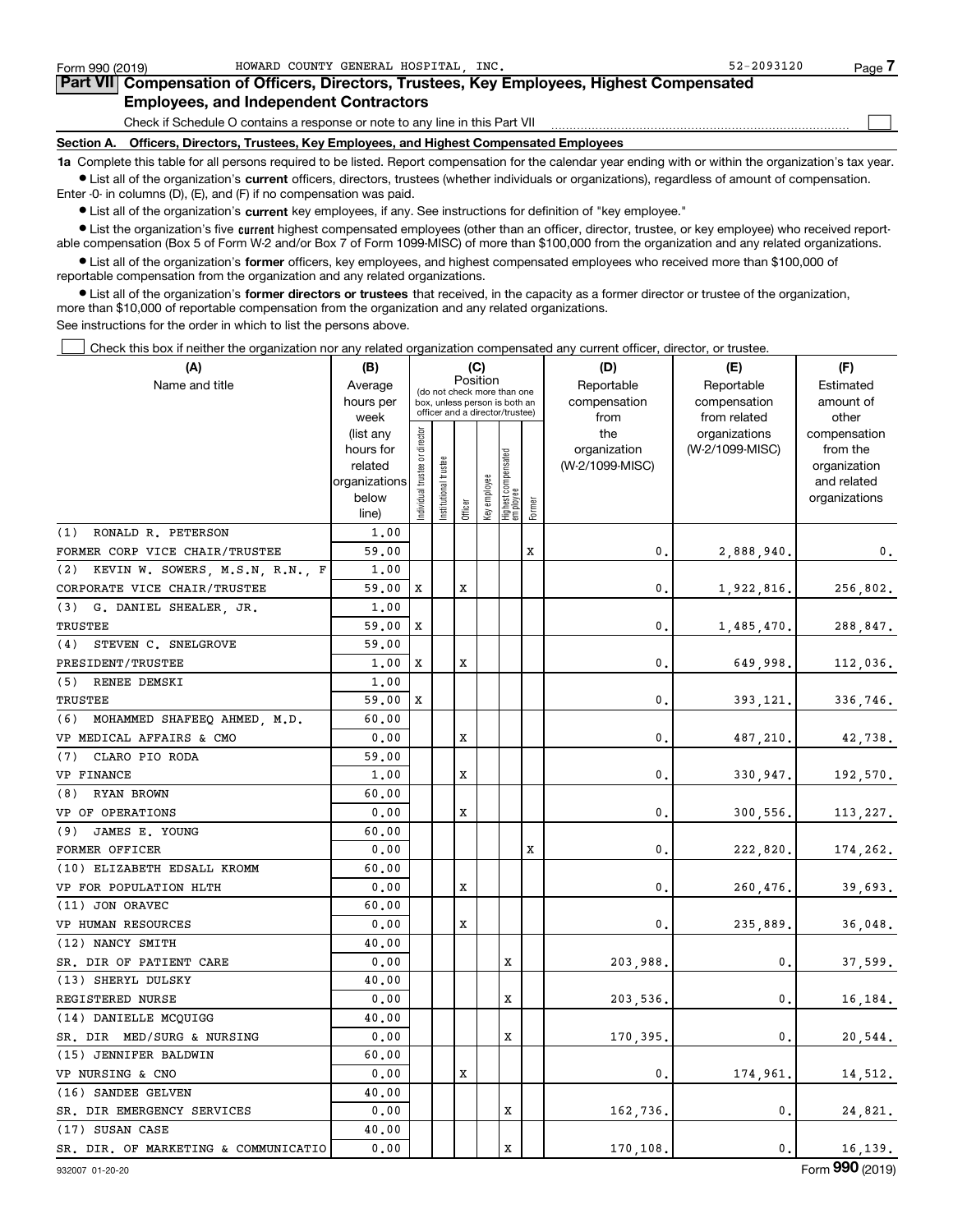Form 990 (2019) HOWARD COUNTY GENERAL HOSPITAL, INC. 52-2093120 Page 7

## Part VII Compensation of Officers, Directors, Trustees, Key Employees, Highest Compensated Employees, and Independent Contractors

Check if Schedule O contains a response or note to any line in this Part VII ☐

### Section A. Officers, Directors, Trustees, Key Employees, and Highest Compensated Employees

**1a** Complete this table for all persons required to be listed. Report compensation for the calendar year ending with or within the organization's tax year.

- List all of the organization's **current** officers, directors, trustees (whether individuals or organizations), regardless of amount of compensation. Enter -0- in columns (D), (E), and (F) if no compensation was paid.
- List all of the organization's **current** key employees, if any. See instructions for definition of "key employee."
- List the organization's five **current** highest compensated employees (other than an officer, director, trustee, or key employee) who received reportable compensation (Box 5 of Form W-2 and/or Box 7 of Form 1099-MISC) of more than $100,000 from the organization and any related organizations.
- List all of the organization's **former** officers, key employees, and highest compensated employees who received more than $100,000 of reportable compensation from the organization and any related organizations.
- List all of the organization's **former directors or trustees** that received, in the capacity as a former director or trustee of the organization, more than $10,000 of reportable compensation from the organization and any related organizations.

See instructions for the order in which to list the persons above.

☐ Check this box if neither the organization nor any related organization compensated any current officer, director, or trustee.

| (A) Name and title | (B) Average hours per week (list any hours for related organizations below line) | (C) Position: Individual trustee or director | Institutional trustee | Officer | Key employee | Highest compensated employee | Former | (D) Reportable compensation from the organization (W-2/1099-MISC) | (E) Reportable compensation from related organizations (W-2/1099-MISC) | (F) Estimated amount of other compensation from the organization and related organizations |
|---|---|---|---|---|---|---|---|---|---|---|
| (1) RONALD R. PETERSON<br>FORMER CORP VICE CHAIR/TRUSTEE | 1.00<br>59.00 | | | | | | X | 0. | 2,888,940. | 0. |
| (2) KEVIN W. SOWERS, M.S.N, R.N., F<br>CORPORATE VICE CHAIR/TRUSTEE | 1.00<br>59.00 | X | | X | | | | 0. | 1,922,816. | 256,802. |
| (3) G. DANIEL SHEALER, JR.<br>TRUSTEE | 1.00<br>59.00 | X | | | | | | 0. | 1,485,470. | 288,847. |
| (4) STEVEN C. SNELGROVE<br>PRESIDENT/TRUSTEE | 59.00<br>1.00 | X | | X | | | | 0. | 649,998. | 112,036. |
| (5) RENEE DEMSKI<br>TRUSTEE | 1.00<br>59.00 | X | | | | | | 0. | 393,121. | 336,746. |
| (6) MOHAMMED SHAFEEQ AHMED, M.D.<br>VP MEDICAL AFFAIRS & CMO | 60.00<br>0.00 | | | X | | | | 0. | 487,210. | 42,738. |
| (7) CLARO PIO RODA<br>VP FINANCE | 59.00<br>1.00 | | | X | | | | 0. | 330,947. | 192,570. |
| (8) RYAN BROWN<br>VP OF OPERATIONS | 60.00<br>0.00 | | | X | | | | 0. | 300,556. | 113,227. |
| (9) JAMES E. YOUNG<br>FORMER OFFICER | 60.00<br>0.00 | | | | | | X | 0. | 222,820. | 174,262. |
| (10) ELIZABETH EDSALL KROMM<br>VP FOR POPULATION HLTH | 60.00<br>0.00 | | | X | | | | 0. | 260,476. | 39,693. |
| (11) JON ORAVEC<br>VP HUMAN RESOURCES | 60.00<br>0.00 | | | X | | | | 0. | 235,889. | 36,048. |
| (12) NANCY SMITH<br>SR. DIR OF PATIENT CARE | 40.00<br>0.00 | | | | | X | | 203,988. | 0. | 37,599. |
| (13) SHERYL DULSKY<br>REGISTERED NURSE | 40.00<br>0.00 | | | | | X | | 203,536. | 0. | 16,184. |
| (14) DANIELLE MCQUIGG<br>SR. DIR MED/SURG & NURSING | 40.00<br>0.00 | | | | | X | | 170,395. | 0. | 20,544. |
| (15) JENNIFER BALDWIN<br>VP NURSING & CNO | 60.00<br>0.00 | | | X | | | | 0. | 174,961. | 14,512. |
| (16) SANDEE GELVEN<br>SR. DIR EMERGENCY SERVICES | 40.00<br>0.00 | | | | | X | | 162,736. | 0. | 24,821. |
| (17) SUSAN CASE<br>SR. DIR. OF MARKETING & COMMUNICATIO | 40.00<br>0.00 | | | | | X | | 170,108. | 0. | 16,139. |

932007 01-20-20 Form 990 (2019)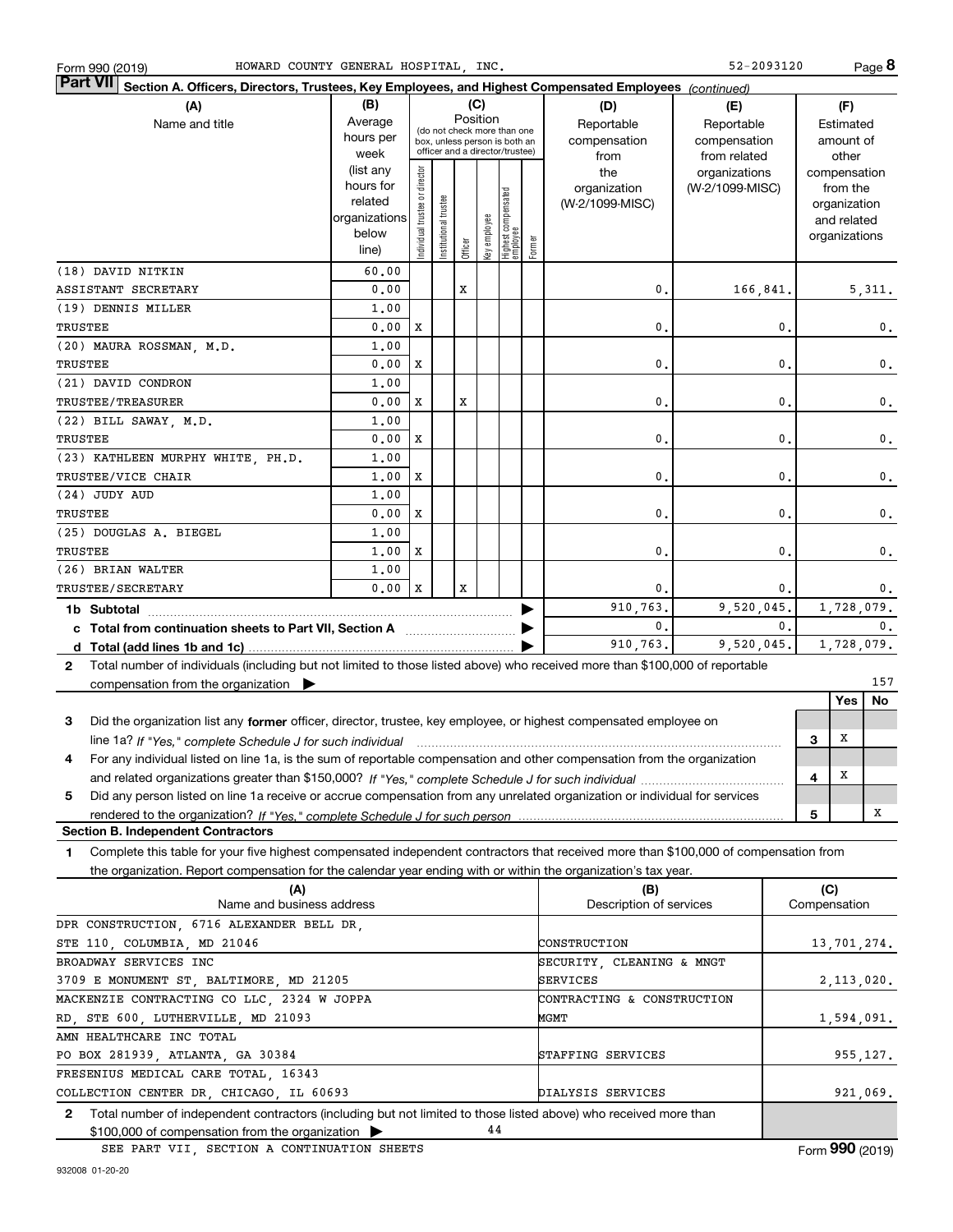Form 990 (2019) HOWARD COUNTY GENERAL HOSPITAL, INC. 52-2093120

**Part VII Section A. Officers, Directors, Trustees, Key Employees, and Highest Compensated Employees** *(continued)*

| (A) Name and title | (B) Average hours per week (list any hours for related organizations below line) | Individual trustee or director | Institutional trustee | Officer | Key employee | Highest compensated employee | Former | (D) Reportable compensation from the organization (W-2/1099-MISC) | (E) Reportable compensation from related organizations (W-2/1099-MISC) | (F) Estimated amount of other compensation from the organization and related organizations |
|---|---|---|---|---|---|---|---|---|---|---|
| (18) DAVID NITKIN<br>ASSISTANT SECRETARY | 60.00<br>0.00 | | | X | | | | 0. | 166,841. | 5,311. |
| (19) DENNIS MILLER<br>TRUSTEE | 1.00<br>0.00 | X | | | | | | 0. | 0. | 0. |
| (20) MAURA ROSSMAN, M.D.<br>TRUSTEE | 1.00<br>0.00 | X | | | | | | 0. | 0. | 0. |
| (21) DAVID CONDRON<br>TRUSTEE/TREASURER | 1.00<br>0.00 | X | | X | | | | 0. | 0. | 0. |
| (22) BILL SAWAY, M.D.<br>TRUSTEE | 1.00<br>0.00 | X | | | | | | 0. | 0. | 0. |
| (23) KATHLEEN MURPHY WHITE, PH.D.<br>TRUSTEE/VICE CHAIR | 1.00<br>1.00 | X | | | | | | 0. | 0. | 0. |
| (24) JUDY AUD<br>TRUSTEE | 1.00<br>0.00 | X | | | | | | 0. | 0. | 0. |
| (25) DOUGLAS A. BIEGEL<br>TRUSTEE | 1.00<br>1.00 | X | | | | | | 0. | 0. | 0. |
| (26) BRIAN WALTER<br>TRUSTEE/SECRETARY | 1.00<br>0.00 | X | | X | | | | 0. | 0. | 0. |
| **1b Subtotal** | | | | | | | | 910,763. | 9,520,045. | 1,728,079. |
| **c Total from continuation sheets to Part VII, Section A** | | | | | | | | 0. | 0. | 0. |
| **d Total (add lines 1b and 1c)** | | | | | | | | 910,763. | 9,520,045. | 1,728,079. |

2 Total number of individuals (including but not limited to those listed above) who received more than $100,000 of reportable compensation from the organization ▶ 157

| | | Yes | No |
|---|---|---|---|
| 3 Did the organization list any **former** officer, director, trustee, key employee, or highest compensated employee on line 1a? *If "Yes," complete Schedule J for such individual* | 3 | X | |
| 4 For any individual listed on line 1a, is the sum of reportable compensation and other compensation from the organization and related organizations greater than $150,000? *If "Yes," complete Schedule J for such individual* | 4 | X | |
| 5 Did any person listed on line 1a receive or accrue compensation from any unrelated organization or individual for services rendered to the organization? *If "Yes," complete Schedule J for such person* | 5 | | X |

**Section B. Independent Contractors**

1 Complete this table for your five highest compensated independent contractors that received more than $100,000 of compensation from the organization. Report compensation for the calendar year ending with or within the organization's tax year.

| (A) Name and business address | (B) Description of services | (C) Compensation |
|---|---|---|
| DPR CONSTRUCTION, 6716 ALEXANDER BELL DR, STE 110, COLUMBIA, MD 21046 | CONSTRUCTION | 13,701,274. |
| BROADWAY SERVICES INC, 3709 E MONUMENT ST, BALTIMORE, MD 21205 | SECURITY, CLEANING & MNGT SERVICES | 2,113,020. |
| MACKENZIE CONTRACTING CO LLC, 2324 W JOPPA RD, STE 600, LUTHERVILLE, MD 21093 | CONTRACTING & CONSTRUCTION MGMT | 1,594,091. |
| AMN HEALTHCARE INC TOTAL, PO BOX 281939, ATLANTA, GA 30384 | STAFFING SERVICES | 955,127. |
| FRESENIUS MEDICAL CARE TOTAL, 16343 COLLECTION CENTER DR, CHICAGO, IL 60693 | DIALYSIS SERVICES | 921,069. |

2 Total number of independent contractors (including but not limited to those listed above) who received more than $100,000 of compensation from the organization ▶ 44

SEE PART VII, SECTION A CONTINUATION SHEETS

Form **990** (2019)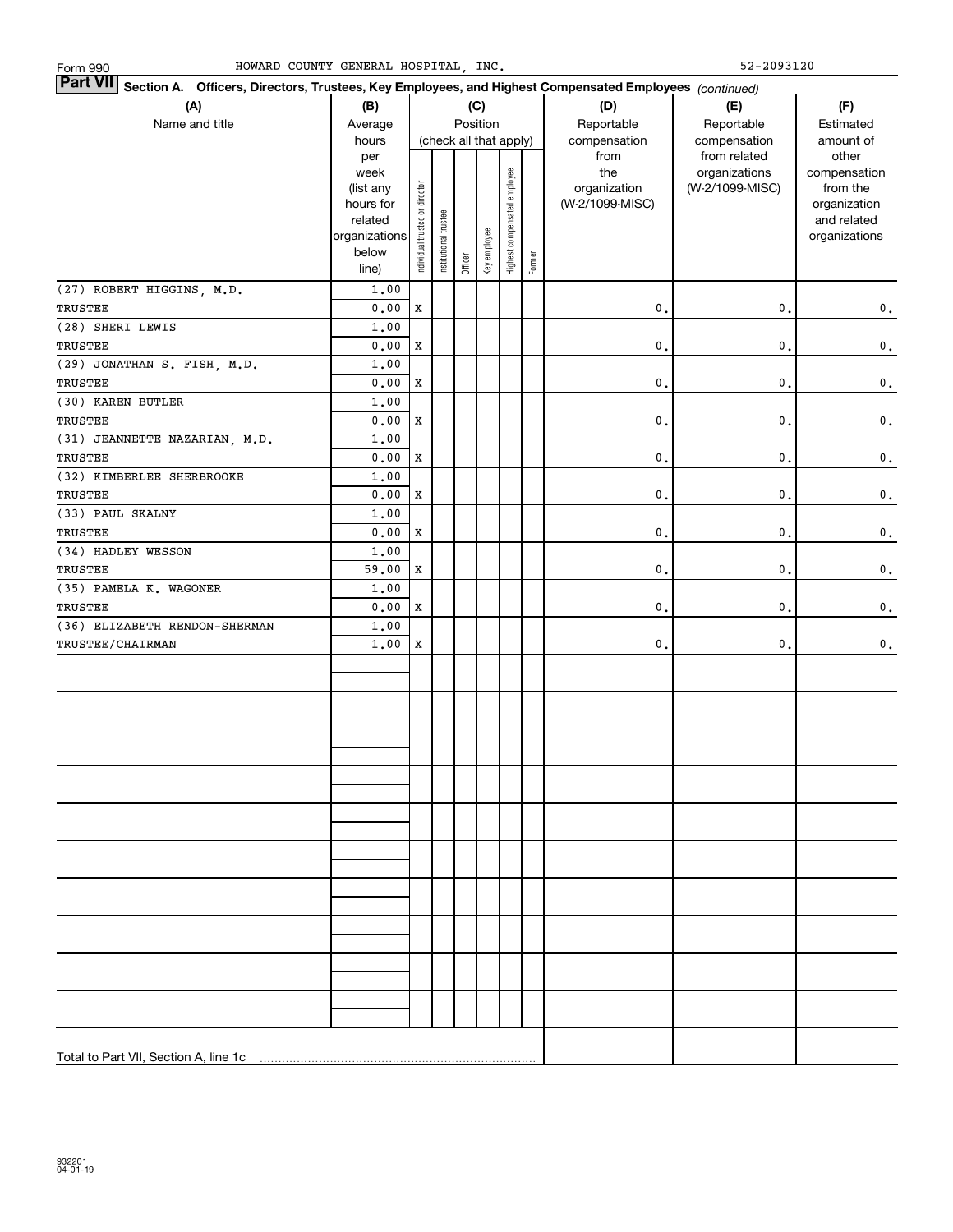Form 990 HOWARD COUNTY GENERAL HOSPITAL, INC. 52-2093120

**Part VII Section A. Officers, Directors, Trustees, Key Employees, and Highest Compensated Employees** *(continued)*

| (A) Name and title | (B) Average hours per week (list any hours for related organizations below line) | (C) Position (check all that apply): Individual trustee or director | Institutional trustee | Officer | Key employee | Highest compensated employee | Former | (D) Reportable compensation from the organization (W-2/1099-MISC) | (E) Reportable compensation from related organizations (W-2/1099-MISC) | (F) Estimated amount of other compensation from the organization and related organizations |
|---|---|---|---|---|---|---|---|---|---|---|
| (27) ROBERT HIGGINS, M.D.<br>TRUSTEE | 1.00<br>0.00 | X | | | | | | 0. | 0. | 0. |
| (28) SHERI LEWIS<br>TRUSTEE | 1.00<br>0.00 | X | | | | | | 0. | 0. | 0. |
| (29) JONATHAN S. FISH, M.D.<br>TRUSTEE | 1.00<br>0.00 | X | | | | | | 0. | 0. | 0. |
| (30) KAREN BUTLER<br>TRUSTEE | 1.00<br>0.00 | X | | | | | | 0. | 0. | 0. |
| (31) JEANNETTE NAZARIAN, M.D.<br>TRUSTEE | 1.00<br>0.00 | X | | | | | | 0. | 0. | 0. |
| (32) KIMBERLEE SHERBROOKE<br>TRUSTEE | 1.00<br>0.00 | X | | | | | | 0. | 0. | 0. |
| (33) PAUL SKALNY<br>TRUSTEE | 1.00<br>0.00 | X | | | | | | 0. | 0. | 0. |
| (34) HADLEY WESSON<br>TRUSTEE | 1.00<br>59.00 | X | | | | | | 0. | 0. | 0. |
| (35) PAMELA K. WAGONER<br>TRUSTEE | 1.00<br>0.00 | X | | | | | | 0. | 0. | 0. |
| (36) ELIZABETH RENDON-SHERMAN<br>TRUSTEE/CHAIRMAN | 1.00<br>1.00 | X | | | | | | 0. | 0. | 0. |
| Total to Part VII, Section A, line 1c | | | | | | | | | | |

932201 04-01-19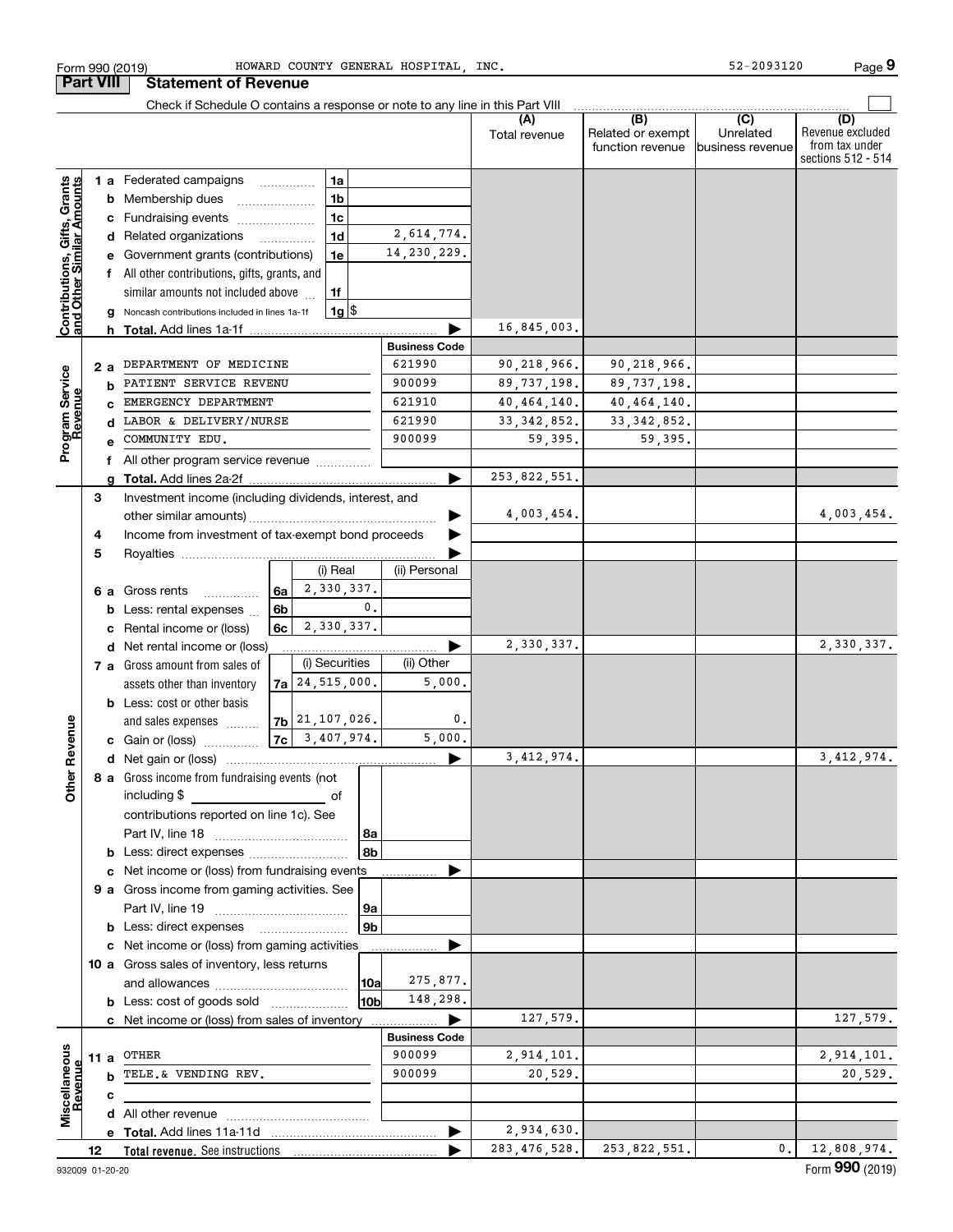Form 990 (2019) HOWARD COUNTY GENERAL HOSPITAL, INC. 52-2093120 Page 9

**Part VIII Statement of Revenue**

Check if Schedule O contains a response or note to any line in this Part VIII

| | | | | (A) Total revenue | (B) Related or exempt function revenue | (C) Unrelated business revenue | (D) Revenue excluded from tax under sections 512 - 514 |
|---|---|---|---|---|---|---|---|
| **Contributions, Gifts, Grants and Other Similar Amounts** | 1 a Federated campaigns | 1a | | | | | |
| | b Membership dues | 1b | | | | | |
| | c Fundraising events | 1c | | | | | |
| | d Related organizations | 1d | 2,614,774. | | | | |
| | e Government grants (contributions) | 1e | 14,230,229. | | | | |
| | f All other contributions, gifts, grants, and similar amounts not included above | 1f | | | | | |
| | g Noncash contributions included in lines 1a-1f | 1g | $ | | | | |
| | h **Total.** Add lines 1a-1f | | | 16,845,003. | | | |
| **Program Service Revenue** | | | Business Code | | | | |
| | 2 a DEPARTMENT OF MEDICINE | | 621990 | 90,218,966. | 90,218,966. | | |
| | b PATIENT SERVICE REVENU | | 900099 | 89,737,198. | 89,737,198. | | |
| | c EMERGENCY DEPARTMENT | | 621910 | 40,464,140. | 40,464,140. | | |
| | d LABOR & DELIVERY/NURSE | | 621990 | 33,342,852. | 33,342,852. | | |
| | e COMMUNITY EDU. | | 900099 | 59,395. | 59,395. | | |
| | f All other program service revenue | | | | | | |
| | g **Total.** Add lines 2a-2f | | | 253,822,551. | | | |
| **Other Revenue** | 3 Investment income (including dividends, interest, and other similar amounts) | | | 4,003,454. | | | 4,003,454. |
| | 4 Income from investment of tax-exempt bond proceeds | | | | | | |
| | 5 Royalties | | | | | | |
| | | | (i) Real | (ii) Personal | | | |
| | 6 a Gross rents | 6a | 2,330,337. | | | | |
| | b Less: rental expenses | 6b | 0. | | | | |
| | c Rental income or (loss) | 6c | 2,330,337. | | | | |
| | d Net rental income or (loss) | | | 2,330,337. | | | 2,330,337. |
| | | | (i) Securities | (ii) Other | | | |
| | 7 a Gross amount from sales of assets other than inventory | 7a | 24,515,000. | 5,000. | | | |
| | b Less: cost or other basis and sales expenses | 7b | 21,107,026. | 0. | | | |
| | c Gain or (loss) | 7c | 3,407,974. | 5,000. | | | |
| | d Net gain or (loss) | | | 3,412,974. | | | 3,412,974. |
| | 8 a Gross income from fundraising events (not including $ of contributions reported on line 1c). See Part IV, line 18 | 8a | | | | | |
| | b Less: direct expenses | 8b | | | | | |
| | c Net income or (loss) from fundraising events | | | | | | |
| | 9 a Gross income from gaming activities. See Part IV, line 19 | 9a | | | | | |
| | b Less: direct expenses | 9b | | | | | |
| | c Net income or (loss) from gaming activities | | | | | | |
| | 10 a Gross sales of inventory, less returns and allowances | 10a | 275,877. | | | | |
| | b Less: cost of goods sold | 10b | 148,298. | | | | |
| | c Net income or (loss) from sales of inventory | | | 127,579. | | | 127,579. |
| **Miscellaneous Revenue** | | | Business Code | | | | |
| | 11 a OTHER | | 900099 | 2,914,101. | | | 2,914,101. |
| | b TELE.& VENDING REV. | | 900099 | 20,529. | | | 20,529. |
| | c | | | | | | |
| | d All other revenue | | | | | | |
| | e **Total.** Add lines 11a-11d | | | 2,934,630. | | | |
| | 12 **Total revenue.** See instructions | | | 283,476,528. | 253,822,551. | 0. | 12,808,974. |

932009 01-20-20 Form **990** (2019)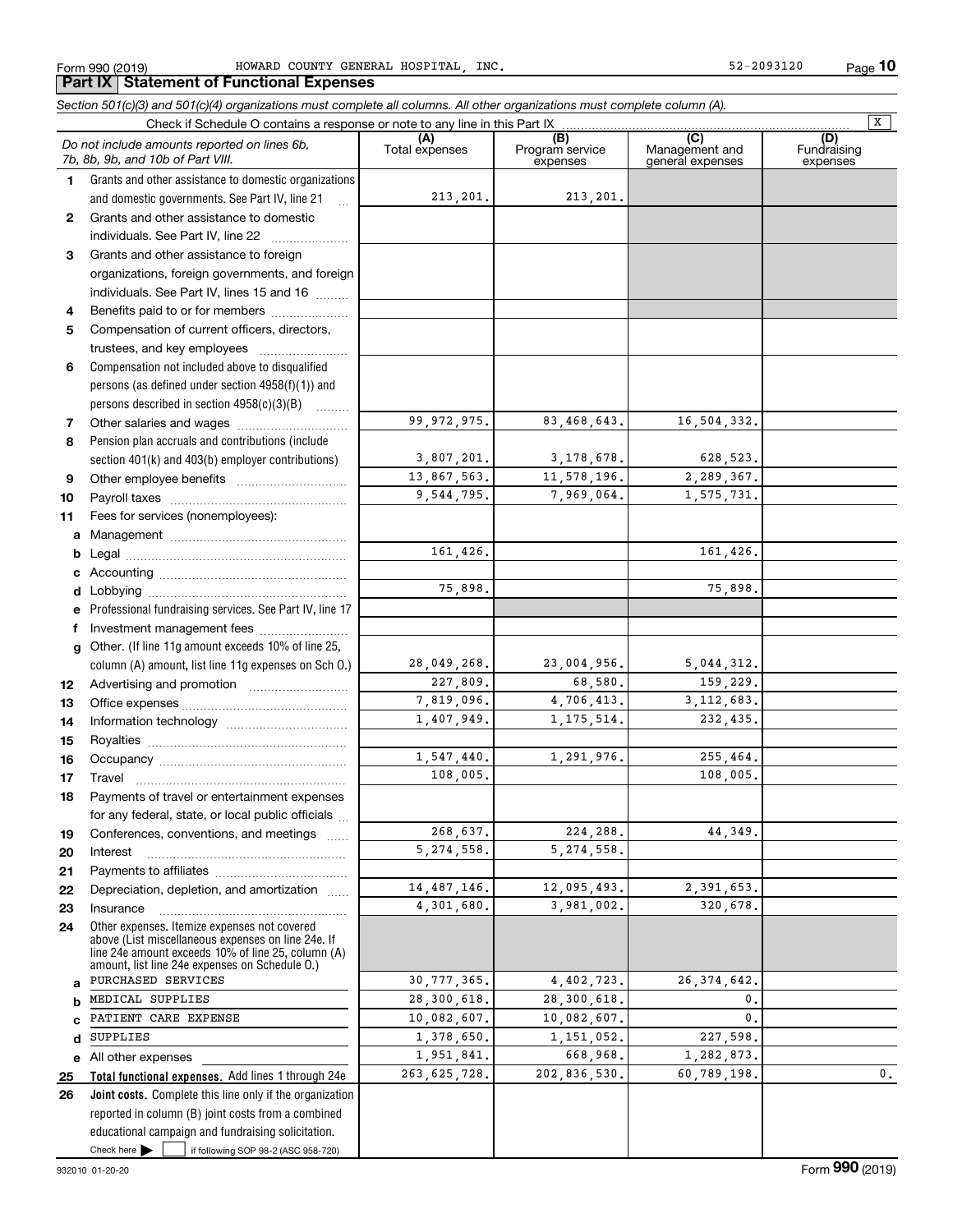Form 990 (2019) HOWARD COUNTY GENERAL HOSPITAL, INC. 52-2093120

## Part IX Statement of Functional Expenses

*Section 501(c)(3) and 501(c)(4) organizations must complete all columns. All other organizations must complete column (A).*

Check if Schedule O contains a response or note to any line in this Part IX [X]

| *Do not include amounts reported on lines 6b, 7b, 8b, 9b, and 10b of Part VIII.* | (A) Total expenses | (B) Program service expenses | (C) Management and general expenses | (D) Fundraising expenses |
|---|---|---|---|---|
| **1** Grants and other assistance to domestic organizations and domestic governments. See Part IV, line 21 | 213,201. | 213,201. | | |
| **2** Grants and other assistance to domestic individuals. See Part IV, line 22 | | | | |
| **3** Grants and other assistance to foreign organizations, foreign governments, and foreign individuals. See Part IV, lines 15 and 16 | | | | |
| **4** Benefits paid to or for members | | | | |
| **5** Compensation of current officers, directors, trustees, and key employees | | | | |
| **6** Compensation not included above to disqualified persons (as defined under section 4958(f)(1)) and persons described in section 4958(c)(3)(B) | | | | |
| **7** Other salaries and wages | 99,972,975. | 83,468,643. | 16,504,332. | |
| **8** Pension plan accruals and contributions (include section 401(k) and 403(b) employer contributions) | 3,807,201. | 3,178,678. | 628,523. | |
| **9** Other employee benefits | 13,867,563. | 11,578,196. | 2,289,367. | |
| **10** Payroll taxes | 9,544,795. | 7,969,064. | 1,575,731. | |
| **11** Fees for services (nonemployees): | | | | |
| **a** Management | | | | |
| **b** Legal | 161,426. | | 161,426. | |
| **c** Accounting | | | | |
| **d** Lobbying | 75,898. | | 75,898. | |
| **e** Professional fundraising services. See Part IV, line 17 | | | | |
| **f** Investment management fees | | | | |
| **g** Other. (If line 11g amount exceeds 10% of line 25, column (A) amount, list line 11g expenses on Sch O.) | 28,049,268. | 23,004,956. | 5,044,312. | |
| **12** Advertising and promotion | 227,809. | 68,580. | 159,229. | |
| **13** Office expenses | 7,819,096. | 4,706,413. | 3,112,683. | |
| **14** Information technology | 1,407,949. | 1,175,514. | 232,435. | |
| **15** Royalties | | | | |
| **16** Occupancy | 1,547,440. | 1,291,976. | 255,464. | |
| **17** Travel | 108,005. | | 108,005. | |
| **18** Payments of travel or entertainment expenses for any federal, state, or local public officials | | | | |
| **19** Conferences, conventions, and meetings | 268,637. | 224,288. | 44,349. | |
| **20** Interest | 5,274,558. | 5,274,558. | | |
| **21** Payments to affiliates | | | | |
| **22** Depreciation, depletion, and amortization | 14,487,146. | 12,095,493. | 2,391,653. | |
| **23** Insurance | 4,301,680. | 3,981,002. | 320,678. | |
| **24** Other expenses. Itemize expenses not covered above (List miscellaneous expenses on line 24e. If line 24e amount exceeds 10% of line 25, column (A) amount, list line 24e expenses on Schedule O.) | | | | |
| **a** PURCHASED SERVICES | 30,777,365. | 4,402,723. | 26,374,642. | |
| **b** MEDICAL SUPPLIES | 28,300,618. | 28,300,618. | 0. | |
| **c** PATIENT CARE EXPENSE | 10,082,607. | 10,082,607. | 0. | |
| **d** SUPPLIES | 1,378,650. | 1,151,052. | 227,598. | |
| **e** All other expenses | 1,951,841. | 668,968. | 1,282,873. | |
| **25** **Total functional expenses.** Add lines 1 through 24e | 263,625,728. | 202,836,530. | 60,789,198. | 0. |
| **26** **Joint costs.** Complete this line only if the organization reported in column (B) joint costs from a combined educational campaign and fundraising solicitation. Check here [ ] if following SOP 98-2 (ASC 958-720) | | | | |

932010 01-20-20 Form **990** (2019)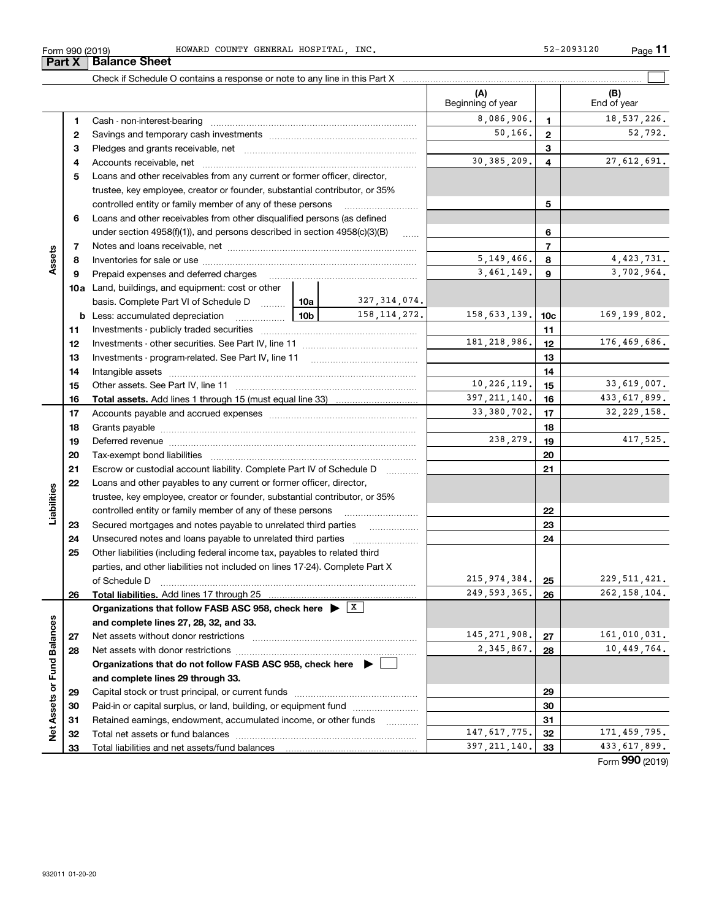Form 990 (2019) HOWARD COUNTY GENERAL HOSPITAL, INC. 52-2093120

## Part X Balance Sheet

Check if Schedule O contains a response or note to any line in this Part X ☐

| | | | | | (A) Beginning of year | | (B) End of year |
|---|---|---|---|---|---|---|---|
| Assets | 1 | Cash - non-interest-bearing | | | 8,086,906. | 1 | 18,537,226. |
| | 2 | Savings and temporary cash investments | | | 50,166. | 2 | 52,792. |
| | 3 | Pledges and grants receivable, net | | | | 3 | |
| | 4 | Accounts receivable, net | | | 30,385,209. | 4 | 27,612,691. |
| | 5 | Loans and other receivables from any current or former officer, director, trustee, key employee, creator or founder, substantial contributor, or 35% controlled entity or family member of any of these persons | | | | 5 | |
| | 6 | Loans and other receivables from other disqualified persons (as defined under section 4958(f)(1)), and persons described in section 4958(c)(3)(B) | | | | 6 | |
| | 7 | Notes and loans receivable, net | | | | 7 | |
| | 8 | Inventories for sale or use | | | 5,149,466. | 8 | 4,423,731. |
| | 9 | Prepaid expenses and deferred charges | | | 3,461,149. | 9 | 3,702,964. |
| | 10a | Land, buildings, and equipment: cost or other basis. Complete Part VI of Schedule D | 10a | 327,314,074. | | | |
| | b | Less: accumulated depreciation | 10b | 158,114,272. | 158,633,139. | 10c | 169,199,802. |
| | 11 | Investments - publicly traded securities | | | | 11 | |
| | 12 | Investments - other securities. See Part IV, line 11 | | | 181,218,986. | 12 | 176,469,686. |
| | 13 | Investments - program-related. See Part IV, line 11 | | | | 13 | |
| | 14 | Intangible assets | | | | 14 | |
| | 15 | Other assets. See Part IV, line 11 | | | 10,226,119. | 15 | 33,619,007. |
| | 16 | **Total assets.** Add lines 1 through 15 (must equal line 33) | | | 397,211,140. | 16 | 433,617,899. |
| Liabilities | 17 | Accounts payable and accrued expenses | | | 33,380,702. | 17 | 32,229,158. |
| | 18 | Grants payable | | | | 18 | |
| | 19 | Deferred revenue | | | 238,279. | 19 | 417,525. |
| | 20 | Tax-exempt bond liabilities | | | | 20 | |
| | 21 | Escrow or custodial account liability. Complete Part IV of Schedule D | | | | 21 | |
| | 22 | Loans and other payables to any current or former officer, director, trustee, key employee, creator or founder, substantial contributor, or 35% controlled entity or family member of any of these persons | | | | 22 | |
| | 23 | Secured mortgages and notes payable to unrelated third parties | | | | 23 | |
| | 24 | Unsecured notes and loans payable to unrelated third parties | | | | 24 | |
| | 25 | Other liabilities (including federal income tax, payables to related third parties, and other liabilities not included on lines 17-24). Complete Part X of Schedule D | | | 215,974,384. | 25 | 229,511,421. |
| | 26 | **Total liabilities.** Add lines 17 through 25 | | | 249,593,365. | 26 | 262,158,104. |
| Net Assets or Fund Balances | | **Organizations that follow FASB ASC 958, check here** ▶ ☒ **and complete lines 27, 28, 32, and 33.** | | | | | |
| | 27 | Net assets without donor restrictions | | | 145,271,908. | 27 | 161,010,031. |
| | 28 | Net assets with donor restrictions | | | 2,345,867. | 28 | 10,449,764. |
| | | **Organizations that do not follow FASB ASC 958, check here** ▶ ☐ **and complete lines 29 through 33.** | | | | | |
| | 29 | Capital stock or trust principal, or current funds | | | | 29 | |
| | 30 | Paid-in or capital surplus, or land, building, or equipment fund | | | | 30 | |
| | 31 | Retained earnings, endowment, accumulated income, or other funds | | | | 31 | |
| | 32 | Total net assets or fund balances | | | 147,617,775. | 32 | 171,459,795. |
| | 33 | Total liabilities and net assets/fund balances | | | 397,211,140. | 33 | 433,617,899. |

Form **990** (2019)

932011 01-20-20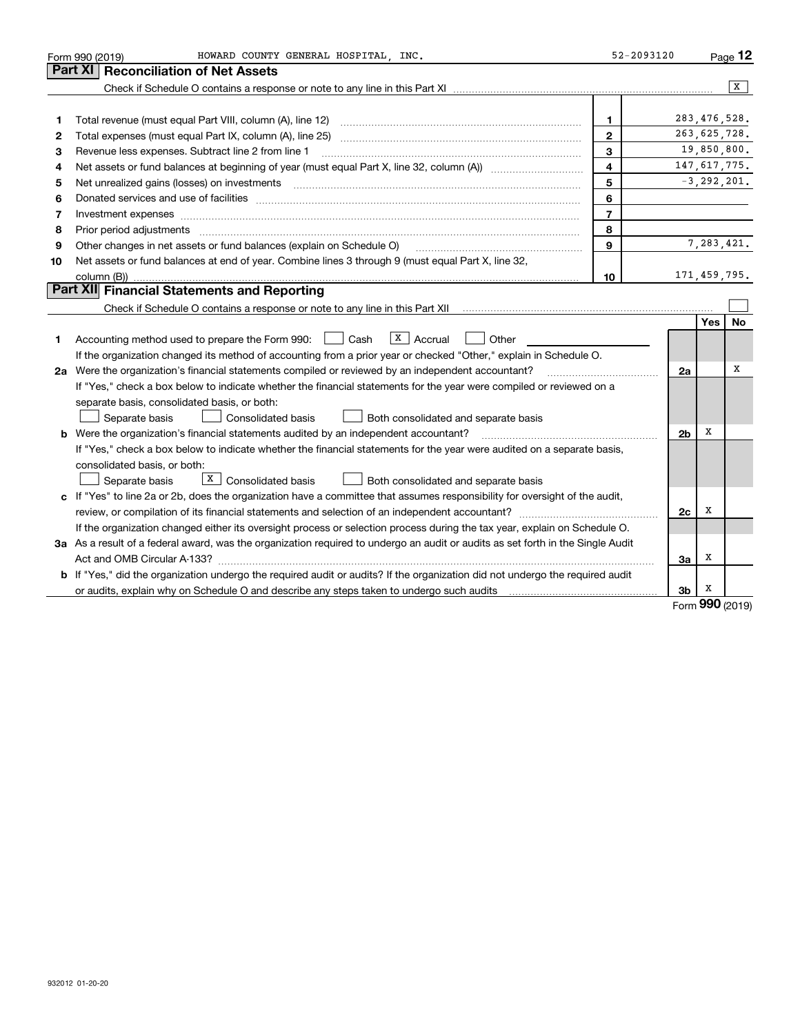Form 990 (2019) HOWARD COUNTY GENERAL HOSPITAL, INC. 52-2093120

## Part XI Reconciliation of Net Assets

Check if Schedule O contains a response or note to any line in this Part XI [X]

| | | | |
|---|---|---|---|
| 1 | Total revenue (must equal Part VIII, column (A), line 12) | 1 | 283,476,528. |
| 2 | Total expenses (must equal Part IX, column (A), line 25) | 2 | 263,625,728. |
| 3 | Revenue less expenses. Subtract line 2 from line 1 | 3 | 19,850,800. |
| 4 | Net assets or fund balances at beginning of year (must equal Part X, line 32, column (A)) | 4 | 147,617,775. |
| 5 | Net unrealized gains (losses) on investments | 5 | -3,292,201. |
| 6 | Donated services and use of facilities | 6 | |
| 7 | Investment expenses | 7 | |
| 8 | Prior period adjustments | 8 | |
| 9 | Other changes in net assets or fund balances (explain on Schedule O) | 9 | 7,283,421. |
| 10 | Net assets or fund balances at end of year. Combine lines 3 through 9 (must equal Part X, line 32, column (B)) | 10 | 171,459,795. |

## Part XII Financial Statements and Reporting

Check if Schedule O contains a response or note to any line in this Part XII [ ]

| | | | Yes | No |
|---|---|---|---|---|
| 1 | Accounting method used to prepare the Form 990: [ ] Cash [X] Accrual [ ] Other | | | |
| | If the organization changed its method of accounting from a prior year or checked "Other," explain in Schedule O. | | | |
| 2a | Were the organization's financial statements compiled or reviewed by an independent accountant? | 2a | | X |
| | If "Yes," check a box below to indicate whether the financial statements for the year were compiled or reviewed on a separate basis, consolidated basis, or both: [ ] Separate basis [ ] Consolidated basis [ ] Both consolidated and separate basis | | | |
| b | Were the organization's financial statements audited by an independent accountant? | 2b | X | |
| | If "Yes," check a box below to indicate whether the financial statements for the year were audited on a separate basis, consolidated basis, or both: [ ] Separate basis [X] Consolidated basis [ ] Both consolidated and separate basis | | | |
| c | If "Yes" to line 2a or 2b, does the organization have a committee that assumes responsibility for oversight of the audit, review, or compilation of its financial statements and selection of an independent accountant? | 2c | X | |
| | If the organization changed either its oversight process or selection process during the tax year, explain on Schedule O. | | | |
| 3a | As a result of a federal award, was the organization required to undergo an audit or audits as set forth in the Single Audit Act and OMB Circular A-133? | 3a | X | |
| b | If "Yes," did the organization undergo the required audit or audits? If the organization did not undergo the required audit or audits, explain why on Schedule O and describe any steps taken to undergo such audits | 3b | X | |

Form 990 (2019)

932012 01-20-20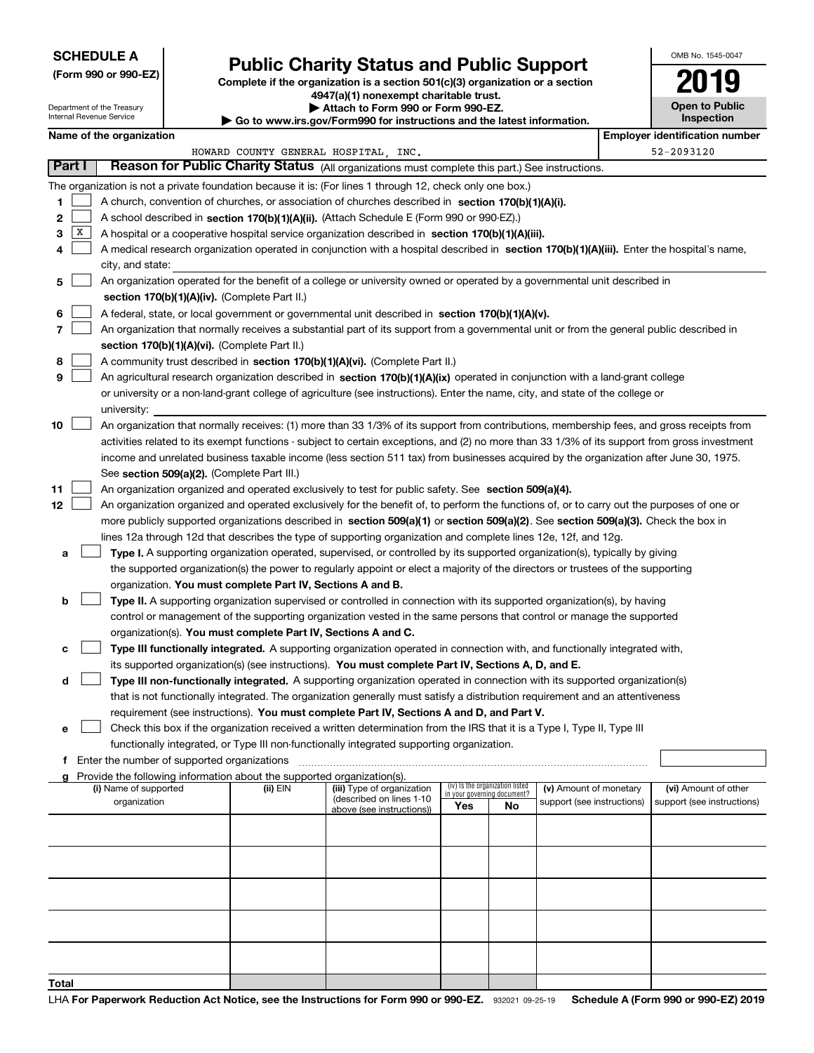**SCHEDULE A**
**(Form 990 or 990-EZ)**

Department of the Treasury
Internal Revenue Service

# Public Charity Status and Public Support

**Complete if the organization is a section 501(c)(3) organization or a section 4947(a)(1) nonexempt charitable trust.**
**▶ Attach to Form 990 or Form 990-EZ.**
**▶ Go to www.irs.gov/Form990 for instructions and the latest information.**

OMB No. 1545-0047

**2019**

**Open to Public Inspection**

**Name of the organization:** HOWARD COUNTY GENERAL HOSPITAL, INC.

**Employer identification number:** 52-2093120

## Part I — Reason for Public Charity Status (All organizations must complete this part.) See instructions.

The organization is not a private foundation because it is: (For lines 1 through 12, check only one box.)

1. ☐ A church, convention of churches, or association of churches described in **section 170(b)(1)(A)(i).**
2. ☐ A school described in **section 170(b)(1)(A)(ii).** (Attach Schedule E (Form 990 or 990-EZ).)
3. ☒ A hospital or a cooperative hospital service organization described in **section 170(b)(1)(A)(iii).**
4. ☐ A medical research organization operated in conjunction with a hospital described in **section 170(b)(1)(A)(iii).** Enter the hospital's name, city, and state:
5. ☐ An organization operated for the benefit of a college or university owned or operated by a governmental unit described in **section 170(b)(1)(A)(iv).** (Complete Part II.)
6. ☐ A federal, state, or local government or governmental unit described in **section 170(b)(1)(A)(v).**
7. ☐ An organization that normally receives a substantial part of its support from a governmental unit or from the general public described in **section 170(b)(1)(A)(vi).** (Complete Part II.)
8. ☐ A community trust described in **section 170(b)(1)(A)(vi).** (Complete Part II.)
9. ☐ An agricultural research organization described in **section 170(b)(1)(A)(ix)** operated in conjunction with a land-grant college or university or a non-land-grant college of agriculture (see instructions). Enter the name, city, and state of the college or university:
10. ☐ An organization that normally receives: (1) more than 33 1/3% of its support from contributions, membership fees, and gross receipts from activities related to its exempt functions - subject to certain exceptions, and (2) no more than 33 1/3% of its support from gross investment income and unrelated business taxable income (less section 511 tax) from businesses acquired by the organization after June 30, 1975. See **section 509(a)(2).** (Complete Part III.)
11. ☐ An organization organized and operated exclusively to test for public safety. See **section 509(a)(4).**
12. ☐ An organization organized and operated exclusively for the benefit of, to perform the functions of, or to carry out the purposes of one or more publicly supported organizations described in **section 509(a)(1)** or **section 509(a)(2)**. See **section 509(a)(3).** Check the box in lines 12a through 12d that describes the type of supporting organization and complete lines 12e, 12f, and 12g.
   - **a** ☐ **Type I.** A supporting organization operated, supervised, or controlled by its supported organization(s), typically by giving the supported organization(s) the power to regularly appoint or elect a majority of the directors or trustees of the supporting organization. **You must complete Part IV, Sections A and B.**
   - **b** ☐ **Type II.** A supporting organization supervised or controlled in connection with its supported organization(s), by having control or management of the supporting organization vested in the same persons that control or manage the supported organization(s). **You must complete Part IV, Sections A and C.**
   - **c** ☐ **Type III functionally integrated.** A supporting organization operated in connection with, and functionally integrated with, its supported organization(s) (see instructions). **You must complete Part IV, Sections A, D, and E.**
   - **d** ☐ **Type III non-functionally integrated.** A supporting organization operated in connection with its supported organization(s) that is not functionally integrated. The organization generally must satisfy a distribution requirement and an attentiveness requirement (see instructions). **You must complete Part IV, Sections A and D, and Part V.**
   - **e** ☐ Check this box if the organization received a written determination from the IRS that it is a Type I, Type II, Type III functionally integrated, or Type III non-functionally integrated supporting organization.
   - **f** Enter the number of supported organizations
   - **g** Provide the following information about the supported organization(s).

| (i) Name of supported organization | (ii) EIN | (iii) Type of organization (described on lines 1-10 above (see instructions)) | (iv) Is the organization listed in your governing document? Yes | No | (v) Amount of monetary support (see instructions) | (vi) Amount of other support (see instructions) |
|---|---|---|---|---|---|---|
| | | | | | | |
| | | | | | | |
| | | | | | | |
| | | | | | | |
| | | | | | | |
| **Total** | | | | | | |

LHA **For Paperwork Reduction Act Notice, see the Instructions for Form 990 or 990-EZ.** 932021 09-25-19 **Schedule A (Form 990 or 990-EZ) 2019**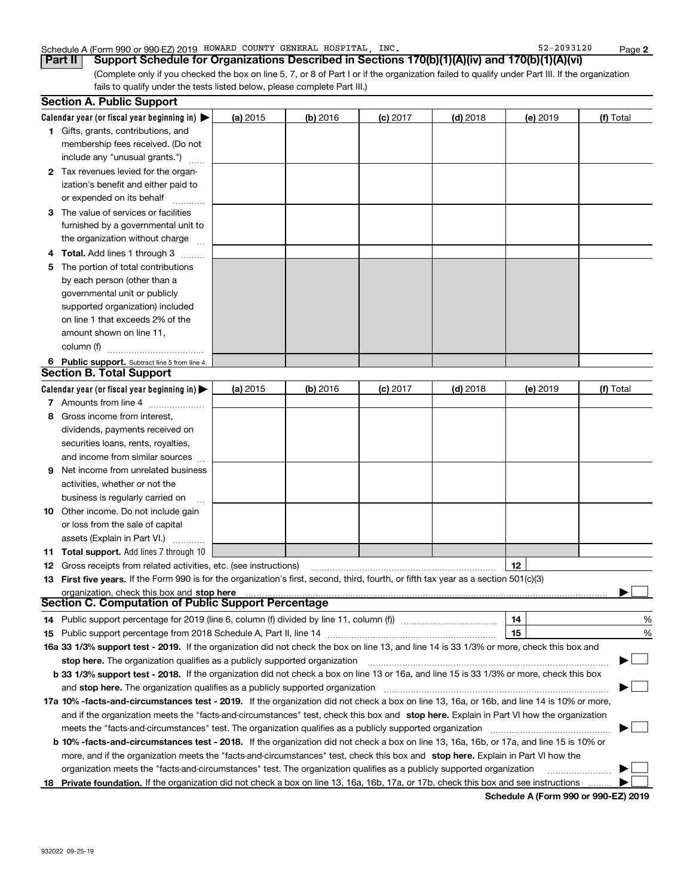Schedule A (Form 990 or 990-EZ) 2019 HOWARD COUNTY GENERAL HOSPITAL, INC. 52-2093120

## Part II Support Schedule for Organizations Described in Sections 170(b)(1)(A)(iv) and 170(b)(1)(A)(vi)

(Complete only if you checked the box on line 5, 7, or 8 of Part I or if the organization failed to qualify under Part III. If the organization fails to qualify under the tests listed below, please complete Part III.)

### Section A. Public Support

| Calendar year (or fiscal year beginning in) ▶ | (a) 2015 | (b) 2016 | (c) 2017 | (d) 2018 | (e) 2019 | (f) Total |
|---|---|---|---|---|---|---|
| 1 Gifts, grants, contributions, and membership fees received. (Do not include any "unusual grants.") | | | | | | |
| 2 Tax revenues levied for the organization's benefit and either paid to or expended on its behalf | | | | | | |
| 3 The value of services or facilities furnished by a governmental unit to the organization without charge | | | | | | |
| 4 Total. Add lines 1 through 3 | | | | | | |
| 5 The portion of total contributions by each person (other than a governmental unit or publicly supported organization) included on line 1 that exceeds 2% of the amount shown on line 11, column (f) | | | | | | |
| 6 Public support. Subtract line 5 from line 4. | | | | | | |

### Section B. Total Support

| Calendar year (or fiscal year beginning in) ▶ | (a) 2015 | (b) 2016 | (c) 2017 | (d) 2018 | (e) 2019 | (f) Total |
|---|---|---|---|---|---|---|
| 7 Amounts from line 4 | | | | | | |
| 8 Gross income from interest, dividends, payments received on securities loans, rents, royalties, and income from similar sources | | | | | | |
| 9 Net income from unrelated business activities, whether or not the business is regularly carried on | | | | | | |
| 10 Other income. Do not include gain or loss from the sale of capital assets (Explain in Part VI.) | | | | | | |
| 11 Total support. Add lines 7 through 10 | | | | | | |

**12** Gross receipts from related activities, etc. (see instructions) | 12 |

**13 First five years.** If the Form 990 is for the organization's first, second, third, fourth, or fifth tax year as a section 501(c)(3) organization, check this box and **stop here** ▶ ☐

### Section C. Computation of Public Support Percentage

**14** Public support percentage for 2019 (line 6, column (f) divided by line 11, column (f)) | 14 | %

**15** Public support percentage from 2018 Schedule A, Part II, line 14 | 15 | %

**16a 33 1/3% support test - 2019.** If the organization did not check the box on line 13, and line 14 is 33 1/3% or more, check this box and **stop here.** The organization qualifies as a publicly supported organization ▶ ☐

**b 33 1/3% support test - 2018.** If the organization did not check a box on line 13 or 16a, and line 15 is 33 1/3% or more, check this box and **stop here.** The organization qualifies as a publicly supported organization ▶ ☐

**17a 10% -facts-and-circumstances test - 2019.** If the organization did not check a box on line 13, 16a, or 16b, and line 14 is 10% or more, and if the organization meets the "facts-and-circumstances" test, check this box and **stop here.** Explain in Part VI how the organization meets the "facts-and-circumstances" test. The organization qualifies as a publicly supported organization ▶ ☐

**b 10% -facts-and-circumstances test - 2018.** If the organization did not check a box on line 13, 16a, 16b, or 17a, and line 15 is 10% or more, and if the organization meets the "facts-and-circumstances" test, check this box and **stop here.** Explain in Part VI how the organization meets the "facts-and-circumstances" test. The organization qualifies as a publicly supported organization ▶ ☐

**18 Private foundation.** If the organization did not check a box on line 13, 16a, 16b, 17a, or 17b, check this box and see instructions ▶ ☐

**Schedule A (Form 990 or 990-EZ) 2019**

932022 09-25-19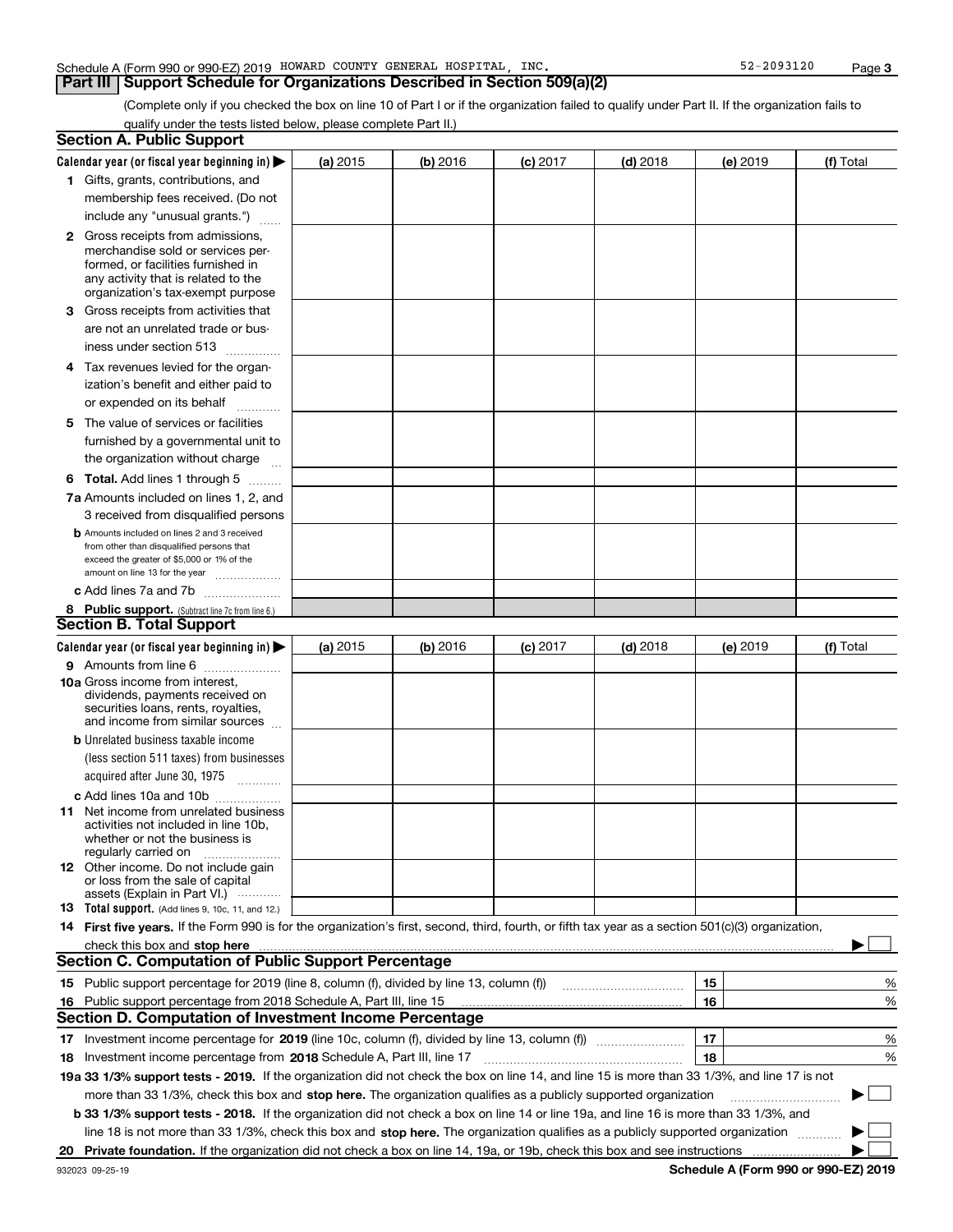Schedule A (Form 990 or 990-EZ) 2019 HOWARD COUNTY GENERAL HOSPITAL, INC. 52-2093120

## Part III Support Schedule for Organizations Described in Section 509(a)(2)

(Complete only if you checked the box on line 10 of Part I or if the organization failed to qualify under Part II. If the organization fails to qualify under the tests listed below, please complete Part II.)

### Section A. Public Support

| Calendar year (or fiscal year beginning in) ▶ | (a) 2015 | (b) 2016 | (c) 2017 | (d) 2018 | (e) 2019 | (f) Total |
|---|---|---|---|---|---|---|
| **1** Gifts, grants, contributions, and membership fees received. (Do not include any "unusual grants.") | | | | | | |
| **2** Gross receipts from admissions, merchandise sold or services performed, or facilities furnished in any activity that is related to the organization's tax-exempt purpose | | | | | | |
| **3** Gross receipts from activities that are not an unrelated trade or business under section 513 | | | | | | |
| **4** Tax revenues levied for the organization's benefit and either paid to or expended on its behalf | | | | | | |
| **5** The value of services or facilities furnished by a governmental unit to the organization without charge | | | | | | |
| **6 Total.** Add lines 1 through 5 | | | | | | |
| **7a** Amounts included on lines 1, 2, and 3 received from disqualified persons | | | | | | |
| **b** Amounts included on lines 2 and 3 received from other than disqualified persons that exceed the greater of $5,000 or 1% of the amount on line 13 for the year | | | | | | |
| **c** Add lines 7a and 7b | | | | | | |
| **8 Public support.** (Subtract line 7c from line 6.) | | | | | | |

### Section B. Total Support

| Calendar year (or fiscal year beginning in) ▶ | (a) 2015 | (b) 2016 | (c) 2017 | (d) 2018 | (e) 2019 | (f) Total |
|---|---|---|---|---|---|---|
| **9** Amounts from line 6 | | | | | | |
| **10a** Gross income from interest, dividends, payments received on securities loans, rents, royalties, and income from similar sources | | | | | | |
| **b** Unrelated business taxable income (less section 511 taxes) from businesses acquired after June 30, 1975 | | | | | | |
| **c** Add lines 10a and 10b | | | | | | |
| **11** Net income from unrelated business activities not included in line 10b, whether or not the business is regularly carried on | | | | | | |
| **12** Other income. Do not include gain or loss from the sale of capital assets (Explain in Part VI.) | | | | | | |
| **13 Total support.** (Add lines 9, 10c, 11, and 12.) | | | | | | |

**14 First five years.** If the Form 990 is for the organization's first, second, third, fourth, or fifth tax year as a section 501(c)(3) organization, check this box and **stop here** ▶ ☐

### Section C. Computation of Public Support Percentage

| | | | |
|---|---|---|---|
| **15** Public support percentage for 2019 (line 8, column (f), divided by line 13, column (f)) | 15 | | % |
| **16** Public support percentage from 2018 Schedule A, Part III, line 15 | 16 | | % |

### Section D. Computation of Investment Income Percentage

| | | | |
|---|---|---|---|
| **17** Investment income percentage for **2019** (line 10c, column (f), divided by line 13, column (f)) | 17 | | % |
| **18** Investment income percentage from **2018** Schedule A, Part III, line 17 | 18 | | % |

**19a 33 1/3% support tests - 2019.** If the organization did not check the box on line 14, and line 15 is more than 33 1/3%, and line 17 is not more than 33 1/3%, check this box and **stop here.** The organization qualifies as a publicly supported organization ▶ ☐

**b 33 1/3% support tests - 2018.** If the organization did not check a box on line 14 or line 19a, and line 16 is more than 33 1/3%, and line 18 is not more than 33 1/3%, check this box and **stop here.** The organization qualifies as a publicly supported organization ▶ ☐

**20 Private foundation.** If the organization did not check a box on line 14, 19a, or 19b, check this box and see instructions ▶ ☐

932023 09-25-19 **Schedule A (Form 990 or 990-EZ) 2019**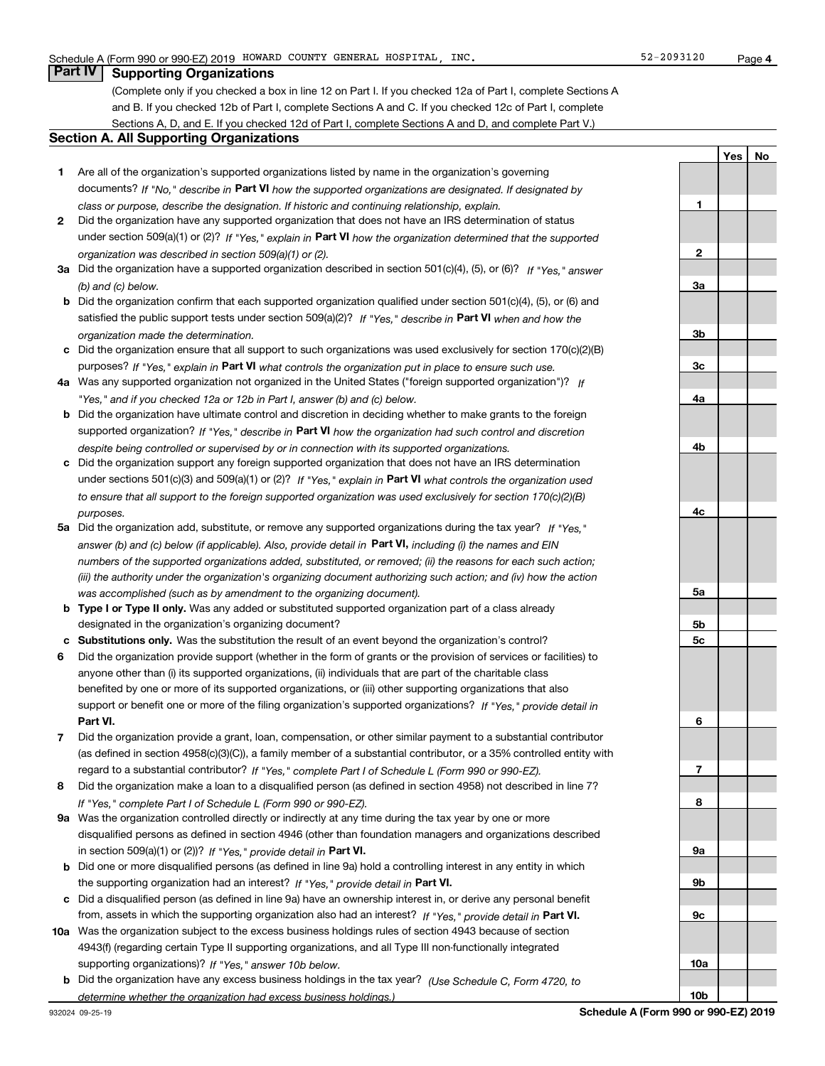Schedule A (Form 990 or 990-EZ) 2019 HOWARD COUNTY GENERAL HOSPITAL, INC. 52-2093120

## Part IV Supporting Organizations

(Complete only if you checked a box in line 12 on Part I. If you checked 12a of Part I, complete Sections A and B. If you checked 12b of Part I, complete Sections A and C. If you checked 12c of Part I, complete Sections A, D, and E. If you checked 12d of Part I, complete Sections A and D, and complete Part V.)

### Section A. All Supporting Organizations

| | | Line | Yes | No |
|---|---|---|---|---|
| **1** | Are all of the organization's supported organizations listed by name in the organization's governing documents? *If "No," describe in* **Part VI** *how the supported organizations are designated. If designated by class or purpose, describe the designation. If historic and continuing relationship, explain.* | **1** | | |
| **2** | Did the organization have any supported organization that does not have an IRS determination of status under section 509(a)(1) or (2)? *If "Yes," explain in* **Part VI** *how the organization determined that the supported organization was described in section 509(a)(1) or (2).* | **2** | | |
| **3a** | Did the organization have a supported organization described in section 501(c)(4), (5), or (6)? *If "Yes," answer (b) and (c) below.* | **3a** | | |
| **b** | Did the organization confirm that each supported organization qualified under section 501(c)(4), (5), or (6) and satisfied the public support tests under section 509(a)(2)? *If "Yes," describe in* **Part VI** *when and how the organization made the determination.* | **3b** | | |
| **c** | Did the organization ensure that all support to such organizations was used exclusively for section 170(c)(2)(B) purposes? *If "Yes," explain in* **Part VI** *what controls the organization put in place to ensure such use.* | **3c** | | |
| **4a** | Was any supported organization not organized in the United States ("foreign supported organization")? *If "Yes," and if you checked 12a or 12b in Part I, answer (b) and (c) below.* | **4a** | | |
| **b** | Did the organization have ultimate control and discretion in deciding whether to make grants to the foreign supported organization? *If "Yes," describe in* **Part VI** *how the organization had such control and discretion despite being controlled or supervised by or in connection with its supported organizations.* | **4b** | | |
| **c** | Did the organization support any foreign supported organization that does not have an IRS determination under sections 501(c)(3) and 509(a)(1) or (2)? *If "Yes," explain in* **Part VI** *what controls the organization used to ensure that all support to the foreign supported organization was used exclusively for section 170(c)(2)(B) purposes.* | **4c** | | |
| **5a** | Did the organization add, substitute, or remove any supported organizations during the tax year? *If "Yes," answer (b) and (c) below (if applicable). Also, provide detail in* **Part VI,** *including (i) the names and EIN numbers of the supported organizations added, substituted, or removed; (ii) the reasons for each such action; (iii) the authority under the organization's organizing document authorizing such action; and (iv) how the action was accomplished (such as by amendment to the organizing document).* | **5a** | | |
| **b** | **Type I or Type II only.** Was any added or substituted supported organization part of a class already designated in the organization's organizing document? | **5b** | | |
| **c** | **Substitutions only.** Was the substitution the result of an event beyond the organization's control? | **5c** | | |
| **6** | Did the organization provide support (whether in the form of grants or the provision of services or facilities) to anyone other than (i) its supported organizations, (ii) individuals that are part of the charitable class benefited by one or more of its supported organizations, or (iii) other supporting organizations that also support or benefit one or more of the filing organization's supported organizations? *If "Yes," provide detail in* **Part VI.** | **6** | | |
| **7** | Did the organization provide a grant, loan, compensation, or other similar payment to a substantial contributor (as defined in section 4958(c)(3)(C)), a family member of a substantial contributor, or a 35% controlled entity with regard to a substantial contributor? *If "Yes," complete Part I of Schedule L (Form 990 or 990-EZ).* | **7** | | |
| **8** | Did the organization make a loan to a disqualified person (as defined in section 4958) not described in line 7? *If "Yes," complete Part I of Schedule L (Form 990 or 990-EZ).* | **8** | | |
| **9a** | Was the organization controlled directly or indirectly at any time during the tax year by one or more disqualified persons as defined in section 4946 (other than foundation managers and organizations described in section 509(a)(1) or (2))? *If "Yes," provide detail in* **Part VI.** | **9a** | | |
| **b** | Did one or more disqualified persons (as defined in line 9a) hold a controlling interest in any entity in which the supporting organization had an interest? *If "Yes," provide detail in* **Part VI.** | **9b** | | |
| **c** | Did a disqualified person (as defined in line 9a) have an ownership interest in, or derive any personal benefit from, assets in which the supporting organization also had an interest? *If "Yes," provide detail in* **Part VI.** | **9c** | | |
| **10a** | Was the organization subject to the excess business holdings rules of section 4943 because of section 4943(f) (regarding certain Type II supporting organizations, and all Type III non-functionally integrated supporting organizations)? *If "Yes," answer 10b below.* | **10a** | | |
| **b** | Did the organization have any excess business holdings in the tax year? *(Use Schedule C, Form 4720, to determine whether the organization had excess business holdings.)* | **10b** | | |

932024 09-25-19 **Schedule A (Form 990 or 990-EZ) 2019**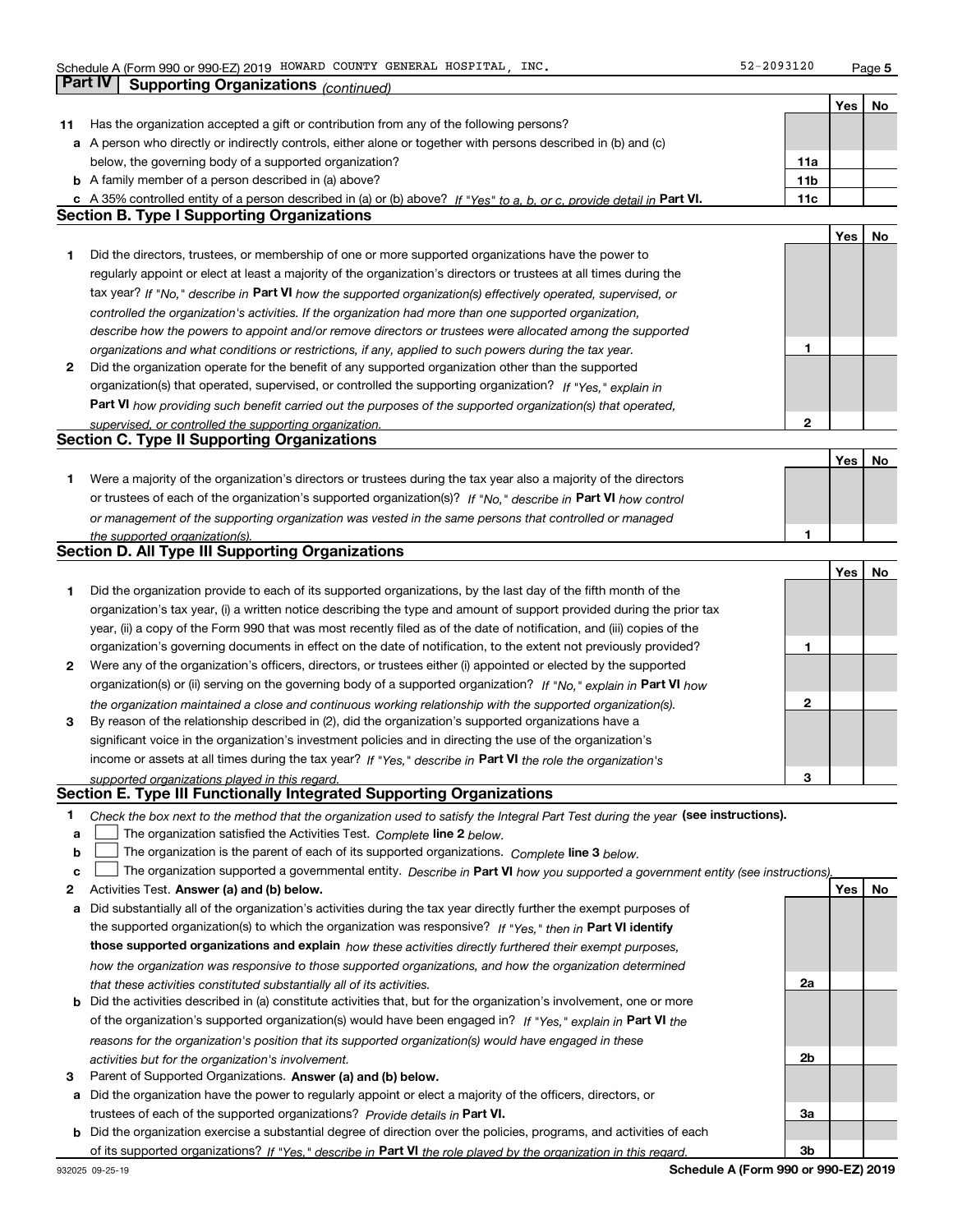## Part IV | Supporting Organizations *(continued)*

| | | | Yes | No |
|---|---|---|---|---|
| **11** | Has the organization accepted a gift or contribution from any of the following persons? | | | |
| **a** | A person who directly or indirectly controls, either alone or together with persons described in (b) and (c) below, the governing body of a supported organization? | **11a** | | |
| **b** | A family member of a person described in (a) above? | **11b** | | |
| **c** | A 35% controlled entity of a person described in (a) or (b) above? *If "Yes" to a, b, or c, provide detail in* **Part VI.** | **11c** | | |

### Section B. Type I Supporting Organizations

| | | | Yes | No |
|---|---|---|---|---|
| **1** | Did the directors, trustees, or membership of one or more supported organizations have the power to regularly appoint or elect at least a majority of the organization's directors or trustees at all times during the tax year? *If "No," describe in* **Part VI** *how the supported organization(s) effectively operated, supervised, or controlled the organization's activities. If the organization had more than one supported organization, describe how the powers to appoint and/or remove directors or trustees were allocated among the supported organizations and what conditions or restrictions, if any, applied to such powers during the tax year.* | **1** | | |
| **2** | Did the organization operate for the benefit of any supported organization other than the supported organization(s) that operated, supervised, or controlled the supporting organization? *If "Yes," explain in* **Part VI** *how providing such benefit carried out the purposes of the supported organization(s) that operated, supervised, or controlled the supporting organization.* | **2** | | |

### Section C. Type II Supporting Organizations

| | | | Yes | No |
|---|---|---|---|---|
| **1** | Were a majority of the organization's directors or trustees during the tax year also a majority of the directors or trustees of each of the organization's supported organization(s)? *If "No," describe in* **Part VI** *how control or management of the supporting organization was vested in the same persons that controlled or managed the supported organization(s).* | **1** | | |

### Section D. All Type III Supporting Organizations

| | | | Yes | No |
|---|---|---|---|---|
| **1** | Did the organization provide to each of its supported organizations, by the last day of the fifth month of the organization's tax year, (i) a written notice describing the type and amount of support provided during the prior tax year, (ii) a copy of the Form 990 that was most recently filed as of the date of notification, and (iii) copies of the organization's governing documents in effect on the date of notification, to the extent not previously provided? | **1** | | |
| **2** | Were any of the organization's officers, directors, or trustees either (i) appointed or elected by the supported organization(s) or (ii) serving on the governing body of a supported organization? *If "No," explain in* **Part VI** *how the organization maintained a close and continuous working relationship with the supported organization(s).* | **2** | | |
| **3** | By reason of the relationship described in (2), did the organization's supported organizations have a significant voice in the organization's investment policies and in directing the use of the organization's income or assets at all times during the tax year? *If "Yes," describe in* **Part VI** *the role the organization's supported organizations played in this regard.* | **3** | | |

### Section E. Type III Functionally Integrated Supporting Organizations

**1** *Check the box next to the method that the organization used to satisfy the Integral Part Test during the year* **(see instructions).**

- **a** ☐ The organization satisfied the Activities Test. *Complete* **line 2** *below.*
- **b** ☐ The organization is the parent of each of its supported organizations. *Complete* **line 3** *below.*
- **c** ☐ The organization supported a governmental entity. *Describe in* **Part VI** *how you supported a government entity (see instructions).*

| | | | Yes | No |
|---|---|---|---|---|
| **2** | Activities Test. **Answer (a) and (b) below.** | | | |
| **a** | Did substantially all of the organization's activities during the tax year directly further the exempt purposes of the supported organization(s) to which the organization was responsive? *If "Yes," then in* **Part VI identify those supported organizations and explain** *how these activities directly furthered their exempt purposes, how the organization was responsive to those supported organizations, and how the organization determined that these activities constituted substantially all of its activities.* | **2a** | | |
| **b** | Did the activities described in (a) constitute activities that, but for the organization's involvement, one or more of the organization's supported organization(s) would have been engaged in? *If "Yes," explain in* **Part VI** *the reasons for the organization's position that its supported organization(s) would have engaged in these activities but for the organization's involvement.* | **2b** | | |
| **3** | Parent of Supported Organizations. **Answer (a) and (b) below.** | | | |
| **a** | Did the organization have the power to regularly appoint or elect a majority of the officers, directors, or trustees of each of the supported organizations? *Provide details in* **Part VI.** | **3a** | | |
| **b** | Did the organization exercise a substantial degree of direction over the policies, programs, and activities of each of its supported organizations? *If "Yes," describe in* **Part VI** *the role played by the organization in this regard.* | **3b** | | |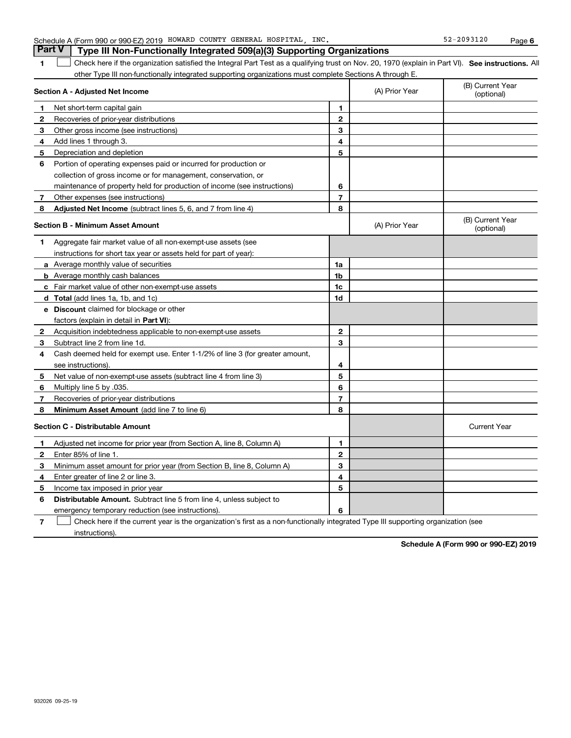## Part V Type III Non-Functionally Integrated 509(a)(3) Supporting Organizations

1 ☐ Check here if the organization satisfied the Integral Part Test as a qualifying trust on Nov. 20, 1970 (explain in Part VI). **See instructions.** All other Type III non-functionally integrated supporting organizations must complete Sections A through E.

| **Section A - Adjusted Net Income** | | (A) Prior Year | (B) Current Year (optional) |
|---|---|---|---|
| **1** Net short-term capital gain | **1** | | |
| **2** Recoveries of prior-year distributions | **2** | | |
| **3** Other gross income (see instructions) | **3** | | |
| **4** Add lines 1 through 3. | **4** | | |
| **5** Depreciation and depletion | **5** | | |
| **6** Portion of operating expenses paid or incurred for production or collection of gross income or for management, conservation, or maintenance of property held for production of income (see instructions) | **6** | | |
| **7** Other expenses (see instructions) | **7** | | |
| **8** **Adjusted Net Income** (subtract lines 5, 6, and 7 from line 4) | **8** | | |

| **Section B - Minimum Asset Amount** | | (A) Prior Year | (B) Current Year (optional) |
|---|---|---|---|
| **1** Aggregate fair market value of all non-exempt-use assets (see instructions for short tax year or assets held for part of year): | | | |
| **a** Average monthly value of securities | **1a** | | |
| **b** Average monthly cash balances | **1b** | | |
| **c** Fair market value of other non-exempt-use assets | **1c** | | |
| **d** **Total** (add lines 1a, 1b, and 1c) | **1d** | | |
| **e** **Discount** claimed for blockage or other factors (explain in detail in **Part VI**): | | | |
| **2** Acquisition indebtedness applicable to non-exempt-use assets | **2** | | |
| **3** Subtract line 2 from line 1d. | **3** | | |
| **4** Cash deemed held for exempt use. Enter 1-1/2% of line 3 (for greater amount, see instructions). | **4** | | |
| **5** Net value of non-exempt-use assets (subtract line 4 from line 3) | **5** | | |
| **6** Multiply line 5 by .035. | **6** | | |
| **7** Recoveries of prior-year distributions | **7** | | |
| **8** **Minimum Asset Amount** (add line 7 to line 6) | **8** | | |

| **Section C - Distributable Amount** | | | Current Year |
|---|---|---|---|
| **1** Adjusted net income for prior year (from Section A, line 8, Column A) | **1** | | |
| **2** Enter 85% of line 1. | **2** | | |
| **3** Minimum asset amount for prior year (from Section B, line 8, Column A) | **3** | | |
| **4** Enter greater of line 2 or line 3. | **4** | | |
| **5** Income tax imposed in prior year | **5** | | |
| **6** **Distributable Amount.** Subtract line 5 from line 4, unless subject to emergency temporary reduction (see instructions). | **6** | | |

7 ☐ Check here if the current year is the organization's first as a non-functionally integrated Type III supporting organization (see instructions).

**Schedule A (Form 990 or 990-EZ) 2019**

932026 09-25-19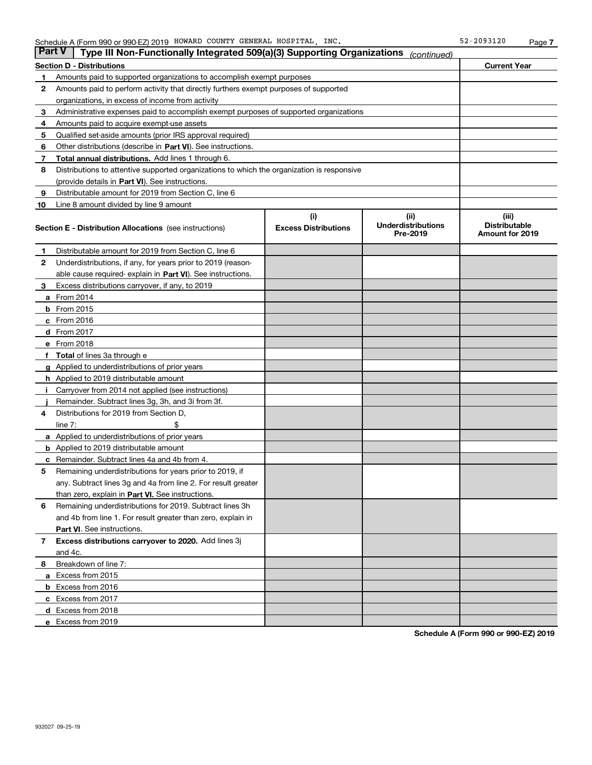Schedule A (Form 990 or 990-EZ) 2019 HOWARD COUNTY GENERAL HOSPITAL, INC. 52-2093120 Page 7

## Part V | Type III Non-Functionally Integrated 509(a)(3) Supporting Organizations *(continued)*

| Section D - Distributions | | Current Year |
|---|---|---|
| 1 | Amounts paid to supported organizations to accomplish exempt purposes | |
| 2 | Amounts paid to perform activity that directly furthers exempt purposes of supported organizations, in excess of income from activity | |
| 3 | Administrative expenses paid to accomplish exempt purposes of supported organizations | |
| 4 | Amounts paid to acquire exempt-use assets | |
| 5 | Qualified set-aside amounts (prior IRS approval required) | |
| 6 | Other distributions (describe in **Part VI**). See instructions. | |
| 7 | **Total annual distributions.** Add lines 1 through 6. | |
| 8 | Distributions to attentive supported organizations to which the organization is responsive (provide details in **Part VI**). See instructions. | |
| 9 | Distributable amount for 2019 from Section C, line 6 | |
| 10 | Line 8 amount divided by line 9 amount | |

| | **Section E - Distribution Allocations** (see instructions) | (i) Excess Distributions | (ii) Underdistributions Pre-2019 | (iii) Distributable Amount for 2019 |
|---|---|---|---|---|
| 1 | Distributable amount for 2019 from Section C, line 6 | | | |
| 2 | Underdistributions, if any, for years prior to 2019 (reasonable cause required- explain in **Part VI**). See instructions. | | | |
| 3 | Excess distributions carryover, if any, to 2019 | | | |
| a | From 2014 | | | |
| b | From 2015 | | | |
| c | From 2016 | | | |
| d | From 2017 | | | |
| e | From 2018 | | | |
| f | **Total** of lines 3a through e | | | |
| g | Applied to underdistributions of prior years | | | |
| h | Applied to 2019 distributable amount | | | |
| i | Carryover from 2014 not applied (see instructions) | | | |
| j | Remainder. Subtract lines 3g, 3h, and 3i from 3f. | | | |
| 4 | Distributions for 2019 from Section D, line 7: $ | | | |
| a | Applied to underdistributions of prior years | | | |
| b | Applied to 2019 distributable amount | | | |
| c | Remainder. Subtract lines 4a and 4b from 4. | | | |
| 5 | Remaining underdistributions for years prior to 2019, if any. Subtract lines 3g and 4a from line 2. For result greater than zero, explain in **Part VI.** See instructions. | | | |
| 6 | Remaining underdistributions for 2019. Subtract lines 3h and 4b from line 1. For result greater than zero, explain in **Part VI**. See instructions. | | | |
| 7 | **Excess distributions carryover to 2020.** Add lines 3j and 4c. | | | |
| 8 | Breakdown of line 7: | | | |
| a | Excess from 2015 | | | |
| b | Excess from 2016 | | | |
| c | Excess from 2017 | | | |
| d | Excess from 2018 | | | |
| e | Excess from 2019 | | | |

**Schedule A (Form 990 or 990-EZ) 2019**

932027 09-25-19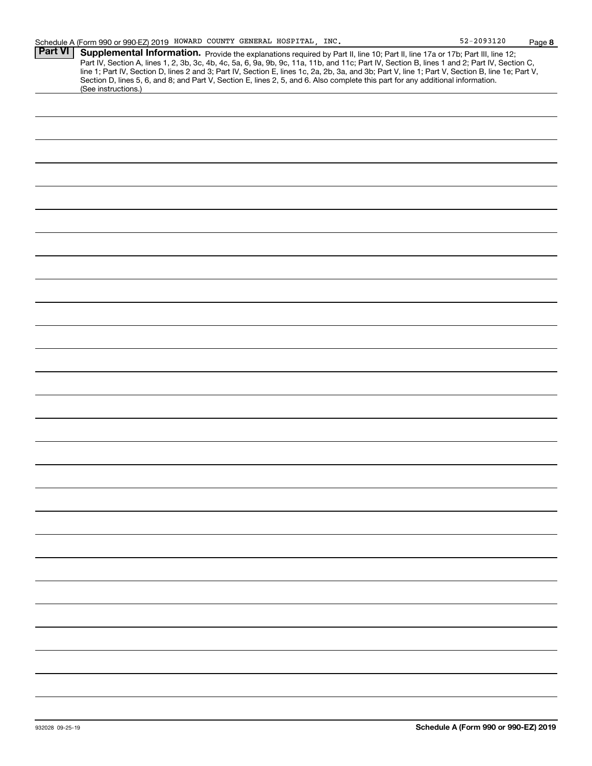Schedule A (Form 990 or 990-EZ) 2019 HOWARD COUNTY GENERAL HOSPITAL, INC. 52-2093120

## Part VI Supplemental Information.

Provide the explanations required by Part II, line 10; Part II, line 17a or 17b; Part III, line 12; Part IV, Section A, lines 1, 2, 3b, 3c, 4b, 4c, 5a, 6, 9a, 9b, 9c, 11a, 11b, and 11c; Part IV, Section B, lines 1 and 2; Part IV, Section C, line 1; Part IV, Section D, lines 2 and 3; Part IV, Section E, lines 1c, 2a, 2b, 3a, and 3b; Part V, line 1; Part V, Section B, line 1e; Part V, Section D, lines 5, 6, and 8; and Part V, Section E, lines 2, 5, and 6. Also complete this part for any additional information. (See instructions.)

932028 09-25-19

**Schedule A (Form 990 or 990-EZ) 2019**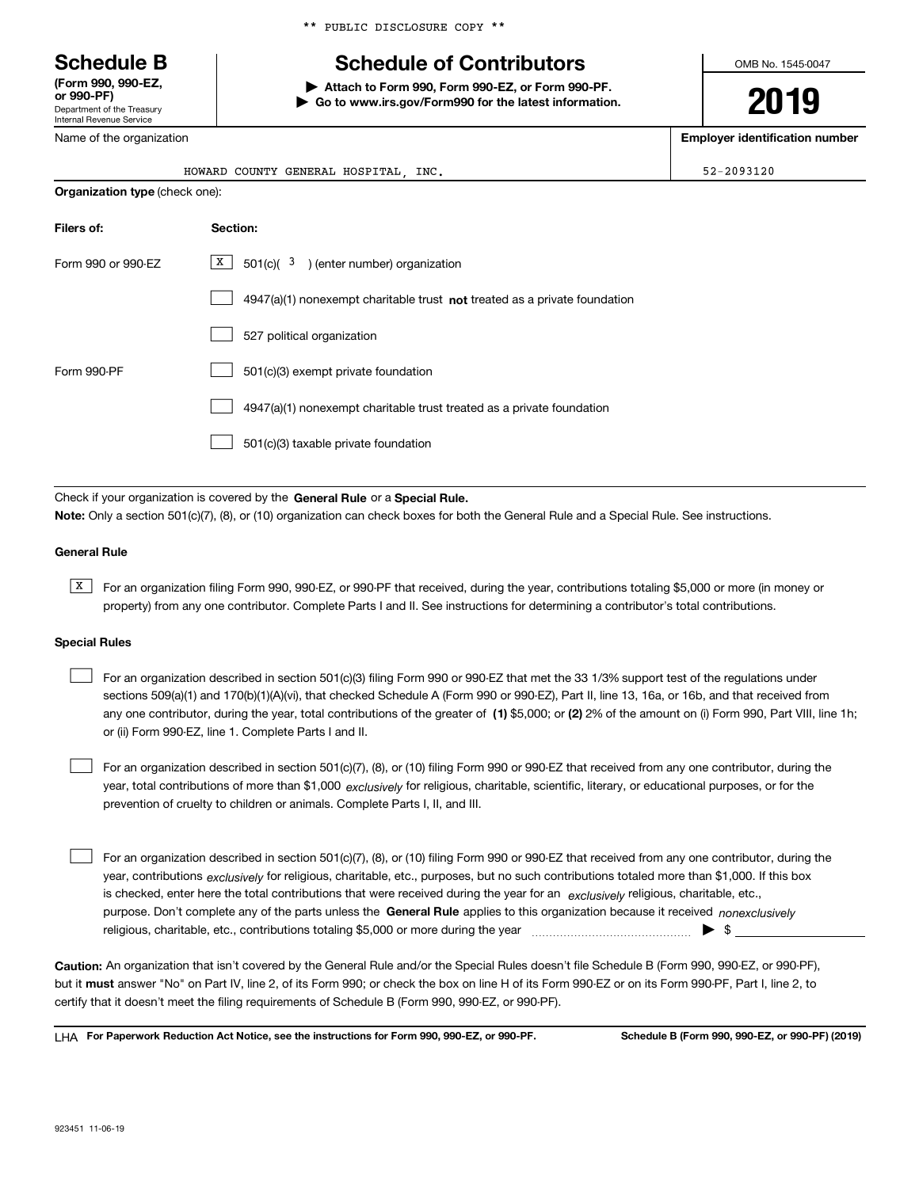** PUBLIC DISCLOSURE COPY **

# Schedule B

**(Form 990, 990-EZ, or 990-PF)**
Department of the Treasury
Internal Revenue Service

## Schedule of Contributors

▶ **Attach to Form 990, Form 990-EZ, or Form 990-PF.**
▶ **Go to www.irs.gov/Form990 for the latest information.**

OMB No. 1545-0047

**2019**

Name of the organization: HOWARD COUNTY GENERAL HOSPITAL, INC.

**Employer identification number:** 52-2093120

**Organization type** (check one):

| **Filers of:** | **Section:** |
|---|---|
| Form 990 or 990-EZ | [X] 501(c)( 3 ) (enter number) organization |
| | [ ] 4947(a)(1) nonexempt charitable trust **not** treated as a private foundation |
| | [ ] 527 political organization |
| Form 990-PF | [ ] 501(c)(3) exempt private foundation |
| | [ ] 4947(a)(1) nonexempt charitable trust treated as a private foundation |
| | [ ] 501(c)(3) taxable private foundation |

Check if your organization is covered by the **General Rule** or a **Special Rule.**

**Note:** Only a section 501(c)(7), (8), or (10) organization can check boxes for both the General Rule and a Special Rule. See instructions.

### General Rule

[X] For an organization filing Form 990, 990-EZ, or 990-PF that received, during the year, contributions totaling $5,000 or more (in money or property) from any one contributor. Complete Parts I and II. See instructions for determining a contributor's total contributions.

### Special Rules

[ ] For an organization described in section 501(c)(3) filing Form 990 or 990-EZ that met the 33 1/3% support test of the regulations under sections 509(a)(1) and 170(b)(1)(A)(vi), that checked Schedule A (Form 990 or 990-EZ), Part II, line 13, 16a, or 16b, and that received from any one contributor, during the year, total contributions of the greater of **(1)** $5,000; or **(2)** 2% of the amount on (i) Form 990, Part VIII, line 1h; or (ii) Form 990-EZ, line 1. Complete Parts I and II.

[ ] For an organization described in section 501(c)(7), (8), or (10) filing Form 990 or 990-EZ that received from any one contributor, during the year, total contributions of more than $1,000 *exclusively* for religious, charitable, scientific, literary, or educational purposes, or for the prevention of cruelty to children or animals. Complete Parts I, II, and III.

[ ] For an organization described in section 501(c)(7), (8), or (10) filing Form 990 or 990-EZ that received from any one contributor, during the year, contributions *exclusively* for religious, charitable, etc., purposes, but no such contributions totaled more than $1,000. If this box is checked, enter here the total contributions that were received during the year for an *exclusively* religious, charitable, etc., purpose. Don't complete any of the parts unless the **General Rule** applies to this organization because it received *nonexclusively* religious, charitable, etc., contributions totaling $5,000 or more during the year ▶ $

**Caution:** An organization that isn't covered by the General Rule and/or the Special Rules doesn't file Schedule B (Form 990, 990-EZ, or 990-PF), but it **must** answer "No" on Part IV, line 2, of its Form 990; or check the box on line H of its Form 990-EZ or on its Form 990-PF, Part I, line 2, to certify that it doesn't meet the filing requirements of Schedule B (Form 990, 990-EZ, or 990-PF).

LHA **For Paperwork Reduction Act Notice, see the instructions for Form 990, 990-EZ, or 990-PF.** **Schedule B (Form 990, 990-EZ, or 990-PF) (2019)**

923451 11-06-19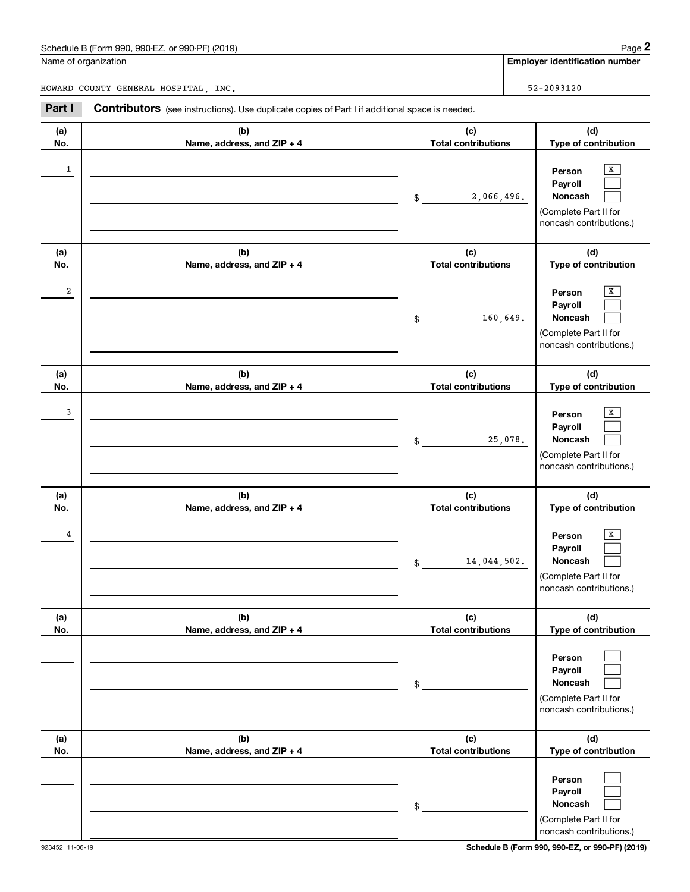Schedule B (Form 990, 990-EZ, or 990-PF) (2019)

Name of organization: HOWARD COUNTY GENERAL HOSPITAL, INC.

Employer identification number: 52-2093120

**Part I** **Contributors** (see instructions). Use duplicate copies of Part I if additional space is needed.

| (a) No. | (b) Name, address, and ZIP + 4 | (c) Total contributions | (d) Type of contribution |
|---|---|---|---|
| 1 | | $ 2,066,496. | Person [X] Payroll [ ] Noncash [ ] (Complete Part II for noncash contributions.) |
| 2 | | $ 160,649. | Person [X] Payroll [ ] Noncash [ ] (Complete Part II for noncash contributions.) |
| 3 | | $ 25,078. | Person [X] Payroll [ ] Noncash [ ] (Complete Part II for noncash contributions.) |
| 4 | | $ 14,044,502. | Person [X] Payroll [ ] Noncash [ ] (Complete Part II for noncash contributions.) |
| | | $ | Person [ ] Payroll [ ] Noncash [ ] (Complete Part II for noncash contributions.) |
| | | $ | Person [ ] Payroll [ ] Noncash [ ] (Complete Part II for noncash contributions.) |

923452 11-06-19

Schedule B (Form 990, 990-EZ, or 990-PF) (2019)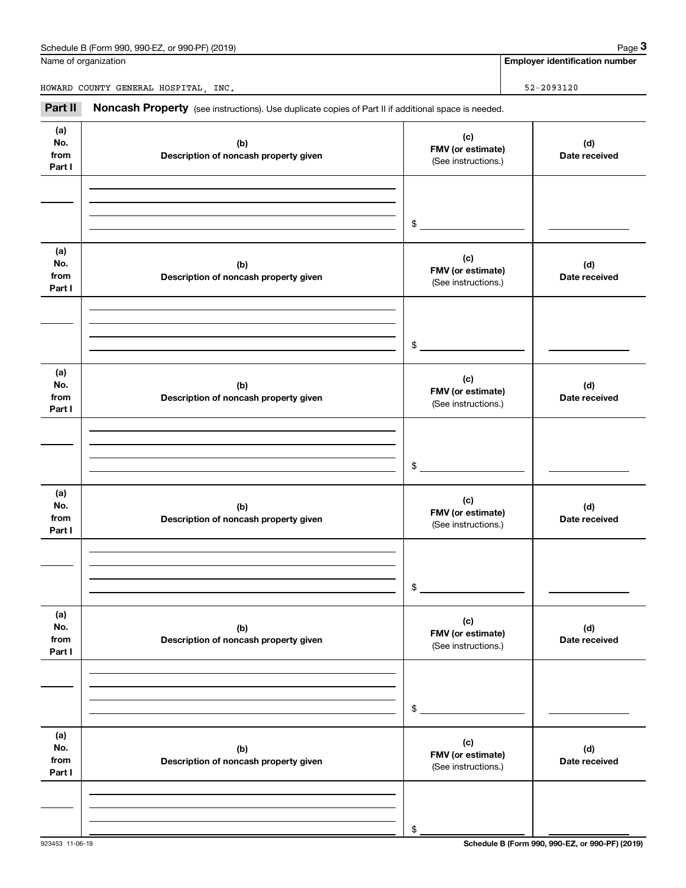Name of organization

HOWARD COUNTY GENERAL HOSPITAL, INC.

**Employer identification number**

52-2093120

## Part II Noncash Property (see instructions). Use duplicate copies of Part II if additional space is needed.

| (a) No. from Part I | (b) Description of noncash property given | (c) FMV (or estimate) (See instructions.) | (d) Date received |
|---|---|---|---|
| | | $ | |

| (a) No. from Part I | (b) Description of noncash property given | (c) FMV (or estimate) (See instructions.) | (d) Date received |
|---|---|---|---|
| | | $ | |

| (a) No. from Part I | (b) Description of noncash property given | (c) FMV (or estimate) (See instructions.) | (d) Date received |
|---|---|---|---|
| | | $ | |

| (a) No. from Part I | (b) Description of noncash property given | (c) FMV (or estimate) (See instructions.) | (d) Date received |
|---|---|---|---|
| | | $ | |

| (a) No. from Part I | (b) Description of noncash property given | (c) FMV (or estimate) (See instructions.) | (d) Date received |
|---|---|---|---|
| | | $ | |

| (a) No. from Part I | (b) Description of noncash property given | (c) FMV (or estimate) (See instructions.) | (d) Date received |
|---|---|---|---|
| | | $ | |

923453 11-06-19

**Schedule B (Form 990, 990-EZ, or 990-PF) (2019)**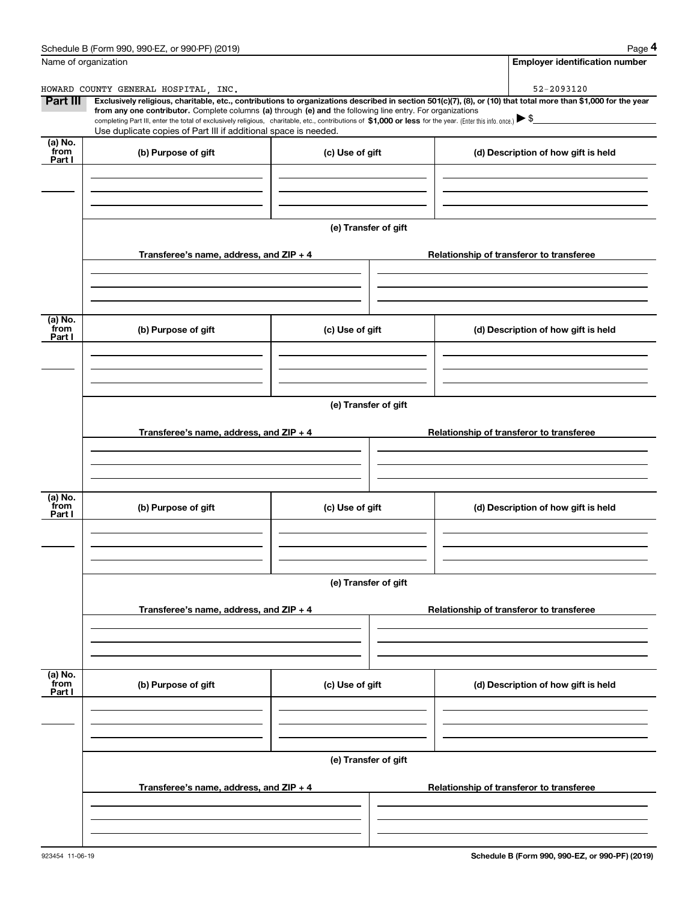Name of organization

HOWARD COUNTY GENERAL HOSPITAL, INC.

**Employer identification number**

52-2093120

**Part III** **Exclusively religious, charitable, etc., contributions to organizations described in section 501(c)(7), (8), or (10) that total more than $1,000 for the year from any one contributor.** Complete columns **(a)** through **(e) and** the following line entry. For organizations completing Part III, enter the total of exclusively religious, charitable, etc., contributions of **$1,000 or less** for the year. (Enter this info. once.) ▶ $

Use duplicate copies of Part III if additional space is needed.

| (a) No. from Part I | (b) Purpose of gift | (c) Use of gift | (d) Description of how gift is held |
|---|---|---|---|
| | | | |

**(e) Transfer of gift**

| Transferee's name, address, and ZIP + 4 | Relationship of transferor to transferee |
|---|---|
| | |

| (a) No. from Part I | (b) Purpose of gift | (c) Use of gift | (d) Description of how gift is held |
|---|---|---|---|
| | | | |

**(e) Transfer of gift**

| Transferee's name, address, and ZIP + 4 | Relationship of transferor to transferee |
|---|---|
| | |

| (a) No. from Part I | (b) Purpose of gift | (c) Use of gift | (d) Description of how gift is held |
|---|---|---|---|
| | | | |

**(e) Transfer of gift**

| Transferee's name, address, and ZIP + 4 | Relationship of transferor to transferee |
|---|---|
| | |

| (a) No. from Part I | (b) Purpose of gift | (c) Use of gift | (d) Description of how gift is held |
|---|---|---|---|
| | | | |

**(e) Transfer of gift**

| Transferee's name, address, and ZIP + 4 | Relationship of transferor to transferee |
|---|---|
| | |

923454 11-06-19

**Schedule B (Form 990, 990-EZ, or 990-PF) (2019)**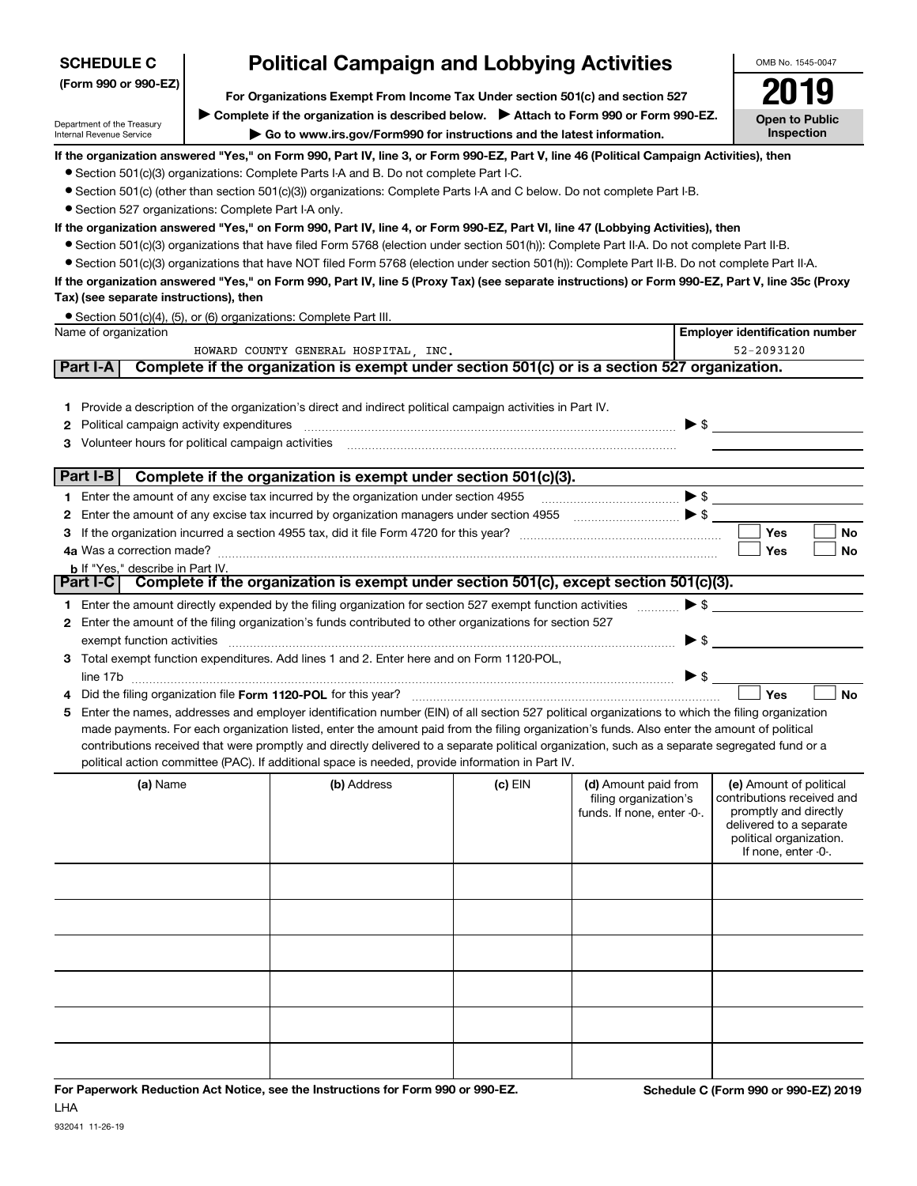**SCHEDULE C**
**(Form 990 or 990-EZ)**

Department of the Treasury
Internal Revenue Service

# Political Campaign and Lobbying Activities

**For Organizations Exempt From Income Tax Under section 501(c) and section 527**

▶ **Complete if the organization is described below.** ▶ **Attach to Form 990 or Form 990-EZ.**

▶ **Go to www.irs.gov/Form990 for instructions and the latest information.**

OMB No. 1545-0047

**2019**

**Open to Public Inspection**

**If the organization answered "Yes," on Form 990, Part IV, line 3, or Form 990-EZ, Part V, line 46 (Political Campaign Activities), then**

- Section 501(c)(3) organizations: Complete Parts I-A and B. Do not complete Part I-C.
- Section 501(c) (other than section 501(c)(3)) organizations: Complete Parts I-A and C below. Do not complete Part I-B.
- Section 527 organizations: Complete Part I-A only.

**If the organization answered "Yes," on Form 990, Part IV, line 4, or Form 990-EZ, Part VI, line 47 (Lobbying Activities), then**

- Section 501(c)(3) organizations that have filed Form 5768 (election under section 501(h)): Complete Part II-A. Do not complete Part II-B.
- Section 501(c)(3) organizations that have NOT filed Form 5768 (election under section 501(h)): Complete Part II-B. Do not complete Part II-A.

**If the organization answered "Yes," on Form 990, Part IV, line 5 (Proxy Tax) (see separate instructions) or Form 990-EZ, Part V, line 35c (Proxy Tax) (see separate instructions), then**

- Section 501(c)(4), (5), or (6) organizations: Complete Part III.

| Name of organization | Employer identification number |
|---|---|
| HOWARD COUNTY GENERAL HOSPITAL, INC. | 52-2093120 |

## Part I-A — Complete if the organization is exempt under section 501(c) or is a section 527 organization.

1. Provide a description of the organization's direct and indirect political campaign activities in Part IV.
2. Political campaign activity expenditures ▶ $
3. Volunteer hours for political campaign activities

## Part I-B — Complete if the organization is exempt under section 501(c)(3).

1. Enter the amount of any excise tax incurred by the organization under section 4955 ▶ $
2. Enter the amount of any excise tax incurred by organization managers under section 4955 ▶ $
3. If the organization incurred a section 4955 tax, did it file Form 4720 for this year? ☐ Yes ☐ No

4a. Was a correction made? ☐ Yes ☐ No

b. If "Yes," describe in Part IV.

## Part I-C — Complete if the organization is exempt under section 501(c), except section 501(c)(3).

1. Enter the amount directly expended by the filing organization for section 527 exempt function activities ▶ $
2. Enter the amount of the filing organization's funds contributed to other organizations for section 527 exempt function activities ▶ $
3. Total exempt function expenditures. Add lines 1 and 2. Enter here and on Form 1120-POL, line 17b ▶ $
4. Did the filing organization file **Form 1120-POL** for this year? ☐ Yes ☐ No
5. Enter the names, addresses and employer identification number (EIN) of all section 527 political organizations to which the filing organization made payments. For each organization listed, enter the amount paid from the filing organization's funds. Also enter the amount of political contributions received that were promptly and directly delivered to a separate political organization, such as a separate segregated fund or a political action committee (PAC). If additional space is needed, provide information in Part IV.

| (a) Name | (b) Address | (c) EIN | (d) Amount paid from filing organization's funds. If none, enter -0-. | (e) Amount of political contributions received and promptly and directly delivered to a separate political organization. If none, enter -0-. |
|---|---|---|---|---|
| | | | | |
| | | | | |
| | | | | |
| | | | | |
| | | | | |
| | | | | |

**For Paperwork Reduction Act Notice, see the Instructions for Form 990 or 990-EZ.**
LHA
932041 11-26-19

**Schedule C (Form 990 or 990-EZ) 2019**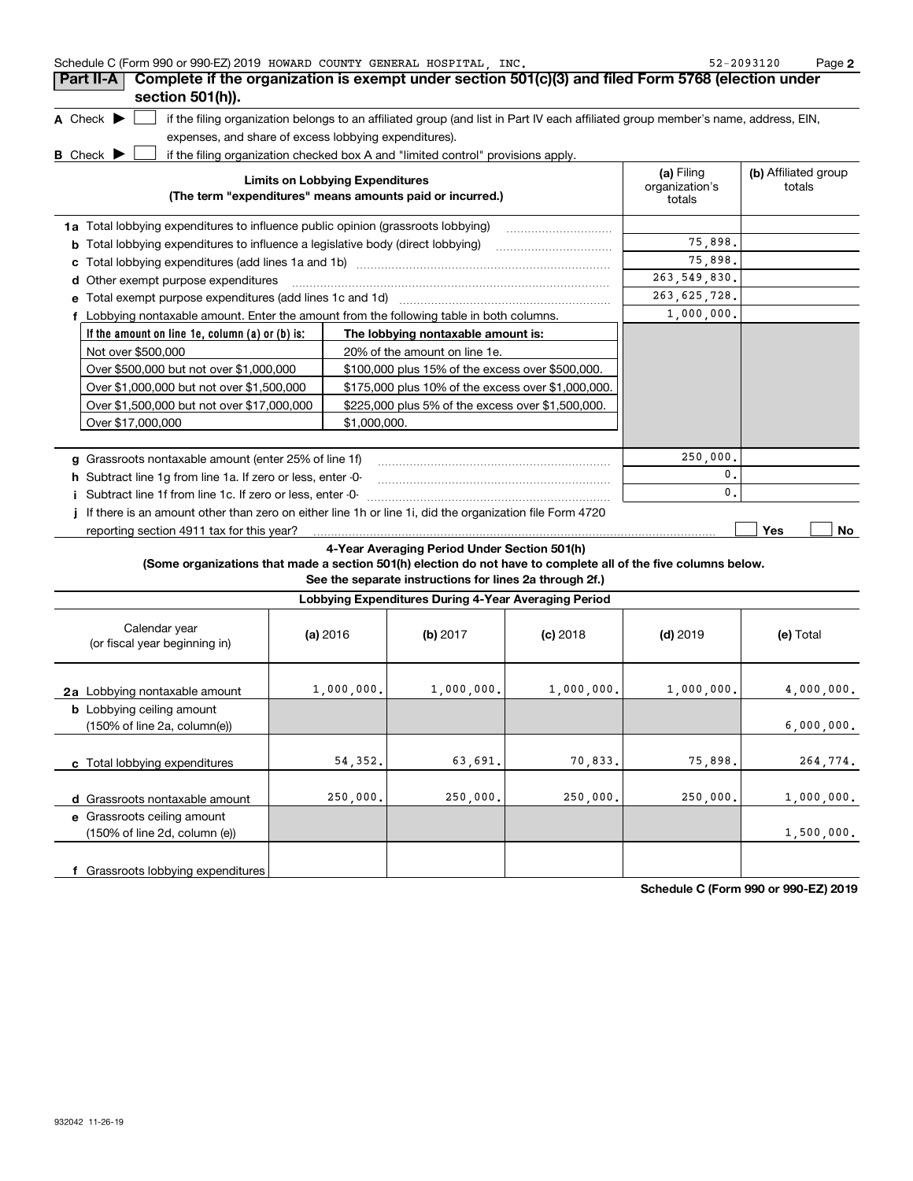Schedule C (Form 990 or 990-EZ) 2019 HOWARD COUNTY GENERAL HOSPITAL, INC. 52-2093120

## Part II-A Complete if the organization is exempt under section 501(c)(3) and filed Form 5768 (election under section 501(h)).

**A** Check ▶ ☐ if the filing organization belongs to an affiliated group (and list in Part IV each affiliated group member's name, address, EIN, expenses, and share of excess lobbying expenditures).

**B** Check ▶ ☐ if the filing organization checked box A and "limited control" provisions apply.

| Limits on Lobbying Expenditures (The term "expenditures" means amounts paid or incurred.) | (a) Filing organization's totals | (b) Affiliated group totals |
|---|---|---|
| **1a** Total lobbying expenditures to influence public opinion (grassroots lobbying) | | |
| **b** Total lobbying expenditures to influence a legislative body (direct lobbying) | 75,898. | |
| **c** Total lobbying expenditures (add lines 1a and 1b) | 75,898. | |
| **d** Other exempt purpose expenditures | 263,549,830. | |
| **e** Total exempt purpose expenditures (add lines 1c and 1d) | 263,625,728. | |
| **f** Lobbying nontaxable amount. Enter the amount from the following table in both columns. | 1,000,000. | |

| If the amount on line 1e, column (a) or (b) is: | The lobbying nontaxable amount is: |
|---|---|
| Not over $500,000 | 20% of the amount on line 1e. |
| Over $500,000 but not over $1,000,000 | $100,000 plus 15% of the excess over $500,000. |
| Over $1,000,000 but not over $1,500,000 | $175,000 plus 10% of the excess over $1,000,000. |
| Over $1,500,000 but not over $17,000,000 | $225,000 plus 5% of the excess over $1,500,000. |
| Over $17,000,000 | $1,000,000. |

| | (a) Filing organization's totals | (b) Affiliated group totals |
|---|---|---|
| **g** Grassroots nontaxable amount (enter 25% of line 1f) | 250,000. | |
| **h** Subtract line 1g from line 1a. If zero or less, enter -0- | 0. | |
| **i** Subtract line 1f from line 1c. If zero or less, enter -0- | 0. | |
| **j** If there is an amount other than zero on either line 1h or line 1i, did the organization file Form 4720 reporting section 4911 tax for this year? | ☐ Yes | ☐ No |

### 4-Year Averaging Period Under Section 501(h)

**(Some organizations that made a section 501(h) election do not have to complete all of the five columns below. See the separate instructions for lines 2a through 2f.)**

**Lobbying Expenditures During 4-Year Averaging Period**

| Calendar year (or fiscal year beginning in) | (a) 2016 | (b) 2017 | (c) 2018 | (d) 2019 | (e) Total |
|---|---|---|---|---|---|
| **2a** Lobbying nontaxable amount | 1,000,000. | 1,000,000. | 1,000,000. | 1,000,000. | 4,000,000. |
| **b** Lobbying ceiling amount (150% of line 2a, column(e)) | | | | | 6,000,000. |
| **c** Total lobbying expenditures | 54,352. | 63,691. | 70,833. | 75,898. | 264,774. |
| **d** Grassroots nontaxable amount | 250,000. | 250,000. | 250,000. | 250,000. | 1,000,000. |
| **e** Grassroots ceiling amount (150% of line 2d, column (e)) | | | | | 1,500,000. |
| **f** Grassroots lobbying expenditures | | | | | |

**Schedule C (Form 990 or 990-EZ) 2019**

932042 11-26-19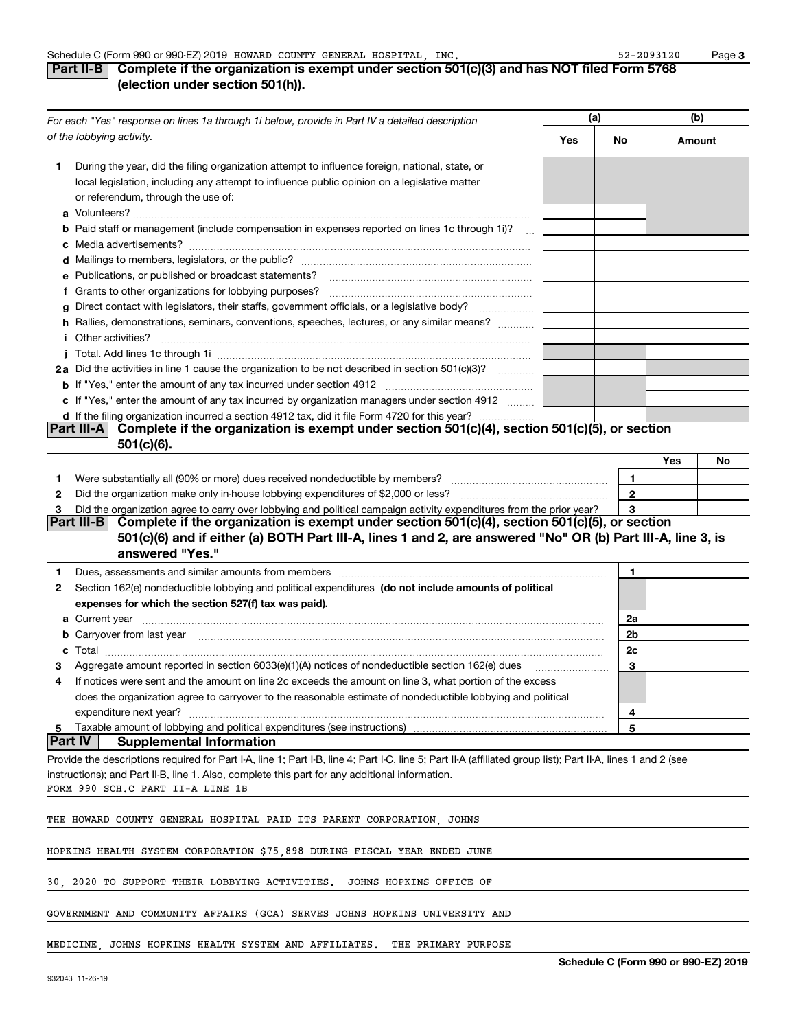## Part II-B Complete if the organization is exempt under section 501(c)(3) and has NOT filed Form 5768 (election under section 501(h)).

| *For each "Yes" response on lines 1a through 1i below, provide in Part IV a detailed description of the lobbying activity.* | (a) Yes | (a) No | (b) Amount |
|---|---|---|---|
| **1** During the year, did the filing organization attempt to influence foreign, national, state, or local legislation, including any attempt to influence public opinion on a legislative matter or referendum, through the use of: | | | |
| **a** Volunteers? | | | |
| **b** Paid staff or management (include compensation in expenses reported on lines 1c through 1i)? | | | |
| **c** Media advertisements? | | | |
| **d** Mailings to members, legislators, or the public? | | | |
| **e** Publications, or published or broadcast statements? | | | |
| **f** Grants to other organizations for lobbying purposes? | | | |
| **g** Direct contact with legislators, their staffs, government officials, or a legislative body? | | | |
| **h** Rallies, demonstrations, seminars, conventions, speeches, lectures, or any similar means? | | | |
| **i** Other activities? | | | |
| **j** Total. Add lines 1c through 1i | | | |
| **2a** Did the activities in line 1 cause the organization to be not described in section 501(c)(3)? | | | |
| **b** If "Yes," enter the amount of any tax incurred under section 4912 | | | |
| **c** If "Yes," enter the amount of any tax incurred by organization managers under section 4912 | | | |
| **d** If the filing organization incurred a section 4912 tax, did it file Form 4720 for this year? | | | |

## Part III-A Complete if the organization is exempt under section 501(c)(4), section 501(c)(5), or section 501(c)(6).

| | | | Yes | No |
|---|---|---|---|---|
| **1** | Were substantially all (90% or more) dues received nondeductible by members? | 1 | | |
| **2** | Did the organization make only in-house lobbying expenditures of $2,000 or less? | 2 | | |
| **3** | Did the organization agree to carry over lobbying and political campaign activity expenditures from the prior year? | 3 | | |

## Part III-B Complete if the organization is exempt under section 501(c)(4), section 501(c)(5), or section 501(c)(6) and if either (a) BOTH Part III-A, lines 1 and 2, are answered "No" OR (b) Part III-A, line 3, is answered "Yes."

| | | | |
|---|---|---|---|
| **1** | Dues, assessments and similar amounts from members | 1 | |
| **2** | Section 162(e) nondeductible lobbying and political expenditures **(do not include amounts of political expenses for which the section 527(f) tax was paid).** | | |
| **a** | Current year | 2a | |
| **b** | Carryover from last year | 2b | |
| **c** | Total | 2c | |
| **3** | Aggregate amount reported in section 6033(e)(1)(A) notices of nondeductible section 162(e) dues | 3 | |
| **4** | If notices were sent and the amount on line 2c exceeds the amount on line 3, what portion of the excess does the organization agree to carryover to the reasonable estimate of nondeductible lobbying and political expenditure next year? | 4 | |
| **5** | Taxable amount of lobbying and political expenditures (see instructions) | 5 | |

## Part IV Supplemental Information

Provide the descriptions required for Part I-A, line 1; Part I-B, line 4; Part I-C, line 5; Part II-A (affiliated group list); Part II-A, lines 1 and 2 (see instructions); and Part II-B, line 1. Also, complete this part for any additional information.

FORM 990 SCH.C PART II-A LINE 1B

THE HOWARD COUNTY GENERAL HOSPITAL PAID ITS PARENT CORPORATION, JOHNS HOPKINS HEALTH SYSTEM CORPORATION $75,898 DURING FISCAL YEAR ENDED JUNE 30, 2020 TO SUPPORT THEIR LOBBYING ACTIVITIES. JOHNS HOPKINS OFFICE OF GOVERNMENT AND COMMUNITY AFFAIRS (GCA) SERVES JOHNS HOPKINS UNIVERSITY AND MEDICINE, JOHNS HOPKINS HEALTH SYSTEM AND AFFILIATES. THE PRIMARY PURPOSE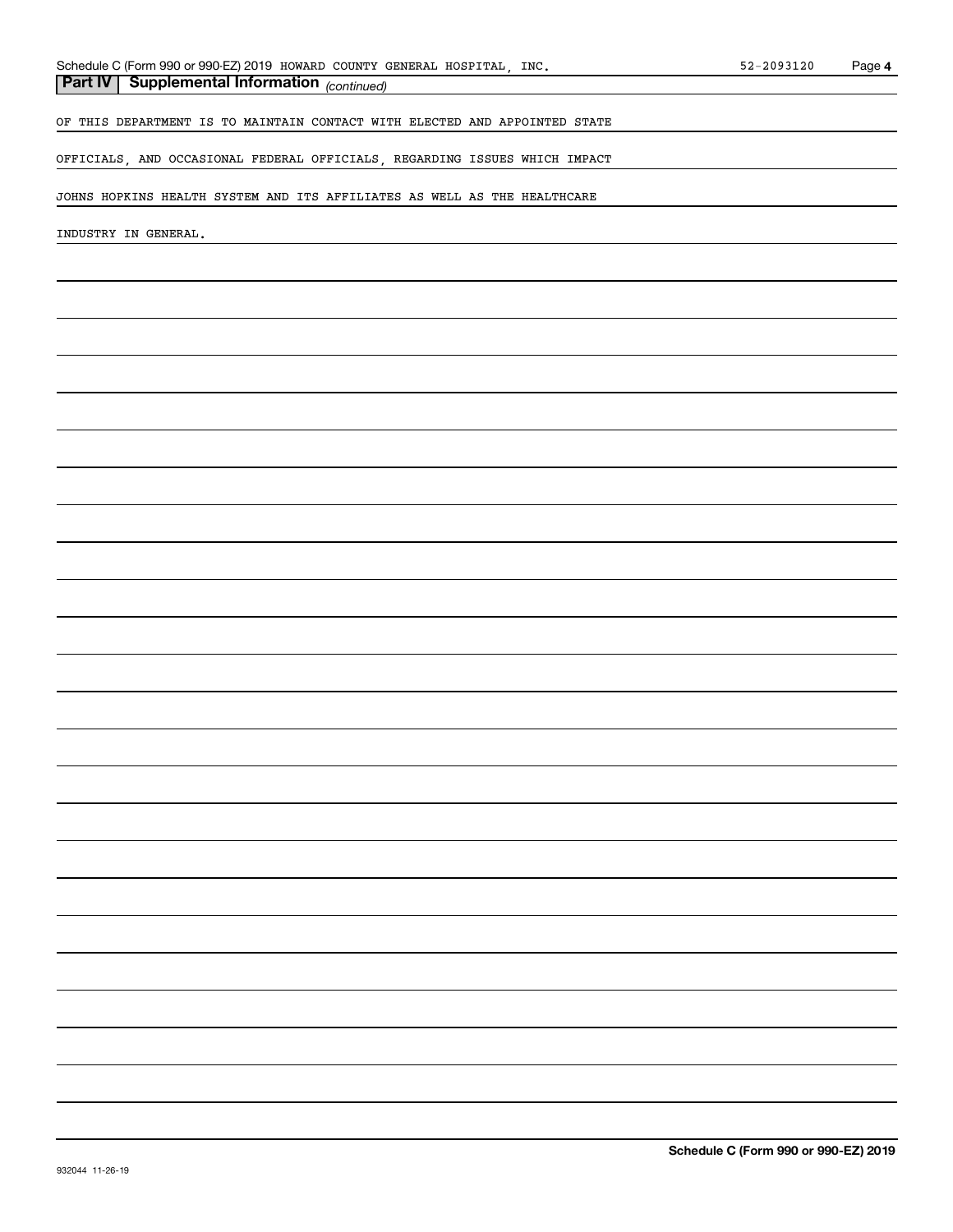## Part IV | Supplemental Information *(continued)*

OF THIS DEPARTMENT IS TO MAINTAIN CONTACT WITH ELECTED AND APPOINTED STATE

OFFICIALS, AND OCCASIONAL FEDERAL OFFICIALS, REGARDING ISSUES WHICH IMPACT

JOHNS HOPKINS HEALTH SYSTEM AND ITS AFFILIATES AS WELL AS THE HEALTHCARE

INDUSTRY IN GENERAL.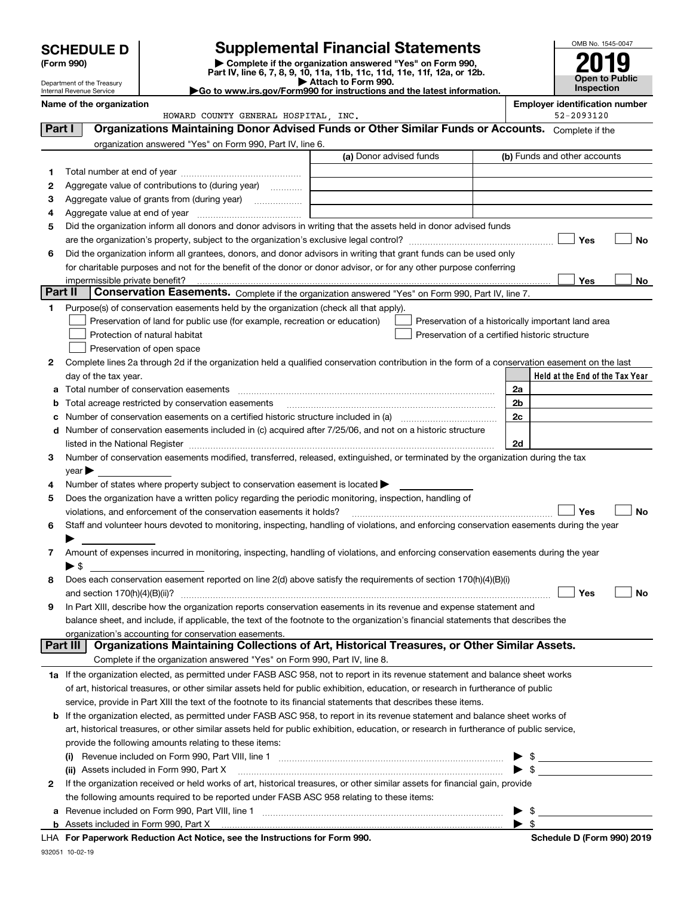# SCHEDULE D (Form 990)

Department of the Treasury
Internal Revenue Service

## Supplemental Financial Statements

▶ Complete if the organization answered "Yes" on Form 990, Part IV, line 6, 7, 8, 9, 10, 11a, 11b, 11c, 11d, 11e, 11f, 12a, or 12b.
▶ Attach to Form 990.
▶Go to www.irs.gov/Form990 for instructions and the latest information.

OMB No. 1545-0047

**2019**

**Open to Public Inspection**

**Name of the organization**
HOWARD COUNTY GENERAL HOSPITAL, INC.

**Employer identification number**
52-2093120

## Part I — Organizations Maintaining Donor Advised Funds or Other Similar Funds or Accounts.

Complete if the organization answered "Yes" on Form 990, Part IV, line 6.

| | | (a) Donor advised funds | (b) Funds and other accounts |
|---|---|---|---|
| 1 | Total number at end of year | | |
| 2 | Aggregate value of contributions to (during year) | | |
| 3 | Aggregate value of grants from (during year) | | |
| 4 | Aggregate value at end of year | | |

5 Did the organization inform all donors and donor advisors in writing that the assets held in donor advised funds are the organization's property, subject to the organization's exclusive legal control? ☐ Yes ☐ No

6 Did the organization inform all grantees, donors, and donor advisors in writing that grant funds can be used only for charitable purposes and not for the benefit of the donor or donor advisor, or for any other purpose conferring impermissible private benefit? ☐ Yes ☐ No

## Part II — Conservation Easements.

Complete if the organization answered "Yes" on Form 990, Part IV, line 7.

1 Purpose(s) of conservation easements held by the organization (check all that apply).

- ☐ Preservation of land for public use (for example, recreation or education)
- ☐ Protection of natural habitat
- ☐ Preservation of open space
- ☐ Preservation of a historically important land area
- ☐ Preservation of a certified historic structure

2 Complete lines 2a through 2d if the organization held a qualified conservation contribution in the form of a conservation easement on the last day of the tax year.

| | | | Held at the End of the Tax Year |
|---|---|---|---|
| a | Total number of conservation easements | 2a | |
| b | Total acreage restricted by conservation easements | 2b | |
| c | Number of conservation easements on a certified historic structure included in (a) | 2c | |
| d | Number of conservation easements included in (c) acquired after 7/25/06, and not on a historic structure listed in the National Register | 2d | |

3 Number of conservation easements modified, transferred, released, extinguished, or terminated by the organization during the tax year ▶

4 Number of states where property subject to conservation easement is located ▶

5 Does the organization have a written policy regarding the periodic monitoring, inspection, handling of violations, and enforcement of the conservation easements it holds? ☐ Yes ☐ No

6 Staff and volunteer hours devoted to monitoring, inspecting, handling of violations, and enforcing conservation easements during the year ▶

7 Amount of expenses incurred in monitoring, inspecting, handling of violations, and enforcing conservation easements during the year ▶ $

8 Does each conservation easement reported on line 2(d) above satisfy the requirements of section 170(h)(4)(B)(i) and section 170(h)(4)(B)(ii)? ☐ Yes ☐ No

9 In Part XIII, describe how the organization reports conservation easements in its revenue and expense statement and balance sheet, and include, if applicable, the text of the footnote to the organization's financial statements that describes the organization's accounting for conservation easements.

## Part III — Organizations Maintaining Collections of Art, Historical Treasures, or Other Similar Assets.

Complete if the organization answered "Yes" on Form 990, Part IV, line 8.

1a If the organization elected, as permitted under FASB ASC 958, not to report in its revenue statement and balance sheet works of art, historical treasures, or other similar assets held for public exhibition, education, or research in furtherance of public service, provide in Part XIII the text of the footnote to its financial statements that describes these items.

b If the organization elected, as permitted under FASB ASC 958, to report in its revenue statement and balance sheet works of art, historical treasures, or other similar assets held for public exhibition, education, or research in furtherance of public service, provide the following amounts relating to these items:

(i) Revenue included on Form 990, Part VIII, line 1 ▶ $

(ii) Assets included in Form 990, Part X ▶ $

2 If the organization received or held works of art, historical treasures, or other similar assets for financial gain, provide the following amounts required to be reported under FASB ASC 958 relating to these items:

a Revenue included on Form 990, Part VIII, line 1 ▶ $

b Assets included in Form 990, Part X ▶ $

LHA **For Paperwork Reduction Act Notice, see the Instructions for Form 990.** **Schedule D (Form 990) 2019**

932051 10-02-19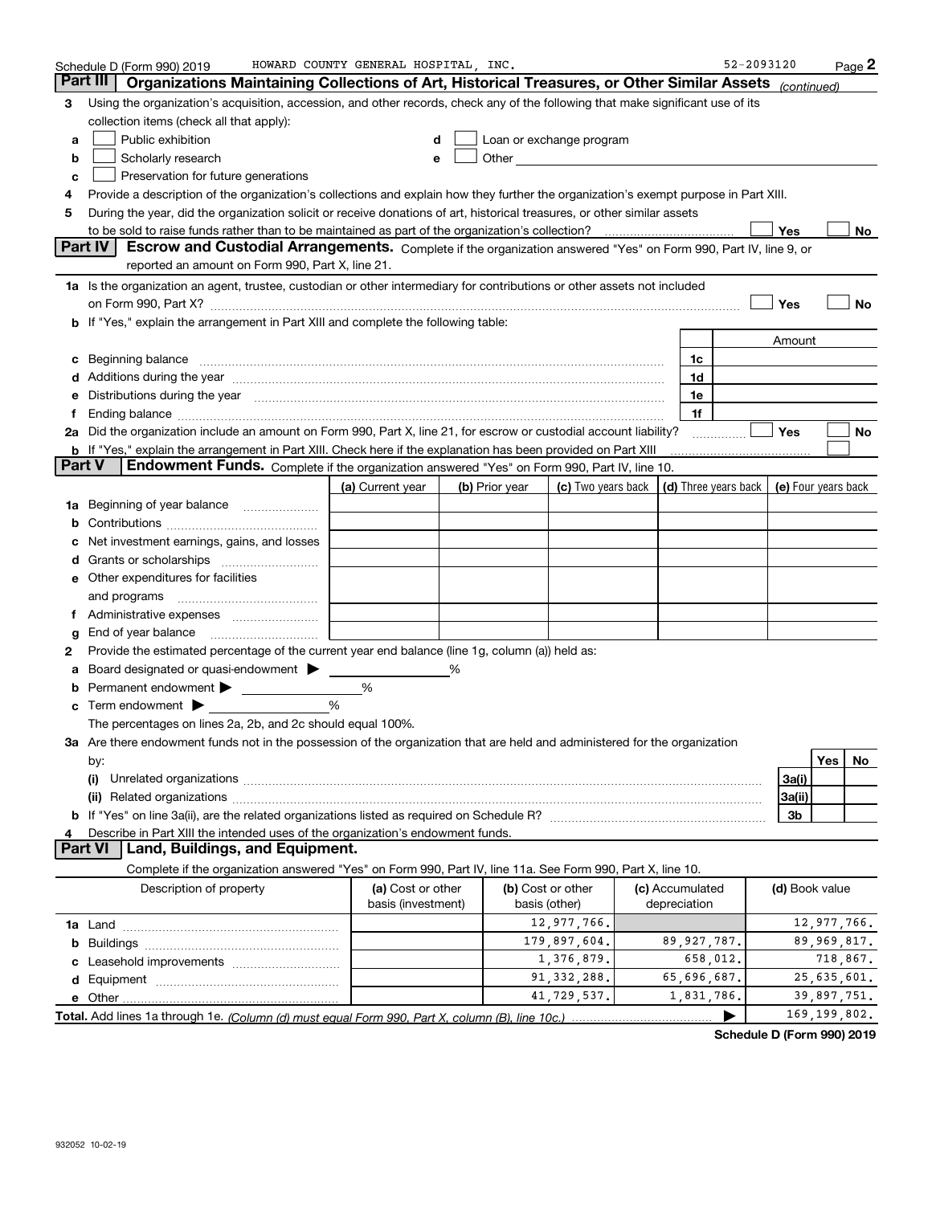Schedule D (Form 990) 2019 HOWARD COUNTY GENERAL HOSPITAL, INC. 52-2093120 Page 2

## Part III Organizations Maintaining Collections of Art, Historical Treasures, or Other Similar Assets *(continued)*

**3** Using the organization's acquisition, accession, and other records, check any of the following that make significant use of its collection items (check all that apply):

- **a** ☐ Public exhibition
- **b** ☐ Scholarly research
- **c** ☐ Preservation for future generations
- **d** ☐ Loan or exchange program
- **e** ☐ Other

**4** Provide a description of the organization's collections and explain how they further the organization's exempt purpose in Part XIII.

**5** During the year, did the organization solicit or receive donations of art, historical treasures, or other similar assets to be sold to raise funds rather than to be maintained as part of the organization's collection? ☐ Yes ☐ No

## Part IV Escrow and Custodial Arrangements.

Complete if the organization answered "Yes" on Form 990, Part IV, line 9, or reported an amount on Form 990, Part X, line 21.

**1a** Is the organization an agent, trustee, custodian or other intermediary for contributions or other assets not included on Form 990, Part X? ☐ Yes ☐ No

**b** If "Yes," explain the arrangement in Part XIII and complete the following table:

| | | Amount |
|---|---|---|
| **c** Beginning balance | 1c | |
| **d** Additions during the year | 1d | |
| **e** Distributions during the year | 1e | |
| **f** Ending balance | 1f | |

**2a** Did the organization include an amount on Form 990, Part X, line 21, for escrow or custodial account liability? ☐ Yes ☐ No

**b** If "Yes," explain the arrangement in Part XIII. Check here if the explanation has been provided on Part XIII ☐

## Part V Endowment Funds.

Complete if the organization answered "Yes" on Form 990, Part IV, line 10.

| | (a) Current year | (b) Prior year | (c) Two years back | (d) Three years back | (e) Four years back |
|---|---|---|---|---|---|
| **1a** Beginning of year balance | | | | | |
| **b** Contributions | | | | | |
| **c** Net investment earnings, gains, and losses | | | | | |
| **d** Grants or scholarships | | | | | |
| **e** Other expenditures for facilities and programs | | | | | |
| **f** Administrative expenses | | | | | |
| **g** End of year balance | | | | | |

**2** Provide the estimated percentage of the current year end balance (line 1g, column (a)) held as:

- **a** Board designated or quasi-endowment ▶ ______ %
- **b** Permanent endowment ▶ ______ %
- **c** Term endowment ▶ ______ %

The percentages on lines 2a, 2b, and 2c should equal 100%.

**3a** Are there endowment funds not in the possession of the organization that are held and administered for the organization by:

| | | Yes | No |
|---|---|---|---|
| **(i)** Unrelated organizations | 3a(i) | | |
| **(ii)** Related organizations | 3a(ii) | | |
| **b** If "Yes" on line 3a(ii), are the related organizations listed as required on Schedule R? | 3b | | |

**4** Describe in Part XIII the intended uses of the organization's endowment funds.

## Part VI Land, Buildings, and Equipment.

Complete if the organization answered "Yes" on Form 990, Part IV, line 11a. See Form 990, Part X, line 10.

| Description of property | (a) Cost or other basis (investment) | (b) Cost or other basis (other) | (c) Accumulated depreciation | (d) Book value |
|---|---|---|---|---|
| **1a** Land | | 12,977,766. | | 12,977,766. |
| **b** Buildings | | 179,897,604. | 89,927,787. | 89,969,817. |
| **c** Leasehold improvements | | 1,376,879. | 658,012. | 718,867. |
| **d** Equipment | | 91,332,288. | 65,696,687. | 25,635,601. |
| **e** Other | | 41,729,537. | 1,831,786. | 39,897,751. |
| **Total.** Add lines 1a through 1e. *(Column (d) must equal Form 990, Part X, column (B), line 10c.)* ▶ | | | | 169,199,802. |

**Schedule D (Form 990) 2019**

932052 10-02-19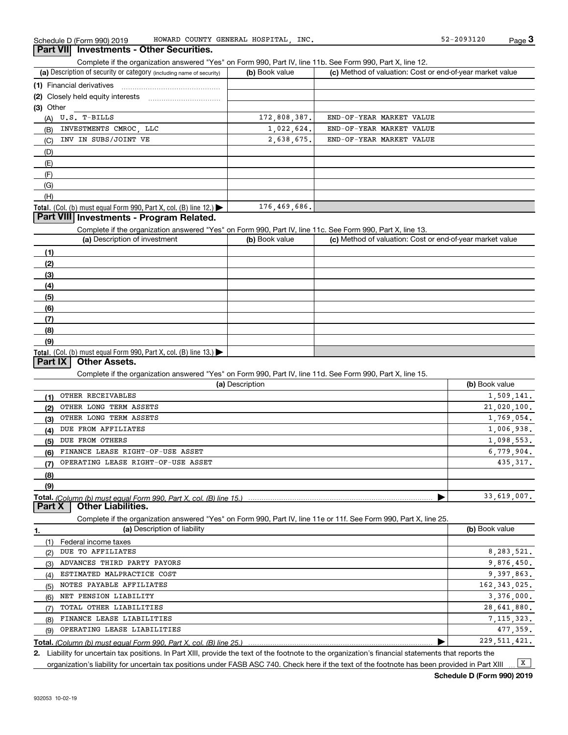Schedule D (Form 990) 2019 HOWARD COUNTY GENERAL HOSPITAL, INC. 52-2093120 Page 3

## Part VII Investments - Other Securities.

Complete if the organization answered "Yes" on Form 990, Part IV, line 11b. See Form 990, Part X, line 12.

| (a) Description of security or category (including name of security) | (b) Book value | (c) Method of valuation: Cost or end-of-year market value |
|---|---|---|
| (1) Financial derivatives | | |
| (2) Closely held equity interests | | |
| (3) Other | | |
| (A) U.S. T-BILLS | 172,808,387. | END-OF-YEAR MARKET VALUE |
| (B) INVESTMENTS CMROC, LLC | 1,022,624. | END-OF-YEAR MARKET VALUE |
| (C) INV IN SUBS/JOINT VE | 2,638,675. | END-OF-YEAR MARKET VALUE |
| (D) | | |
| (E) | | |
| (F) | | |
| (G) | | |
| (H) | | |
| **Total.** (Col. (b) must equal Form 990, Part X, col. (B) line 12.) ▶ | 176,469,686. | |

## Part VIII Investments - Program Related.

Complete if the organization answered "Yes" on Form 990, Part IV, line 11c. See Form 990, Part X, line 13.

| (a) Description of investment | (b) Book value | (c) Method of valuation: Cost or end-of-year market value |
|---|---|---|
| (1) | | |
| (2) | | |
| (3) | | |
| (4) | | |
| (5) | | |
| (6) | | |
| (7) | | |
| (8) | | |
| (9) | | |
| **Total.** (Col. (b) must equal Form 990, Part X, col. (B) line 13.) ▶ | | |

## Part IX Other Assets.

Complete if the organization answered "Yes" on Form 990, Part IV, line 11d. See Form 990, Part X, line 15.

| (a) Description | (b) Book value |
|---|---|
| (1) OTHER RECEIVABLES | 1,509,141. |
| (2) OTHER LONG TERM ASSETS | 21,020,100. |
| (3) OTHER LONG TERM ASSETS | 1,769,054. |
| (4) DUE FROM AFFILIATES | 1,006,938. |
| (5) DUE FROM OTHERS | 1,098,553. |
| (6) FINANCE LEASE RIGHT-OF-USE ASSET | 6,779,904. |
| (7) OPERATING LEASE RIGHT-OF-USE ASSET | 435,317. |
| (8) | |
| (9) | |
| **Total.** *(Column (b) must equal Form 990, Part X, col. (B) line 15.)* ▶ | 33,619,007. |

## Part X Other Liabilities.

Complete if the organization answered "Yes" on Form 990, Part IV, line 11e or 11f. See Form 990, Part X, line 25.

| 1. (a) Description of liability | (b) Book value |
|---|---|
| (1) Federal income taxes | |
| (2) DUE TO AFFILIATES | 8,283,521. |
| (3) ADVANCES THIRD PARTY PAYORS | 9,876,450. |
| (4) ESTIMATED MALPRACTICE COST | 9,397,863. |
| (5) NOTES PAYABLE AFFILIATES | 162,343,025. |
| (6) NET PENSION LIABILITY | 3,376,000. |
| (7) TOTAL OTHER LIABILITIES | 28,641,880. |
| (8) FINANCE LEASE LIABILITIES | 7,115,323. |
| (9) OPERATING LEASE LIABILITIES | 477,359. |
| **Total.** *(Column (b) must equal Form 990, Part X, col. (B) line 25.)* ▶ | 229,511,421. |

2. Liability for uncertain tax positions. In Part XIII, provide the text of the footnote to the organization's financial statements that reports the organization's liability for uncertain tax positions under FASB ASC 740. Check here if the text of the footnote has been provided in Part XIII ... [X]

Schedule D (Form 990) 2019

932053 10-02-19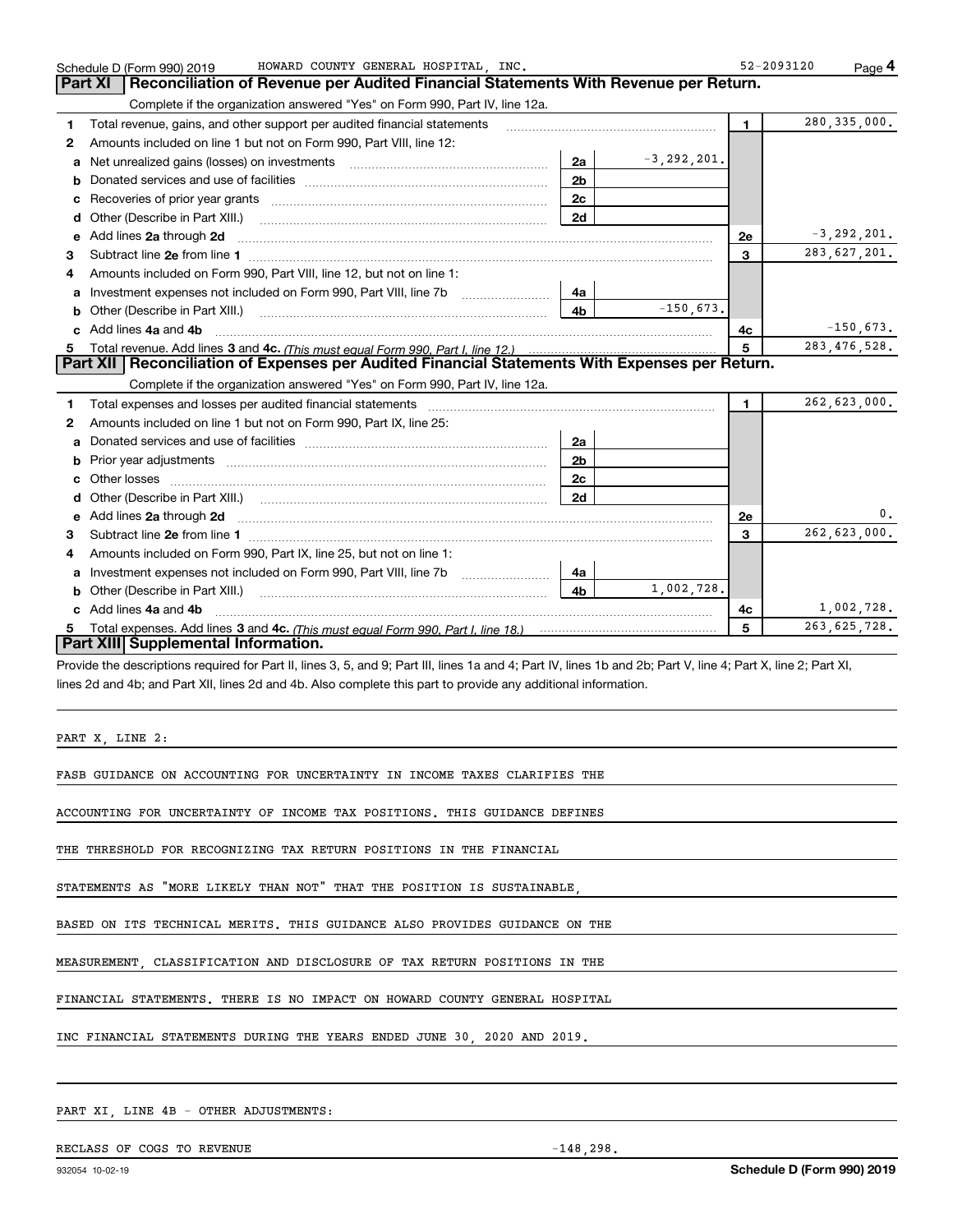Schedule D (Form 990) 2019 HOWARD COUNTY GENERAL HOSPITAL, INC. 52-2093120 Page 4

## Part XI Reconciliation of Revenue per Audited Financial Statements With Revenue per Return.

Complete if the organization answered "Yes" on Form 990, Part IV, line 12a.

| | | | | | |
|---|---|---|---|---|---|
| 1 | Total revenue, gains, and other support per audited financial statements | | | 1 | 280,335,000. |
| 2 | Amounts included on line 1 but not on Form 990, Part VIII, line 12: | | | | |
| a | Net unrealized gains (losses) on investments | 2a | -3,292,201. | | |
| b | Donated services and use of facilities | 2b | | | |
| c | Recoveries of prior year grants | 2c | | | |
| d | Other (Describe in Part XIII.) | 2d | | | |
| e | Add lines **2a** through **2d** | | | 2e | -3,292,201. |
| 3 | Subtract line **2e** from line **1** | | | 3 | 283,627,201. |
| 4 | Amounts included on Form 990, Part VIII, line 12, but not on line 1: | | | | |
| a | Investment expenses not included on Form 990, Part VIII, line 7b | 4a | | | |
| b | Other (Describe in Part XIII.) | 4b | -150,673. | | |
| c | Add lines **4a** and **4b** | | | 4c | -150,673. |
| 5 | Total revenue. Add lines **3** and **4c.** *(This must equal Form 990, Part I, line 12.)* | | | 5 | 283,476,528. |

## Part XII Reconciliation of Expenses per Audited Financial Statements With Expenses per Return.

Complete if the organization answered "Yes" on Form 990, Part IV, line 12a.

| | | | | | |
|---|---|---|---|---|---|
| 1 | Total expenses and losses per audited financial statements | | | 1 | 262,623,000. |
| 2 | Amounts included on line 1 but not on Form 990, Part IX, line 25: | | | | |
| a | Donated services and use of facilities | 2a | | | |
| b | Prior year adjustments | 2b | | | |
| c | Other losses | 2c | | | |
| d | Other (Describe in Part XIII.) | 2d | | | |
| e | Add lines **2a** through **2d** | | | 2e | 0. |
| 3 | Subtract line **2e** from line **1** | | | 3 | 262,623,000. |
| 4 | Amounts included on Form 990, Part IX, line 25, but not on line 1: | | | | |
| a | Investment expenses not included on Form 990, Part VIII, line 7b | 4a | | | |
| b | Other (Describe in Part XIII.) | 4b | 1,002,728. | | |
| c | Add lines **4a** and **4b** | | | 4c | 1,002,728. |
| 5 | Total expenses. Add lines **3** and **4c.** *(This must equal Form 990, Part I, line 18.)* | | | 5 | 263,625,728. |

## Part XIII Supplemental Information.

Provide the descriptions required for Part II, lines 3, 5, and 9; Part III, lines 1a and 4; Part IV, lines 1b and 2b; Part V, line 4; Part X, line 2; Part XI, lines 2d and 4b; and Part XII, lines 2d and 4b. Also complete this part to provide any additional information.

PART X, LINE 2:

FASB GUIDANCE ON ACCOUNTING FOR UNCERTAINTY IN INCOME TAXES CLARIFIES THE ACCOUNTING FOR UNCERTAINTY OF INCOME TAX POSITIONS. THIS GUIDANCE DEFINES THE THRESHOLD FOR RECOGNIZING TAX RETURN POSITIONS IN THE FINANCIAL STATEMENTS AS "MORE LIKELY THAN NOT" THAT THE POSITION IS SUSTAINABLE, BASED ON ITS TECHNICAL MERITS. THIS GUIDANCE ALSO PROVIDES GUIDANCE ON THE MEASUREMENT, CLASSIFICATION AND DISCLOSURE OF TAX RETURN POSITIONS IN THE FINANCIAL STATEMENTS. THERE IS NO IMPACT ON HOWARD COUNTY GENERAL HOSPITAL INC FINANCIAL STATEMENTS DURING THE YEARS ENDED JUNE 30, 2020 AND 2019.

PART XI, LINE 4B - OTHER ADJUSTMENTS:

RECLASS OF COGS TO REVENUE -148,298.

932054 10-02-19 **Schedule D (Form 990) 2019**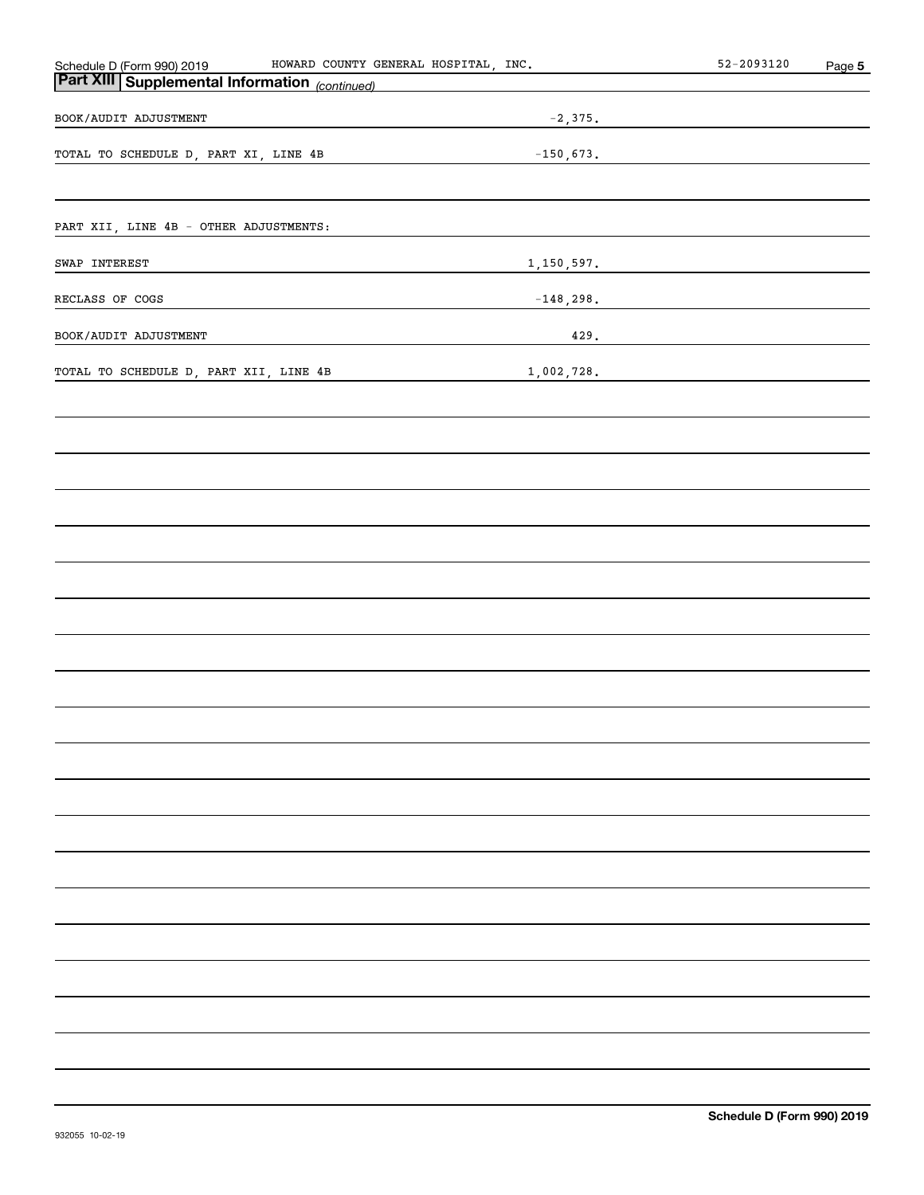## Part XIII Supplemental Information *(continued)*

| | |
|---|---|
| BOOK/AUDIT ADJUSTMENT | -2,375. |
| TOTAL TO SCHEDULE D, PART XI, LINE 4B | -150,673. |

PART XII, LINE 4B - OTHER ADJUSTMENTS:

| | |
|---|---|
| SWAP INTEREST | 1,150,597. |
| RECLASS OF COGS | -148,298. |
| BOOK/AUDIT ADJUSTMENT | 429. |
| TOTAL TO SCHEDULE D, PART XII, LINE 4B | 1,002,728. |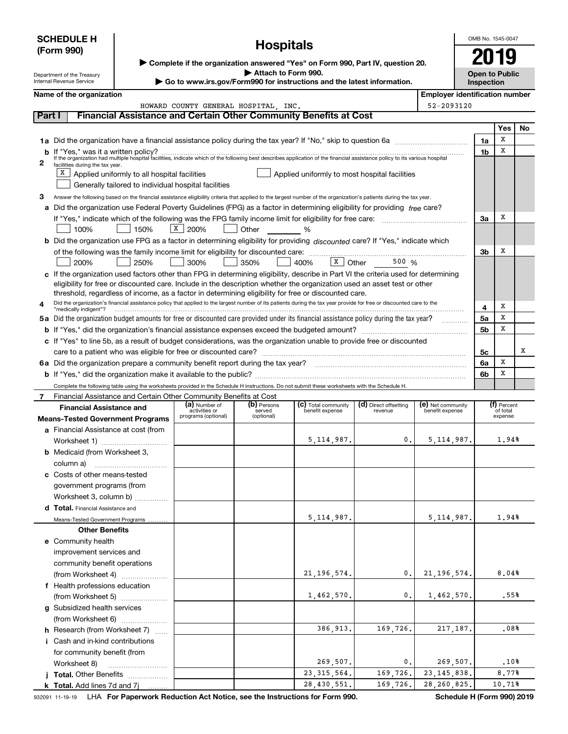**SCHEDULE H (Form 990)**

Department of the Treasury
Internal Revenue Service

# Hospitals

▶ Complete if the organization answered "Yes" on Form 990, Part IV, question 20.
▶ Attach to Form 990.
▶ Go to www.irs.gov/Form990 for instructions and the latest information.

OMB No. 1545-0047

**2019**

**Open to Public Inspection**

**Name of the organization:** HOWARD COUNTY GENERAL HOSPITAL, INC.

**Employer identification number:** 52-2093120

## Part I — Financial Assistance and Certain Other Community Benefits at Cost

| | | | Yes | No |
|---|---|---|---|---|
| 1a | Did the organization have a financial assistance policy during the tax year? If "No," skip to question 6a | 1a | X | |
| b | If "Yes," was it a written policy? | 1b | X | |

**2** If the organization had multiple hospital facilities, indicate which of the following best describes application of the financial assistance policy to its various hospital facilities during the tax year.

- [X] Applied uniformly to all hospital facilities
- [ ] Applied uniformly to most hospital facilities
- [ ] Generally tailored to individual hospital facilities

**3** Answer the following based on the financial assistance eligibility criteria that applied to the largest number of the organization's patients during the tax year.

| | | | Yes | No |
|---|---|---|---|---|
| a | Did the organization use Federal Poverty Guidelines (FPG) as a factor in determining eligibility for providing *free* care? If "Yes," indicate which of the following was the FPG family income limit for eligibility for free care: [ ] 100% [ ] 150% [X] 200% [ ] Other ____ % | 3a | X | |
| b | Did the organization use FPG as a factor in determining eligibility for providing *discounted* care? If "Yes," indicate which of the following was the family income limit for eligibility for discounted care: [ ] 200% [ ] 250% [ ] 300% [ ] 350% [ ] 400% [X] Other 500 % | 3b | X | |
| c | If the organization used factors other than FPG in determining eligibility, describe in Part VI the criteria used for determining eligibility for free or discounted care. Include in the description whether the organization used an asset test or other threshold, regardless of income, as a factor in determining eligibility for free or discounted care. | | | |
| 4 | Did the organization's financial assistance policy that applied to the largest number of its patients during the tax year provide for free or discounted care to the "medically indigent"? | 4 | X | |
| 5a | Did the organization budget amounts for free or discounted care provided under its financial assistance policy during the tax year? | 5a | X | |
| b | If "Yes," did the organization's financial assistance expenses exceed the budgeted amount? | 5b | X | |
| c | If "Yes" to line 5b, as a result of budget considerations, was the organization unable to provide free or discounted care to a patient who was eligible for free or discounted care? | 5c | | X |
| 6a | Did the organization prepare a community benefit report during the tax year? | 6a | X | |
| b | If "Yes," did the organization make it available to the public? | 6b | X | |

Complete the following table using the worksheets provided in the Schedule H instructions. Do not submit these worksheets with the Schedule H.

**7** Financial Assistance and Certain Other Community Benefits at Cost

| Financial Assistance and Means-Tested Government Programs | (a) Number of activities or programs (optional) | (b) Persons served (optional) | (c) Total community benefit expense | (d) Direct offsetting revenue | (e) Net community benefit expense | (f) Percent of total expense |
|---|---|---|---|---|---|---|
| a Financial Assistance at cost (from Worksheet 1) | | | 5,114,987. | 0. | 5,114,987. | 1.94% |
| b Medicaid (from Worksheet 3, column a) | | | | | | |
| c Costs of other means-tested government programs (from Worksheet 3, column b) | | | | | | |
| d **Total.** Financial Assistance and Means-Tested Government Programs | | | 5,114,987. | | 5,114,987. | 1.94% |
| **Other Benefits** | | | | | | |
| e Community health improvement services and community benefit operations (from Worksheet 4) | | | 21,196,574. | 0. | 21,196,574. | 8.04% |
| f Health professions education (from Worksheet 5) | | | 1,462,570. | 0. | 1,462,570. | .55% |
| g Subsidized health services (from Worksheet 6) | | | | | | |
| h Research (from Worksheet 7) | | | 386,913. | 169,726. | 217,187. | .08% |
| i Cash and in-kind contributions for community benefit (from Worksheet 8) | | | 269,507. | 0. | 269,507. | .10% |
| j **Total.** Other Benefits | | | 23,315,564. | 169,726. | 23,145,838. | 8.77% |
| k **Total.** Add lines 7d and 7j | | | 28,430,551. | 169,726. | 28,260,825. | 10.71% |

932091 11-19-19 LHA **For Paperwork Reduction Act Notice, see the Instructions for Form 990.** **Schedule H (Form 990) 2019**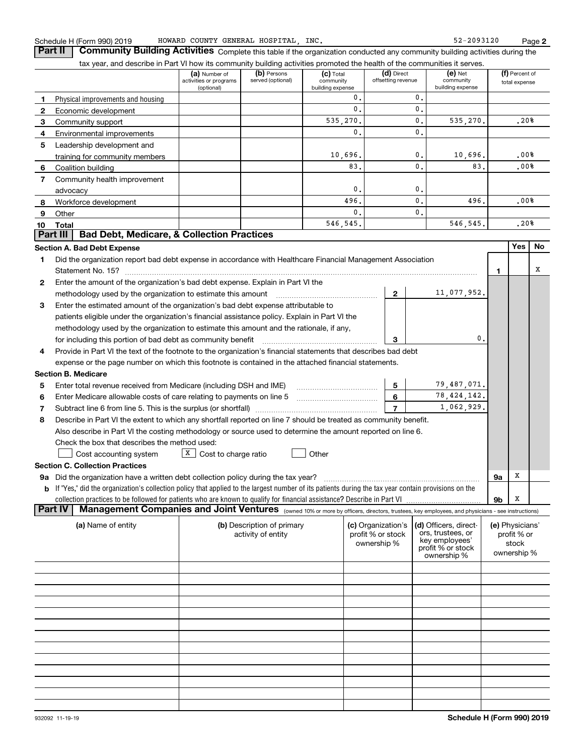Schedule H (Form 990) 2019 HOWARD COUNTY GENERAL HOSPITAL, INC. 52-2093120 Page 2

**Part II Community Building Activities** Complete this table if the organization conducted any community building activities during the tax year, and describe in Part VI how its community building activities promoted the health of the communities it serves.

| | | (a) Number of activities or programs (optional) | (b) Persons served (optional) | (c) Total community building expense | (d) Direct offsetting revenue | (e) Net community building expense | (f) Percent of total expense |
|---|---|---|---|---|---|---|---|
| 1 | Physical improvements and housing | | | 0. | 0. | | |
| 2 | Economic development | | | 0. | 0. | | |
| 3 | Community support | | | 535,270. | 0. | 535,270. | .20% |
| 4 | Environmental improvements | | | 0. | 0. | | |
| 5 | Leadership development and training for community members | | | 10,696. | 0. | 10,696. | .00% |
| 6 | Coalition building | | | 83. | 0. | 83. | .00% |
| 7 | Community health improvement advocacy | | | 0. | 0. | | |
| 8 | Workforce development | | | 496. | 0. | 496. | .00% |
| 9 | Other | | | 0. | 0. | | |
| 10 | Total | | | 546,545. | | 546,545. | .20% |

**Part III Bad Debt, Medicare, & Collection Practices**

**Section A. Bad Debt Expense**

| | | | | | Yes | No |
|---|---|---|---|---|---|---|
| 1 | Did the organization report bad debt expense in accordance with Healthcare Financial Management Association Statement No. 15? | | | 1 | | X |
| 2 | Enter the amount of the organization's bad debt expense. Explain in Part VI the methodology used by the organization to estimate this amount | 2 | 11,077,952. | | | |
| 3 | Enter the estimated amount of the organization's bad debt expense attributable to patients eligible under the organization's financial assistance policy. Explain in Part VI the methodology used by the organization to estimate this amount and the rationale, if any, for including this portion of bad debt as community benefit | 3 | 0. | | | |
| 4 | Provide in Part VI the text of the footnote to the organization's financial statements that describes bad debt expense or the page number on which this footnote is contained in the attached financial statements. | | | | | |

**Section B. Medicare**

| | | | |
|---|---|---|---|
| 5 | Enter total revenue received from Medicare (including DSH and IME) | 5 | 79,487,071. |
| 6 | Enter Medicare allowable costs of care relating to payments on line 5 | 6 | 78,424,142. |
| 7 | Subtract line 6 from line 5. This is the surplus (or shortfall) | 7 | 1,062,929. |

8 Describe in Part VI the extent to which any shortfall reported on line 7 should be treated as community benefit. Also describe in Part VI the costing methodology or source used to determine the amount reported on line 6. Check the box that describes the method used:

☐ Cost accounting system ☒ Cost to charge ratio ☐ Other

**Section C. Collection Practices**

| | | | Yes | No |
|---|---|---|---|---|
| 9a | Did the organization have a written debt collection policy during the tax year? | 9a | X | |
| b | If "Yes," did the organization's collection policy that applied to the largest number of its patients during the tax year contain provisions on the collection practices to be followed for patients who are known to qualify for financial assistance? Describe in Part VI | 9b | X | |

**Part IV Management Companies and Joint Ventures** (owned 10% or more by officers, directors, trustees, key employees, and physicians - see instructions)

| (a) Name of entity | (b) Description of primary activity of entity | (c) Organization's profit % or stock ownership % | (d) Officers, directors, trustees, or key employees' profit % or stock ownership % | (e) Physicians' profit % or stock ownership % |
|---|---|---|---|---|
| | | | | |

932092 11-19-19 **Schedule H (Form 990) 2019**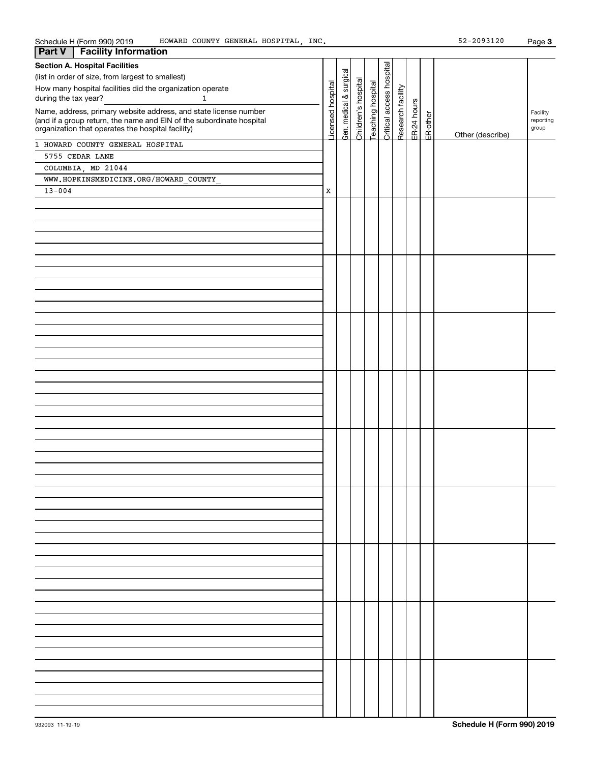Schedule H (Form 990) 2019 HOWARD COUNTY GENERAL HOSPITAL, INC. 52-2093120 Page 3

## Part V Facility Information

**Section A. Hospital Facilities**

(list in order of size, from largest to smallest)

How many hospital facilities did the organization operate during the tax year? 1

| Name, address, primary website address, and state license number (and if a group return, the name and EIN of the subordinate hospital organization that operates the hospital facility) | Licensed hospital | Gen. medical & surgical | Children's hospital | Teaching hospital | Critical access hospital | Research facility | ER-24 hours | ER-other | Other (describe) | Facility reporting group |
|---|---|---|---|---|---|---|---|---|---|---|
| 1 HOWARD COUNTY GENERAL HOSPITAL<br>5755 CEDAR LANE<br>COLUMBIA, MD 21044<br>WWW.HOPKINSMEDICINE.ORG/HOWARD_COUNTY_<br>13-004 | X | | | | | | | | | |

Schedule H (Form 990) 2019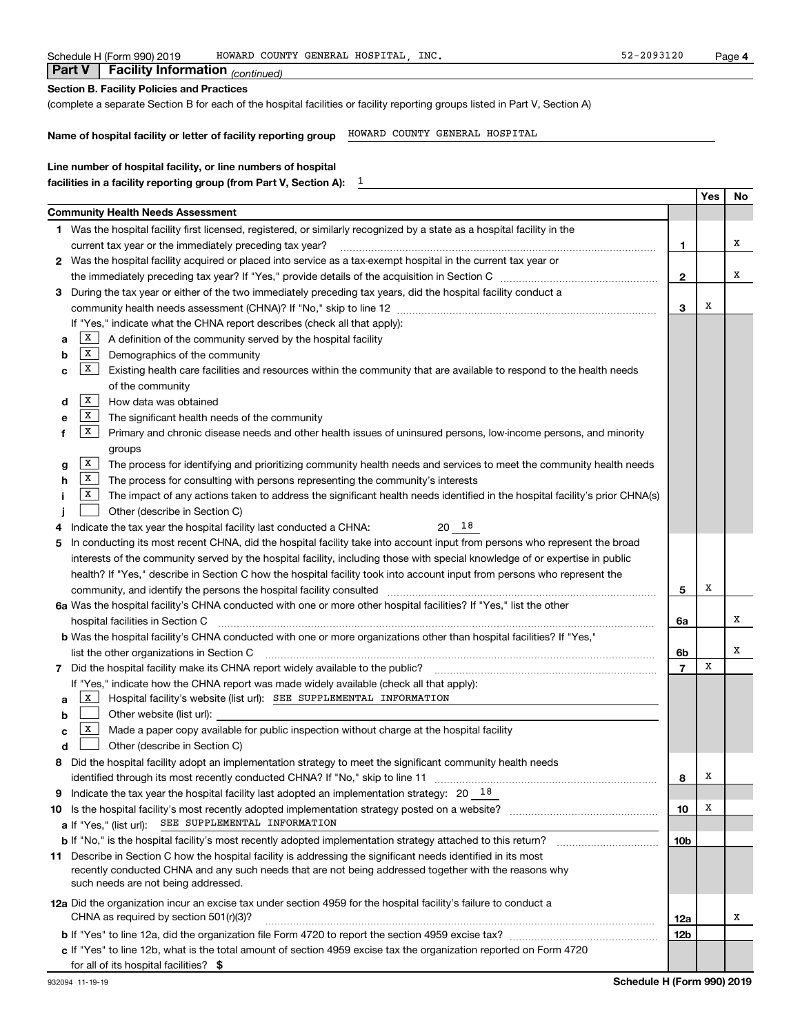Schedule H (Form 990) 2019 HOWARD COUNTY GENERAL HOSPITAL, INC. 52-2093120 Page **4**

## Part V Facility Information *(continued)*

**Section B. Facility Policies and Practices**

(complete a separate Section B for each of the hospital facilities or facility reporting groups listed in Part V, Section A)

**Name of hospital facility or letter of facility reporting group** HOWARD COUNTY GENERAL HOSPITAL

**Line number of hospital facility, or line numbers of hospital facilities in a facility reporting group (from Part V, Section A):** 1

| | | | Yes | No |
|---|---|---|---|---|
| **Community Health Needs Assessment** | | | | |
| **1** | Was the hospital facility first licensed, registered, or similarly recognized by a state as a hospital facility in the current tax year or the immediately preceding tax year? | **1** | | X |
| **2** | Was the hospital facility acquired or placed into service as a tax-exempt hospital in the current tax year or the immediately preceding tax year? If "Yes," provide details of the acquisition in Section C | **2** | | X |
| **3** | During the tax year or either of the two immediately preceding tax years, did the hospital facility conduct a community health needs assessment (CHNA)? If "No," skip to line 12 | **3** | X | |
| | If "Yes," indicate what the CHNA report describes (check all that apply): | | | |
| **a** | [X] A definition of the community served by the hospital facility | | | |
| **b** | [X] Demographics of the community | | | |
| **c** | [X] Existing health care facilities and resources within the community that are available to respond to the health needs of the community | | | |
| **d** | [X] How data was obtained | | | |
| **e** | [X] The significant health needs of the community | | | |
| **f** | [X] Primary and chronic disease needs and other health issues of uninsured persons, low-income persons, and minority groups | | | |
| **g** | [X] The process for identifying and prioritizing community health needs and services to meet the community health needs | | | |
| **h** | [X] The process for consulting with persons representing the community's interests | | | |
| **i** | [X] The impact of any actions taken to address the significant health needs identified in the hospital facility's prior CHNA(s) | | | |
| **j** | [ ] Other (describe in Section C) | | | |
| **4** | Indicate the tax year the hospital facility last conducted a CHNA: 20 18 | | | |
| **5** | In conducting its most recent CHNA, did the hospital facility take into account input from persons who represent the broad interests of the community served by the hospital facility, including those with special knowledge of or expertise in public health? If "Yes," describe in Section C how the hospital facility took into account input from persons who represent the community, and identify the persons the hospital facility consulted | **5** | X | |
| **6a** | Was the hospital facility's CHNA conducted with one or more other hospital facilities? If "Yes," list the other hospital facilities in Section C | **6a** | | X |
| **b** | Was the hospital facility's CHNA conducted with one or more organizations other than hospital facilities? If "Yes," list the other organizations in Section C | **6b** | | X |
| **7** | Did the hospital facility make its CHNA report widely available to the public? | **7** | X | |
| | If "Yes," indicate how the CHNA report was made widely available (check all that apply): | | | |
| **a** | [X] Hospital facility's website (list url): SEE SUPPLEMENTAL INFORMATION | | | |
| **b** | [ ] Other website (list url): | | | |
| **c** | [X] Made a paper copy available for public inspection without charge at the hospital facility | | | |
| **d** | [ ] Other (describe in Section C) | | | |
| **8** | Did the hospital facility adopt an implementation strategy to meet the significant community health needs identified through its most recently conducted CHNA? If "No," skip to line 11 | **8** | X | |
| **9** | Indicate the tax year the hospital facility last adopted an implementation strategy: 20 18 | | | |
| **10** | Is the hospital facility's most recently adopted implementation strategy posted on a website? | **10** | X | |
| **a** | If "Yes," (list url): SEE SUPPLEMENTAL INFORMATION | | | |
| **b** | If "No," is the hospital facility's most recently adopted implementation strategy attached to this return? | **10b** | | |
| **11** | Describe in Section C how the hospital facility is addressing the significant needs identified in its most recently conducted CHNA and any such needs that are not being addressed together with the reasons why such needs are not being addressed. | | | |
| **12a** | Did the organization incur an excise tax under section 4959 for the hospital facility's failure to conduct a CHNA as required by section 501(r)(3)? | **12a** | | X |
| **b** | If "Yes" to line 12a, did the organization file Form 4720 to report the section 4959 excise tax? | **12b** | | |
| **c** | If "Yes" to line 12b, what is the total amount of section 4959 excise tax the organization reported on Form 4720 for all of its hospital facilities? $ | | | |

932094 11-19-19 **Schedule H (Form 990) 2019**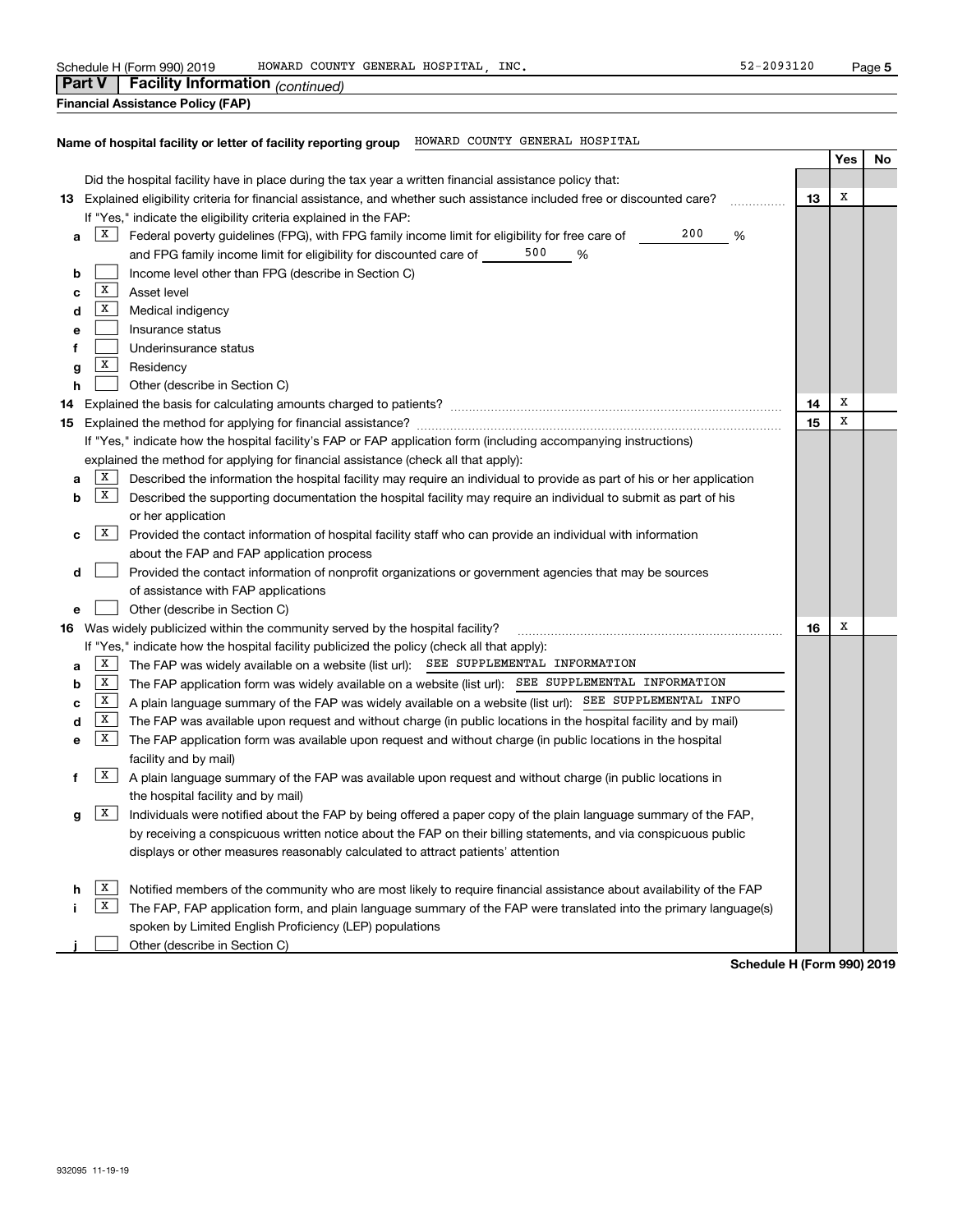Schedule H (Form 990) 2019 HOWARD COUNTY GENERAL HOSPITAL, INC. 52-2093120

## Part V | Facility Information *(continued)*

**Financial Assistance Policy (FAP)**

**Name of hospital facility or letter of facility reporting group** HOWARD COUNTY GENERAL HOSPITAL

| | | | Yes | No |
|---|---|---|---|---|
| | Did the hospital facility have in place during the tax year a written financial assistance policy that: | | | |
| **13** | Explained eligibility criteria for financial assistance, and whether such assistance included free or discounted care? | 13 | X | |
| | If "Yes," indicate the eligibility criteria explained in the FAP: | | | |
| **a** | [X] Federal poverty guidelines (FPG), with FPG family income limit for eligibility for free care of 200 % and FPG family income limit for eligibility for discounted care of 500 % | | | |
| **b** | [ ] Income level other than FPG (describe in Section C) | | | |
| **c** | [X] Asset level | | | |
| **d** | [X] Medical indigency | | | |
| **e** | [ ] Insurance status | | | |
| **f** | [ ] Underinsurance status | | | |
| **g** | [X] Residency | | | |
| **h** | [ ] Other (describe in Section C) | | | |
| **14** | Explained the basis for calculating amounts charged to patients? | 14 | X | |
| **15** | Explained the method for applying for financial assistance? | 15 | X | |
| | If "Yes," indicate how the hospital facility's FAP or FAP application form (including accompanying instructions) explained the method for applying for financial assistance (check all that apply): | | | |
| **a** | [X] Described the information the hospital facility may require an individual to provide as part of his or her application | | | |
| **b** | [X] Described the supporting documentation the hospital facility may require an individual to submit as part of his or her application | | | |
| **c** | [X] Provided the contact information of hospital facility staff who can provide an individual with information about the FAP and FAP application process | | | |
| **d** | [ ] Provided the contact information of nonprofit organizations or government agencies that may be sources of assistance with FAP applications | | | |
| **e** | [ ] Other (describe in Section C) | | | |
| **16** | Was widely publicized within the community served by the hospital facility? | 16 | X | |
| | If "Yes," indicate how the hospital facility publicized the policy (check all that apply): | | | |
| **a** | [X] The FAP was widely available on a website (list url): SEE SUPPLEMENTAL INFORMATION | | | |
| **b** | [X] The FAP application form was widely available on a website (list url): SEE SUPPLEMENTAL INFORMATION | | | |
| **c** | [X] A plain language summary of the FAP was widely available on a website (list url): SEE SUPPLEMENTAL INFO | | | |
| **d** | [X] The FAP was available upon request and without charge (in public locations in the hospital facility and by mail) | | | |
| **e** | [X] The FAP application form was available upon request and without charge (in public locations in the hospital facility and by mail) | | | |
| **f** | [X] A plain language summary of the FAP was available upon request and without charge (in public locations in the hospital facility and by mail) | | | |
| **g** | [X] Individuals were notified about the FAP by being offered a paper copy of the plain language summary of the FAP, by receiving a conspicuous written notice about the FAP on their billing statements, and via conspicuous public displays or other measures reasonably calculated to attract patients' attention | | | |
| **h** | [X] Notified members of the community who are most likely to require financial assistance about availability of the FAP | | | |
| **i** | [X] The FAP, FAP application form, and plain language summary of the FAP were translated into the primary language(s) spoken by Limited English Proficiency (LEP) populations | | | |
| **j** | [ ] Other (describe in Section C) | | | |

**Schedule H (Form 990) 2019**

932095 11-19-19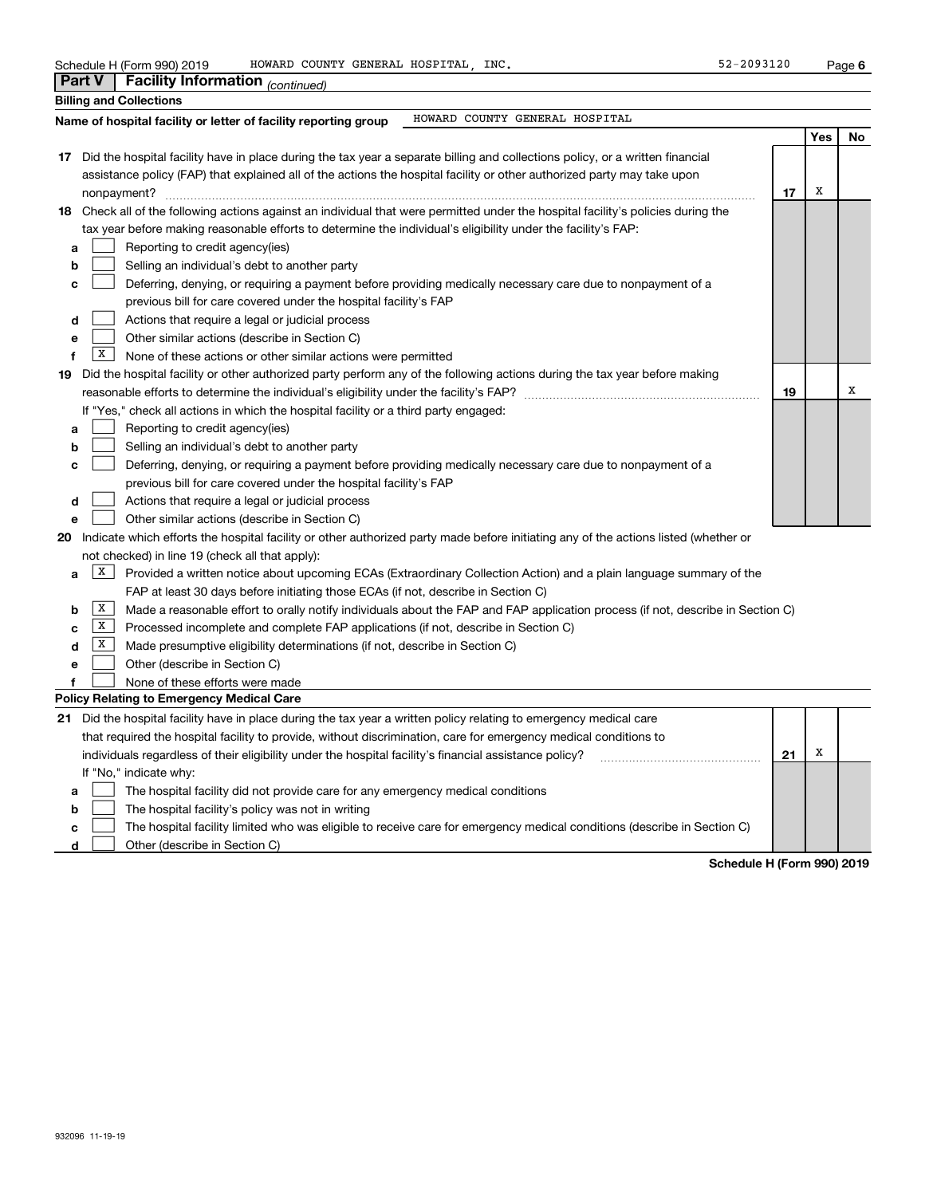Schedule H (Form 990) 2019 HOWARD COUNTY GENERAL HOSPITAL, INC. 52-2093120

## Part V | Facility Information *(continued)*

### Billing and Collections

**Name of hospital facility or letter of facility reporting group** HOWARD COUNTY GENERAL HOSPITAL

| | | | Yes | No |
|---|---|---|---|---|
| **17** | Did the hospital facility have in place during the tax year a separate billing and collections policy, or a written financial assistance policy (FAP) that explained all of the actions the hospital facility or other authorized party may take upon nonpayment? | **17** | X | |
| **18** | Check all of the following actions against an individual that were permitted under the hospital facility's policies during the tax year before making reasonable efforts to determine the individual's eligibility under the facility's FAP: | | | |
| **a** | [ ] Reporting to credit agency(ies) | | | |
| **b** | [ ] Selling an individual's debt to another party | | | |
| **c** | [ ] Deferring, denying, or requiring a payment before providing medically necessary care due to nonpayment of a previous bill for care covered under the hospital facility's FAP | | | |
| **d** | [ ] Actions that require a legal or judicial process | | | |
| **e** | [ ] Other similar actions (describe in Section C) | | | |
| **f** | [X] None of these actions or other similar actions were permitted | | | |
| **19** | Did the hospital facility or other authorized party perform any of the following actions during the tax year before making reasonable efforts to determine the individual's eligibility under the facility's FAP? | **19** | | X |
| | If "Yes," check all actions in which the hospital facility or a third party engaged: | | | |
| **a** | [ ] Reporting to credit agency(ies) | | | |
| **b** | [ ] Selling an individual's debt to another party | | | |
| **c** | [ ] Deferring, denying, or requiring a payment before providing medically necessary care due to nonpayment of a previous bill for care covered under the hospital facility's FAP | | | |
| **d** | [ ] Actions that require a legal or judicial process | | | |
| **e** | [ ] Other similar actions (describe in Section C) | | | |

**20** Indicate which efforts the hospital facility or other authorized party made before initiating any of the actions listed (whether or not checked) in line 19 (check all that apply):

- **a** [X] Provided a written notice about upcoming ECAs (Extraordinary Collection Action) and a plain language summary of the FAP at least 30 days before initiating those ECAs (if not, describe in Section C)
- **b** [X] Made a reasonable effort to orally notify individuals about the FAP and FAP application process (if not, describe in Section C)
- **c** [X] Processed incomplete and complete FAP applications (if not, describe in Section C)
- **d** [X] Made presumptive eligibility determinations (if not, describe in Section C)
- **e** [ ] Other (describe in Section C)
- **f** [ ] None of these efforts were made

### Policy Relating to Emergency Medical Care

| | | | Yes | No |
|---|---|---|---|---|
| **21** | Did the hospital facility have in place during the tax year a written policy relating to emergency medical care that required the hospital facility to provide, without discrimination, care for emergency medical conditions to individuals regardless of their eligibility under the hospital facility's financial assistance policy? | **21** | X | |
| | If "No," indicate why: | | | |
| **a** | [ ] The hospital facility did not provide care for any emergency medical conditions | | | |
| **b** | [ ] The hospital facility's policy was not in writing | | | |
| **c** | [ ] The hospital facility limited who was eligible to receive care for emergency medical conditions (describe in Section C) | | | |
| **d** | [ ] Other (describe in Section C) | | | |

Schedule H (Form 990) 2019

932096 11-19-19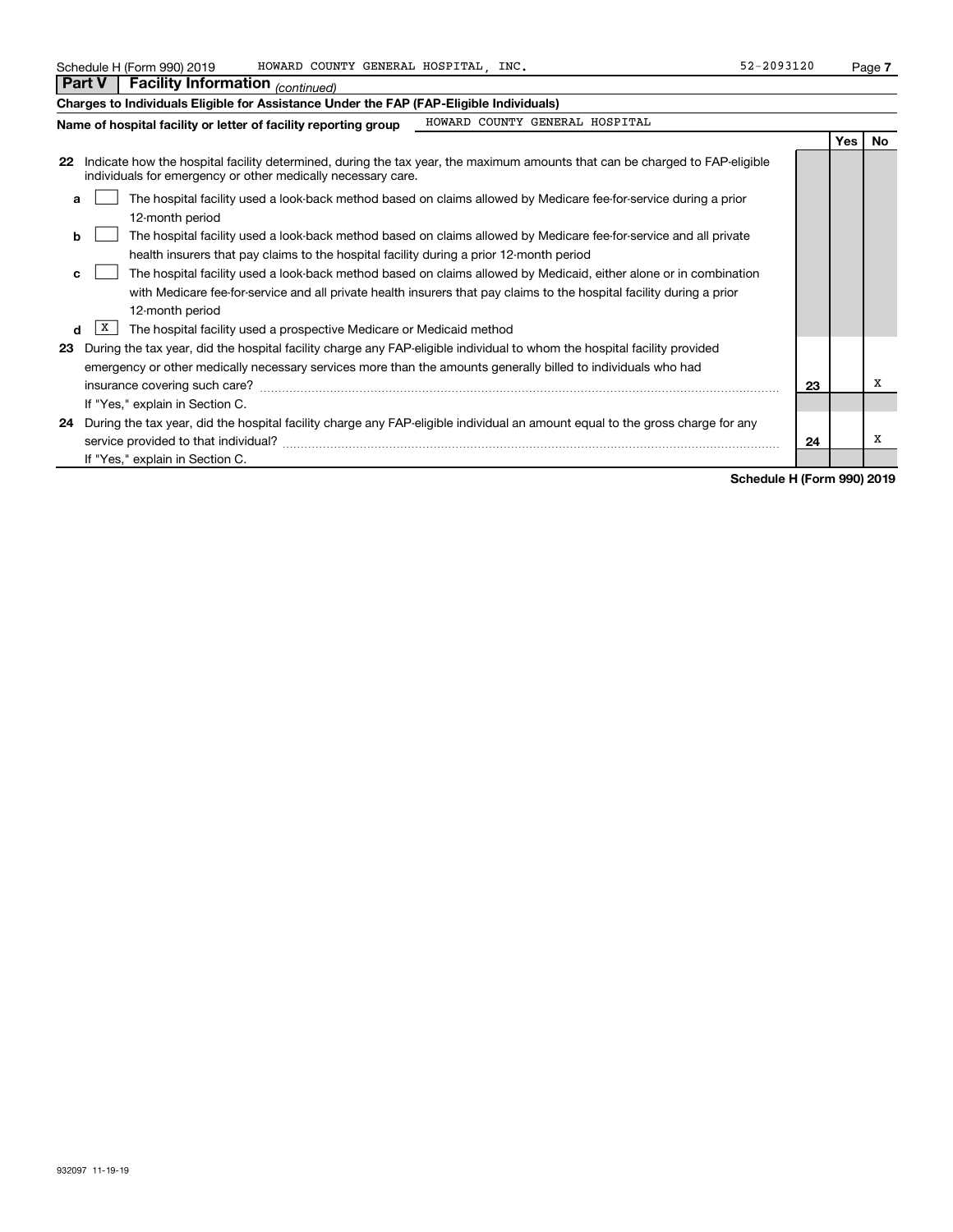## Part V | Facility Information *(continued)*

**Charges to Individuals Eligible for Assistance Under the FAP (FAP-Eligible Individuals)**

**Name of hospital facility or letter of facility reporting group** HOWARD COUNTY GENERAL HOSPITAL

| | | | Yes | No |
|---|---|---|---|---|
| **22** | Indicate how the hospital facility determined, during the tax year, the maximum amounts that can be charged to FAP-eligible individuals for emergency or other medically necessary care. | | | |
| **a** | [ ] The hospital facility used a look-back method based on claims allowed by Medicare fee-for-service during a prior 12-month period | | | |
| **b** | [ ] The hospital facility used a look-back method based on claims allowed by Medicare fee-for-service and all private health insurers that pay claims to the hospital facility during a prior 12-month period | | | |
| **c** | [ ] The hospital facility used a look-back method based on claims allowed by Medicaid, either alone or in combination with Medicare fee-for-service and all private health insurers that pay claims to the hospital facility during a prior 12-month period | | | |
| **d** | [X] The hospital facility used a prospective Medicare or Medicaid method | | | |
| **23** | During the tax year, did the hospital facility charge any FAP-eligible individual to whom the hospital facility provided emergency or other medically necessary services more than the amounts generally billed to individuals who had insurance covering such care? | 23 | | X |
| | If "Yes," explain in Section C. | | | |
| **24** | During the tax year, did the hospital facility charge any FAP-eligible individual an amount equal to the gross charge for any service provided to that individual? | 24 | | X |
| | If "Yes," explain in Section C. | | | |

**Schedule H (Form 990) 2019**

932097 11-19-19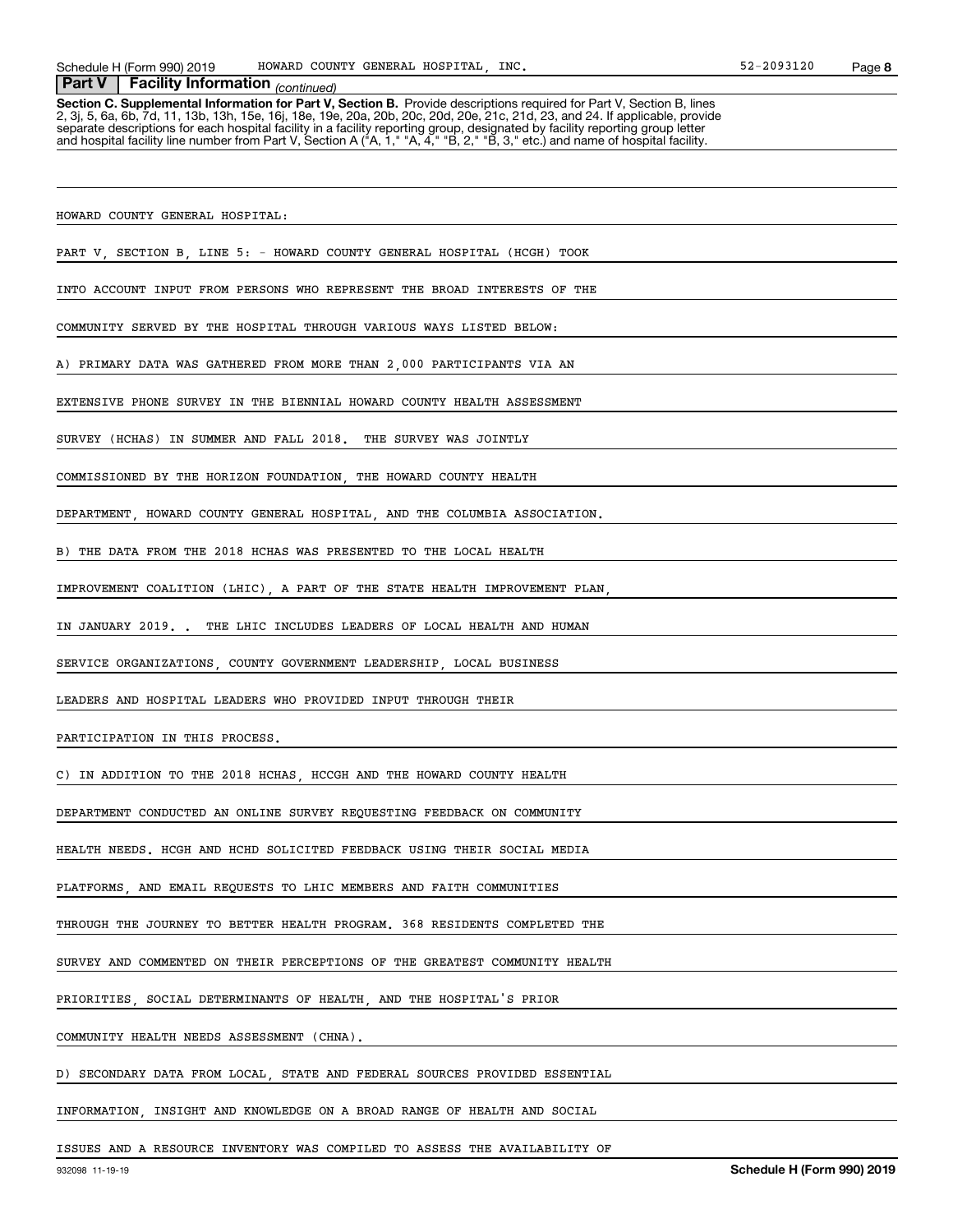## Part V | Facility Information *(continued)*

**Section C. Supplemental Information for Part V, Section B.** Provide descriptions required for Part V, Section B, lines 2, 3j, 5, 6a, 6b, 7d, 11, 13b, 13h, 15e, 16j, 18e, 19e, 20a, 20b, 20c, 20d, 20e, 21c, 21d, 23, and 24. If applicable, provide separate descriptions for each hospital facility in a facility reporting group, designated by facility reporting group letter and hospital facility line number from Part V, Section A ("A, 1," "A, 4," "B, 2," "B, 3," etc.) and name of hospital facility.

HOWARD COUNTY GENERAL HOSPITAL:

PART V, SECTION B, LINE 5: - HOWARD COUNTY GENERAL HOSPITAL (HCGH) TOOK INTO ACCOUNT INPUT FROM PERSONS WHO REPRESENT THE BROAD INTERESTS OF THE COMMUNITY SERVED BY THE HOSPITAL THROUGH VARIOUS WAYS LISTED BELOW:

A) PRIMARY DATA WAS GATHERED FROM MORE THAN 2,000 PARTICIPANTS VIA AN EXTENSIVE PHONE SURVEY IN THE BIENNIAL HOWARD COUNTY HEALTH ASSESSMENT SURVEY (HCHAS) IN SUMMER AND FALL 2018. THE SURVEY WAS JOINTLY COMMISSIONED BY THE HORIZON FOUNDATION, THE HOWARD COUNTY HEALTH DEPARTMENT, HOWARD COUNTY GENERAL HOSPITAL, AND THE COLUMBIA ASSOCIATION.

B) THE DATA FROM THE 2018 HCHAS WAS PRESENTED TO THE LOCAL HEALTH IMPROVEMENT COALITION (LHIC), A PART OF THE STATE HEALTH IMPROVEMENT PLAN, IN JANUARY 2019. . THE LHIC INCLUDES LEADERS OF LOCAL HEALTH AND HUMAN SERVICE ORGANIZATIONS, COUNTY GOVERNMENT LEADERSHIP, LOCAL BUSINESS LEADERS AND HOSPITAL LEADERS WHO PROVIDED INPUT THROUGH THEIR PARTICIPATION IN THIS PROCESS.

C) IN ADDITION TO THE 2018 HCHAS, HCCGH AND THE HOWARD COUNTY HEALTH DEPARTMENT CONDUCTED AN ONLINE SURVEY REQUESTING FEEDBACK ON COMMUNITY HEALTH NEEDS. HCGH AND HCHD SOLICITED FEEDBACK USING THEIR SOCIAL MEDIA PLATFORMS, AND EMAIL REQUESTS TO LHIC MEMBERS AND FAITH COMMUNITIES THROUGH THE JOURNEY TO BETTER HEALTH PROGRAM. 368 RESIDENTS COMPLETED THE SURVEY AND COMMENTED ON THEIR PERCEPTIONS OF THE GREATEST COMMUNITY HEALTH PRIORITIES, SOCIAL DETERMINANTS OF HEALTH, AND THE HOSPITAL'S PRIOR COMMUNITY HEALTH NEEDS ASSESSMENT (CHNA).

D) SECONDARY DATA FROM LOCAL, STATE AND FEDERAL SOURCES PROVIDED ESSENTIAL INFORMATION, INSIGHT AND KNOWLEDGE ON A BROAD RANGE OF HEALTH AND SOCIAL ISSUES AND A RESOURCE INVENTORY WAS COMPILED TO ASSESS THE AVAILABILITY OF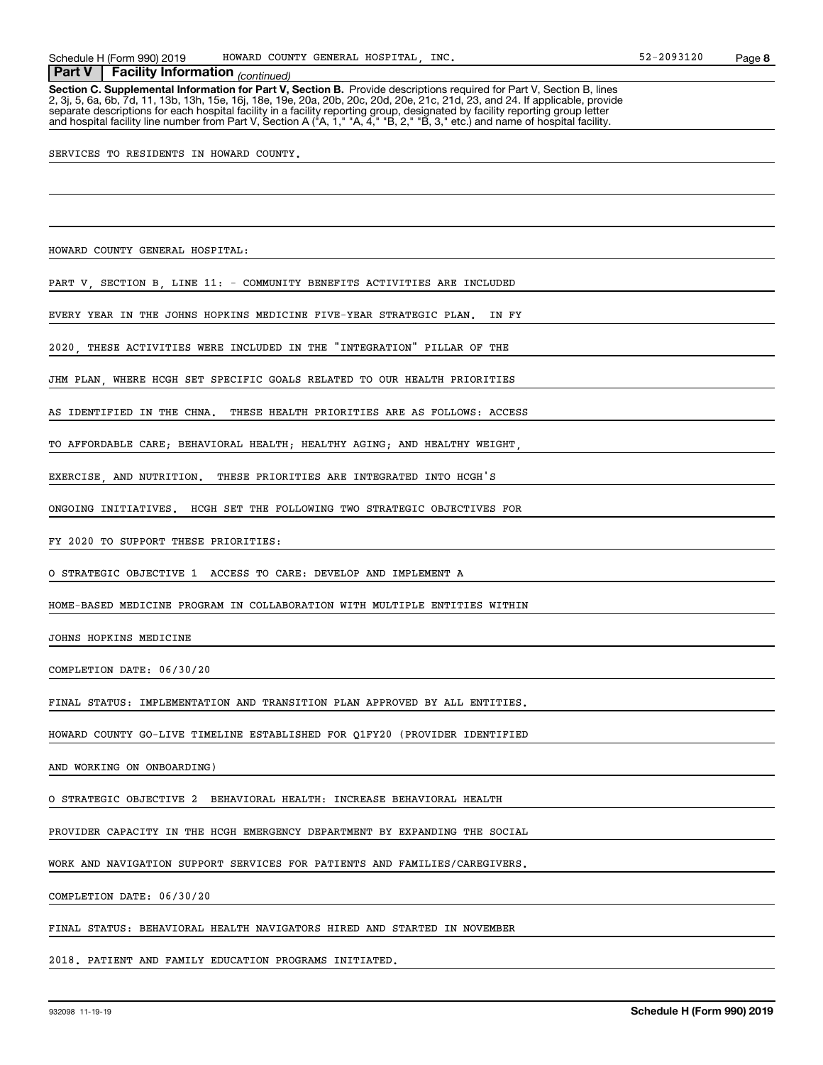**Part V | Facility Information** *(continued)*

**Section C. Supplemental Information for Part V, Section B.** Provide descriptions required for Part V, Section B, lines 2, 3j, 5, 6a, 6b, 7d, 11, 13b, 13h, 15e, 16j, 18e, 19e, 20a, 20b, 20c, 20d, 20e, 21c, 21d, 23, and 24. If applicable, provide separate descriptions for each hospital facility in a facility reporting group, designated by facility reporting group letter and hospital facility line number from Part V, Section A ("A, 1," "A, 4," "B, 2," "B, 3," etc.) and name of hospital facility.

SERVICES TO RESIDENTS IN HOWARD COUNTY.

HOWARD COUNTY GENERAL HOSPITAL:

PART V, SECTION B, LINE 11: - COMMUNITY BENEFITS ACTIVITIES ARE INCLUDED EVERY YEAR IN THE JOHNS HOPKINS MEDICINE FIVE-YEAR STRATEGIC PLAN. IN FY 2020, THESE ACTIVITIES WERE INCLUDED IN THE "INTEGRATION" PILLAR OF THE JHM PLAN, WHERE HCGH SET SPECIFIC GOALS RELATED TO OUR HEALTH PRIORITIES AS IDENTIFIED IN THE CHNA. THESE HEALTH PRIORITIES ARE AS FOLLOWS: ACCESS TO AFFORDABLE CARE; BEHAVIORAL HEALTH; HEALTHY AGING; AND HEALTHY WEIGHT, EXERCISE, AND NUTRITION. THESE PRIORITIES ARE INTEGRATED INTO HCGH'S ONGOING INITIATIVES. HCGH SET THE FOLLOWING TWO STRATEGIC OBJECTIVES FOR FY 2020 TO SUPPORT THESE PRIORITIES:

O STRATEGIC OBJECTIVE 1 ACCESS TO CARE: DEVELOP AND IMPLEMENT A HOME-BASED MEDICINE PROGRAM IN COLLABORATION WITH MULTIPLE ENTITIES WITHIN JOHNS HOPKINS MEDICINE

COMPLETION DATE: 06/30/20

FINAL STATUS: IMPLEMENTATION AND TRANSITION PLAN APPROVED BY ALL ENTITIES. HOWARD COUNTY GO-LIVE TIMELINE ESTABLISHED FOR Q1FY20 (PROVIDER IDENTIFIED AND WORKING ON ONBOARDING)

O STRATEGIC OBJECTIVE 2 BEHAVIORAL HEALTH: INCREASE BEHAVIORAL HEALTH PROVIDER CAPACITY IN THE HCGH EMERGENCY DEPARTMENT BY EXPANDING THE SOCIAL WORK AND NAVIGATION SUPPORT SERVICES FOR PATIENTS AND FAMILIES/CAREGIVERS.

COMPLETION DATE: 06/30/20

FINAL STATUS: BEHAVIORAL HEALTH NAVIGATORS HIRED AND STARTED IN NOVEMBER 2018. PATIENT AND FAMILY EDUCATION PROGRAMS INITIATED.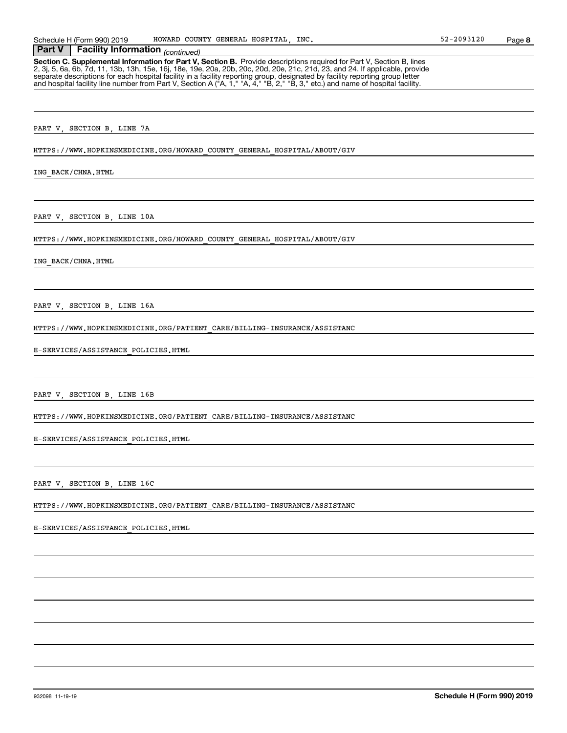Schedule H (Form 990) 2019 HOWARD COUNTY GENERAL HOSPITAL, INC. 52-2093120 Page 8

**Part V | Facility Information** *(continued)*

**Section C. Supplemental Information for Part V, Section B.** Provide descriptions required for Part V, Section B, lines 2, 3j, 5, 6a, 6b, 7d, 11, 13b, 13h, 15e, 16j, 18e, 19e, 20a, 20b, 20c, 20d, 20e, 21c, 21d, 23, and 24. If applicable, provide separate descriptions for each hospital facility in a facility reporting group, designated by facility reporting group letter and hospital facility line number from Part V, Section A ("A, 1," "A, 4," "B, 2," "B, 3," etc.) and name of hospital facility.

PART V, SECTION B, LINE 7A

HTTPS://WWW.HOPKINSMEDICINE.ORG/HOWARD_COUNTY_GENERAL_HOSPITAL/ABOUT/GIV

ING_BACK/CHNA.HTML

PART V, SECTION B, LINE 10A

HTTPS://WWW.HOPKINSMEDICINE.ORG/HOWARD_COUNTY_GENERAL_HOSPITAL/ABOUT/GIV

ING_BACK/CHNA.HTML

PART V, SECTION B, LINE 16A

HTTPS://WWW.HOPKINSMEDICINE.ORG/PATIENT_CARE/BILLING-INSURANCE/ASSISTANC

E-SERVICES/ASSISTANCE_POLICIES.HTML

PART V, SECTION B, LINE 16B

HTTPS://WWW.HOPKINSMEDICINE.ORG/PATIENT_CARE/BILLING-INSURANCE/ASSISTANC

E-SERVICES/ASSISTANCE_POLICIES.HTML

PART V, SECTION B, LINE 16C

HTTPS://WWW.HOPKINSMEDICINE.ORG/PATIENT_CARE/BILLING-INSURANCE/ASSISTANC

E-SERVICES/ASSISTANCE_POLICIES.HTML

932098 11-19-19 **Schedule H (Form 990) 2019**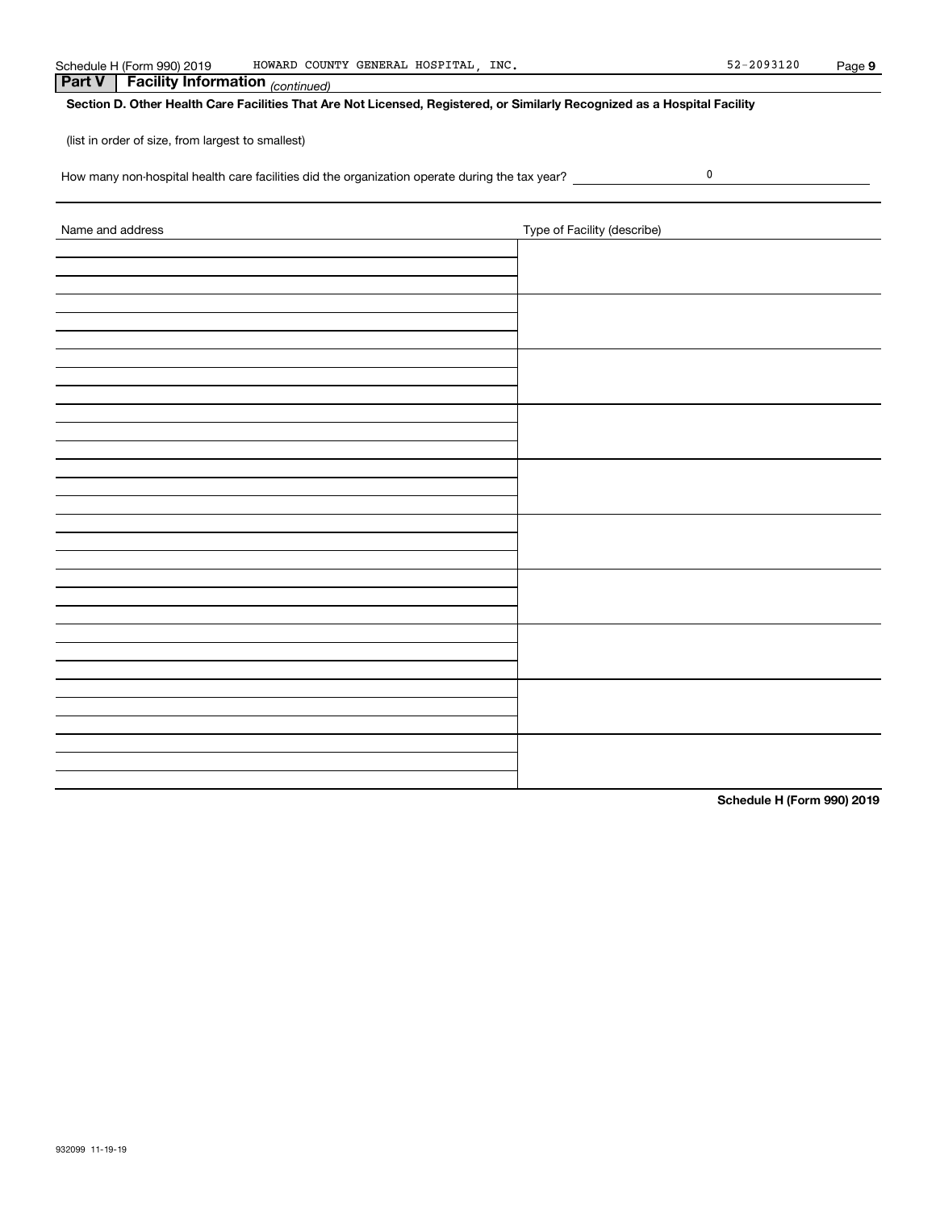## Part V | Facility Information *(continued)*

**Section D. Other Health Care Facilities That Are Not Licensed, Registered, or Similarly Recognized as a Hospital Facility**

(list in order of size, from largest to smallest)

How many non-hospital health care facilities did the organization operate during the tax year? 0

| Name and address | Type of Facility (describe) |
|---|---|
| | |
| | |
| | |
| | |
| | |
| | |
| | |
| | |
| | |
| | |

**Schedule H (Form 990) 2019**

932099 11-19-19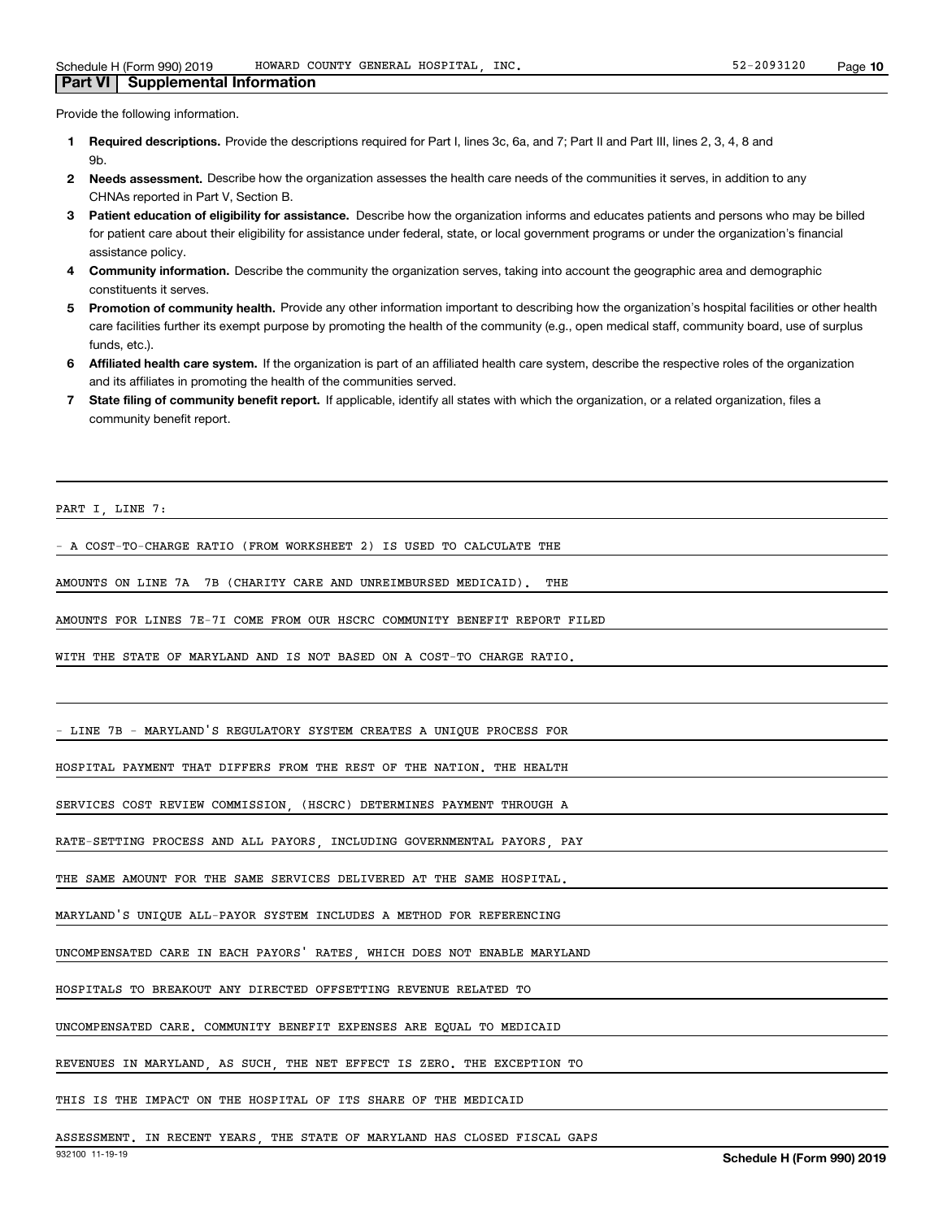## Part VI | Supplemental Information

Provide the following information.

1. **Required descriptions.** Provide the descriptions required for Part I, lines 3c, 6a, and 7; Part II and Part III, lines 2, 3, 4, 8 and 9b.
2. **Needs assessment.** Describe how the organization assesses the health care needs of the communities it serves, in addition to any CHNAs reported in Part V, Section B.
3. **Patient education of eligibility for assistance.** Describe how the organization informs and educates patients and persons who may be billed for patient care about their eligibility for assistance under federal, state, or local government programs or under the organization's financial assistance policy.
4. **Community information.** Describe the community the organization serves, taking into account the geographic area and demographic constituents it serves.
5. **Promotion of community health.** Provide any other information important to describing how the organization's hospital facilities or other health care facilities further its exempt purpose by promoting the health of the community (e.g., open medical staff, community board, use of surplus funds, etc.).
6. **Affiliated health care system.** If the organization is part of an affiliated health care system, describe the respective roles of the organization and its affiliates in promoting the health of the communities served.
7. **State filing of community benefit report.** If applicable, identify all states with which the organization, or a related organization, files a community benefit report.

PART I, LINE 7:

- A COST-TO-CHARGE RATIO (FROM WORKSHEET 2) IS USED TO CALCULATE THE AMOUNTS ON LINE 7A 7B (CHARITY CARE AND UNREIMBURSED MEDICAID). THE AMOUNTS FOR LINES 7E-7I COME FROM OUR HSCRC COMMUNITY BENEFIT REPORT FILED WITH THE STATE OF MARYLAND AND IS NOT BASED ON A COST-TO CHARGE RATIO.

- LINE 7B - MARYLAND'S REGULATORY SYSTEM CREATES A UNIQUE PROCESS FOR HOSPITAL PAYMENT THAT DIFFERS FROM THE REST OF THE NATION. THE HEALTH SERVICES COST REVIEW COMMISSION, (HSCRC) DETERMINES PAYMENT THROUGH A RATE-SETTING PROCESS AND ALL PAYORS, INCLUDING GOVERNMENTAL PAYORS, PAY THE SAME AMOUNT FOR THE SAME SERVICES DELIVERED AT THE SAME HOSPITAL. MARYLAND'S UNIQUE ALL-PAYOR SYSTEM INCLUDES A METHOD FOR REFERENCING UNCOMPENSATED CARE IN EACH PAYORS' RATES, WHICH DOES NOT ENABLE MARYLAND HOSPITALS TO BREAKOUT ANY DIRECTED OFFSETTING REVENUE RELATED TO UNCOMPENSATED CARE. COMMUNITY BENEFIT EXPENSES ARE EQUAL TO MEDICAID REVENUES IN MARYLAND, AS SUCH, THE NET EFFECT IS ZERO. THE EXCEPTION TO THIS IS THE IMPACT ON THE HOSPITAL OF ITS SHARE OF THE MEDICAID ASSESSMENT. IN RECENT YEARS, THE STATE OF MARYLAND HAS CLOSED FISCAL GAPS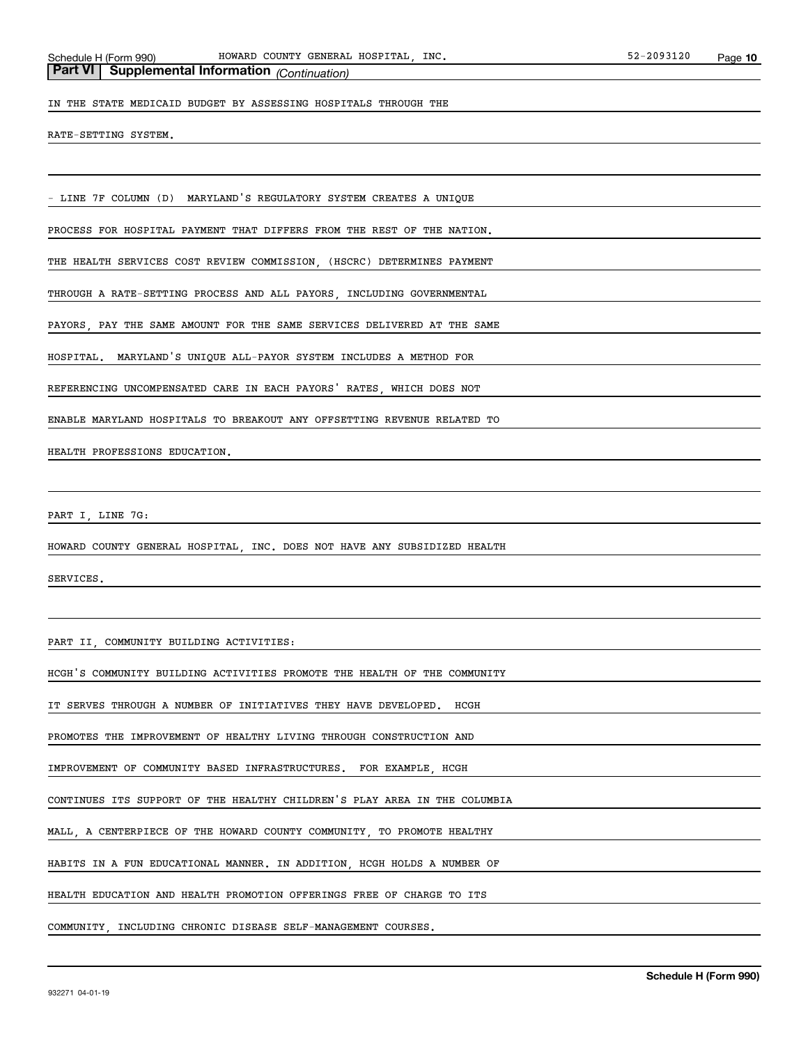**Part VI | Supplemental Information** *(Continuation)*

IN THE STATE MEDICAID BUDGET BY ASSESSING HOSPITALS THROUGH THE RATE-SETTING SYSTEM.

- LINE 7F COLUMN (D) MARYLAND'S REGULATORY SYSTEM CREATES A UNIQUE PROCESS FOR HOSPITAL PAYMENT THAT DIFFERS FROM THE REST OF THE NATION. THE HEALTH SERVICES COST REVIEW COMMISSION, (HSCRC) DETERMINES PAYMENT THROUGH A RATE-SETTING PROCESS AND ALL PAYORS, INCLUDING GOVERNMENTAL PAYORS, PAY THE SAME AMOUNT FOR THE SAME SERVICES DELIVERED AT THE SAME HOSPITAL. MARYLAND'S UNIQUE ALL-PAYOR SYSTEM INCLUDES A METHOD FOR REFERENCING UNCOMPENSATED CARE IN EACH PAYORS' RATES, WHICH DOES NOT ENABLE MARYLAND HOSPITALS TO BREAKOUT ANY OFFSETTING REVENUE RELATED TO HEALTH PROFESSIONS EDUCATION.

PART I, LINE 7G:

HOWARD COUNTY GENERAL HOSPITAL, INC. DOES NOT HAVE ANY SUBSIDIZED HEALTH SERVICES.

PART II, COMMUNITY BUILDING ACTIVITIES:

HCGH'S COMMUNITY BUILDING ACTIVITIES PROMOTE THE HEALTH OF THE COMMUNITY IT SERVES THROUGH A NUMBER OF INITIATIVES THEY HAVE DEVELOPED. HCGH PROMOTES THE IMPROVEMENT OF HEALTHY LIVING THROUGH CONSTRUCTION AND IMPROVEMENT OF COMMUNITY BASED INFRASTRUCTURES. FOR EXAMPLE, HCGH CONTINUES ITS SUPPORT OF THE HEALTHY CHILDREN'S PLAY AREA IN THE COLUMBIA MALL, A CENTERPIECE OF THE HOWARD COUNTY COMMUNITY, TO PROMOTE HEALTHY HABITS IN A FUN EDUCATIONAL MANNER. IN ADDITION, HCGH HOLDS A NUMBER OF HEALTH EDUCATION AND HEALTH PROMOTION OFFERINGS FREE OF CHARGE TO ITS COMMUNITY, INCLUDING CHRONIC DISEASE SELF-MANAGEMENT COURSES.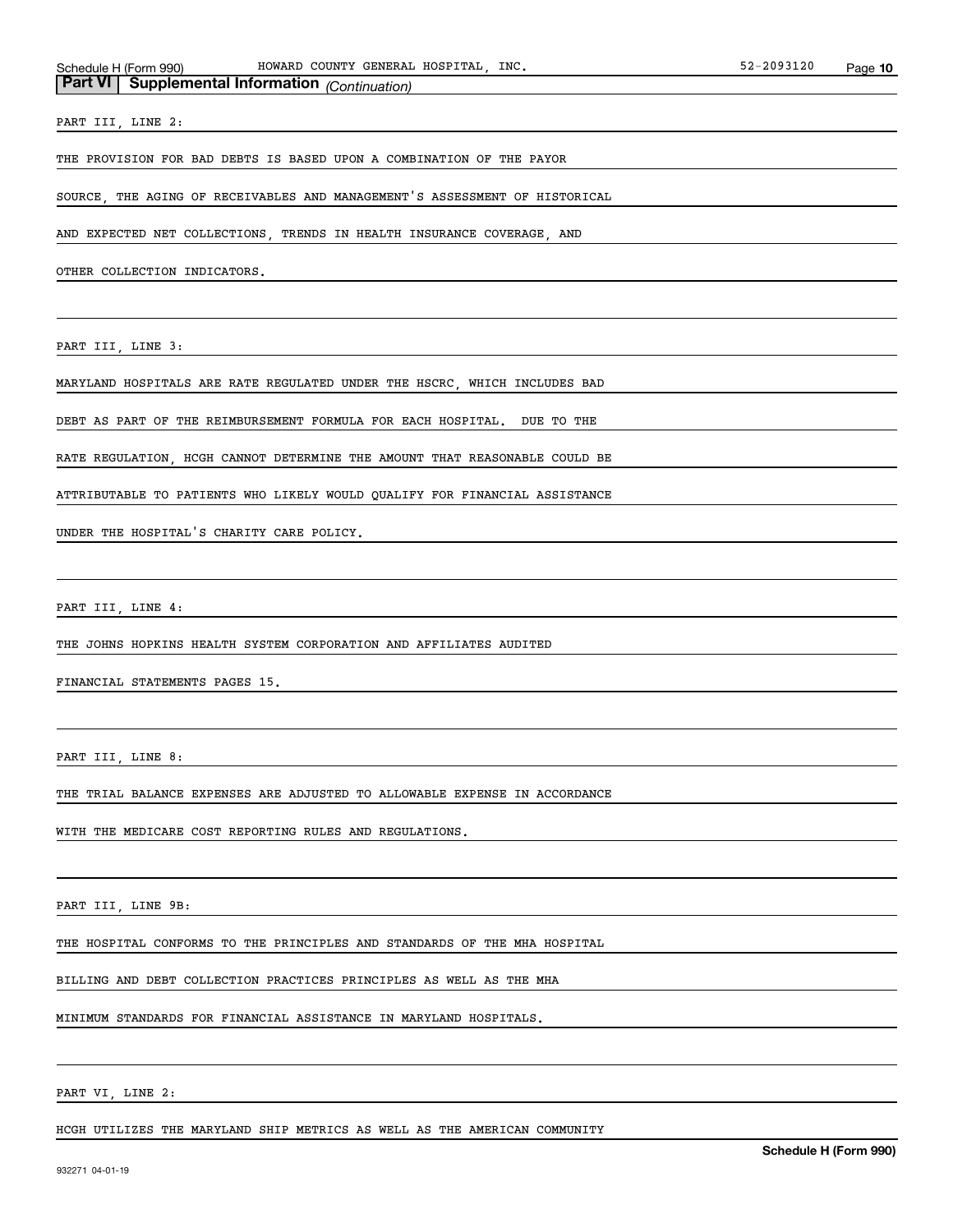**Part VI | Supplemental Information** *(Continuation)*

PART III, LINE 2:

THE PROVISION FOR BAD DEBTS IS BASED UPON A COMBINATION OF THE PAYOR SOURCE, THE AGING OF RECEIVABLES AND MANAGEMENT'S ASSESSMENT OF HISTORICAL AND EXPECTED NET COLLECTIONS, TRENDS IN HEALTH INSURANCE COVERAGE, AND OTHER COLLECTION INDICATORS.

PART III, LINE 3:

MARYLAND HOSPITALS ARE RATE REGULATED UNDER THE HSCRC, WHICH INCLUDES BAD DEBT AS PART OF THE REIMBURSEMENT FORMULA FOR EACH HOSPITAL. DUE TO THE RATE REGULATION, HCGH CANNOT DETERMINE THE AMOUNT THAT REASONABLE COULD BE ATTRIBUTABLE TO PATIENTS WHO LIKELY WOULD QUALIFY FOR FINANCIAL ASSISTANCE UNDER THE HOSPITAL'S CHARITY CARE POLICY.

PART III, LINE 4:

THE JOHNS HOPKINS HEALTH SYSTEM CORPORATION AND AFFILIATES AUDITED FINANCIAL STATEMENTS PAGES 15.

PART III, LINE 8:

THE TRIAL BALANCE EXPENSES ARE ADJUSTED TO ALLOWABLE EXPENSE IN ACCORDANCE WITH THE MEDICARE COST REPORTING RULES AND REGULATIONS.

PART III, LINE 9B:

THE HOSPITAL CONFORMS TO THE PRINCIPLES AND STANDARDS OF THE MHA HOSPITAL BILLING AND DEBT COLLECTION PRACTICES PRINCIPLES AS WELL AS THE MHA MINIMUM STANDARDS FOR FINANCIAL ASSISTANCE IN MARYLAND HOSPITALS.

PART VI, LINE 2:

HCGH UTILIZES THE MARYLAND SHIP METRICS AS WELL AS THE AMERICAN COMMUNITY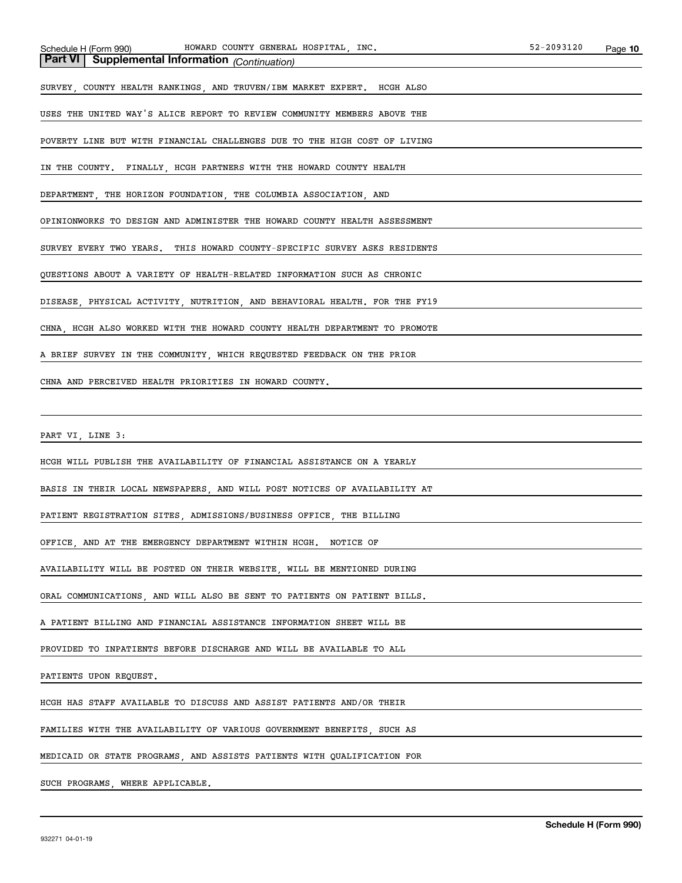**Part VI | Supplemental Information** *(Continuation)*

SURVEY, COUNTY HEALTH RANKINGS, AND TRUVEN/IBM MARKET EXPERT. HCGH ALSO USES THE UNITED WAY'S ALICE REPORT TO REVIEW COMMUNITY MEMBERS ABOVE THE POVERTY LINE BUT WITH FINANCIAL CHALLENGES DUE TO THE HIGH COST OF LIVING IN THE COUNTY. FINALLY, HCGH PARTNERS WITH THE HOWARD COUNTY HEALTH DEPARTMENT, THE HORIZON FOUNDATION, THE COLUMBIA ASSOCIATION, AND OPINIONWORKS TO DESIGN AND ADMINISTER THE HOWARD COUNTY HEALTH ASSESSMENT SURVEY EVERY TWO YEARS. THIS HOWARD COUNTY-SPECIFIC SURVEY ASKS RESIDENTS QUESTIONS ABOUT A VARIETY OF HEALTH-RELATED INFORMATION SUCH AS CHRONIC DISEASE, PHYSICAL ACTIVITY, NUTRITION, AND BEHAVIORAL HEALTH. FOR THE FY19 CHNA, HCGH ALSO WORKED WITH THE HOWARD COUNTY HEALTH DEPARTMENT TO PROMOTE A BRIEF SURVEY IN THE COMMUNITY, WHICH REQUESTED FEEDBACK ON THE PRIOR CHNA AND PERCEIVED HEALTH PRIORITIES IN HOWARD COUNTY.

PART VI, LINE 3:

HCGH WILL PUBLISH THE AVAILABILITY OF FINANCIAL ASSISTANCE ON A YEARLY BASIS IN THEIR LOCAL NEWSPAPERS, AND WILL POST NOTICES OF AVAILABILITY AT PATIENT REGISTRATION SITES, ADMISSIONS/BUSINESS OFFICE, THE BILLING OFFICE, AND AT THE EMERGENCY DEPARTMENT WITHIN HCGH. NOTICE OF AVAILABILITY WILL BE POSTED ON THEIR WEBSITE, WILL BE MENTIONED DURING ORAL COMMUNICATIONS, AND WILL ALSO BE SENT TO PATIENTS ON PATIENT BILLS. A PATIENT BILLING AND FINANCIAL ASSISTANCE INFORMATION SHEET WILL BE PROVIDED TO INPATIENTS BEFORE DISCHARGE AND WILL BE AVAILABLE TO ALL PATIENTS UPON REQUEST.

HCGH HAS STAFF AVAILABLE TO DISCUSS AND ASSIST PATIENTS AND/OR THEIR FAMILIES WITH THE AVAILABILITY OF VARIOUS GOVERNMENT BENEFITS, SUCH AS MEDICAID OR STATE PROGRAMS, AND ASSISTS PATIENTS WITH QUALIFICATION FOR SUCH PROGRAMS, WHERE APPLICABLE.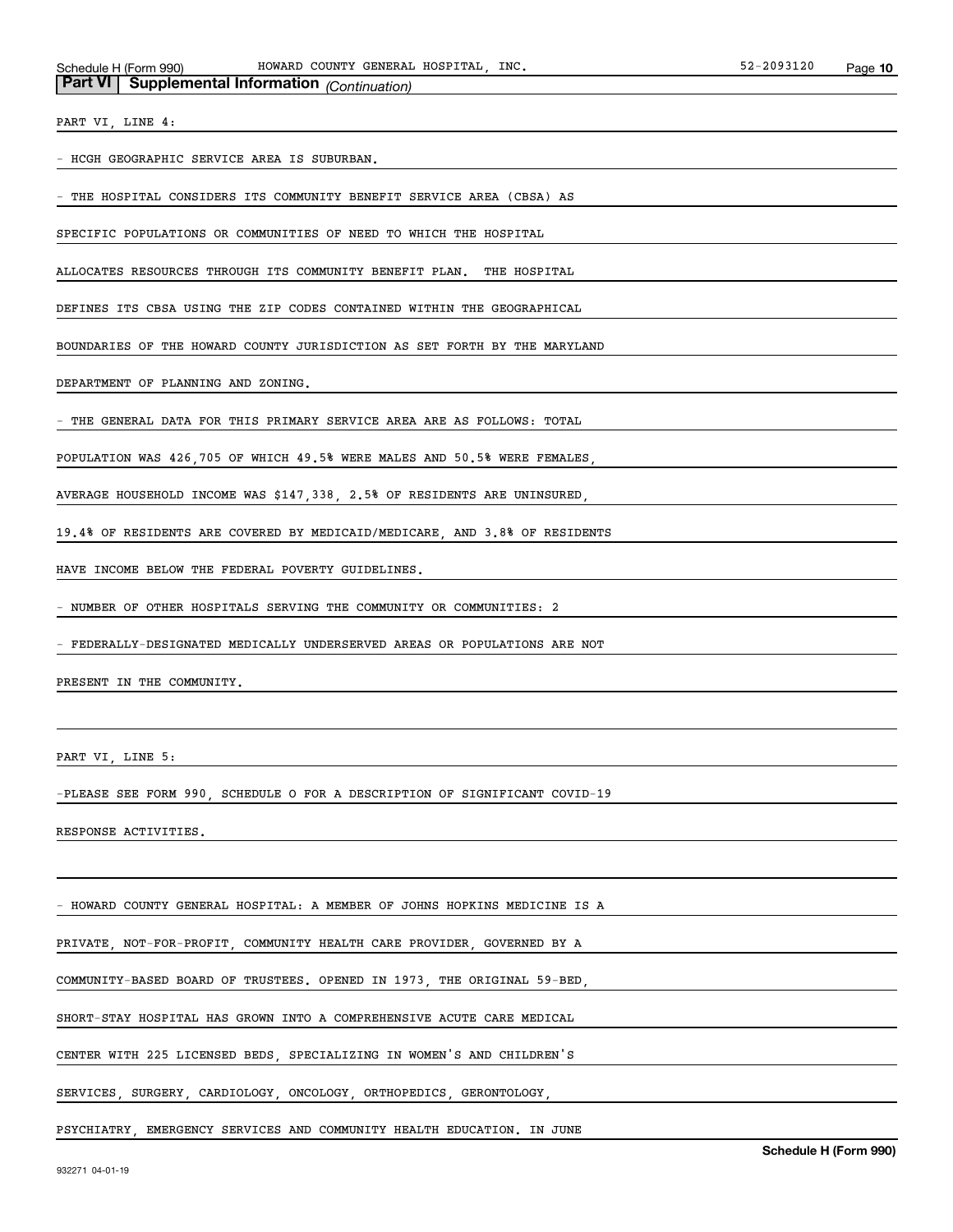**Part VI | Supplemental Information** *(Continuation)*

PART VI, LINE 4:

- HCGH GEOGRAPHIC SERVICE AREA IS SUBURBAN.

- THE HOSPITAL CONSIDERS ITS COMMUNITY BENEFIT SERVICE AREA (CBSA) AS SPECIFIC POPULATIONS OR COMMUNITIES OF NEED TO WHICH THE HOSPITAL ALLOCATES RESOURCES THROUGH ITS COMMUNITY BENEFIT PLAN. THE HOSPITAL DEFINES ITS CBSA USING THE ZIP CODES CONTAINED WITHIN THE GEOGRAPHICAL BOUNDARIES OF THE HOWARD COUNTY JURISDICTION AS SET FORTH BY THE MARYLAND DEPARTMENT OF PLANNING AND ZONING.

- THE GENERAL DATA FOR THIS PRIMARY SERVICE AREA ARE AS FOLLOWS: TOTAL POPULATION WAS 426,705 OF WHICH 49.5% WERE MALES AND 50.5% WERE FEMALES, AVERAGE HOUSEHOLD INCOME WAS $147,338, 2.5% OF RESIDENTS ARE UNINSURED, 19.4% OF RESIDENTS ARE COVERED BY MEDICAID/MEDICARE, AND 3.8% OF RESIDENTS HAVE INCOME BELOW THE FEDERAL POVERTY GUIDELINES.

- NUMBER OF OTHER HOSPITALS SERVING THE COMMUNITY OR COMMUNITIES: 2

- FEDERALLY-DESIGNATED MEDICALLY UNDERSERVED AREAS OR POPULATIONS ARE NOT PRESENT IN THE COMMUNITY.

PART VI, LINE 5:

-PLEASE SEE FORM 990, SCHEDULE O FOR A DESCRIPTION OF SIGNIFICANT COVID-19 RESPONSE ACTIVITIES.

- HOWARD COUNTY GENERAL HOSPITAL: A MEMBER OF JOHNS HOPKINS MEDICINE IS A PRIVATE, NOT-FOR-PROFIT, COMMUNITY HEALTH CARE PROVIDER, GOVERNED BY A COMMUNITY-BASED BOARD OF TRUSTEES. OPENED IN 1973, THE ORIGINAL 59-BED, SHORT-STAY HOSPITAL HAS GROWN INTO A COMPREHENSIVE ACUTE CARE MEDICAL CENTER WITH 225 LICENSED BEDS, SPECIALIZING IN WOMEN'S AND CHILDREN'S SERVICES, SURGERY, CARDIOLOGY, ONCOLOGY, ORTHOPEDICS, GERONTOLOGY, PSYCHIATRY, EMERGENCY SERVICES AND COMMUNITY HEALTH EDUCATION. IN JUNE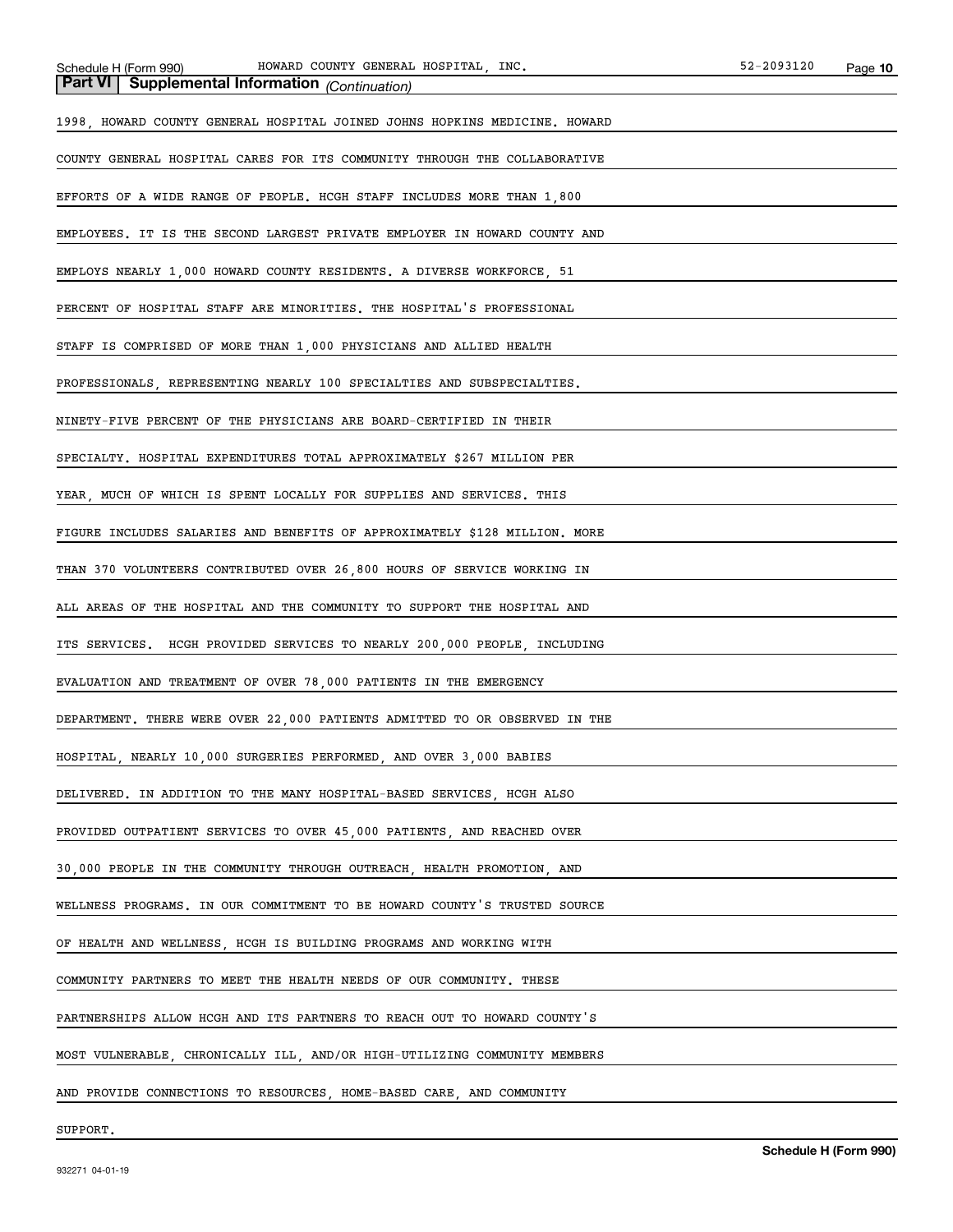**Part VI | Supplemental Information** *(Continuation)*

1998, HOWARD COUNTY GENERAL HOSPITAL JOINED JOHNS HOPKINS MEDICINE. HOWARD COUNTY GENERAL HOSPITAL CARES FOR ITS COMMUNITY THROUGH THE COLLABORATIVE EFFORTS OF A WIDE RANGE OF PEOPLE. HCGH STAFF INCLUDES MORE THAN 1,800 EMPLOYEES. IT IS THE SECOND LARGEST PRIVATE EMPLOYER IN HOWARD COUNTY AND EMPLOYS NEARLY 1,000 HOWARD COUNTY RESIDENTS. A DIVERSE WORKFORCE, 51 PERCENT OF HOSPITAL STAFF ARE MINORITIES. THE HOSPITAL'S PROFESSIONAL STAFF IS COMPRISED OF MORE THAN 1,000 PHYSICIANS AND ALLIED HEALTH PROFESSIONALS, REPRESENTING NEARLY 100 SPECIALTIES AND SUBSPECIALTIES. NINETY-FIVE PERCENT OF THE PHYSICIANS ARE BOARD-CERTIFIED IN THEIR SPECIALTY. HOSPITAL EXPENDITURES TOTAL APPROXIMATELY $267 MILLION PER YEAR, MUCH OF WHICH IS SPENT LOCALLY FOR SUPPLIES AND SERVICES. THIS FIGURE INCLUDES SALARIES AND BENEFITS OF APPROXIMATELY $128 MILLION. MORE THAN 370 VOLUNTEERS CONTRIBUTED OVER 26,800 HOURS OF SERVICE WORKING IN ALL AREAS OF THE HOSPITAL AND THE COMMUNITY TO SUPPORT THE HOSPITAL AND ITS SERVICES. HCGH PROVIDED SERVICES TO NEARLY 200,000 PEOPLE, INCLUDING EVALUATION AND TREATMENT OF OVER 78,000 PATIENTS IN THE EMERGENCY DEPARTMENT. THERE WERE OVER 22,000 PATIENTS ADMITTED TO OR OBSERVED IN THE HOSPITAL, NEARLY 10,000 SURGERIES PERFORMED, AND OVER 3,000 BABIES DELIVERED. IN ADDITION TO THE MANY HOSPITAL-BASED SERVICES, HCGH ALSO PROVIDED OUTPATIENT SERVICES TO OVER 45,000 PATIENTS, AND REACHED OVER 30,000 PEOPLE IN THE COMMUNITY THROUGH OUTREACH, HEALTH PROMOTION, AND WELLNESS PROGRAMS. IN OUR COMMITMENT TO BE HOWARD COUNTY'S TRUSTED SOURCE OF HEALTH AND WELLNESS, HCGH IS BUILDING PROGRAMS AND WORKING WITH COMMUNITY PARTNERS TO MEET THE HEALTH NEEDS OF OUR COMMUNITY. THESE PARTNERSHIPS ALLOW HCGH AND ITS PARTNERS TO REACH OUT TO HOWARD COUNTY'S MOST VULNERABLE, CHRONICALLY ILL, AND/OR HIGH-UTILIZING COMMUNITY MEMBERS AND PROVIDE CONNECTIONS TO RESOURCES, HOME-BASED CARE, AND COMMUNITY SUPPORT.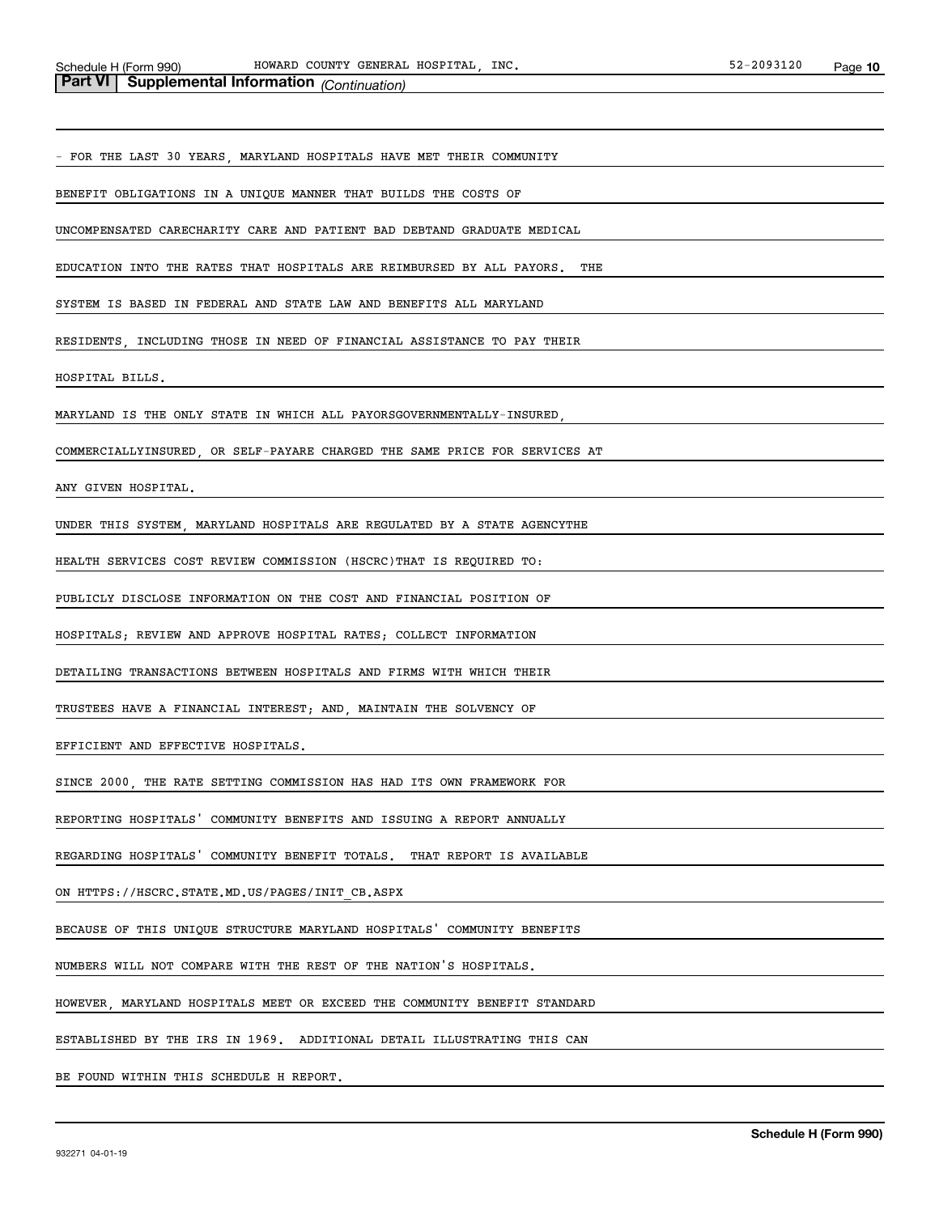**Part VI | Supplemental Information** *(Continuation)*

- FOR THE LAST 30 YEARS, MARYLAND HOSPITALS HAVE MET THEIR COMMUNITY BENEFIT OBLIGATIONS IN A UNIQUE MANNER THAT BUILDS THE COSTS OF UNCOMPENSATED CARECHARITY CARE AND PATIENT BAD DEBTAND GRADUATE MEDICAL EDUCATION INTO THE RATES THAT HOSPITALS ARE REIMBURSED BY ALL PAYORS. THE SYSTEM IS BASED IN FEDERAL AND STATE LAW AND BENEFITS ALL MARYLAND RESIDENTS, INCLUDING THOSE IN NEED OF FINANCIAL ASSISTANCE TO PAY THEIR HOSPITAL BILLS.

MARYLAND IS THE ONLY STATE IN WHICH ALL PAYORSGOVERNMENTALLY-INSURED, COMMERCIALLYINSURED, OR SELF-PAYARE CHARGED THE SAME PRICE FOR SERVICES AT ANY GIVEN HOSPITAL.

UNDER THIS SYSTEM, MARYLAND HOSPITALS ARE REGULATED BY A STATE AGENCYTHE HEALTH SERVICES COST REVIEW COMMISSION (HSCRC)THAT IS REQUIRED TO: PUBLICLY DISCLOSE INFORMATION ON THE COST AND FINANCIAL POSITION OF HOSPITALS; REVIEW AND APPROVE HOSPITAL RATES; COLLECT INFORMATION DETAILING TRANSACTIONS BETWEEN HOSPITALS AND FIRMS WITH WHICH THEIR TRUSTEES HAVE A FINANCIAL INTEREST; AND, MAINTAIN THE SOLVENCY OF EFFICIENT AND EFFECTIVE HOSPITALS.

SINCE 2000, THE RATE SETTING COMMISSION HAS HAD ITS OWN FRAMEWORK FOR REPORTING HOSPITALS' COMMUNITY BENEFITS AND ISSUING A REPORT ANNUALLY REGARDING HOSPITALS' COMMUNITY BENEFIT TOTALS. THAT REPORT IS AVAILABLE ON HTTPS://HSCRC.STATE.MD.US/PAGES/INIT_CB.ASPX

BECAUSE OF THIS UNIQUE STRUCTURE MARYLAND HOSPITALS' COMMUNITY BENEFITS NUMBERS WILL NOT COMPARE WITH THE REST OF THE NATION'S HOSPITALS.

HOWEVER, MARYLAND HOSPITALS MEET OR EXCEED THE COMMUNITY BENEFIT STANDARD ESTABLISHED BY THE IRS IN 1969. ADDITIONAL DETAIL ILLUSTRATING THIS CAN BE FOUND WITHIN THIS SCHEDULE H REPORT.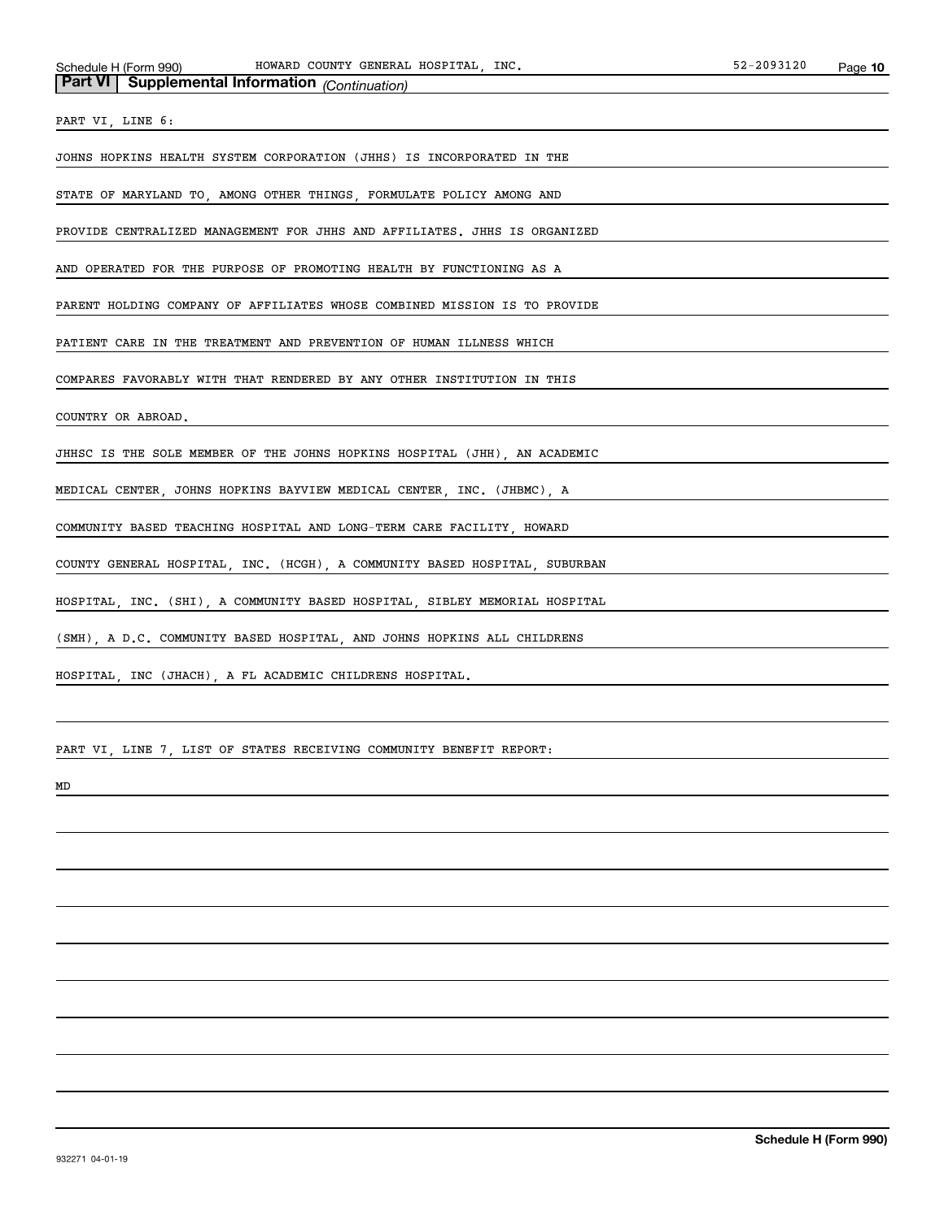**Part VI | Supplemental Information** *(Continuation)*

PART VI, LINE 6:

JOHNS HOPKINS HEALTH SYSTEM CORPORATION (JHHS) IS INCORPORATED IN THE STATE OF MARYLAND TO, AMONG OTHER THINGS, FORMULATE POLICY AMONG AND PROVIDE CENTRALIZED MANAGEMENT FOR JHHS AND AFFILIATES. JHHS IS ORGANIZED AND OPERATED FOR THE PURPOSE OF PROMOTING HEALTH BY FUNCTIONING AS A PARENT HOLDING COMPANY OF AFFILIATES WHOSE COMBINED MISSION IS TO PROVIDE PATIENT CARE IN THE TREATMENT AND PREVENTION OF HUMAN ILLNESS WHICH COMPARES FAVORABLY WITH THAT RENDERED BY ANY OTHER INSTITUTION IN THIS COUNTRY OR ABROAD.

JHHSC IS THE SOLE MEMBER OF THE JOHNS HOPKINS HOSPITAL (JHH), AN ACADEMIC MEDICAL CENTER, JOHNS HOPKINS BAYVIEW MEDICAL CENTER, INC. (JHBMC), A COMMUNITY BASED TEACHING HOSPITAL AND LONG-TERM CARE FACILITY, HOWARD COUNTY GENERAL HOSPITAL, INC. (HCGH), A COMMUNITY BASED HOSPITAL, SUBURBAN HOSPITAL, INC. (SHI), A COMMUNITY BASED HOSPITAL, SIBLEY MEMORIAL HOSPITAL (SMH), A D.C. COMMUNITY BASED HOSPITAL, AND JOHNS HOPKINS ALL CHILDRENS HOSPITAL, INC (JHACH), A FL ACADEMIC CHILDRENS HOSPITAL.

PART VI, LINE 7, LIST OF STATES RECEIVING COMMUNITY BENEFIT REPORT:

MD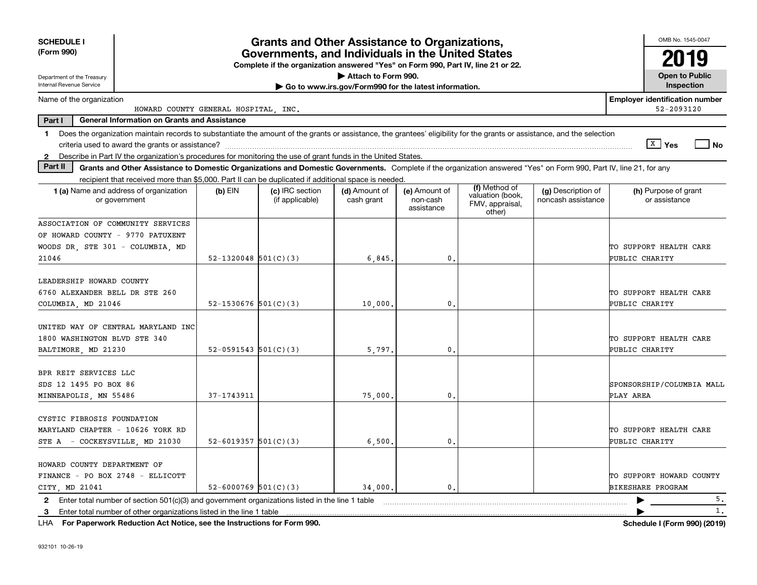**SCHEDULE I (Form 990)**

Department of the Treasury
Internal Revenue Service

# Grants and Other Assistance to Organizations, Governments, and Individuals in the United States

**Complete if the organization answered "Yes" on Form 990, Part IV, line 21 or 22.**

**▶ Attach to Form 990.**

**▶ Go to www.irs.gov/Form990 for the latest information.**

OMB No. 1545-0047

**2019**

**Open to Public Inspection**

Name of the organization: HOWARD COUNTY GENERAL HOSPITAL, INC.

**Employer identification number:** 52-2093120

**Part I — General Information on Grants and Assistance**

1 Does the organization maintain records to substantiate the amount of the grants or assistance, the grantees' eligibility for the grants or assistance, and the selection criteria used to award the grants or assistance? [X] Yes [ ] No

2 Describe in Part IV the organization's procedures for monitoring the use of grant funds in the United States.

**Part II — Grants and Other Assistance to Domestic Organizations and Domestic Governments.** Complete if the organization answered "Yes" on Form 990, Part IV, line 21, for any recipient that received more than $5,000. Part II can be duplicated if additional space is needed.

| 1 (a) Name and address of organization or government | (b) EIN | (c) IRC section (if applicable) | (d) Amount of cash grant | (e) Amount of non-cash assistance | (f) Method of valuation (book, FMV, appraisal, other) | (g) Description of noncash assistance | (h) Purpose of grant or assistance |
|---|---|---|---|---|---|---|---|
| ASSOCIATION OF COMMUNITY SERVICES OF HOWARD COUNTY - 9770 PATUXENT WOODS DR, STE 301 - COLUMBIA, MD 21046 | 52-1320048 | 501(C)(3) | 6,845. | 0. | | | TO SUPPORT HEALTH CARE PUBLIC CHARITY |
| LEADERSHIP HOWARD COUNTY 6760 ALEXANDER BELL DR STE 260 COLUMBIA, MD 21046 | 52-1530676 | 501(C)(3) | 10,000. | 0. | | | TO SUPPORT HEALTH CARE PUBLIC CHARITY |
| UNITED WAY OF CENTRAL MARYLAND INC 1800 WASHINGTON BLVD STE 340 BALTIMORE, MD 21230 | 52-0591543 | 501(C)(3) | 5,797. | 0. | | | TO SUPPORT HEALTH CARE PUBLIC CHARITY |
| BPR REIT SERVICES LLC SDS 12 1495 PO BOX 86 MINNEAPOLIS, MN 55486 | 37-1743911 | | 75,000. | 0. | | | SPONSORSHIP/COLUMBIA MALL PLAY AREA |
| CYSTIC FIBROSIS FOUNDATION MARYLAND CHAPTER - 10626 YORK RD STE A - COCKEYSVILLE, MD 21030 | 52-6019357 | 501(C)(3) | 6,500. | 0. | | | TO SUPPORT HEALTH CARE PUBLIC CHARITY |
| HOWARD COUNTY DEPARTMENT OF FINANCE - PO BOX 2748 - ELLICOTT CITY, MD 21041 | 52-6000769 | 501(C)(3) | 34,000. | 0. | | | TO SUPPORT HOWARD COUNTY BIKESHARE PROGRAM |

2 Enter total number of section 501(c)(3) and government organizations listed in the line 1 table ▶ 5.

3 Enter total number of other organizations listed in the line 1 table ▶ 1.

LHA **For Paperwork Reduction Act Notice, see the Instructions for Form 990.** **Schedule I (Form 990) (2019)**

932101 10-26-19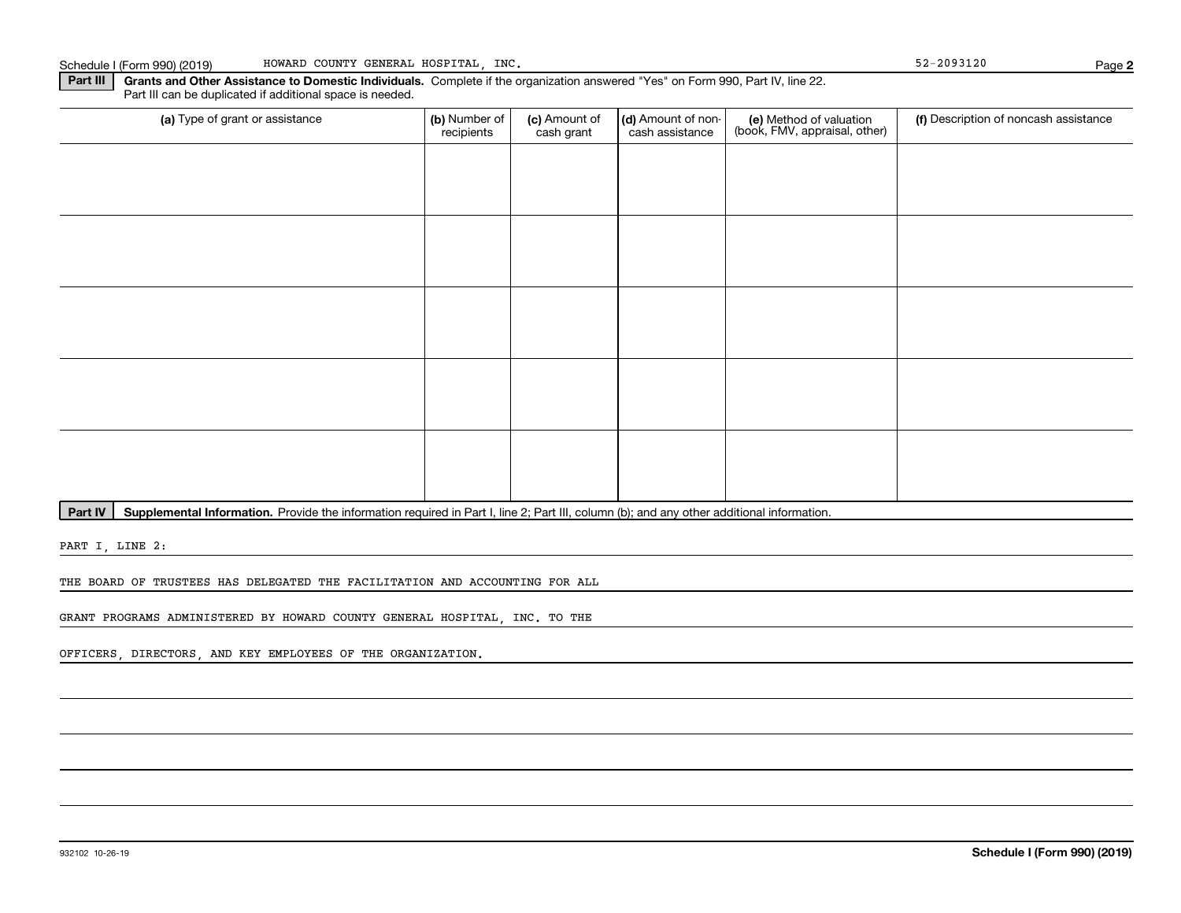Schedule I (Form 990) (2019) HOWARD COUNTY GENERAL HOSPITAL, INC. 52-2093120

**Part III** **Grants and Other Assistance to Domestic Individuals.** Complete if the organization answered "Yes" on Form 990, Part IV, line 22. Part III can be duplicated if additional space is needed.

| (a) Type of grant or assistance | (b) Number of recipients | (c) Amount of cash grant | (d) Amount of non-cash assistance | (e) Method of valuation (book, FMV, appraisal, other) | (f) Description of noncash assistance |
|---|---|---|---|---|---|
| | | | | | |
| | | | | | |
| | | | | | |
| | | | | | |
| | | | | | |

**Part IV** **Supplemental Information.** Provide the information required in Part I, line 2; Part III, column (b); and any other additional information.

PART I, LINE 2:

THE BOARD OF TRUSTEES HAS DELEGATED THE FACILITATION AND ACCOUNTING FOR ALL GRANT PROGRAMS ADMINISTERED BY HOWARD COUNTY GENERAL HOSPITAL, INC. TO THE OFFICERS, DIRECTORS, AND KEY EMPLOYEES OF THE ORGANIZATION.

932102 10-26-19 **Schedule I (Form 990) (2019)**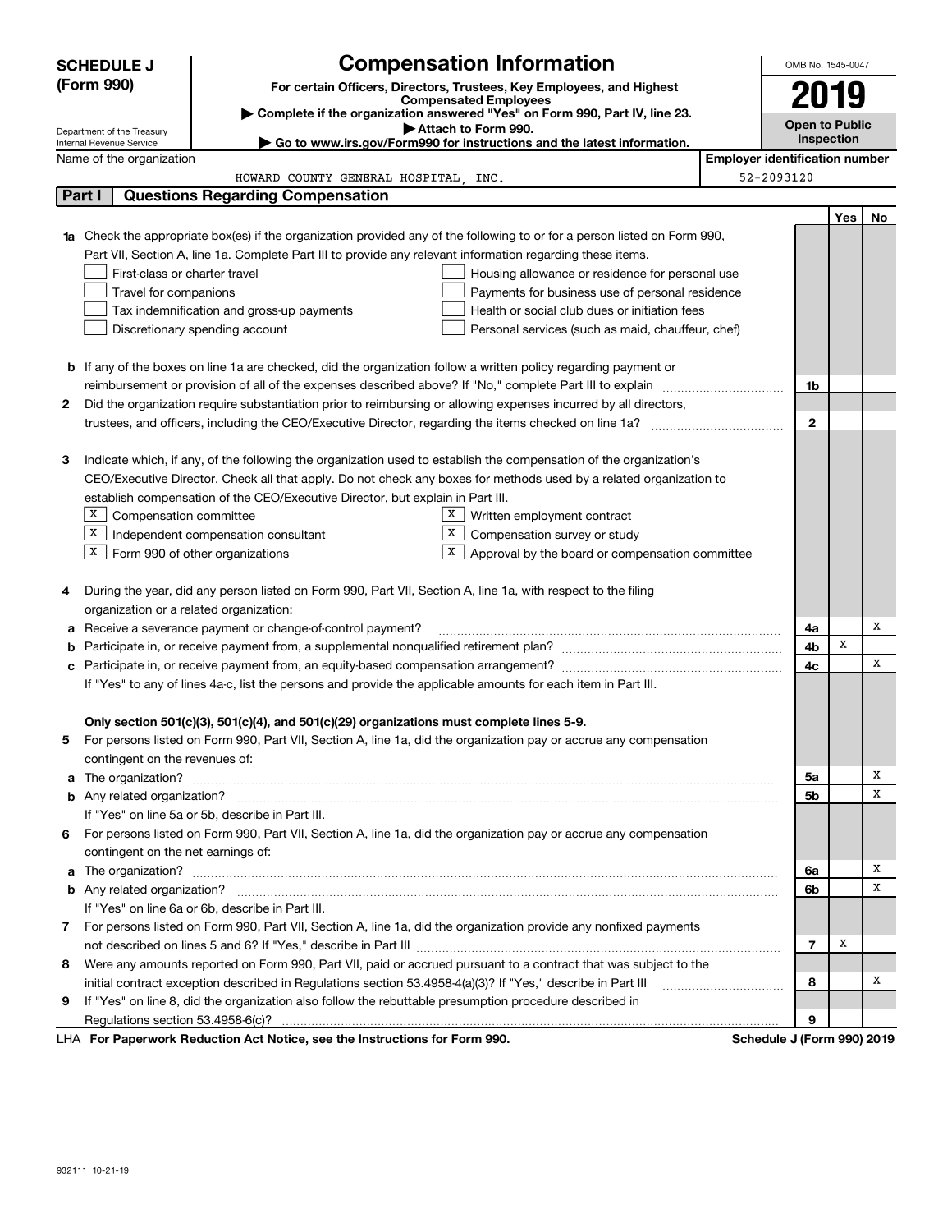**SCHEDULE J (Form 990)**

Department of the Treasury
Internal Revenue Service

# Compensation Information

**For certain Officers, Directors, Trustees, Key Employees, and Highest Compensated Employees**

▶ Complete if the organization answered "Yes" on Form 990, Part IV, line 23.

▶ Attach to Form 990.

▶ Go to www.irs.gov/Form990 for instructions and the latest information.

OMB No. 1545-0047

**2019**

**Open to Public Inspection**

Name of the organization: HOWARD COUNTY GENERAL HOSPITAL, INC.

Employer identification number: 52-2093120

## Part I Questions Regarding Compensation

| | | | Yes | No |
|---|---|---|---|---|
| **1a** | Check the appropriate box(es) if the organization provided any of the following to or for a person listed on Form 990, Part VII, Section A, line 1a. Complete Part III to provide any relevant information regarding these items.<br>☐ First-class or charter travel ☐ Housing allowance or residence for personal use<br>☐ Travel for companions ☐ Payments for business use of personal residence<br>☐ Tax indemnification and gross-up payments ☐ Health or social club dues or initiation fees<br>☐ Discretionary spending account ☐ Personal services (such as maid, chauffeur, chef) | | | |
| **b** | If any of the boxes on line 1a are checked, did the organization follow a written policy regarding payment or reimbursement or provision of all of the expenses described above? If "No," complete Part III to explain | 1b | | |
| **2** | Did the organization require substantiation prior to reimbursing or allowing expenses incurred by all directors, trustees, and officers, including the CEO/Executive Director, regarding the items checked on line 1a? | 2 | | |
| **3** | Indicate which, if any, of the following the organization used to establish the compensation of the organization's CEO/Executive Director. Check all that apply. Do not check any boxes for methods used by a related organization to establish compensation of the CEO/Executive Director, but explain in Part III.<br>☒ Compensation committee ☒ Written employment contract<br>☒ Independent compensation consultant ☒ Compensation survey or study<br>☒ Form 990 of other organizations ☒ Approval by the board or compensation committee | | | |
| **4** | During the year, did any person listed on Form 990, Part VII, Section A, line 1a, with respect to the filing organization or a related organization: | | | |
| **a** | Receive a severance payment or change-of-control payment? | 4a | | X |
| **b** | Participate in, or receive payment from, a supplemental nonqualified retirement plan? | 4b | X | |
| **c** | Participate in, or receive payment from, an equity-based compensation arrangement? | 4c | | X |
| | If "Yes" to any of lines 4a-c, list the persons and provide the applicable amounts for each item in Part III. | | | |
| | **Only section 501(c)(3), 501(c)(4), and 501(c)(29) organizations must complete lines 5-9.** | | | |
| **5** | For persons listed on Form 990, Part VII, Section A, line 1a, did the organization pay or accrue any compensation contingent on the revenues of: | | | |
| **a** | The organization? | 5a | | X |
| **b** | Any related organization? | 5b | | X |
| | If "Yes" on line 5a or 5b, describe in Part III. | | | |
| **6** | For persons listed on Form 990, Part VII, Section A, line 1a, did the organization pay or accrue any compensation contingent on the net earnings of: | | | |
| **a** | The organization? | 6a | | X |
| **b** | Any related organization? | 6b | | X |
| | If "Yes" on line 6a or 6b, describe in Part III. | | | |
| **7** | For persons listed on Form 990, Part VII, Section A, line 1a, did the organization provide any nonfixed payments not described on lines 5 and 6? If "Yes," describe in Part III | 7 | X | |
| **8** | Were any amounts reported on Form 990, Part VII, paid or accrued pursuant to a contract that was subject to the initial contract exception described in Regulations section 53.4958-4(a)(3)? If "Yes," describe in Part III | 8 | | X |
| **9** | If "Yes" on line 8, did the organization also follow the rebuttable presumption procedure described in Regulations section 53.4958-6(c)? | 9 | | |

LHA **For Paperwork Reduction Act Notice, see the Instructions for Form 990.** **Schedule J (Form 990) 2019**

932111 10-21-19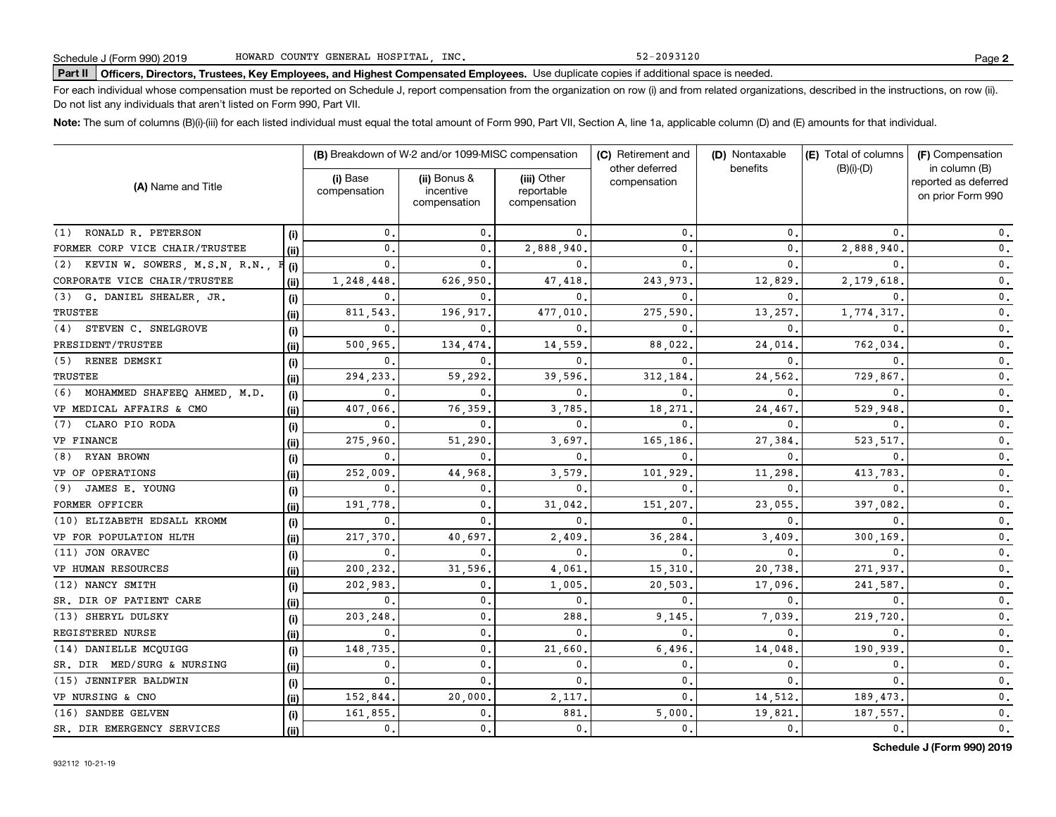Schedule J (Form 990) 2019 HOWARD COUNTY GENERAL HOSPITAL, INC. 52-2093120 Page **2**

**Part II** **Officers, Directors, Trustees, Key Employees, and Highest Compensated Employees.** Use duplicate copies if additional space is needed.

For each individual whose compensation must be reported on Schedule J, report compensation from the organization on row (i) and from related organizations, described in the instructions, on row (ii). Do not list any individuals that aren't listed on Form 990, Part VII.

**Note:** The sum of columns (B)(i)-(iii) for each listed individual must equal the total amount of Form 990, Part VII, Section A, line 1a, applicable column (D) and (E) amounts for that individual.

| (A) Name and Title | | (B) Breakdown of W-2 and/or 1099-MISC compensation | | | (C) Retirement and other deferred compensation | (D) Nontaxable benefits | (E) Total of columns (B)(i)-(D) | (F) Compensation in column (B) reported as deferred on prior Form 990 |
|---|---|---|---|---|---|---|---|---|
| | | (i) Base compensation | (ii) Bonus & incentive compensation | (iii) Other reportable compensation | | | | |
| (1) RONALD R. PETERSON | (i) | 0. | 0. | 0. | 0. | 0. | 0. | 0. |
| FORMER CORP VICE CHAIR/TRUSTEE | (ii) | 0. | 0. | 2,888,940. | 0. | 0. | 2,888,940. | 0. |
| (2) KEVIN W. SOWERS, M.S.N, R.N., F | (i) | 0. | 0. | 0. | 0. | 0. | 0. | 0. |
| CORPORATE VICE CHAIR/TRUSTEE | (ii) | 1,248,448. | 626,950. | 47,418. | 243,973. | 12,829. | 2,179,618. | 0. |
| (3) G. DANIEL SHEALER, JR. | (i) | 0. | 0. | 0. | 0. | 0. | 0. | 0. |
| TRUSTEE | (ii) | 811,543. | 196,917. | 477,010. | 275,590. | 13,257. | 1,774,317. | 0. |
| (4) STEVEN C. SNELGROVE | (i) | 0. | 0. | 0. | 0. | 0. | 0. | 0. |
| PRESIDENT/TRUSTEE | (ii) | 500,965. | 134,474. | 14,559. | 88,022. | 24,014. | 762,034. | 0. |
| (5) RENEE DEMSKI | (i) | 0. | 0. | 0. | 0. | 0. | 0. | 0. |
| TRUSTEE | (ii) | 294,233. | 59,292. | 39,596. | 312,184. | 24,562. | 729,867. | 0. |
| (6) MOHAMMED SHAFEEQ AHMED, M.D. | (i) | 0. | 0. | 0. | 0. | 0. | 0. | 0. |
| VP MEDICAL AFFAIRS & CMO | (ii) | 407,066. | 76,359. | 3,785. | 18,271. | 24,467. | 529,948. | 0. |
| (7) CLARO PIO RODA | (i) | 0. | 0. | 0. | 0. | 0. | 0. | 0. |
| VP FINANCE | (ii) | 275,960. | 51,290. | 3,697. | 165,186. | 27,384. | 523,517. | 0. |
| (8) RYAN BROWN | (i) | 0. | 0. | 0. | 0. | 0. | 0. | 0. |
| VP OF OPERATIONS | (ii) | 252,009. | 44,968. | 3,579. | 101,929. | 11,298. | 413,783. | 0. |
| (9) JAMES E. YOUNG | (i) | 0. | 0. | 0. | 0. | 0. | 0. | 0. |
| FORMER OFFICER | (ii) | 191,778. | 0. | 31,042. | 151,207. | 23,055. | 397,082. | 0. |
| (10) ELIZABETH EDSALL KROMM | (i) | 0. | 0. | 0. | 0. | 0. | 0. | 0. |
| VP FOR POPULATION HLTH | (ii) | 217,370. | 40,697. | 2,409. | 36,284. | 3,409. | 300,169. | 0. |
| (11) JON ORAVEC | (i) | 0. | 0. | 0. | 0. | 0. | 0. | 0. |
| VP HUMAN RESOURCES | (ii) | 200,232. | 31,596. | 4,061. | 15,310. | 20,738. | 271,937. | 0. |
| (12) NANCY SMITH | (i) | 202,983. | 0. | 1,005. | 20,503. | 17,096. | 241,587. | 0. |
| SR. DIR OF PATIENT CARE | (ii) | 0. | 0. | 0. | 0. | 0. | 0. | 0. |
| (13) SHERYL DULSKY | (i) | 203,248. | 0. | 288. | 9,145. | 7,039. | 219,720. | 0. |
| REGISTERED NURSE | (ii) | 0. | 0. | 0. | 0. | 0. | 0. | 0. |
| (14) DANIELLE MCQUIGG | (i) | 148,735. | 0. | 21,660. | 6,496. | 14,048. | 190,939. | 0. |
| SR. DIR MED/SURG & NURSING | (ii) | 0. | 0. | 0. | 0. | 0. | 0. | 0. |
| (15) JENNIFER BALDWIN | (i) | 0. | 0. | 0. | 0. | 0. | 0. | 0. |
| VP NURSING & CNO | (ii) | 152,844. | 20,000. | 2,117. | 0. | 14,512. | 189,473. | 0. |
| (16) SANDEE GELVEN | (i) | 161,855. | 0. | 881. | 5,000. | 19,821. | 187,557. | 0. |
| SR. DIR EMERGENCY SERVICES | (ii) | 0. | 0. | 0. | 0. | 0. | 0. | 0. |

**Schedule J (Form 990) 2019**

932112 10-21-19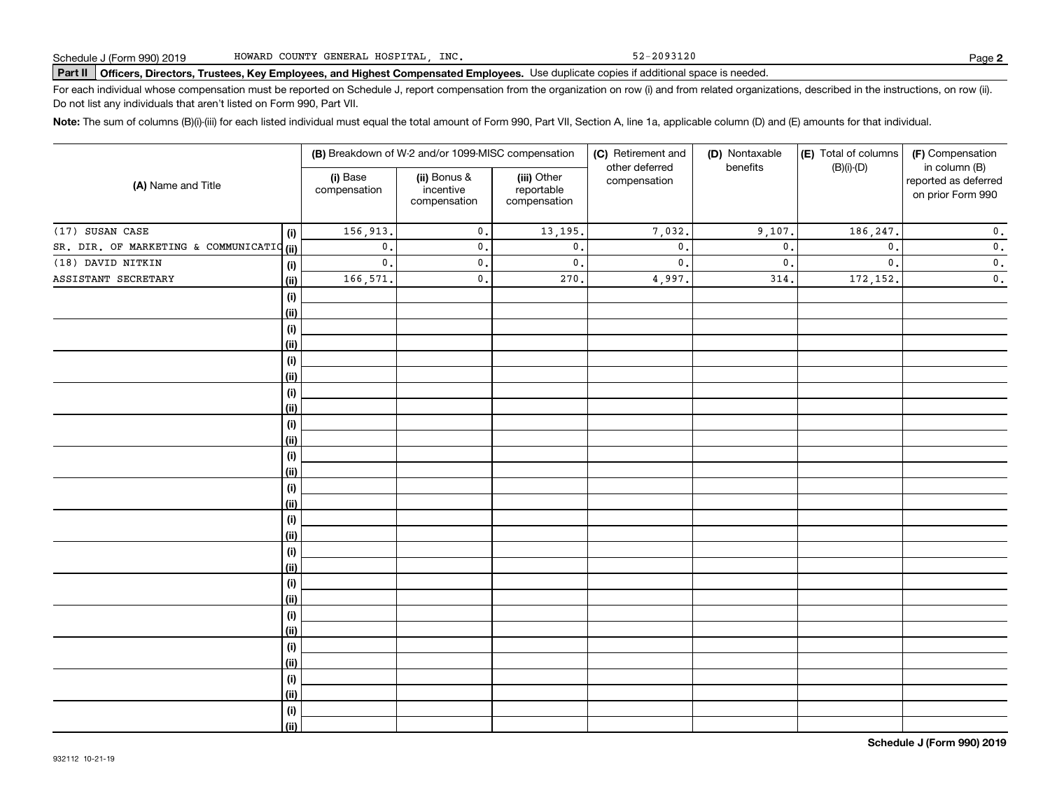Schedule J (Form 990) 2019 HOWARD COUNTY GENERAL HOSPITAL, INC. 52-2093120

**Part II** **Officers, Directors, Trustees, Key Employees, and Highest Compensated Employees.** Use duplicate copies if additional space is needed.

For each individual whose compensation must be reported on Schedule J, report compensation from the organization on row (i) and from related organizations, described in the instructions, on row (ii). Do not list any individuals that aren't listed on Form 990, Part VII.

**Note:** The sum of columns (B)(i)-(iii) for each listed individual must equal the total amount of Form 990, Part VII, Section A, line 1a, applicable column (D) and (E) amounts for that individual.

| (A) Name and Title | | (B) Breakdown of W-2 and/or 1099-MISC compensation | | | (C) Retirement and other deferred compensation | (D) Nontaxable benefits | (E) Total of columns (B)(i)-(D) | (F) Compensation in column (B) reported as deferred on prior Form 990 |
|---|---|---|---|---|---|---|---|---|
| | | (i) Base compensation | (ii) Bonus & incentive compensation | (iii) Other reportable compensation | | | | |
| (17) SUSAN CASE | (i) | 156,913. | 0. | 13,195. | 7,032. | 9,107. | 186,247. | 0. |
| SR. DIR. OF MARKETING & COMMUNICATIO | (ii) | 0. | 0. | 0. | 0. | 0. | 0. | 0. |
| (18) DAVID NITKIN | (i) | 0. | 0. | 0. | 0. | 0. | 0. | 0. |
| ASSISTANT SECRETARY | (ii) | 166,571. | 0. | 270. | 4,997. | 314. | 172,152. | 0. |

Schedule J (Form 990) 2019

932112 10-21-19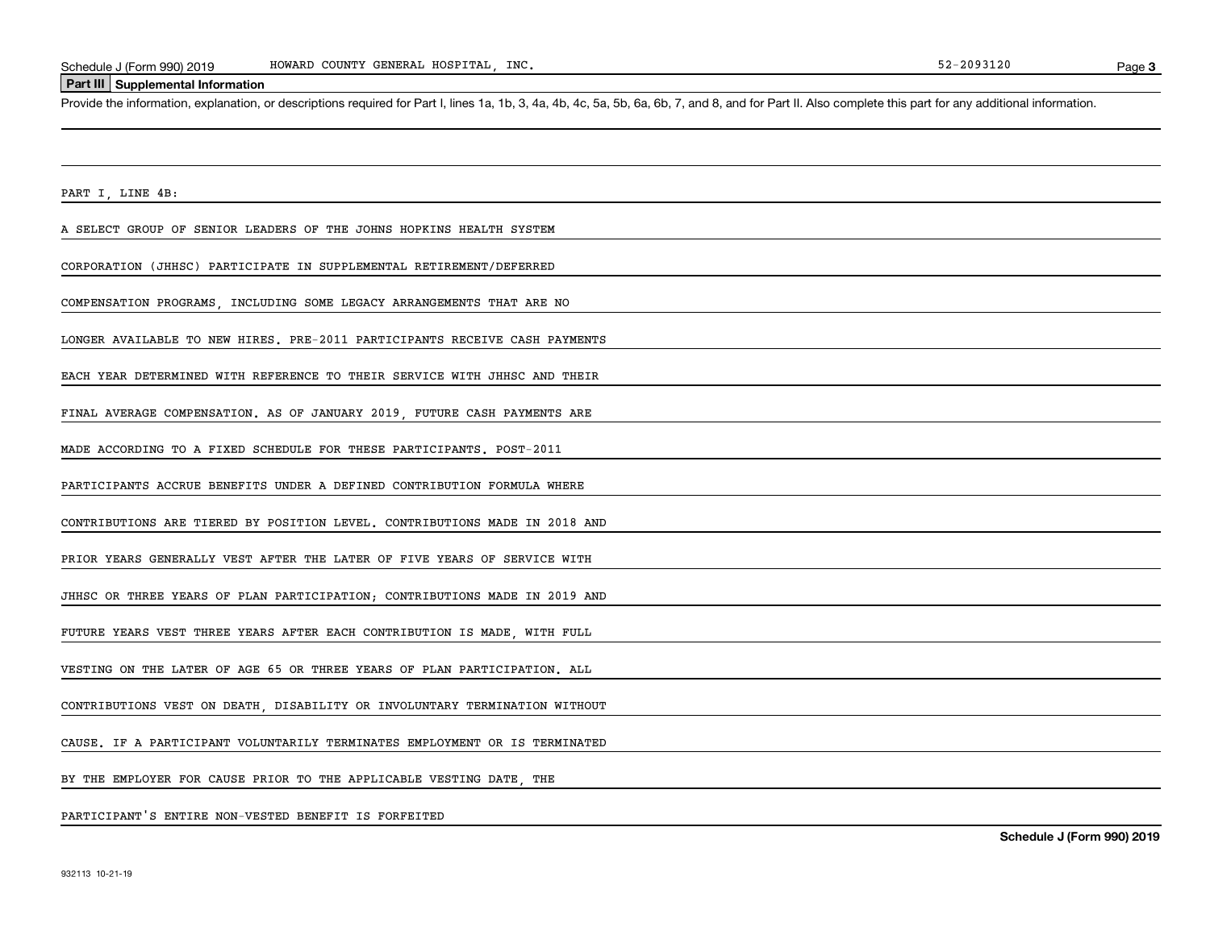## Part III Supplemental Information

Provide the information, explanation, or descriptions required for Part I, lines 1a, 1b, 3, 4a, 4b, 4c, 5a, 5b, 6a, 6b, 7, and 8, and for Part II. Also complete this part for any additional information.

PART I, LINE 4B:

A SELECT GROUP OF SENIOR LEADERS OF THE JOHNS HOPKINS HEALTH SYSTEM CORPORATION (JHHSC) PARTICIPATE IN SUPPLEMENTAL RETIREMENT/DEFERRED COMPENSATION PROGRAMS, INCLUDING SOME LEGACY ARRANGEMENTS THAT ARE NO LONGER AVAILABLE TO NEW HIRES. PRE-2011 PARTICIPANTS RECEIVE CASH PAYMENTS EACH YEAR DETERMINED WITH REFERENCE TO THEIR SERVICE WITH JHHSC AND THEIR FINAL AVERAGE COMPENSATION. AS OF JANUARY 2019, FUTURE CASH PAYMENTS ARE MADE ACCORDING TO A FIXED SCHEDULE FOR THESE PARTICIPANTS. POST-2011 PARTICIPANTS ACCRUE BENEFITS UNDER A DEFINED CONTRIBUTION FORMULA WHERE CONTRIBUTIONS ARE TIERED BY POSITION LEVEL. CONTRIBUTIONS MADE IN 2018 AND PRIOR YEARS GENERALLY VEST AFTER THE LATER OF FIVE YEARS OF SERVICE WITH JHHSC OR THREE YEARS OF PLAN PARTICIPATION; CONTRIBUTIONS MADE IN 2019 AND FUTURE YEARS VEST THREE YEARS AFTER EACH CONTRIBUTION IS MADE, WITH FULL VESTING ON THE LATER OF AGE 65 OR THREE YEARS OF PLAN PARTICIPATION. ALL CONTRIBUTIONS VEST ON DEATH, DISABILITY OR INVOLUNTARY TERMINATION WITHOUT CAUSE. IF A PARTICIPANT VOLUNTARILY TERMINATES EMPLOYMENT OR IS TERMINATED BY THE EMPLOYER FOR CAUSE PRIOR TO THE APPLICABLE VESTING DATE, THE PARTICIPANT'S ENTIRE NON-VESTED BENEFIT IS FORFEITED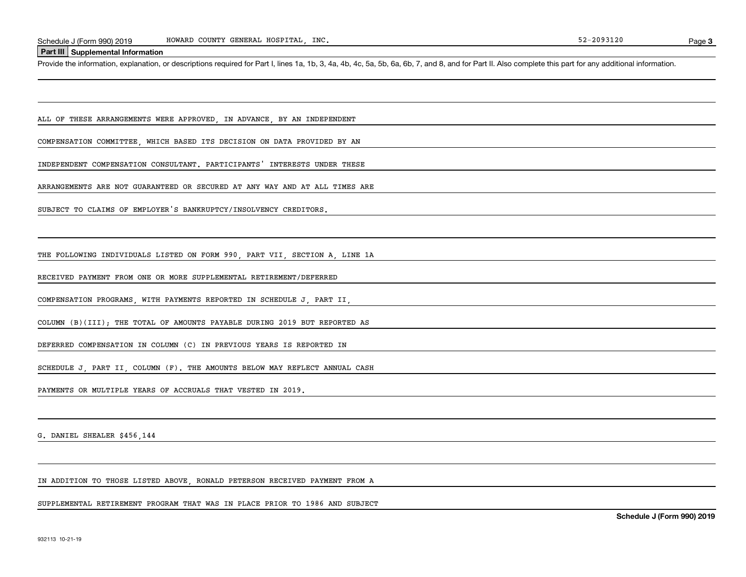Schedule J (Form 990) 2019 HOWARD COUNTY GENERAL HOSPITAL, INC. 52-2093120

## Part III Supplemental Information

Provide the information, explanation, or descriptions required for Part I, lines 1a, 1b, 3, 4a, 4b, 4c, 5a, 5b, 6a, 6b, 7, and 8, and for Part II. Also complete this part for any additional information.

ALL OF THESE ARRANGEMENTS WERE APPROVED, IN ADVANCE, BY AN INDEPENDENT COMPENSATION COMMITTEE, WHICH BASED ITS DECISION ON DATA PROVIDED BY AN INDEPENDENT COMPENSATION CONSULTANT. PARTICIPANTS' INTERESTS UNDER THESE ARRANGEMENTS ARE NOT GUARANTEED OR SECURED AT ANY WAY AND AT ALL TIMES ARE SUBJECT TO CLAIMS OF EMPLOYER'S BANKRUPTCY/INSOLVENCY CREDITORS.

THE FOLLOWING INDIVIDUALS LISTED ON FORM 990, PART VII, SECTION A, LINE 1A RECEIVED PAYMENT FROM ONE OR MORE SUPPLEMENTAL RETIREMENT/DEFERRED COMPENSATION PROGRAMS, WITH PAYMENTS REPORTED IN SCHEDULE J, PART II, COLUMN (B)(III); THE TOTAL OF AMOUNTS PAYABLE DURING 2019 BUT REPORTED AS DEFERRED COMPENSATION IN COLUMN (C) IN PREVIOUS YEARS IS REPORTED IN SCHEDULE J, PART II, COLUMN (F). THE AMOUNTS BELOW MAY REFLECT ANNUAL CASH PAYMENTS OR MULTIPLE YEARS OF ACCRUALS THAT VESTED IN 2019.

G. DANIEL SHEALER $456,144

IN ADDITION TO THOSE LISTED ABOVE, RONALD PETERSON RECEIVED PAYMENT FROM A SUPPLEMENTAL RETIREMENT PROGRAM THAT WAS IN PLACE PRIOR TO 1986 AND SUBJECT

Schedule J (Form 990) 2019

932113 10-21-19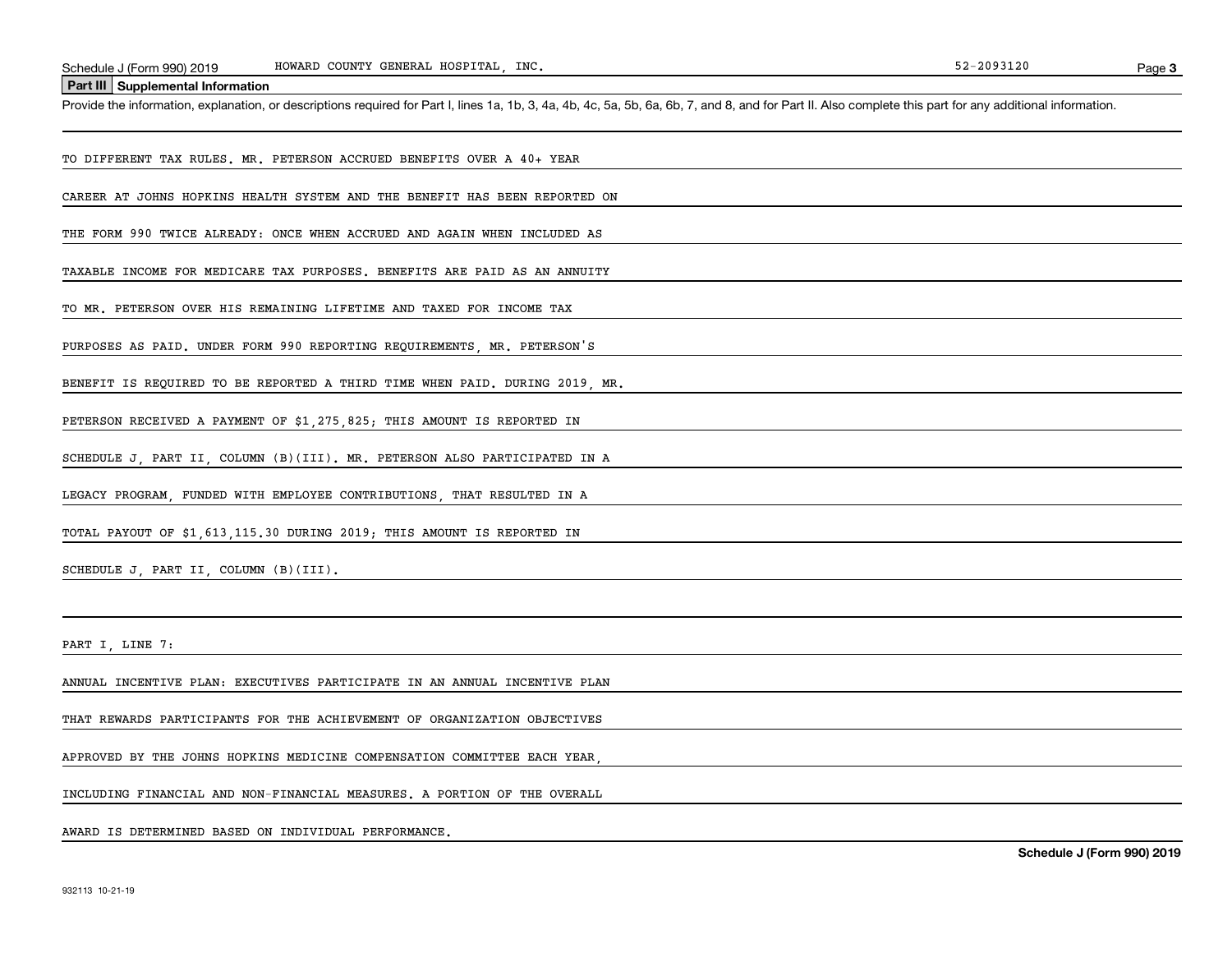## Part III Supplemental Information

Provide the information, explanation, or descriptions required for Part I, lines 1a, 1b, 3, 4a, 4b, 4c, 5a, 5b, 6a, 6b, 7, and 8, and for Part II. Also complete this part for any additional information.

TO DIFFERENT TAX RULES. MR. PETERSON ACCRUED BENEFITS OVER A 40+ YEAR CAREER AT JOHNS HOPKINS HEALTH SYSTEM AND THE BENEFIT HAS BEEN REPORTED ON THE FORM 990 TWICE ALREADY: ONCE WHEN ACCRUED AND AGAIN WHEN INCLUDED AS TAXABLE INCOME FOR MEDICARE TAX PURPOSES. BENEFITS ARE PAID AS AN ANNUITY TO MR. PETERSON OVER HIS REMAINING LIFETIME AND TAXED FOR INCOME TAX PURPOSES AS PAID. UNDER FORM 990 REPORTING REQUIREMENTS, MR. PETERSON'S BENEFIT IS REQUIRED TO BE REPORTED A THIRD TIME WHEN PAID. DURING 2019, MR. PETERSON RECEIVED A PAYMENT OF $1,275,825; THIS AMOUNT IS REPORTED IN SCHEDULE J, PART II, COLUMN (B)(III). MR. PETERSON ALSO PARTICIPATED IN A LEGACY PROGRAM, FUNDED WITH EMPLOYEE CONTRIBUTIONS, THAT RESULTED IN A TOTAL PAYOUT OF $1,613,115.30 DURING 2019; THIS AMOUNT IS REPORTED IN SCHEDULE J, PART II, COLUMN (B)(III).

PART I, LINE 7:

ANNUAL INCENTIVE PLAN: EXECUTIVES PARTICIPATE IN AN ANNUAL INCENTIVE PLAN THAT REWARDS PARTICIPANTS FOR THE ACHIEVEMENT OF ORGANIZATION OBJECTIVES APPROVED BY THE JOHNS HOPKINS MEDICINE COMPENSATION COMMITTEE EACH YEAR, INCLUDING FINANCIAL AND NON-FINANCIAL MEASURES. A PORTION OF THE OVERALL AWARD IS DETERMINED BASED ON INDIVIDUAL PERFORMANCE.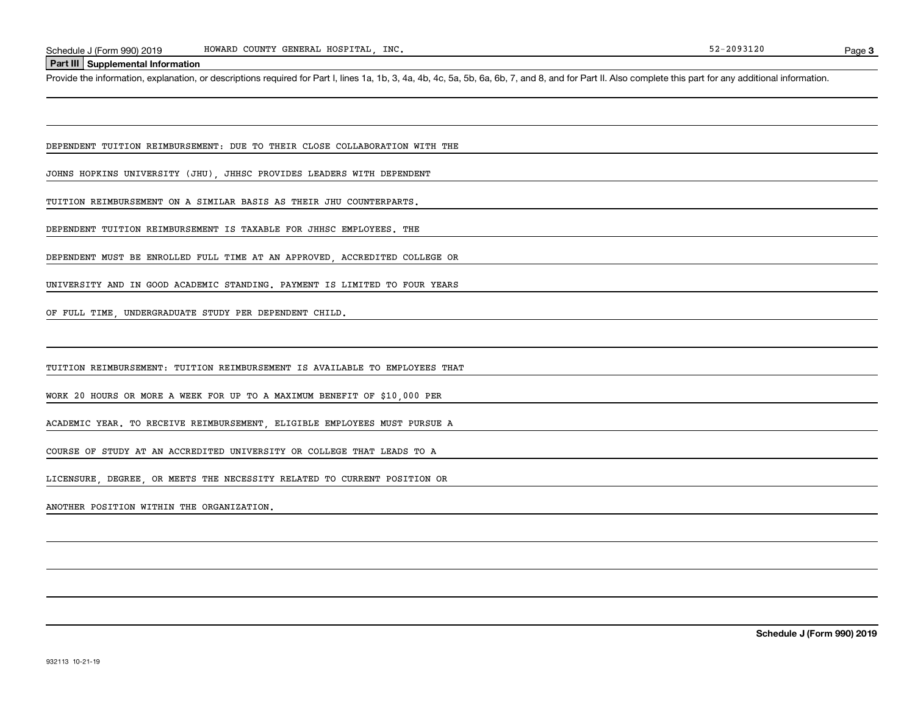## Part III Supplemental Information

Provide the information, explanation, or descriptions required for Part I, lines 1a, 1b, 3, 4a, 4b, 4c, 5a, 5b, 6a, 6b, 7, and 8, and for Part II. Also complete this part for any additional information.

DEPENDENT TUITION REIMBURSEMENT: DUE TO THEIR CLOSE COLLABORATION WITH THE JOHNS HOPKINS UNIVERSITY (JHU), JHHSC PROVIDES LEADERS WITH DEPENDENT TUITION REIMBURSEMENT ON A SIMILAR BASIS AS THEIR JHU COUNTERPARTS. DEPENDENT TUITION REIMBURSEMENT IS TAXABLE FOR JHHSC EMPLOYEES. THE DEPENDENT MUST BE ENROLLED FULL TIME AT AN APPROVED, ACCREDITED COLLEGE OR UNIVERSITY AND IN GOOD ACADEMIC STANDING. PAYMENT IS LIMITED TO FOUR YEARS OF FULL TIME, UNDERGRADUATE STUDY PER DEPENDENT CHILD.

TUITION REIMBURSEMENT: TUITION REIMBURSEMENT IS AVAILABLE TO EMPLOYEES THAT WORK 20 HOURS OR MORE A WEEK FOR UP TO A MAXIMUM BENEFIT OF $10,000 PER ACADEMIC YEAR. TO RECEIVE REIMBURSEMENT, ELIGIBLE EMPLOYEES MUST PURSUE A COURSE OF STUDY AT AN ACCREDITED UNIVERSITY OR COLLEGE THAT LEADS TO A LICENSURE, DEGREE, OR MEETS THE NECESSITY RELATED TO CURRENT POSITION OR ANOTHER POSITION WITHIN THE ORGANIZATION.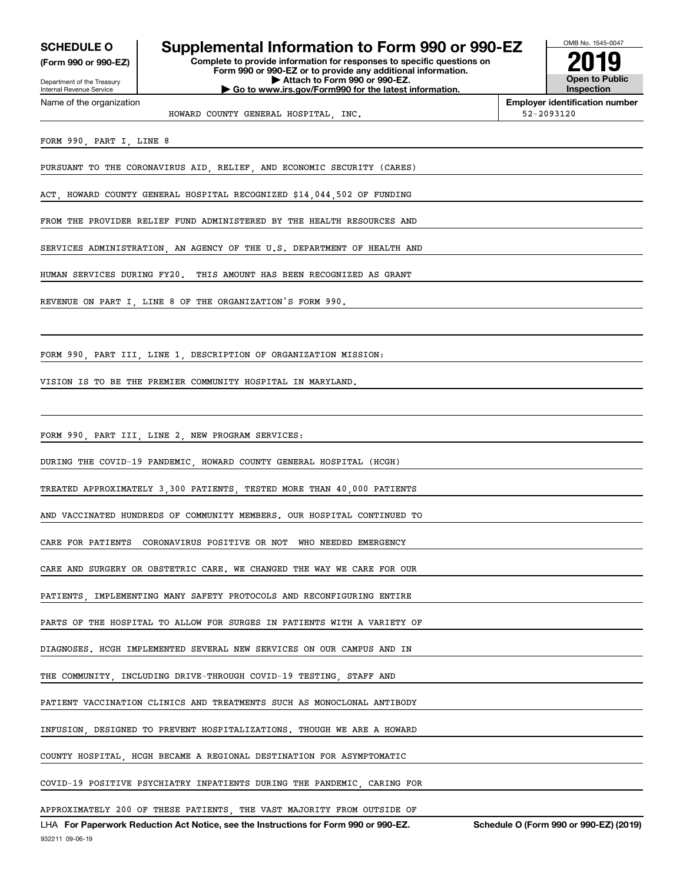**SCHEDULE O**
**(Form 990 or 990-EZ)**

Department of the Treasury
Internal Revenue Service

# Supplemental Information to Form 990 or 990-EZ

**Complete to provide information for responses to specific questions on Form 990 or 990-EZ or to provide any additional information.**
**▶ Attach to Form 990 or 990-EZ.**
**▶ Go to www.irs.gov/Form990 for the latest information.**

OMB No. 1545-0047

**2019**

**Open to Public Inspection**

Name of the organization: HOWARD COUNTY GENERAL HOSPITAL, INC.

**Employer identification number** 52-2093120

FORM 990, PART I, LINE 8

PURSUANT TO THE CORONAVIRUS AID, RELIEF, AND ECONOMIC SECURITY (CARES) ACT, HOWARD COUNTY GENERAL HOSPITAL RECOGNIZED $14,044,502 OF FUNDING FROM THE PROVIDER RELIEF FUND ADMINISTERED BY THE HEALTH RESOURCES AND SERVICES ADMINISTRATION, AN AGENCY OF THE U.S. DEPARTMENT OF HEALTH AND HUMAN SERVICES DURING FY20. THIS AMOUNT HAS BEEN RECOGNIZED AS GRANT REVENUE ON PART I, LINE 8 OF THE ORGANIZATION'S FORM 990.

FORM 990, PART III, LINE 1, DESCRIPTION OF ORGANIZATION MISSION:

VISION IS TO BE THE PREMIER COMMUNITY HOSPITAL IN MARYLAND.

FORM 990, PART III, LINE 2, NEW PROGRAM SERVICES:

DURING THE COVID-19 PANDEMIC, HOWARD COUNTY GENERAL HOSPITAL (HCGH) TREATED APPROXIMATELY 3,300 PATIENTS, TESTED MORE THAN 40,000 PATIENTS AND VACCINATED HUNDREDS OF COMMUNITY MEMBERS. OUR HOSPITAL CONTINUED TO CARE FOR PATIENTS CORONAVIRUS POSITIVE OR NOT WHO NEEDED EMERGENCY CARE AND SURGERY OR OBSTETRIC CARE. WE CHANGED THE WAY WE CARE FOR OUR PATIENTS, IMPLEMENTING MANY SAFETY PROTOCOLS AND RECONFIGURING ENTIRE PARTS OF THE HOSPITAL TO ALLOW FOR SURGES IN PATIENTS WITH A VARIETY OF DIAGNOSES. HCGH IMPLEMENTED SEVERAL NEW SERVICES ON OUR CAMPUS AND IN THE COMMUNITY, INCLUDING DRIVE-THROUGH COVID-19 TESTING, STAFF AND PATIENT VACCINATION CLINICS AND TREATMENTS SUCH AS MONOCLONAL ANTIBODY INFUSION, DESIGNED TO PREVENT HOSPITALIZATIONS. THOUGH WE ARE A HOWARD COUNTY HOSPITAL, HCGH BECAME A REGIONAL DESTINATION FOR ASYMPTOMATIC COVID-19 POSITIVE PSYCHIATRY INPATIENTS DURING THE PANDEMIC, CARING FOR APPROXIMATELY 200 OF THESE PATIENTS, THE VAST MAJORITY FROM OUTSIDE OF

LHA **For Paperwork Reduction Act Notice, see the Instructions for Form 990 or 990-EZ.** **Schedule O (Form 990 or 990-EZ) (2019)**

932211 09-06-19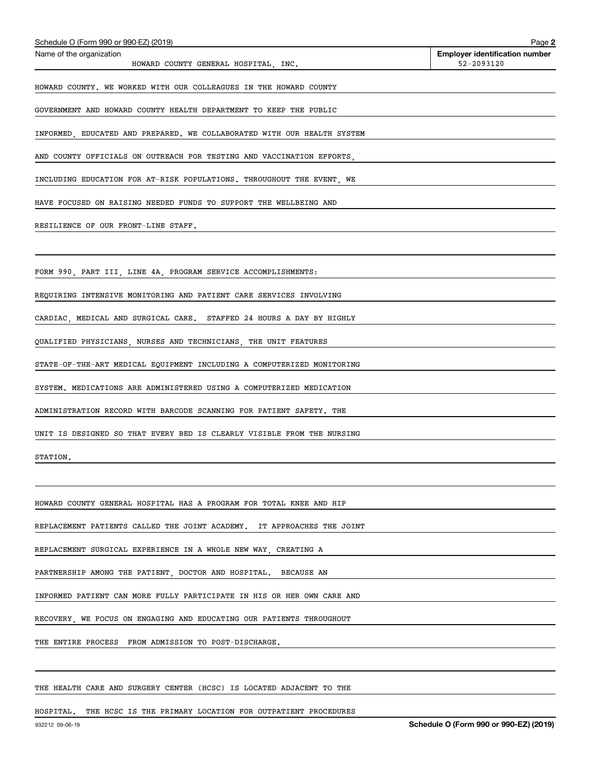Name of the organization: HOWARD COUNTY GENERAL HOSPITAL, INC.

Employer identification number: 52-2093120

HOWARD COUNTY. WE WORKED WITH OUR COLLEAGUES IN THE HOWARD COUNTY GOVERNMENT AND HOWARD COUNTY HEALTH DEPARTMENT TO KEEP THE PUBLIC INFORMED, EDUCATED AND PREPARED. WE COLLABORATED WITH OUR HEALTH SYSTEM AND COUNTY OFFICIALS ON OUTREACH FOR TESTING AND VACCINATION EFFORTS, INCLUDING EDUCATION FOR AT-RISK POPULATIONS. THROUGHOUT THE EVENT, WE HAVE FOCUSED ON RAISING NEEDED FUNDS TO SUPPORT THE WELLBEING AND RESILIENCE OF OUR FRONT-LINE STAFF.

FORM 990, PART III, LINE 4A, PROGRAM SERVICE ACCOMPLISHMENTS:

REQUIRING INTENSIVE MONITORING AND PATIENT CARE SERVICES INVOLVING CARDIAC, MEDICAL AND SURGICAL CARE. STAFFED 24 HOURS A DAY BY HIGHLY QUALIFIED PHYSICIANS, NURSES AND TECHNICIANS, THE UNIT FEATURES STATE-OF-THE-ART MEDICAL EQUIPMENT INCLUDING A COMPUTERIZED MONITORING SYSTEM. MEDICATIONS ARE ADMINISTERED USING A COMPUTERIZED MEDICATION ADMINISTRATION RECORD WITH BARCODE SCANNING FOR PATIENT SAFETY. THE UNIT IS DESIGNED SO THAT EVERY BED IS CLEARLY VISIBLE FROM THE NURSING STATION.

HOWARD COUNTY GENERAL HOSPITAL HAS A PROGRAM FOR TOTAL KNEE AND HIP REPLACEMENT PATIENTS CALLED THE JOINT ACADEMY. IT APPROACHES THE JOINT REPLACEMENT SURGICAL EXPERIENCE IN A WHOLE NEW WAY, CREATING A PARTNERSHIP AMONG THE PATIENT, DOCTOR AND HOSPITAL. BECAUSE AN INFORMED PATIENT CAN MORE FULLY PARTICIPATE IN HIS OR HER OWN CARE AND RECOVERY, WE FOCUS ON ENGAGING AND EDUCATING OUR PATIENTS THROUGHOUT THE ENTIRE PROCESS FROM ADMISSION TO POST-DISCHARGE.

THE HEALTH CARE AND SURGERY CENTER (HCSC) IS LOCATED ADJACENT TO THE HOSPITAL. THE HCSC IS THE PRIMARY LOCATION FOR OUTPATIENT PROCEDURES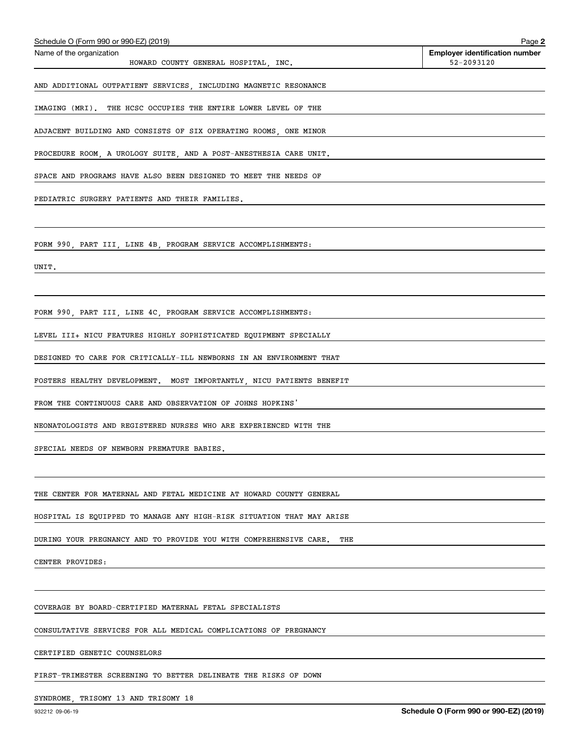Name of the organization: HOWARD COUNTY GENERAL HOSPITAL, INC.

Employer identification number: 52-2093120

AND ADDITIONAL OUTPATIENT SERVICES, INCLUDING MAGNETIC RESONANCE IMAGING (MRI). THE HCSC OCCUPIES THE ENTIRE LOWER LEVEL OF THE ADJACENT BUILDING AND CONSISTS OF SIX OPERATING ROOMS, ONE MINOR PROCEDURE ROOM, A UROLOGY SUITE, AND A POST-ANESTHESIA CARE UNIT. SPACE AND PROGRAMS HAVE ALSO BEEN DESIGNED TO MEET THE NEEDS OF PEDIATRIC SURGERY PATIENTS AND THEIR FAMILIES.

FORM 990, PART III, LINE 4B, PROGRAM SERVICE ACCOMPLISHMENTS:

UNIT.

FORM 990, PART III, LINE 4C, PROGRAM SERVICE ACCOMPLISHMENTS:

LEVEL III+ NICU FEATURES HIGHLY SOPHISTICATED EQUIPMENT SPECIALLY DESIGNED TO CARE FOR CRITICALLY-ILL NEWBORNS IN AN ENVIRONMENT THAT FOSTERS HEALTHY DEVELOPMENT. MOST IMPORTANTLY, NICU PATIENTS BENEFIT FROM THE CONTINUOUS CARE AND OBSERVATION OF JOHNS HOPKINS' NEONATOLOGISTS AND REGISTERED NURSES WHO ARE EXPERIENCED WITH THE SPECIAL NEEDS OF NEWBORN PREMATURE BABIES.

THE CENTER FOR MATERNAL AND FETAL MEDICINE AT HOWARD COUNTY GENERAL HOSPITAL IS EQUIPPED TO MANAGE ANY HIGH-RISK SITUATION THAT MAY ARISE DURING YOUR PREGNANCY AND TO PROVIDE YOU WITH COMPREHENSIVE CARE. THE CENTER PROVIDES:

COVERAGE BY BOARD-CERTIFIED MATERNAL FETAL SPECIALISTS

CONSULTATIVE SERVICES FOR ALL MEDICAL COMPLICATIONS OF PREGNANCY

CERTIFIED GENETIC COUNSELORS

FIRST-TRIMESTER SCREENING TO BETTER DELINEATE THE RISKS OF DOWN SYNDROME, TRISOMY 13 AND TRISOMY 18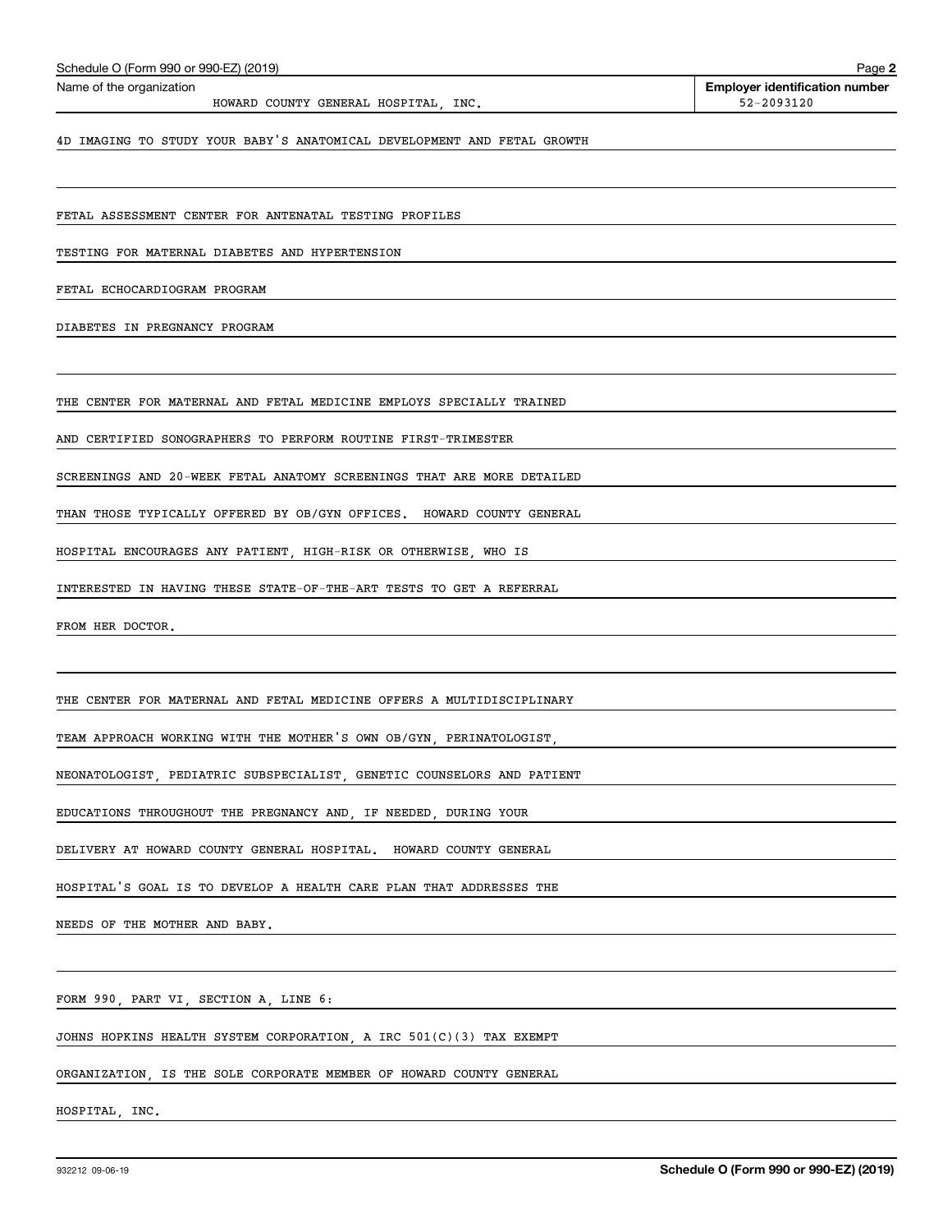4D IMAGING TO STUDY YOUR BABY'S ANATOMICAL DEVELOPMENT AND FETAL GROWTH

FETAL ASSESSMENT CENTER FOR ANTENATAL TESTING PROFILES

TESTING FOR MATERNAL DIABETES AND HYPERTENSION

FETAL ECHOCARDIOGRAM PROGRAM

DIABETES IN PREGNANCY PROGRAM

THE CENTER FOR MATERNAL AND FETAL MEDICINE EMPLOYS SPECIALLY TRAINED AND CERTIFIED SONOGRAPHERS TO PERFORM ROUTINE FIRST-TRIMESTER SCREENINGS AND 20-WEEK FETAL ANATOMY SCREENINGS THAT ARE MORE DETAILED THAN THOSE TYPICALLY OFFERED BY OB/GYN OFFICES. HOWARD COUNTY GENERAL HOSPITAL ENCOURAGES ANY PATIENT, HIGH-RISK OR OTHERWISE, WHO IS INTERESTED IN HAVING THESE STATE-OF-THE-ART TESTS TO GET A REFERRAL FROM HER DOCTOR.

THE CENTER FOR MATERNAL AND FETAL MEDICINE OFFERS A MULTIDISCIPLINARY TEAM APPROACH WORKING WITH THE MOTHER'S OWN OB/GYN, PERINATOLOGIST, NEONATOLOGIST, PEDIATRIC SUBSPECIALIST, GENETIC COUNSELORS AND PATIENT EDUCATIONS THROUGHOUT THE PREGNANCY AND, IF NEEDED, DURING YOUR DELIVERY AT HOWARD COUNTY GENERAL HOSPITAL. HOWARD COUNTY GENERAL HOSPITAL'S GOAL IS TO DEVELOP A HEALTH CARE PLAN THAT ADDRESSES THE NEEDS OF THE MOTHER AND BABY.

FORM 990, PART VI, SECTION A, LINE 6:

JOHNS HOPKINS HEALTH SYSTEM CORPORATION, A IRC 501(C)(3) TAX EXEMPT ORGANIZATION, IS THE SOLE CORPORATE MEMBER OF HOWARD COUNTY GENERAL HOSPITAL, INC.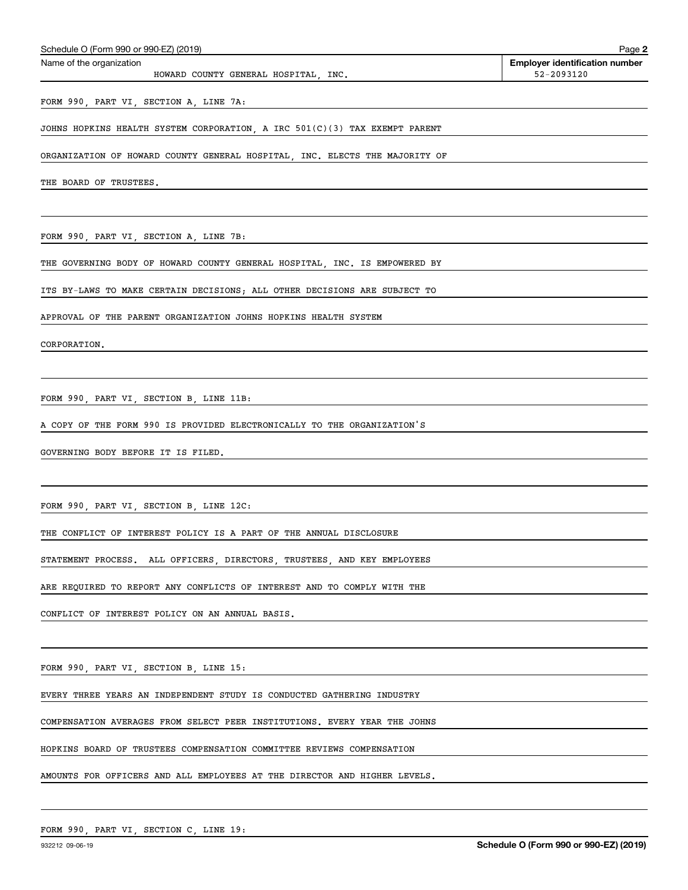Schedule O (Form 990 or 990-EZ) (2019)

Name of the organization: HOWARD COUNTY GENERAL HOSPITAL, INC.

**Employer identification number** 52-2093120

FORM 990, PART VI, SECTION A, LINE 7A:

JOHNS HOPKINS HEALTH SYSTEM CORPORATION, A IRC 501(C)(3) TAX EXEMPT PARENT ORGANIZATION OF HOWARD COUNTY GENERAL HOSPITAL, INC. ELECTS THE MAJORITY OF THE BOARD OF TRUSTEES.

FORM 990, PART VI, SECTION A, LINE 7B:

THE GOVERNING BODY OF HOWARD COUNTY GENERAL HOSPITAL, INC. IS EMPOWERED BY ITS BY-LAWS TO MAKE CERTAIN DECISIONS; ALL OTHER DECISIONS ARE SUBJECT TO APPROVAL OF THE PARENT ORGANIZATION JOHNS HOPKINS HEALTH SYSTEM CORPORATION.

FORM 990, PART VI, SECTION B, LINE 11B:

A COPY OF THE FORM 990 IS PROVIDED ELECTRONICALLY TO THE ORGANIZATION'S GOVERNING BODY BEFORE IT IS FILED.

FORM 990, PART VI, SECTION B, LINE 12C:

THE CONFLICT OF INTEREST POLICY IS A PART OF THE ANNUAL DISCLOSURE STATEMENT PROCESS. ALL OFFICERS, DIRECTORS, TRUSTEES, AND KEY EMPLOYEES ARE REQUIRED TO REPORT ANY CONFLICTS OF INTEREST AND TO COMPLY WITH THE CONFLICT OF INTEREST POLICY ON AN ANNUAL BASIS.

FORM 990, PART VI, SECTION B, LINE 15:

EVERY THREE YEARS AN INDEPENDENT STUDY IS CONDUCTED GATHERING INDUSTRY COMPENSATION AVERAGES FROM SELECT PEER INSTITUTIONS. EVERY YEAR THE JOHNS HOPKINS BOARD OF TRUSTEES COMPENSATION COMMITTEE REVIEWS COMPENSATION AMOUNTS FOR OFFICERS AND ALL EMPLOYEES AT THE DIRECTOR AND HIGHER LEVELS.

FORM 990, PART VI, SECTION C, LINE 19:

932212 09-06-19

**Schedule O (Form 990 or 990-EZ) (2019)**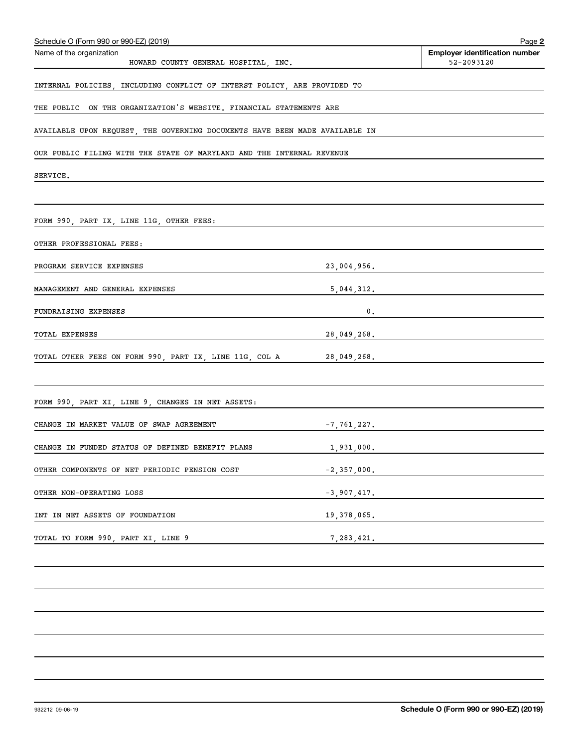Schedule O (Form 990 or 990-EZ) (2019)

| Name of the organization | Employer identification number |
|---|---|
| HOWARD COUNTY GENERAL HOSPITAL, INC. | 52-2093120 |

INTERNAL POLICIES, INCLUDING CONFLICT OF INTERST POLICY, ARE PROVIDED TO THE PUBLIC ON THE ORGANIZATION'S WEBSITE. FINANCIAL STATEMENTS ARE AVAILABLE UPON REQUEST, THE GOVERNING DOCUMENTS HAVE BEEN MADE AVAILABLE IN OUR PUBLIC FILING WITH THE STATE OF MARYLAND AND THE INTERNAL REVENUE SERVICE.

FORM 990, PART IX, LINE 11G, OTHER FEES:

OTHER PROFESSIONAL FEES:

| | |
|---|---|
| PROGRAM SERVICE EXPENSES | 23,004,956. |
| MANAGEMENT AND GENERAL EXPENSES | 5,044,312. |
| FUNDRAISING EXPENSES | 0. |
| TOTAL EXPENSES | 28,049,268. |
| TOTAL OTHER FEES ON FORM 990, PART IX, LINE 11G, COL A | 28,049,268. |

FORM 990, PART XI, LINE 9, CHANGES IN NET ASSETS:

| | |
|---|---|
| CHANGE IN MARKET VALUE OF SWAP AGREEMENT | -7,761,227. |
| CHANGE IN FUNDED STATUS OF DEFINED BENEFIT PLANS | 1,931,000. |
| OTHER COMPONENTS OF NET PERIODIC PENSION COST | -2,357,000. |
| OTHER NON-OPERATING LOSS | -3,907,417. |
| INT IN NET ASSETS OF FOUNDATION | 19,378,065. |
| TOTAL TO FORM 990, PART XI, LINE 9 | 7,283,421. |

932212 09-06-19 Schedule O (Form 990 or 990-EZ) (2019)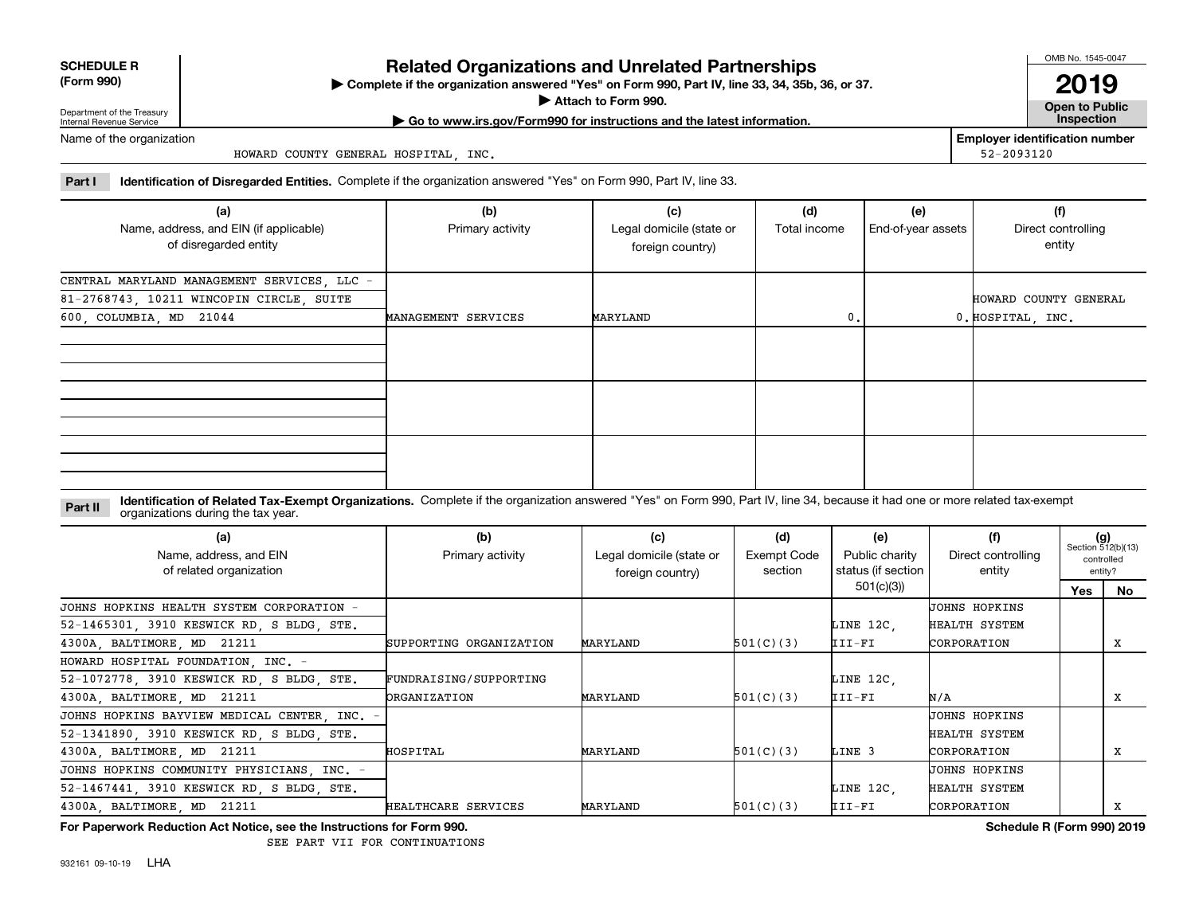**SCHEDULE R (Form 990)**

Department of the Treasury
Internal Revenue Service

# Related Organizations and Unrelated Partnerships

▶ Complete if the organization answered "Yes" on Form 990, Part IV, line 33, 34, 35b, 36, or 37.
▶ Attach to Form 990.
▶ Go to www.irs.gov/Form990 for instructions and the latest information.

OMB No. 1545-0047
**2019**
**Open to Public Inspection**

Name of the organization: HOWARD COUNTY GENERAL HOSPITAL, INC.

Employer identification number: 52-2093120

**Part I Identification of Disregarded Entities.** Complete if the organization answered "Yes" on Form 990, Part IV, line 33.

| (a) Name, address, and EIN (if applicable) of disregarded entity | (b) Primary activity | (c) Legal domicile (state or foreign country) | (d) Total income | (e) End-of-year assets | (f) Direct controlling entity |
|---|---|---|---|---|---|
| CENTRAL MARYLAND MANAGEMENT SERVICES, LLC - 81-2768743, 10211 WINCOPIN CIRCLE, SUITE 600, COLUMBIA, MD 21044 | MANAGEMENT SERVICES | MARYLAND | 0. | 0. | HOWARD COUNTY GENERAL HOSPITAL, INC. |
| | | | | | |
| | | | | | |
| | | | | | |

**Part II Identification of Related Tax-Exempt Organizations.** Complete if the organization answered "Yes" on Form 990, Part IV, line 34, because it had one or more related tax-exempt organizations during the tax year.

| (a) Name, address, and EIN of related organization | (b) Primary activity | (c) Legal domicile (state or foreign country) | (d) Exempt Code section | (e) Public charity status (if section 501(c)(3)) | (f) Direct controlling entity | (g) Section 512(b)(13) controlled entity? Yes | No |
|---|---|---|---|---|---|---|---|
| JOHNS HOPKINS HEALTH SYSTEM CORPORATION - 52-1465301, 3910 KESWICK RD, S BLDG, STE. 4300A, BALTIMORE, MD 21211 | SUPPORTING ORGANIZATION | MARYLAND | 501(C)(3) | LINE 12C, III-FI | JOHNS HOPKINS HEALTH SYSTEM CORPORATION | | X |
| HOWARD HOSPITAL FOUNDATION, INC. - 52-1072778, 3910 KESWICK RD, S BLDG, STE. 4300A, BALTIMORE, MD 21211 | FUNDRAISING/SUPPORTING ORGANIZATION | MARYLAND | 501(C)(3) | LINE 12C, III-FI | N/A | | X |
| JOHNS HOPKINS BAYVIEW MEDICAL CENTER, INC. - 52-1341890, 3910 KESWICK RD, S BLDG, STE. 4300A, BALTIMORE, MD 21211 | HOSPITAL | MARYLAND | 501(C)(3) | LINE 3 | JOHNS HOPKINS HEALTH SYSTEM CORPORATION | | X |
| JOHNS HOPKINS COMMUNITY PHYSICIANS, INC. - 52-1467441, 3910 KESWICK RD, S BLDG, STE. 4300A, BALTIMORE, MD 21211 | HEALTHCARE SERVICES | MARYLAND | 501(C)(3) | LINE 12C, III-FI | JOHNS HOPKINS HEALTH SYSTEM CORPORATION | | X |

**For Paperwork Reduction Act Notice, see the Instructions for Form 990.**
SEE PART VII FOR CONTINUATIONS

**Schedule R (Form 990) 2019**

932161 09-10-19 LHA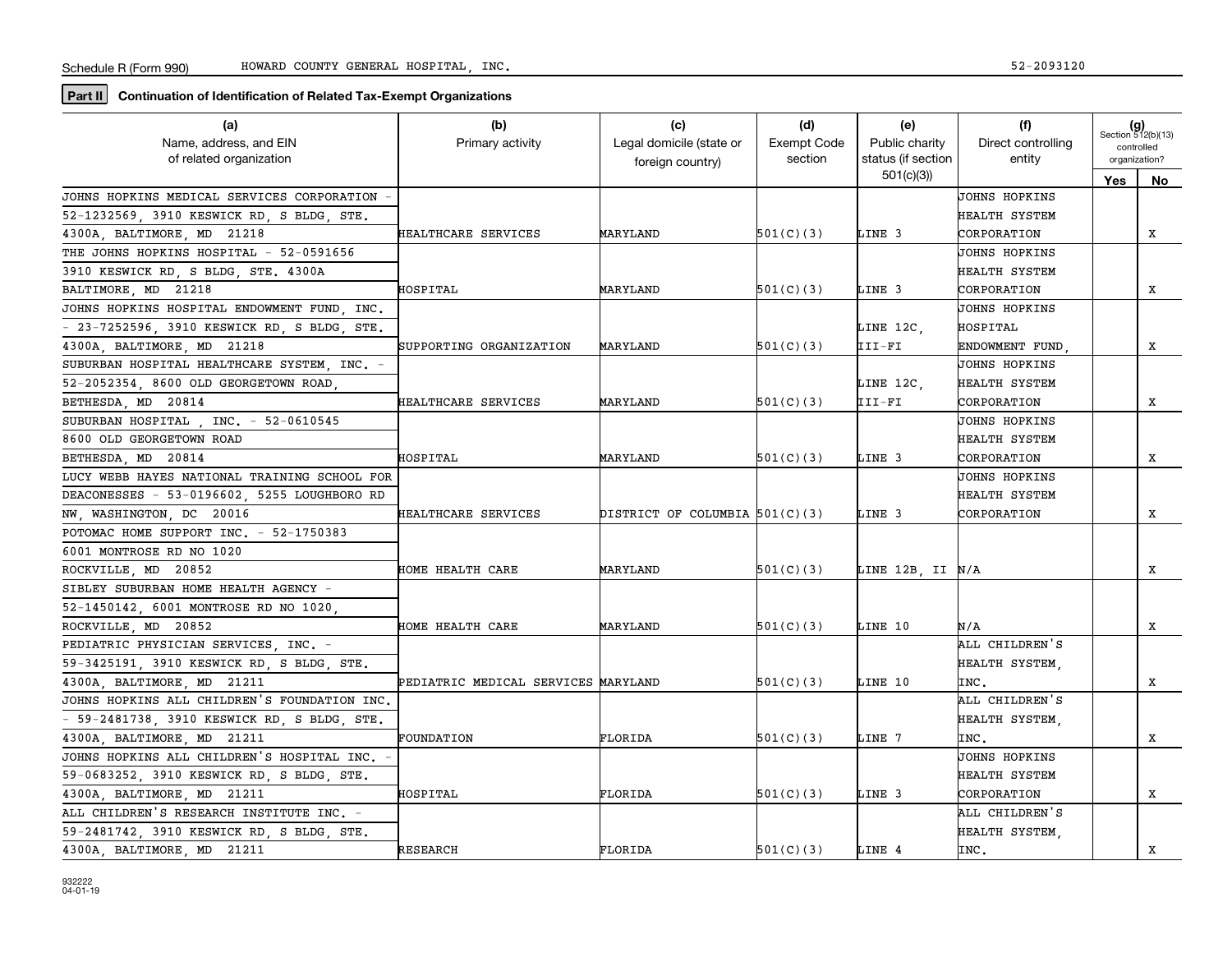Schedule R (Form 990) HOWARD COUNTY GENERAL HOSPITAL, INC. 52-2093120

**Part II** **Continuation of Identification of Related Tax-Exempt Organizations**

| (a) Name, address, and EIN of related organization | (b) Primary activity | (c) Legal domicile (state or foreign country) | (d) Exempt Code section | (e) Public charity status (if section 501(c)(3)) | (f) Direct controlling entity | (g) Section 512(b)(13) controlled organization? Yes | No |
|---|---|---|---|---|---|---|---|
| JOHNS HOPKINS MEDICAL SERVICES CORPORATION - 52-1232569, 3910 KESWICK RD, S BLDG, STE. 4300A, BALTIMORE, MD 21218 | HEALTHCARE SERVICES | MARYLAND | 501(C)(3) | LINE 3 | JOHNS HOPKINS HEALTH SYSTEM CORPORATION | | X |
| THE JOHNS HOPKINS HOSPITAL - 52-0591656 3910 KESWICK RD, S BLDG, STE. 4300A BALTIMORE, MD 21218 | HOSPITAL | MARYLAND | 501(C)(3) | LINE 3 | JOHNS HOPKINS HEALTH SYSTEM CORPORATION | | X |
| JOHNS HOPKINS HOSPITAL ENDOWMENT FUND, INC. - 23-7252596, 3910 KESWICK RD, S BLDG, STE. 4300A, BALTIMORE, MD 21218 | SUPPORTING ORGANIZATION | MARYLAND | 501(C)(3) | LINE 12C, III-FI | JOHNS HOPKINS HOSPITAL ENDOWMENT FUND, | | X |
| SUBURBAN HOSPITAL HEALTHCARE SYSTEM, INC. - 52-2052354, 8600 OLD GEORGETOWN ROAD, BETHESDA, MD 20814 | HEALTHCARE SERVICES | MARYLAND | 501(C)(3) | LINE 12C, III-FI | JOHNS HOPKINS HEALTH SYSTEM CORPORATION | | X |
| SUBURBAN HOSPITAL , INC. - 52-0610545 8600 OLD GEORGETOWN ROAD BETHESDA, MD 20814 | HOSPITAL | MARYLAND | 501(C)(3) | LINE 3 | JOHNS HOPKINS HEALTH SYSTEM CORPORATION | | X |
| LUCY WEBB HAYES NATIONAL TRAINING SCHOOL FOR DEACONESSES - 53-0196602, 5255 LOUGHBORO RD NW, WASHINGTON, DC 20016 | HEALTHCARE SERVICES | DISTRICT OF COLUMBIA | 501(C)(3) | LINE 3 | JOHNS HOPKINS HEALTH SYSTEM CORPORATION | | X |
| POTOMAC HOME SUPPORT INC. - 52-1750383 6001 MONTROSE RD NO 1020 ROCKVILLE, MD 20852 | HOME HEALTH CARE | MARYLAND | 501(C)(3) | LINE 12B, II | N/A | | X |
| SIBLEY SUBURBAN HOME HEALTH AGENCY - 52-1450142, 6001 MONTROSE RD NO 1020, ROCKVILLE, MD 20852 | HOME HEALTH CARE | MARYLAND | 501(C)(3) | LINE 10 | N/A | | X |
| PEDIATRIC PHYSICIAN SERVICES, INC. - 59-3425191, 3910 KESWICK RD, S BLDG, STE. 4300A, BALTIMORE, MD 21211 | PEDIATRIC MEDICAL SERVICES | MARYLAND | 501(C)(3) | LINE 10 | ALL CHILDREN'S HEALTH SYSTEM, INC. | | X |
| JOHNS HOPKINS ALL CHILDREN'S FOUNDATION INC. - 59-2481738, 3910 KESWICK RD, S BLDG, STE. 4300A, BALTIMORE, MD 21211 | FOUNDATION | FLORIDA | 501(C)(3) | LINE 7 | ALL CHILDREN'S HEALTH SYSTEM, INC. | | X |
| JOHNS HOPKINS ALL CHILDREN'S HOSPITAL INC. - 59-0683252, 3910 KESWICK RD, S BLDG, STE. 4300A, BALTIMORE, MD 21211 | HOSPITAL | FLORIDA | 501(C)(3) | LINE 3 | JOHNS HOPKINS HEALTH SYSTEM CORPORATION | | X |
| ALL CHILDREN'S RESEARCH INSTITUTE INC. - 59-2481742, 3910 KESWICK RD, S BLDG, STE. 4300A, BALTIMORE, MD 21211 | RESEARCH | FLORIDA | 501(C)(3) | LINE 4 | ALL CHILDREN'S HEALTH SYSTEM, INC. | | X |

932222 04-01-19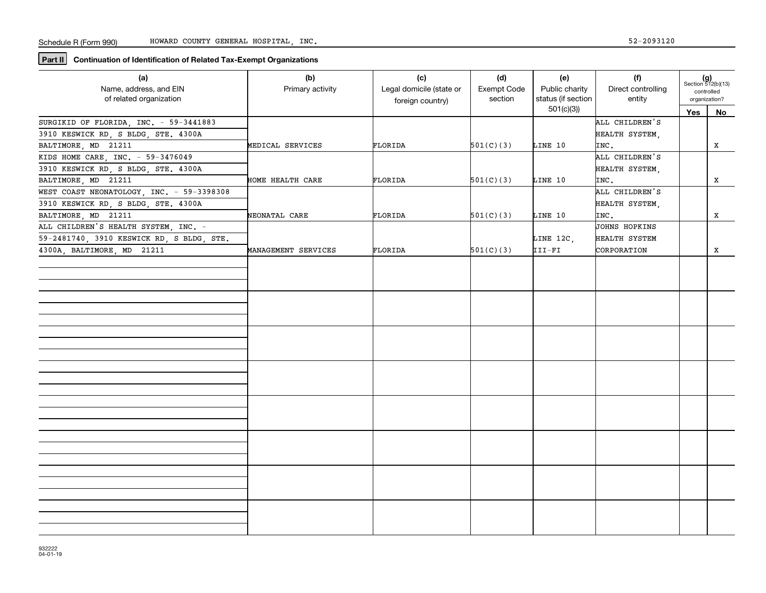Schedule R (Form 990) HOWARD COUNTY GENERAL HOSPITAL, INC. 52-2093120

**Part II** **Continuation of Identification of Related Tax-Exempt Organizations**

| (a) Name, address, and EIN of related organization | (b) Primary activity | (c) Legal domicile (state or foreign country) | (d) Exempt Code section | (e) Public charity status (if section 501(c)(3)) | (f) Direct controlling entity | (g) Section 512(b)(13) controlled organization? Yes | No |
|---|---|---|---|---|---|---|---|
| SURGIKID OF FLORIDA, INC. - 59-3441883 3910 KESWICK RD, S BLDG, STE. 4300A BALTIMORE, MD 21211 | MEDICAL SERVICES | FLORIDA | 501(C)(3) | LINE 10 | ALL CHILDREN'S HEALTH SYSTEM, INC. | | X |
| KIDS HOME CARE, INC. - 59-3476049 3910 KESWICK RD, S BLDG, STE. 4300A BALTIMORE, MD 21211 | HOME HEALTH CARE | FLORIDA | 501(C)(3) | LINE 10 | ALL CHILDREN'S HEALTH SYSTEM, INC. | | X |
| WEST COAST NEONATOLOGY, INC. - 59-3398308 3910 KESWICK RD, S BLDG, STE. 4300A BALTIMORE, MD 21211 | NEONATAL CARE | FLORIDA | 501(C)(3) | LINE 10 | ALL CHILDREN'S HEALTH SYSTEM, INC. | | X |
| ALL CHILDREN'S HEALTH SYSTEM, INC. - 59-2481740, 3910 KESWICK RD, S BLDG, STE. 4300A, BALTIMORE, MD 21211 | MANAGEMENT SERVICES | FLORIDA | 501(C)(3) | LINE 12C, III-FI | JOHNS HOPKINS HEALTH SYSTEM CORPORATION | | X |
| | | | | | | | |
| | | | | | | | |
| | | | | | | | |
| | | | | | | | |
| | | | | | | | |
| | | | | | | | |
| | | | | | | | |
| | | | | | | | |

932222 04-01-19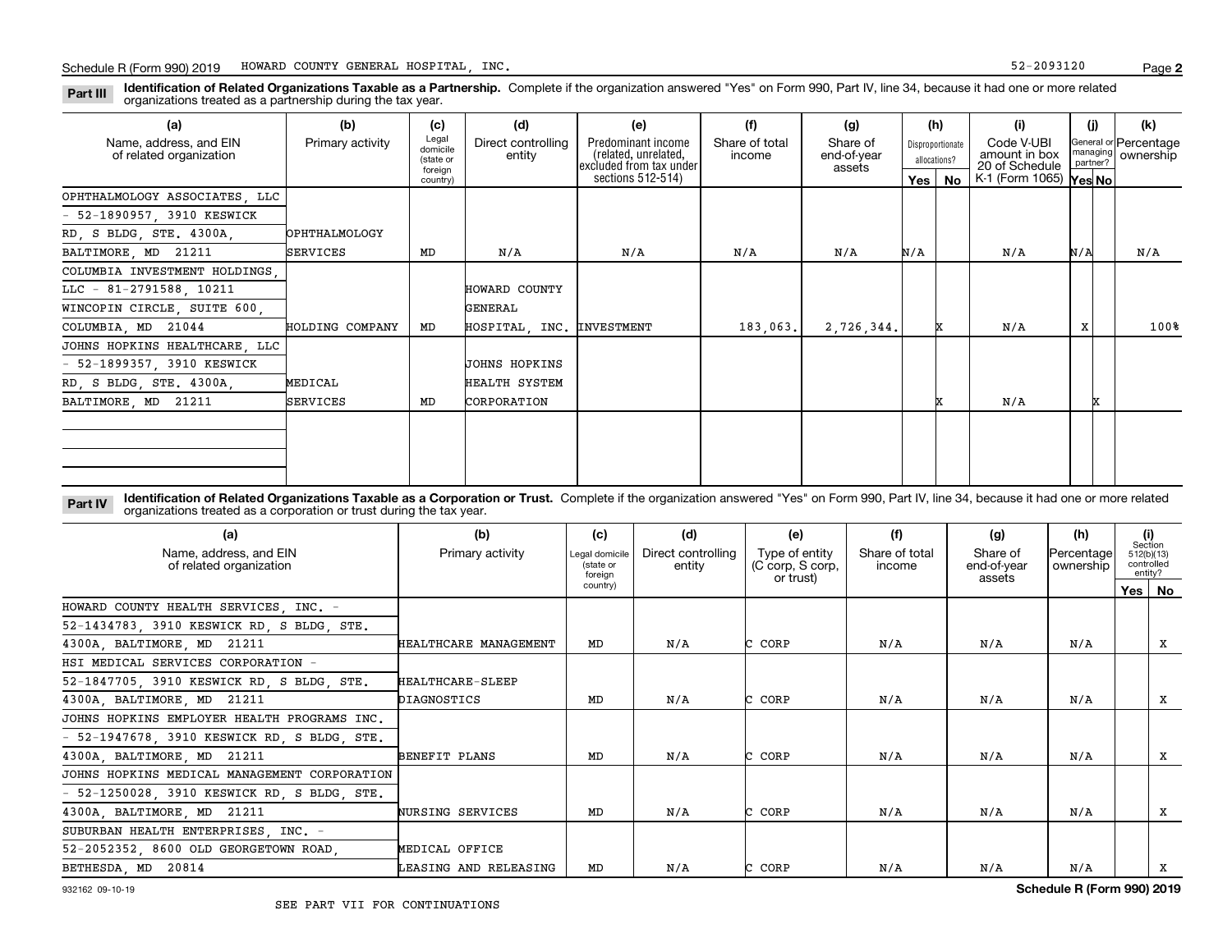Schedule R (Form 990) 2019 HOWARD COUNTY GENERAL HOSPITAL, INC. 52-2093120

**Part III** **Identification of Related Organizations Taxable as a Partnership.** Complete if the organization answered "Yes" on Form 990, Part IV, line 34, because it had one or more related organizations treated as a partnership during the tax year.

| (a) Name, address, and EIN of related organization | (b) Primary activity | (c) Legal domicile (state or foreign country) | (d) Direct controlling entity | (e) Predominant income (related, unrelated, excluded from tax under sections 512-514) | (f) Share of total income | (g) Share of end-of-year assets | (h) Disproportionate allocations? Yes | (h) No | (i) Code V-UBI amount in box 20 of Schedule K-1 (Form 1065) | (j) General or managing partner? Yes | (j) No | (k) Percentage ownership |
|---|---|---|---|---|---|---|---|---|---|---|---|---|
| OPHTHALMOLOGY ASSOCIATES, LLC - 52-1890957, 3910 KESWICK RD, S BLDG, STE. 4300A, BALTIMORE, MD 21211 | OPHTHALMOLOGY SERVICES | MD | N/A | N/A | N/A | N/A | N/A | | N/A | N/A | | N/A |
| COLUMBIA INVESTMENT HOLDINGS, LLC - 81-2791588, 10211 WINCOPIN CIRCLE, SUITE 600, COLUMBIA, MD 21044 | HOLDING COMPANY | MD | HOWARD COUNTY GENERAL HOSPITAL, INC. | INVESTMENT | 183,063. | 2,726,344. | | X | N/A | X | | 100% |
| JOHNS HOPKINS HEALTHCARE, LLC - 52-1899357, 3910 KESWICK RD, S BLDG, STE. 4300A, BALTIMORE, MD 21211 | MEDICAL SERVICES | MD | JOHNS HOPKINS HEALTH SYSTEM CORPORATION | | | | | X | N/A | | X | |

**Part IV** **Identification of Related Organizations Taxable as a Corporation or Trust.** Complete if the organization answered "Yes" on Form 990, Part IV, line 34, because it had one or more related organizations treated as a corporation or trust during the tax year.

| (a) Name, address, and EIN of related organization | (b) Primary activity | (c) Legal domicile (state or foreign country) | (d) Direct controlling entity | (e) Type of entity (C corp, S corp, or trust) | (f) Share of total income | (g) Share of end-of-year assets | (h) Percentage ownership | (i) Section 512(b)(13) controlled entity? Yes | (i) No |
|---|---|---|---|---|---|---|---|---|---|
| HOWARD COUNTY HEALTH SERVICES, INC. - 52-1434783, 3910 KESWICK RD, S BLDG, STE. 4300A, BALTIMORE, MD 21211 | HEALTHCARE MANAGEMENT | MD | N/A | C CORP | N/A | N/A | N/A | | X |
| HSI MEDICAL SERVICES CORPORATION - 52-1847705, 3910 KESWICK RD, S BLDG, STE. 4300A, BALTIMORE, MD 21211 | HEALTHCARE-SLEEP DIAGNOSTICS | MD | N/A | C CORP | N/A | N/A | N/A | | X |
| JOHNS HOPKINS EMPLOYER HEALTH PROGRAMS INC. - 52-1947678, 3910 KESWICK RD, S BLDG, STE. 4300A, BALTIMORE, MD 21211 | BENEFIT PLANS | MD | N/A | C CORP | N/A | N/A | N/A | | X |
| JOHNS HOPKINS MEDICAL MANAGEMENT CORPORATION - 52-1250028, 3910 KESWICK RD, S BLDG, STE. 4300A, BALTIMORE, MD 21211 | NURSING SERVICES | MD | N/A | C CORP | N/A | N/A | N/A | | X |
| SUBURBAN HEALTH ENTERPRISES, INC. - 52-2052352, 8600 OLD GEORGETOWN ROAD, BETHESDA, MD 20814 | MEDICAL OFFICE LEASING AND RELEASING | MD | N/A | C CORP | N/A | N/A | N/A | | X |

932162 09-10-19 **Schedule R (Form 990) 2019**

SEE PART VII FOR CONTINUATIONS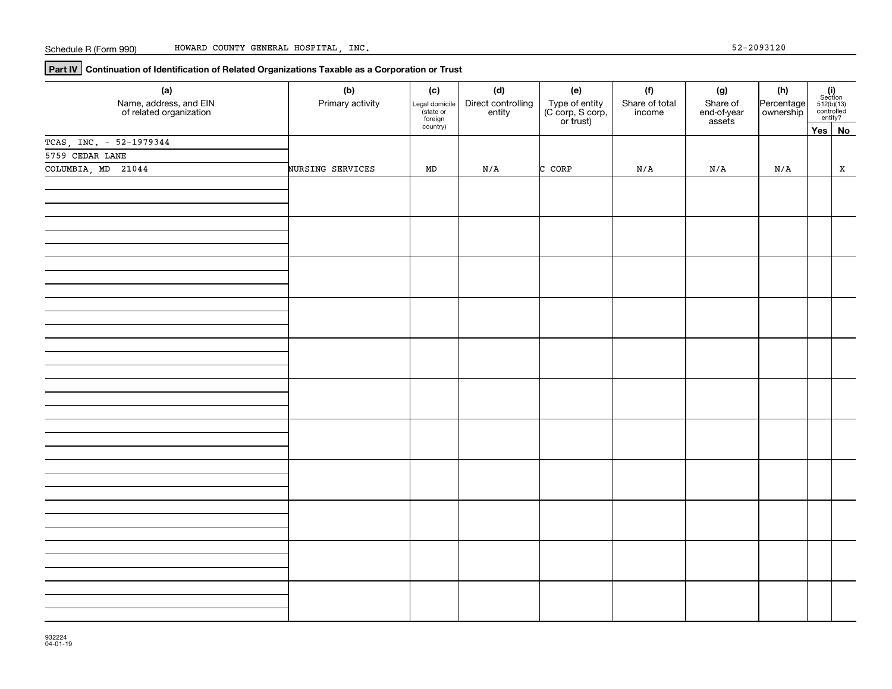Schedule R (Form 990) HOWARD COUNTY GENERAL HOSPITAL, INC. 52-2093120

**Part IV** **Continuation of Identification of Related Organizations Taxable as a Corporation or Trust**

| (a) Name, address, and EIN of related organization | (b) Primary activity | (c) Legal domicile (state or foreign country) | (d) Direct controlling entity | (e) Type of entity (C corp, S corp, or trust) | (f) Share of total income | (g) Share of end-of-year assets | (h) Percentage ownership | (i) Section 512(b)(13) controlled entity? Yes | No |
|---|---|---|---|---|---|---|---|---|---|
| TCAS, INC. - 52-1979344<br>5759 CEDAR LANE<br>COLUMBIA, MD 21044 | NURSING SERVICES | MD | N/A | C CORP | N/A | N/A | N/A | | X |
| | | | | | | | | | |
| | | | | | | | | | |
| | | | | | | | | | |
| | | | | | | | | | |
| | | | | | | | | | |
| | | | | | | | | | |
| | | | | | | | | | |
| | | | | | | | | | |
| | | | | | | | | | |
| | | | | | | | | | |
| | | | | | | | | | |

932224
04-01-19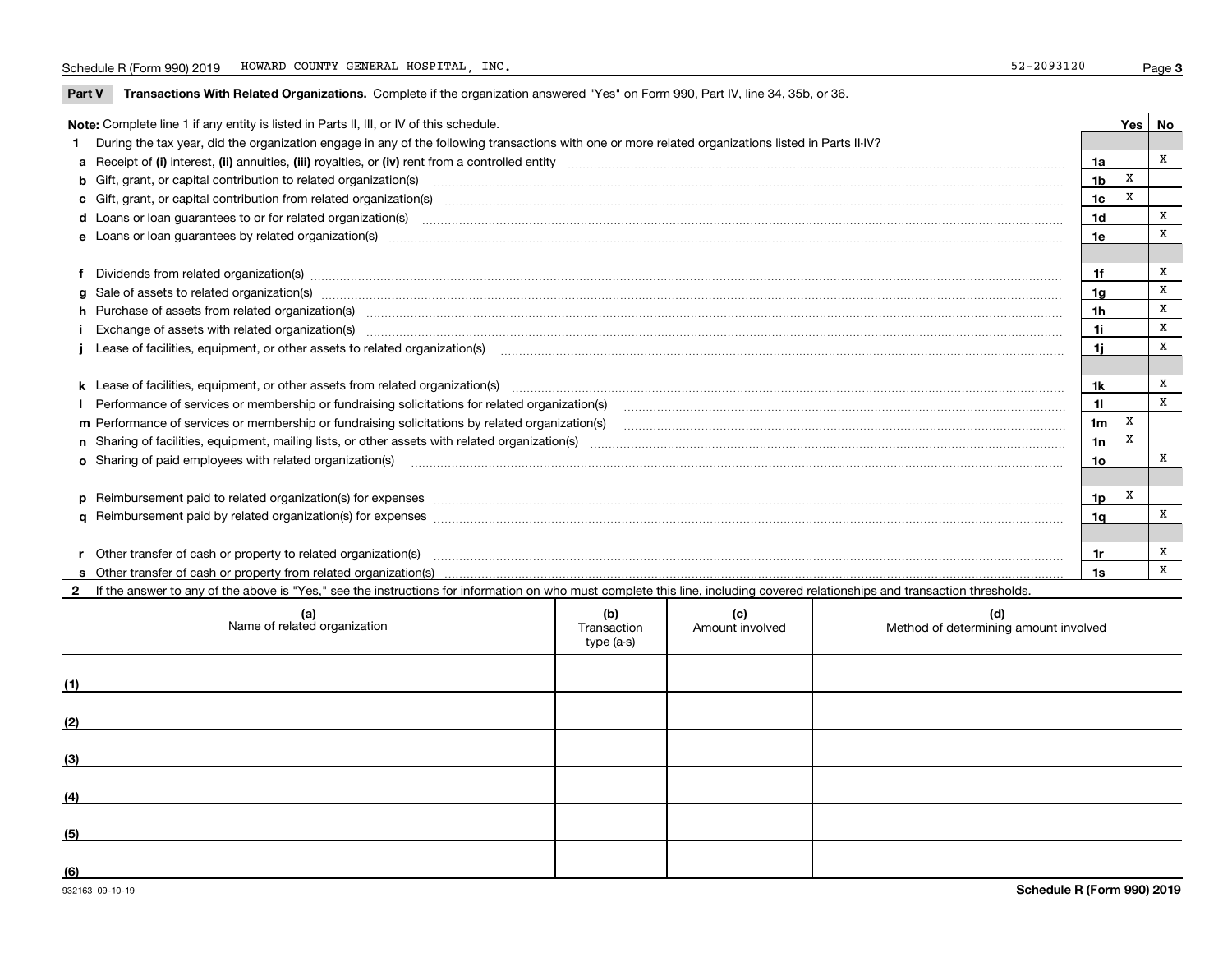Schedule R (Form 990) 2019 HOWARD COUNTY GENERAL HOSPITAL, INC. 52-2093120

**Part V Transactions With Related Organizations.** Complete if the organization answered "Yes" on Form 990, Part IV, line 34, 35b, or 36.

| Note: Complete line 1 if any entity is listed in Parts II, III, or IV of this schedule. | | Yes | No |
|---|---|---|---|
| **1** During the tax year, did the organization engage in any of the following transactions with one or more related organizations listed in Parts II-IV? | | | |
| **a** Receipt of **(i)** interest, **(ii)** annuities, **(iii)** royalties, or **(iv)** rent from a controlled entity | 1a | | X |
| **b** Gift, grant, or capital contribution to related organization(s) | 1b | X | |
| **c** Gift, grant, or capital contribution from related organization(s) | 1c | X | |
| **d** Loans or loan guarantees to or for related organization(s) | 1d | | X |
| **e** Loans or loan guarantees by related organization(s) | 1e | | X |
| **f** Dividends from related organization(s) | 1f | | X |
| **g** Sale of assets to related organization(s) | 1g | | X |
| **h** Purchase of assets from related organization(s) | 1h | | X |
| **i** Exchange of assets with related organization(s) | 1i | | X |
| **j** Lease of facilities, equipment, or other assets to related organization(s) | 1j | | X |
| **k** Lease of facilities, equipment, or other assets from related organization(s) | 1k | | X |
| **l** Performance of services or membership or fundraising solicitations for related organization(s) | 1l | | X |
| **m** Performance of services or membership or fundraising solicitations by related organization(s) | 1m | X | |
| **n** Sharing of facilities, equipment, mailing lists, or other assets with related organization(s) | 1n | X | |
| **o** Sharing of paid employees with related organization(s) | 1o | | X |
| **p** Reimbursement paid to related organization(s) for expenses | 1p | X | |
| **q** Reimbursement paid by related organization(s) for expenses | 1q | | X |
| **r** Other transfer of cash or property to related organization(s) | 1r | | X |
| **s** Other transfer of cash or property from related organization(s) | 1s | | X |

**2** If the answer to any of the above is "Yes," see the instructions for information on who must complete this line, including covered relationships and transaction thresholds.

| | (a) Name of related organization | (b) Transaction type (a-s) | (c) Amount involved | (d) Method of determining amount involved |
|---|---|---|---|---|
| (1) | | | | |
| (2) | | | | |
| (3) | | | | |
| (4) | | | | |
| (5) | | | | |
| (6) | | | | |

932163 09-10-19 **Schedule R (Form 990) 2019**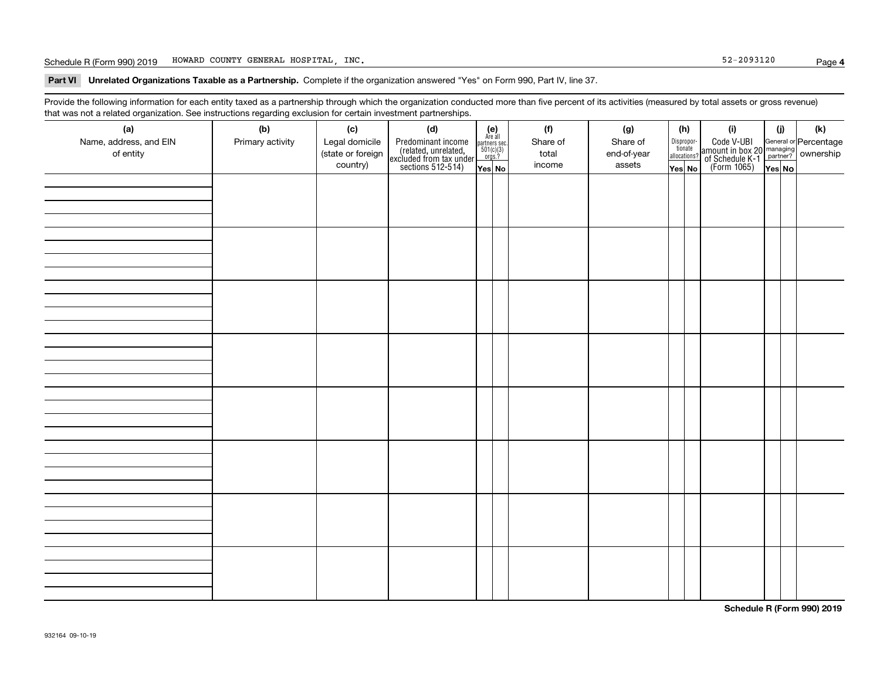Schedule R (Form 990) 2019 HOWARD COUNTY GENERAL HOSPITAL, INC. 52-2093120

**Part VI Unrelated Organizations Taxable as a Partnership.** Complete if the organization answered "Yes" on Form 990, Part IV, line 37.

Provide the following information for each entity taxed as a partnership through which the organization conducted more than five percent of its activities (measured by total assets or gross revenue) that was not a related organization. See instructions regarding exclusion for certain investment partnerships.

| (a) Name, address, and EIN of entity | (b) Primary activity | (c) Legal domicile (state or foreign country) | (d) Predominant income (related, unrelated, excluded from tax under sections 512-514) | (e) Are all partners sec. 501(c)(3) orgs.? | | (f) Share of total income | (g) Share of end-of-year assets | (h) Disproportionate allocations? | | (i) Code V-UBI amount in box 20 of Schedule K-1 (Form 1065) | (j) General or managing partner? | | (k) Percentage ownership |
|---|---|---|---|---|---|---|---|---|---|---|---|---|---|
| | | | | Yes | No | | | Yes | No | | Yes | No | |
| | | | | | | | | | | | | | |
| | | | | | | | | | | | | | |
| | | | | | | | | | | | | | |
| | | | | | | | | | | | | | |
| | | | | | | | | | | | | | |
| | | | | | | | | | | | | | |
| | | | | | | | | | | | | | |
| | | | | | | | | | | | | | |

932164 09-10-19

**Schedule R (Form 990) 2019**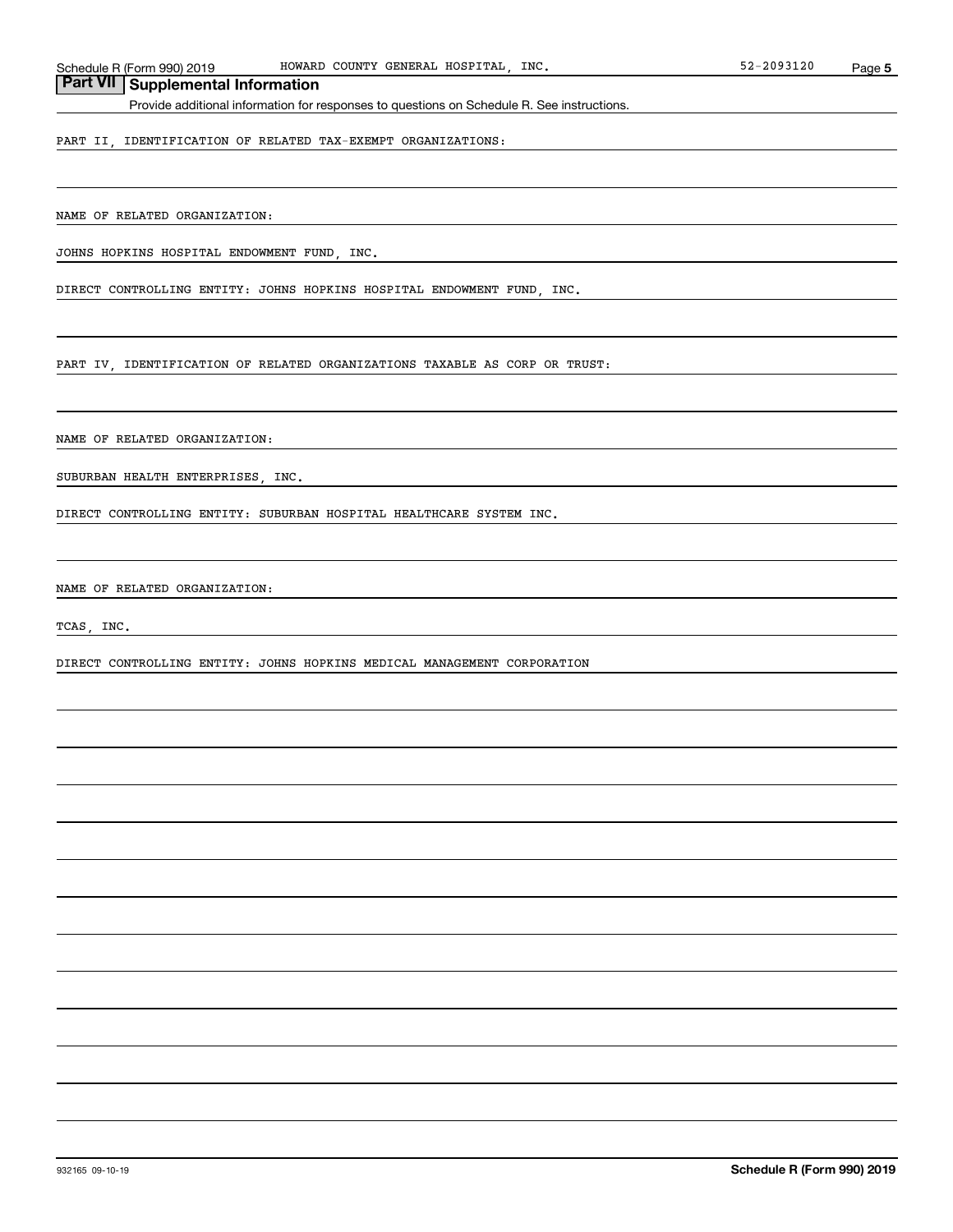## Part VII Supplemental Information

Provide additional information for responses to questions on Schedule R. See instructions.

PART II, IDENTIFICATION OF RELATED TAX-EXEMPT ORGANIZATIONS:

NAME OF RELATED ORGANIZATION:

JOHNS HOPKINS HOSPITAL ENDOWMENT FUND, INC.

DIRECT CONTROLLING ENTITY: JOHNS HOPKINS HOSPITAL ENDOWMENT FUND, INC.

PART IV, IDENTIFICATION OF RELATED ORGANIZATIONS TAXABLE AS CORP OR TRUST:

NAME OF RELATED ORGANIZATION:

SUBURBAN HEALTH ENTERPRISES, INC.

DIRECT CONTROLLING ENTITY: SUBURBAN HOSPITAL HEALTHCARE SYSTEM INC.

NAME OF RELATED ORGANIZATION:

TCAS, INC.

DIRECT CONTROLLING ENTITY: JOHNS HOPKINS MEDICAL MANAGEMENT CORPORATION